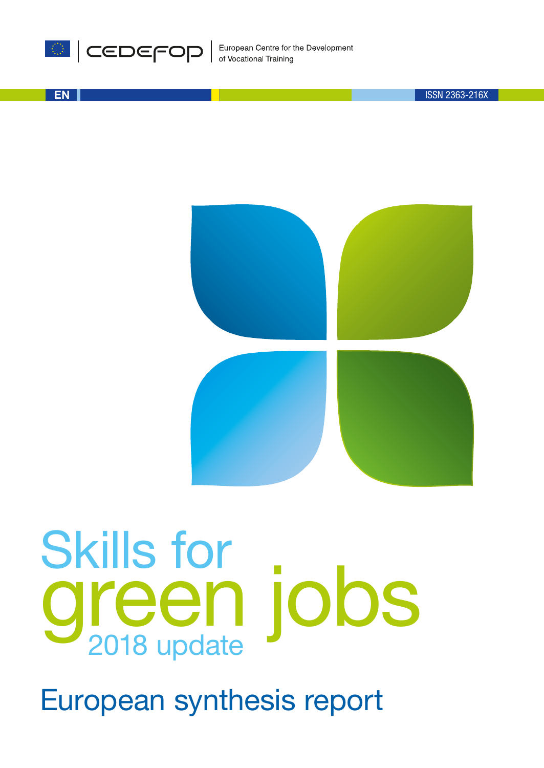CEDEFOP | European Centre for the Development of Vocational Training

EN

ISSN 2363-216X

# Skills for green jobs

## 2018 update

## European synthesis report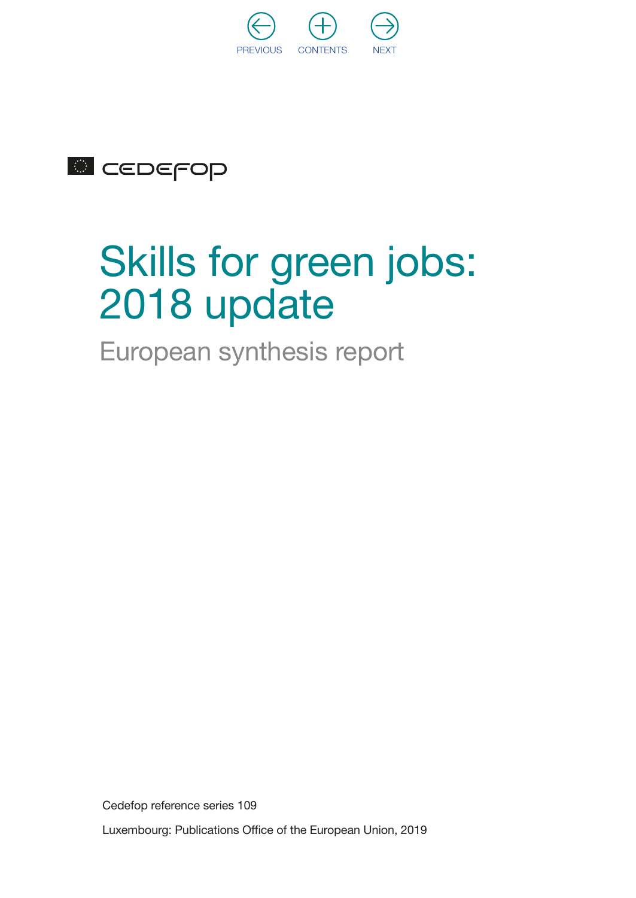CEDEFOP

# Skills for green jobs: 2018 update

## European synthesis report

Cedefop reference series 109

Luxembourg: Publications Office of the European Union, 2019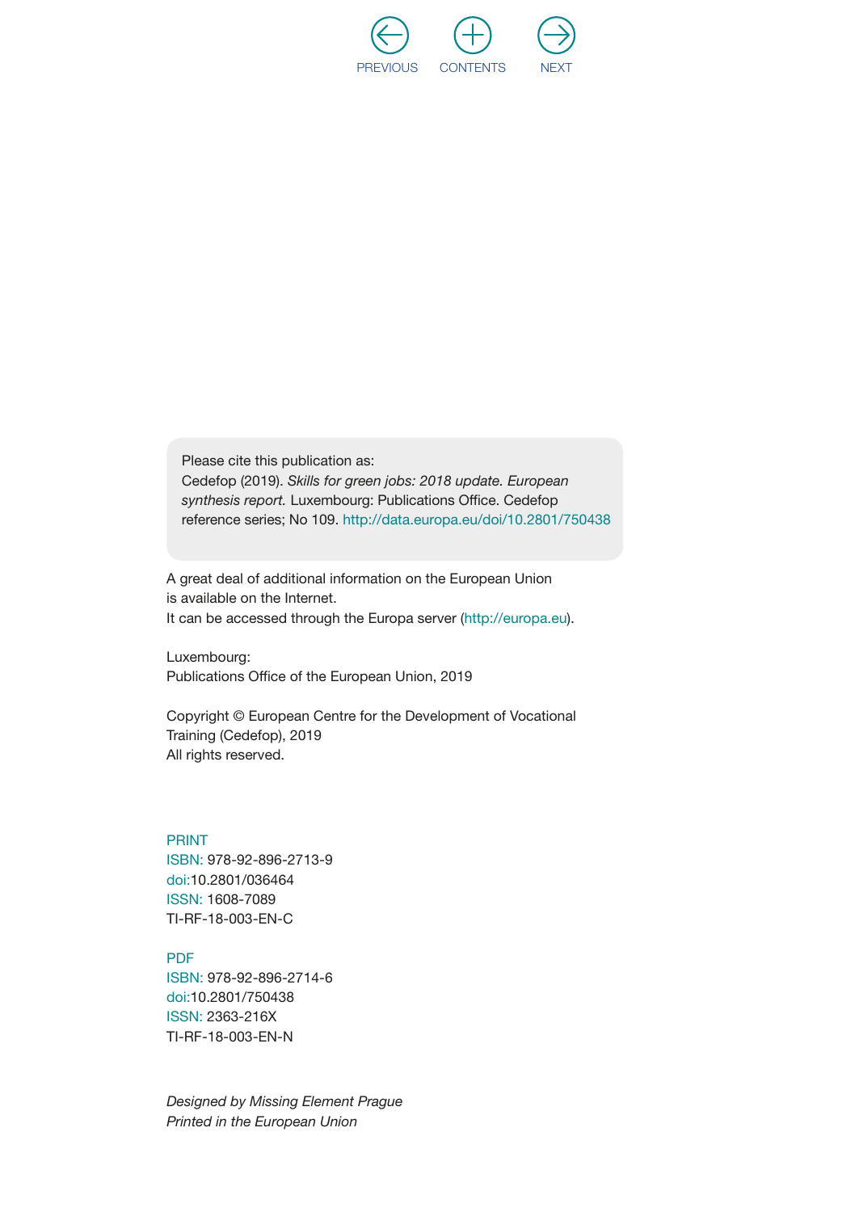Please cite this publication as:
Cedefop (2019). *Skills for green jobs: 2018 update. European synthesis report.* Luxembourg: Publications Office. Cedefop reference series; No 109. http://data.europa.eu/doi/10.2801/750438

A great deal of additional information on the European Union is available on the Internet.
It can be accessed through the Europa server (http://europa.eu).

Luxembourg:
Publications Office of the European Union, 2019

Copyright © European Centre for the Development of Vocational Training (Cedefop), 2019
All rights reserved.

PRINT
ISBN: 978-92-896-2713-9
doi:10.2801/036464
ISSN: 1608-7089
TI-RF-18-003-EN-C

PDF
ISBN: 978-92-896-2714-6
doi:10.2801/750438
ISSN: 2363-216X
TI-RF-18-003-EN-N

*Designed by Missing Element Prague*
*Printed in the European Union*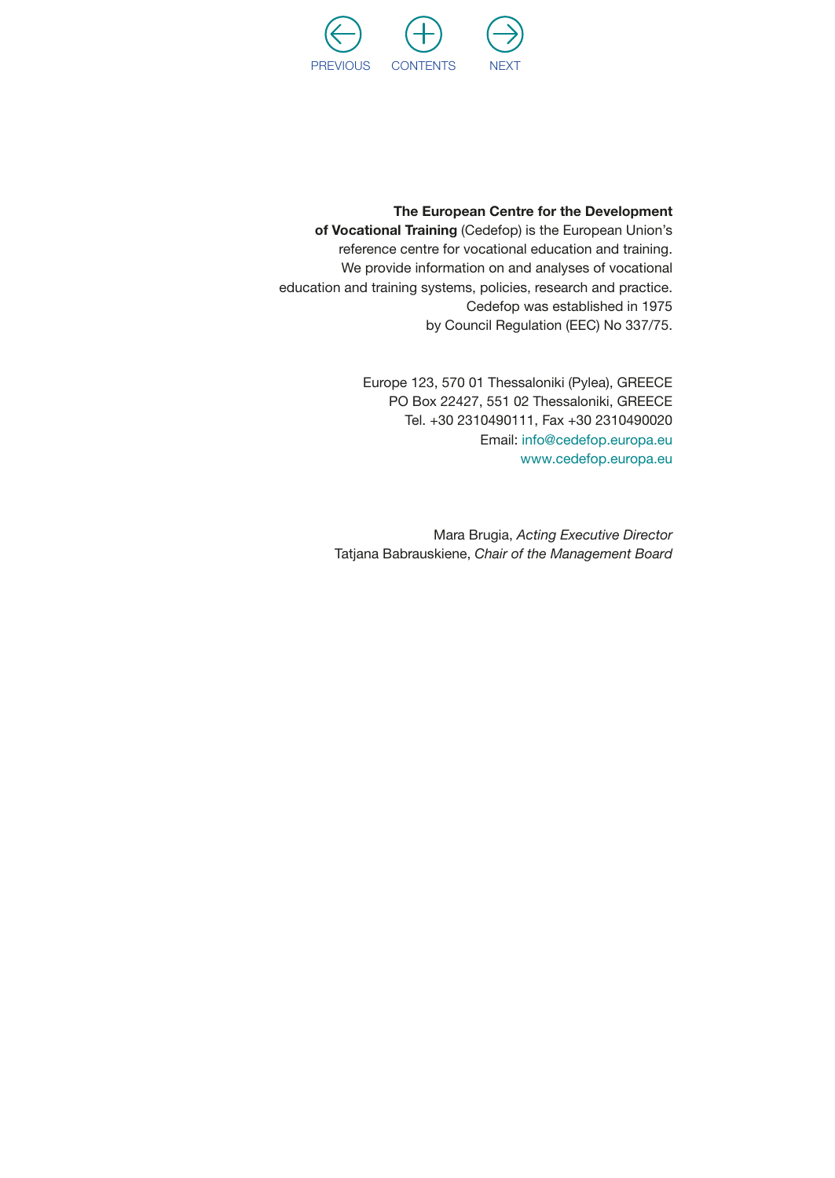**The European Centre for the Development of Vocational Training** (Cedefop) is the European Union's reference centre for vocational education and training. We provide information on and analyses of vocational education and training systems, policies, research and practice. Cedefop was established in 1975 by Council Regulation (EEC) No 337/75.

Europe 123, 570 01 Thessaloniki (Pylea), GREECE
PO Box 22427, 551 02 Thessaloniki, GREECE
Tel. +30 2310490111, Fax +30 2310490020
Email: info@cedefop.europa.eu
www.cedefop.europa.eu

Mara Brugia, *Acting Executive Director*
Tatjana Babrauskiene, *Chair of the Management Board*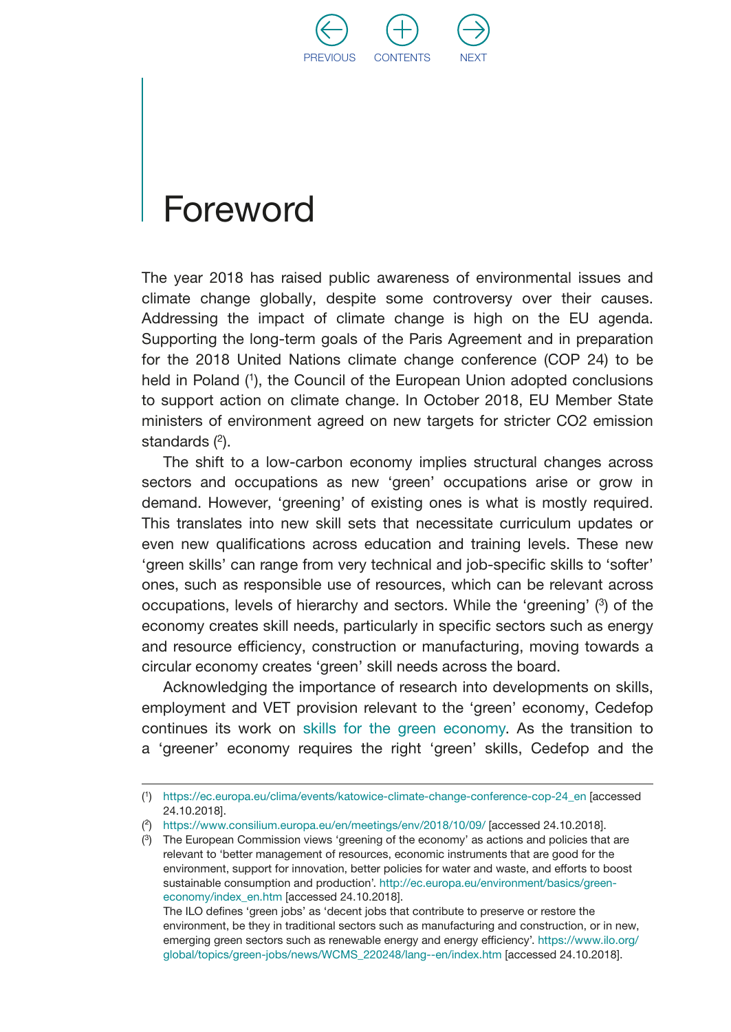# Foreword

The year 2018 has raised public awareness of environmental issues and climate change globally, despite some controversy over their causes. Addressing the impact of climate change is high on the EU agenda. Supporting the long-term goals of the Paris Agreement and in preparation for the 2018 United Nations climate change conference (COP 24) to be held in Poland ([1]), the Council of the European Union adopted conclusions to support action on climate change. In October 2018, EU Member State ministers of environment agreed on new targets for stricter CO2 emission standards ([2]).

The shift to a low-carbon economy implies structural changes across sectors and occupations as new 'green' occupations arise or grow in demand. However, 'greening' of existing ones is what is mostly required. This translates into new skill sets that necessitate curriculum updates or even new qualifications across education and training levels. These new 'green skills' can range from very technical and job-specific skills to 'softer' ones, such as responsible use of resources, which can be relevant across occupations, levels of hierarchy and sectors. While the 'greening' ([3]) of the economy creates skill needs, particularly in specific sectors such as energy and resource efficiency, construction or manufacturing, moving towards a circular economy creates 'green' skill needs across the board.

Acknowledging the importance of research into developments on skills, employment and VET provision relevant to the 'green' economy, Cedefop continues its work on skills for the green economy. As the transition to a 'greener' economy requires the right 'green' skills, Cedefop and the

---

([1]) https://ec.europa.eu/clima/events/katowice-climate-change-conference-cop-24_en [accessed 24.10.2018].

([2]) https://www.consilium.europa.eu/en/meetings/env/2018/10/09/ [accessed 24.10.2018].

([3]) The European Commission views 'greening of the economy' as actions and policies that are relevant to 'better management of resources, economic instruments that are good for the environment, support for innovation, better policies for water and waste, and efforts to boost sustainable consumption and production'. http://ec.europa.eu/environment/basics/green-economy/index_en.htm [accessed 24.10.2018].
The ILO defines 'green jobs' as 'decent jobs that contribute to preserve or restore the environment, be they in traditional sectors such as manufacturing and construction, or in new, emerging green sectors such as renewable energy and energy efficiency'. https://www.ilo.org/global/topics/green-jobs/news/WCMS_220248/lang--en/index.htm [accessed 24.10.2018].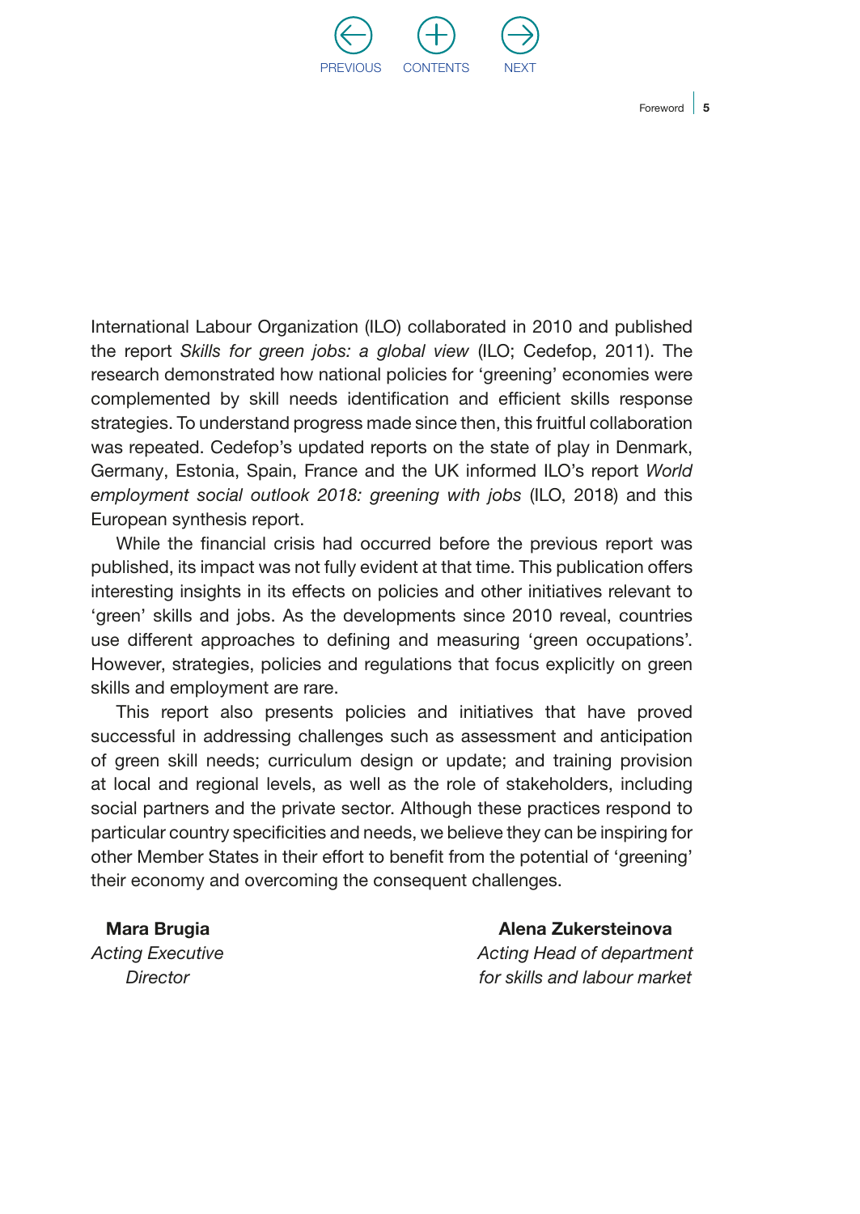International Labour Organization (ILO) collaborated in 2010 and published the report *Skills for green jobs: a global view* (ILO; Cedefop, 2011). The research demonstrated how national policies for 'greening' economies were complemented by skill needs identification and efficient skills response strategies. To understand progress made since then, this fruitful collaboration was repeated. Cedefop's updated reports on the state of play in Denmark, Germany, Estonia, Spain, France and the UK informed ILO's report *World employment social outlook 2018: greening with jobs* (ILO, 2018) and this European synthesis report.

While the financial crisis had occurred before the previous report was published, its impact was not fully evident at that time. This publication offers interesting insights in its effects on policies and other initiatives relevant to 'green' skills and jobs. As the developments since 2010 reveal, countries use different approaches to defining and measuring 'green occupations'. However, strategies, policies and regulations that focus explicitly on green skills and employment are rare.

This report also presents policies and initiatives that have proved successful in addressing challenges such as assessment and anticipation of green skill needs; curriculum design or update; and training provision at local and regional levels, as well as the role of stakeholders, including social partners and the private sector. Although these practices respond to particular country specificities and needs, we believe they can be inspiring for other Member States in their effort to benefit from the potential of 'greening' their economy and overcoming the consequent challenges.

**Mara Brugia**
*Acting Executive Director*

**Alena Zukersteinova**
*Acting Head of department for skills and labour market*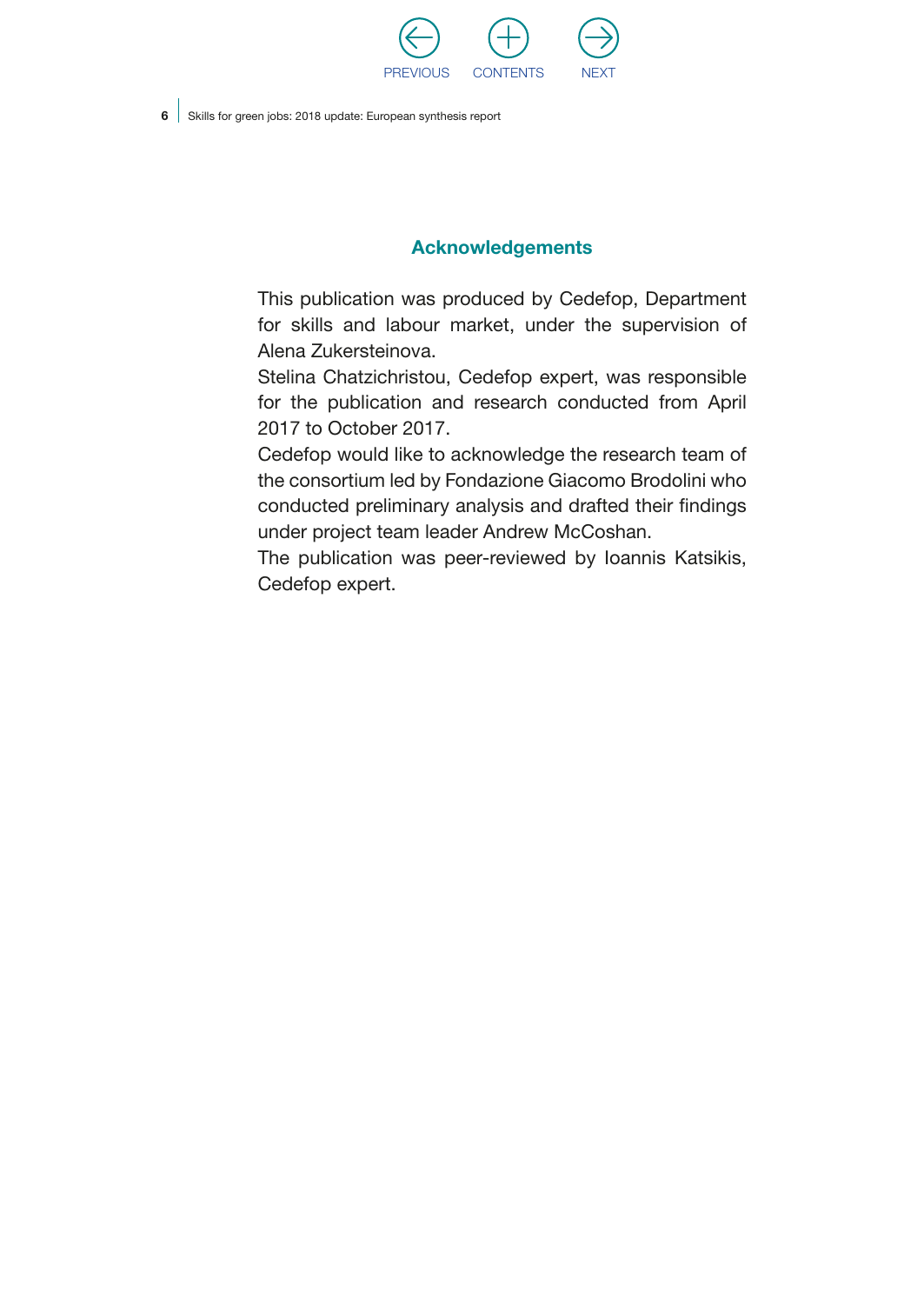## Acknowledgements

This publication was produced by Cedefop, Department for skills and labour market, under the supervision of Alena Zukersteinova.

Stelina Chatzichristou, Cedefop expert, was responsible for the publication and research conducted from April 2017 to October 2017.

Cedefop would like to acknowledge the research team of the consortium led by Fondazione Giacomo Brodolini who conducted preliminary analysis and drafted their findings under project team leader Andrew McCoshan.

The publication was peer-reviewed by Ioannis Katsikis, Cedefop expert.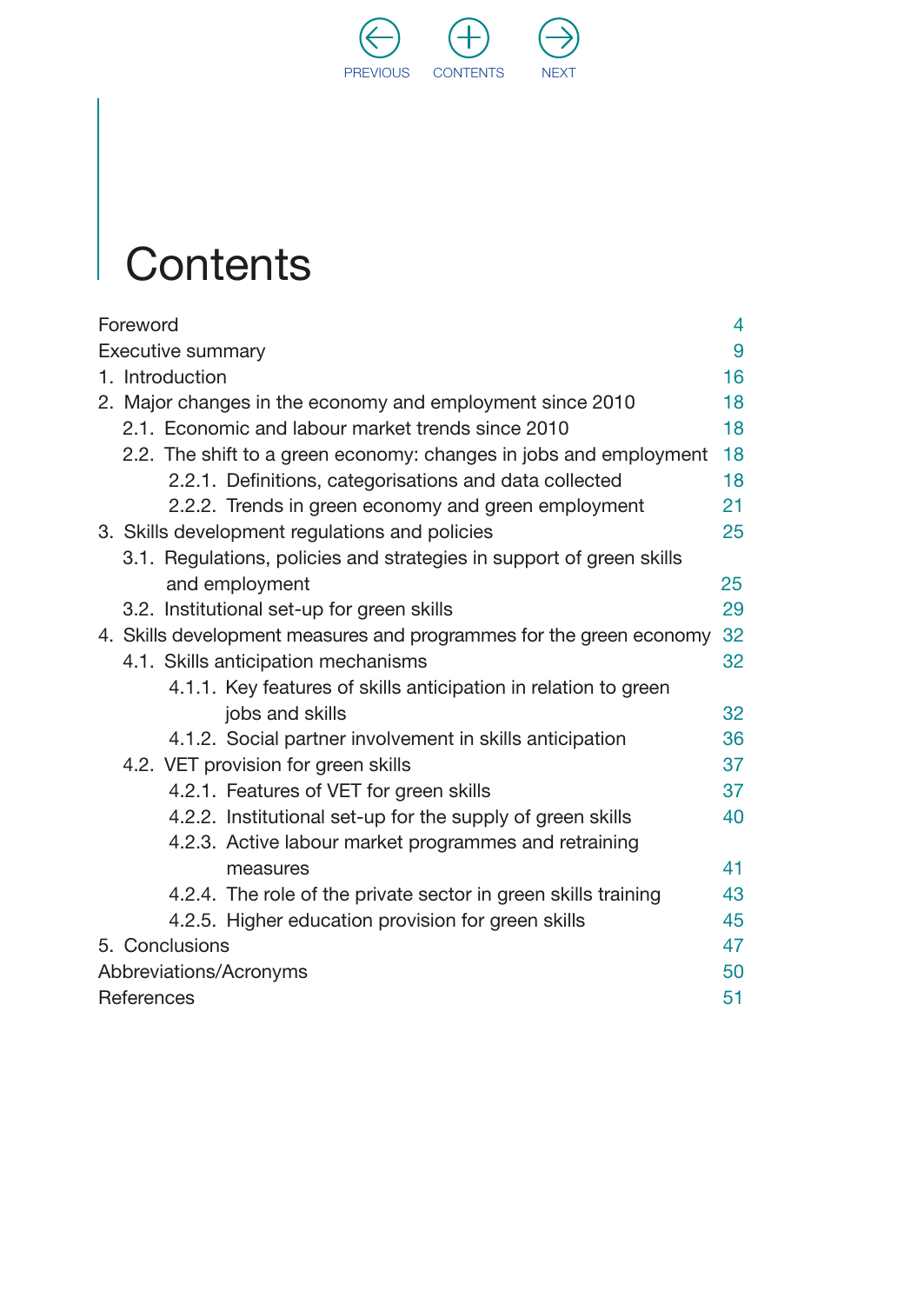# Contents

| | |
|---|---|
| Foreword | 4 |
| Executive summary | 9 |
| 1. Introduction | 16 |
| 2. Major changes in the economy and employment since 2010 | 18 |
| 2.1. Economic and labour market trends since 2010 | 18 |
| 2.2. The shift to a green economy: changes in jobs and employment | 18 |
| 2.2.1. Definitions, categorisations and data collected | 18 |
| 2.2.2. Trends in green economy and green employment | 21 |
| 3. Skills development regulations and policies | 25 |
| 3.1. Regulations, policies and strategies in support of green skills and employment | 25 |
| 3.2. Institutional set-up for green skills | 29 |
| 4. Skills development measures and programmes for the green economy | 32 |
| 4.1. Skills anticipation mechanisms | 32 |
| 4.1.1. Key features of skills anticipation in relation to green jobs and skills | 32 |
| 4.1.2. Social partner involvement in skills anticipation | 36 |
| 4.2. VET provision for green skills | 37 |
| 4.2.1. Features of VET for green skills | 37 |
| 4.2.2. Institutional set-up for the supply of green skills | 40 |
| 4.2.3. Active labour market programmes and retraining measures | 41 |
| 4.2.4. The role of the private sector in green skills training | 43 |
| 4.2.5. Higher education provision for green skills | 45 |
| 5. Conclusions | 47 |
| Abbreviations/Acronyms | 50 |
| References | 51 |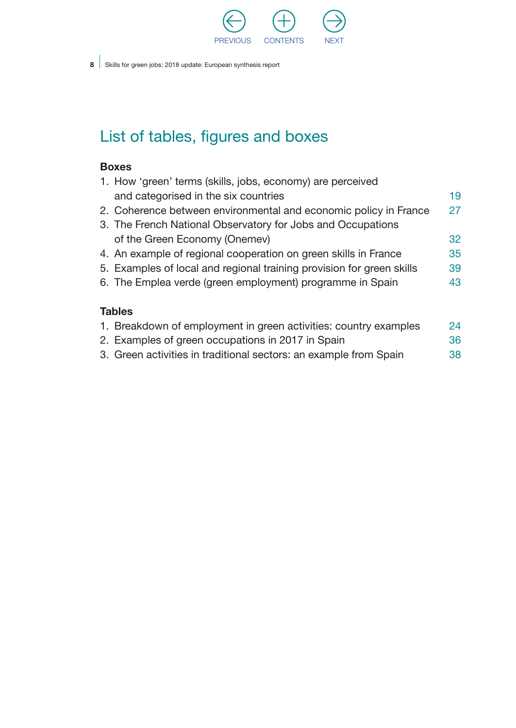# List of tables, figures and boxes

### Boxes

1. How 'green' terms (skills, jobs, economy) are perceived and categorised in the six countries 19
2. Coherence between environmental and economic policy in France 27
3. The French National Observatory for Jobs and Occupations of the Green Economy (Onemev) 32
4. An example of regional cooperation on green skills in France 35
5. Examples of local and regional training provision for green skills 39
6. The Emplea verde (green employment) programme in Spain 43

### Tables

1. Breakdown of employment in green activities: country examples 24
2. Examples of green occupations in 2017 in Spain 36
3. Green activities in traditional sectors: an example from Spain 38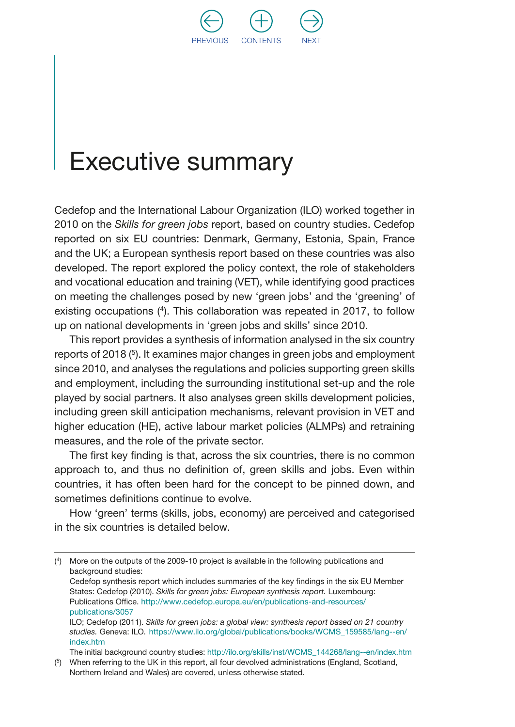# Executive summary

Cedefop and the International Labour Organization (ILO) worked together in 2010 on the *Skills for green jobs* report, based on country studies. Cedefop reported on six EU countries: Denmark, Germany, Estonia, Spain, France and the UK; a European synthesis report based on these countries was also developed. The report explored the policy context, the role of stakeholders and vocational education and training (VET), while identifying good practices on meeting the challenges posed by new 'green jobs' and the 'greening' of existing occupations ([4]). This collaboration was repeated in 2017, to follow up on national developments in 'green jobs and skills' since 2010.

This report provides a synthesis of information analysed in the six country reports of 2018 ([5]). It examines major changes in green jobs and employment since 2010, and analyses the regulations and policies supporting green skills and employment, including the surrounding institutional set-up and the role played by social partners. It also analyses green skills development policies, including green skill anticipation mechanisms, relevant provision in VET and higher education (HE), active labour market policies (ALMPs) and retraining measures, and the role of the private sector.

The first key finding is that, across the six countries, there is no common approach to, and thus no definition of, green skills and jobs. Even within countries, it has often been hard for the concept to be pinned down, and sometimes definitions continue to evolve.

How 'green' terms (skills, jobs, economy) are perceived and categorised in the six countries is detailed below.

---

([4]) More on the outputs of the 2009-10 project is available in the following publications and background studies:
Cedefop synthesis report which includes summaries of the key findings in the six EU Member States: Cedefop (2010). *Skills for green jobs: European synthesis report.* Luxembourg: Publications Office. http://www.cedefop.europa.eu/en/publications-and-resources/publications/3057
ILO; Cedefop (2011). *Skills for green jobs: a global view: synthesis report based on 21 country studies.* Geneva: ILO. https://www.ilo.org/global/publications/books/WCMS_159585/lang--en/index.htm
The initial background country studies: http://ilo.org/skills/inst/WCMS_144268/lang--en/index.htm

([5]) When referring to the UK in this report, all four devolved administrations (England, Scotland, Northern Ireland and Wales) are covered, unless otherwise stated.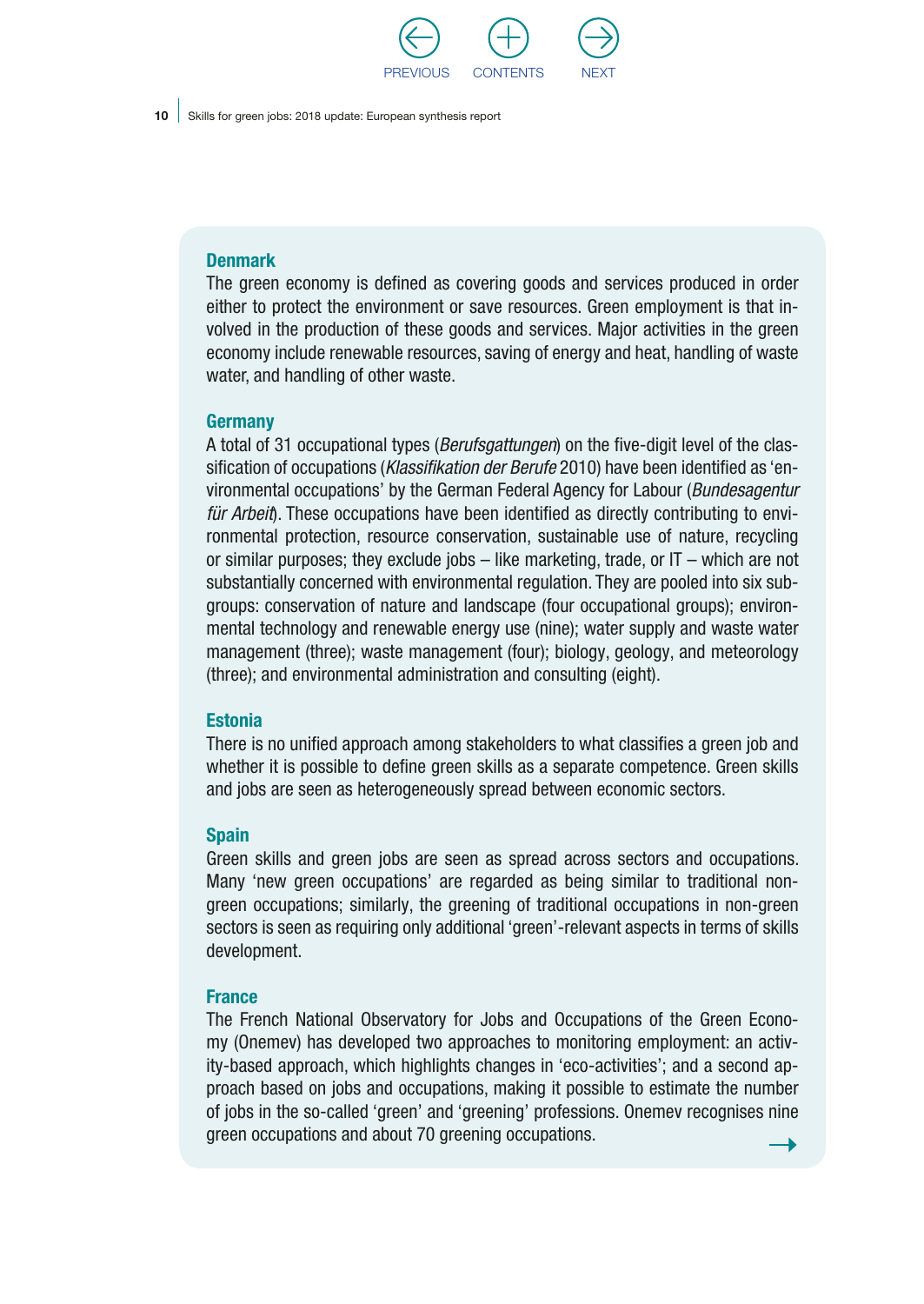### Denmark

The green economy is defined as covering goods and services produced in order either to protect the environment or save resources. Green employment is that involved in the production of these goods and services. Major activities in the green economy include renewable resources, saving of energy and heat, handling of waste water, and handling of other waste.

### Germany

A total of 31 occupational types (*Berufsgattungen*) on the five-digit level of the classification of occupations (*Klassifikation der Berufe* 2010) have been identified as 'environmental occupations' by the German Federal Agency for Labour (*Bundesagentur für Arbeit*). These occupations have been identified as directly contributing to environmental protection, resource conservation, sustainable use of nature, recycling or similar purposes; they exclude jobs – like marketing, trade, or IT – which are not substantially concerned with environmental regulation. They are pooled into six subgroups: conservation of nature and landscape (four occupational groups); environmental technology and renewable energy use (nine); water supply and waste water management (three); waste management (four); biology, geology, and meteorology (three); and environmental administration and consulting (eight).

### Estonia

There is no unified approach among stakeholders to what classifies a green job and whether it is possible to define green skills as a separate competence. Green skills and jobs are seen as heterogeneously spread between economic sectors.

### Spain

Green skills and green jobs are seen as spread across sectors and occupations. Many 'new green occupations' are regarded as being similar to traditional non-green occupations; similarly, the greening of traditional occupations in non-green sectors is seen as requiring only additional 'green'-relevant aspects in terms of skills development.

### France

The French National Observatory for Jobs and Occupations of the Green Economy (Onemev) has developed two approaches to monitoring employment: an activity-based approach, which highlights changes in 'eco-activities'; and a second approach based on jobs and occupations, making it possible to estimate the number of jobs in the so-called 'green' and 'greening' professions. Onemev recognises nine green occupations and about 70 greening occupations.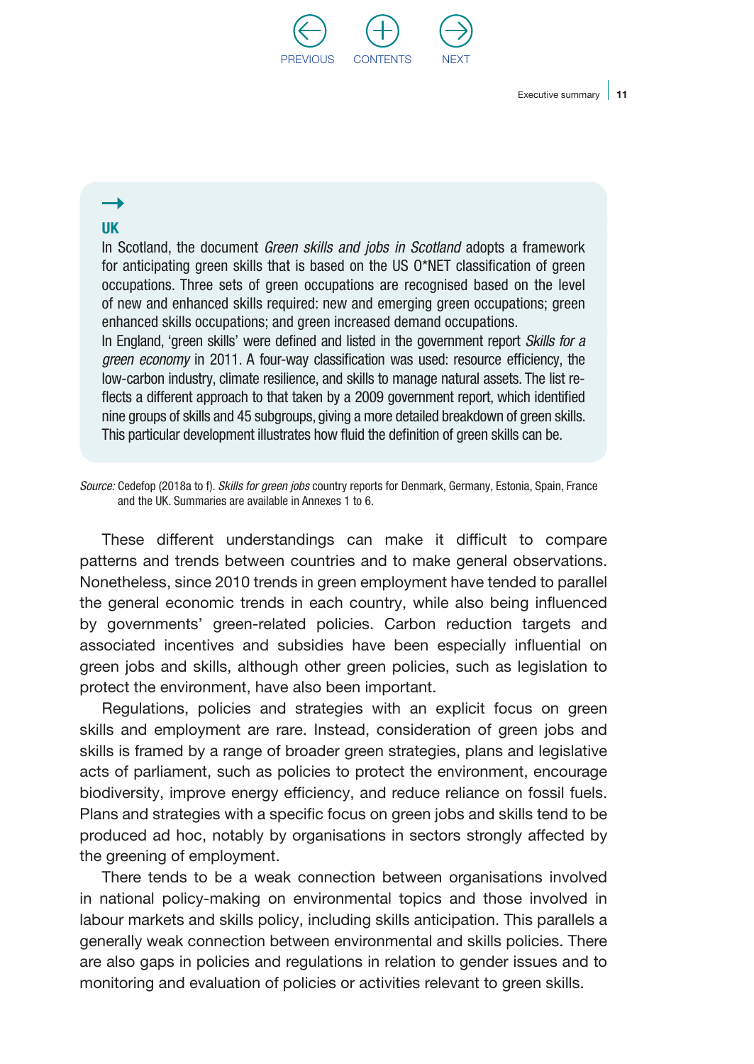→

**UK**

In Scotland, the document *Green skills and jobs in Scotland* adopts a framework for anticipating green skills that is based on the US O*NET classification of green occupations. Three sets of green occupations are recognised based on the level of new and enhanced skills required: new and emerging green occupations; green enhanced skills occupations; and green increased demand occupations.

In England, 'green skills' were defined and listed in the government report *Skills for a green economy* in 2011. A four-way classification was used: resource efficiency, the low-carbon industry, climate resilience, and skills to manage natural assets. The list reflects a different approach to that taken by a 2009 government report, which identified nine groups of skills and 45 subgroups, giving a more detailed breakdown of green skills. This particular development illustrates how fluid the definition of green skills can be.

*Source:* Cedefop (2018a to f). *Skills for green jobs* country reports for Denmark, Germany, Estonia, Spain, France and the UK. Summaries are available in Annexes 1 to 6.

These different understandings can make it difficult to compare patterns and trends between countries and to make general observations. Nonetheless, since 2010 trends in green employment have tended to parallel the general economic trends in each country, while also being influenced by governments' green-related policies. Carbon reduction targets and associated incentives and subsidies have been especially influential on green jobs and skills, although other green policies, such as legislation to protect the environment, have also been important.

Regulations, policies and strategies with an explicit focus on green skills and employment are rare. Instead, consideration of green jobs and skills is framed by a range of broader green strategies, plans and legislative acts of parliament, such as policies to protect the environment, encourage biodiversity, improve energy efficiency, and reduce reliance on fossil fuels. Plans and strategies with a specific focus on green jobs and skills tend to be produced ad hoc, notably by organisations in sectors strongly affected by the greening of employment.

There tends to be a weak connection between organisations involved in national policy-making on environmental topics and those involved in labour markets and skills policy, including skills anticipation. This parallels a generally weak connection between environmental and skills policies. There are also gaps in policies and regulations in relation to gender issues and to monitoring and evaluation of policies or activities relevant to green skills.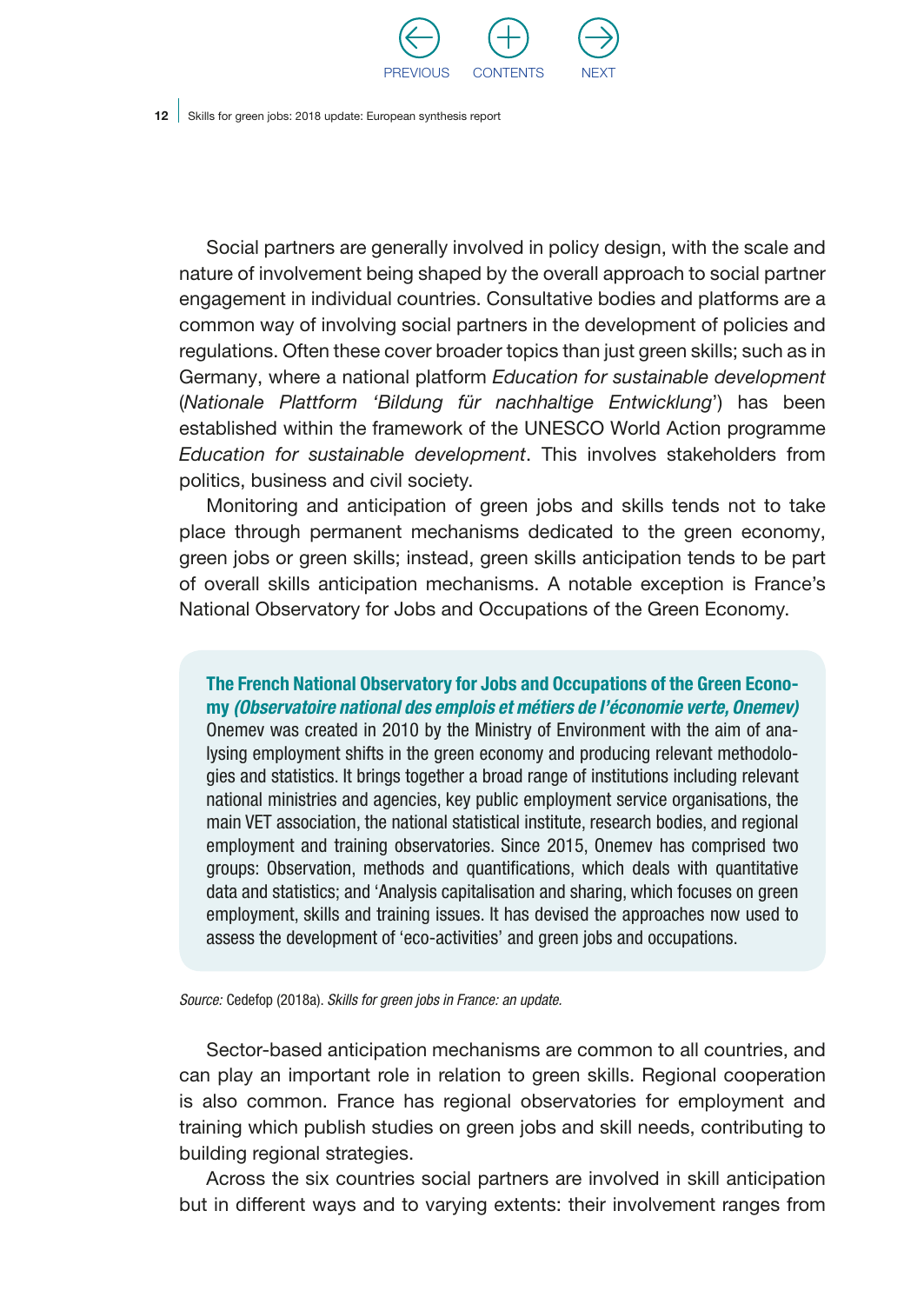Social partners are generally involved in policy design, with the scale and nature of involvement being shaped by the overall approach to social partner engagement in individual countries. Consultative bodies and platforms are a common way of involving social partners in the development of policies and regulations. Often these cover broader topics than just green skills; such as in Germany, where a national platform *Education for sustainable development* (*Nationale Plattform 'Bildung für nachhaltige Entwicklung*') has been established within the framework of the UNESCO World Action programme *Education for sustainable development*. This involves stakeholders from politics, business and civil society.

Monitoring and anticipation of green jobs and skills tends not to take place through permanent mechanisms dedicated to the green economy, green jobs or green skills; instead, green skills anticipation tends to be part of overall skills anticipation mechanisms. A notable exception is France's National Observatory for Jobs and Occupations of the Green Economy.

**The French National Observatory for Jobs and Occupations of the Green Economy *(Observatoire national des emplois et métiers de l'économie verte, Onemev)***

Onemev was created in 2010 by the Ministry of Environment with the aim of analysing employment shifts in the green economy and producing relevant methodologies and statistics. It brings together a broad range of institutions including relevant national ministries and agencies, key public employment service organisations, the main VET association, the national statistical institute, research bodies, and regional employment and training observatories. Since 2015, Onemev has comprised two groups: Observation, methods and quantifications, which deals with quantitative data and statistics; and 'Analysis capitalisation and sharing, which focuses on green employment, skills and training issues. It has devised the approaches now used to assess the development of 'eco-activities' and green jobs and occupations.

*Source:* Cedefop (2018a). *Skills for green jobs in France: an update.*

Sector-based anticipation mechanisms are common to all countries, and can play an important role in relation to green skills. Regional cooperation is also common. France has regional observatories for employment and training which publish studies on green jobs and skill needs, contributing to building regional strategies.

Across the six countries social partners are involved in skill anticipation but in different ways and to varying extents: their involvement ranges from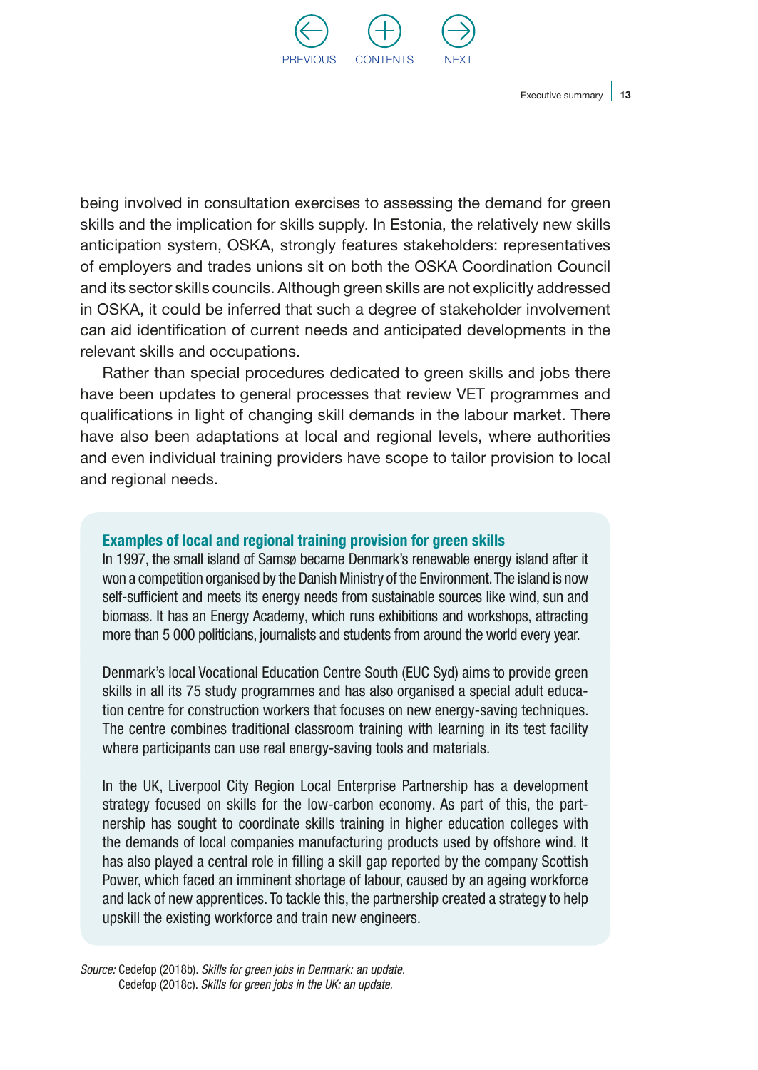being involved in consultation exercises to assessing the demand for green skills and the implication for skills supply. In Estonia, the relatively new skills anticipation system, OSKA, strongly features stakeholders: representatives of employers and trades unions sit on both the OSKA Coordination Council and its sector skills councils. Although green skills are not explicitly addressed in OSKA, it could be inferred that such a degree of stakeholder involvement can aid identification of current needs and anticipated developments in the relevant skills and occupations.

Rather than special procedures dedicated to green skills and jobs there have been updates to general processes that review VET programmes and qualifications in light of changing skill demands in the labour market. There have also been adaptations at local and regional levels, where authorities and even individual training providers have scope to tailor provision to local and regional needs.

**Examples of local and regional training provision for green skills**

In 1997, the small island of Samsø became Denmark's renewable energy island after it won a competition organised by the Danish Ministry of the Environment. The island is now self-sufficient and meets its energy needs from sustainable sources like wind, sun and biomass. It has an Energy Academy, which runs exhibitions and workshops, attracting more than 5 000 politicians, journalists and students from around the world every year.

Denmark's local Vocational Education Centre South (EUC Syd) aims to provide green skills in all its 75 study programmes and has also organised a special adult education centre for construction workers that focuses on new energy-saving techniques. The centre combines traditional classroom training with learning in its test facility where participants can use real energy-saving tools and materials.

In the UK, Liverpool City Region Local Enterprise Partnership has a development strategy focused on skills for the low-carbon economy. As part of this, the partnership has sought to coordinate skills training in higher education colleges with the demands of local companies manufacturing products used by offshore wind. It has also played a central role in filling a skill gap reported by the company Scottish Power, which faced an imminent shortage of labour, caused by an ageing workforce and lack of new apprentices. To tackle this, the partnership created a strategy to help upskill the existing workforce and train new engineers.

*Source:* Cedefop (2018b). *Skills for green jobs in Denmark: an update.*
Cedefop (2018c). *Skills for green jobs in the UK: an update.*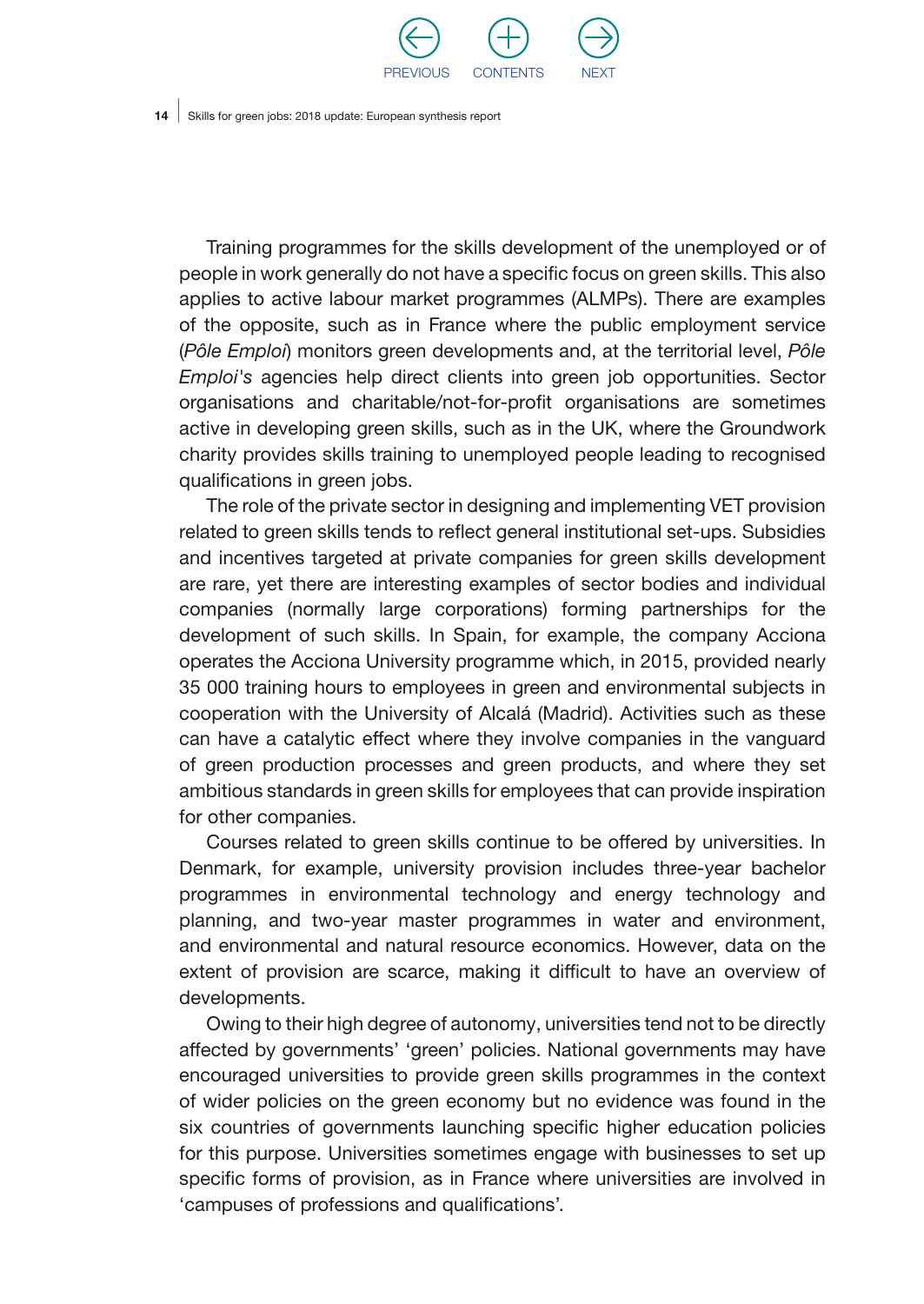Training programmes for the skills development of the unemployed or of people in work generally do not have a specific focus on green skills. This also applies to active labour market programmes (ALMPs). There are examples of the opposite, such as in France where the public employment service (*Pôle Emploi*) monitors green developments and, at the territorial level, *Pôle Emploi's* agencies help direct clients into green job opportunities. Sector organisations and charitable/not-for-profit organisations are sometimes active in developing green skills, such as in the UK, where the Groundwork charity provides skills training to unemployed people leading to recognised qualifications in green jobs.

The role of the private sector in designing and implementing VET provision related to green skills tends to reflect general institutional set-ups. Subsidies and incentives targeted at private companies for green skills development are rare, yet there are interesting examples of sector bodies and individual companies (normally large corporations) forming partnerships for the development of such skills. In Spain, for example, the company Acciona operates the Acciona University programme which, in 2015, provided nearly 35 000 training hours to employees in green and environmental subjects in cooperation with the University of Alcalá (Madrid). Activities such as these can have a catalytic effect where they involve companies in the vanguard of green production processes and green products, and where they set ambitious standards in green skills for employees that can provide inspiration for other companies.

Courses related to green skills continue to be offered by universities. In Denmark, for example, university provision includes three-year bachelor programmes in environmental technology and energy technology and planning, and two-year master programmes in water and environment, and environmental and natural resource economics. However, data on the extent of provision are scarce, making it difficult to have an overview of developments.

Owing to their high degree of autonomy, universities tend not to be directly affected by governments' 'green' policies. National governments may have encouraged universities to provide green skills programmes in the context of wider policies on the green economy but no evidence was found in the six countries of governments launching specific higher education policies for this purpose. Universities sometimes engage with businesses to set up specific forms of provision, as in France where universities are involved in 'campuses of professions and qualifications'.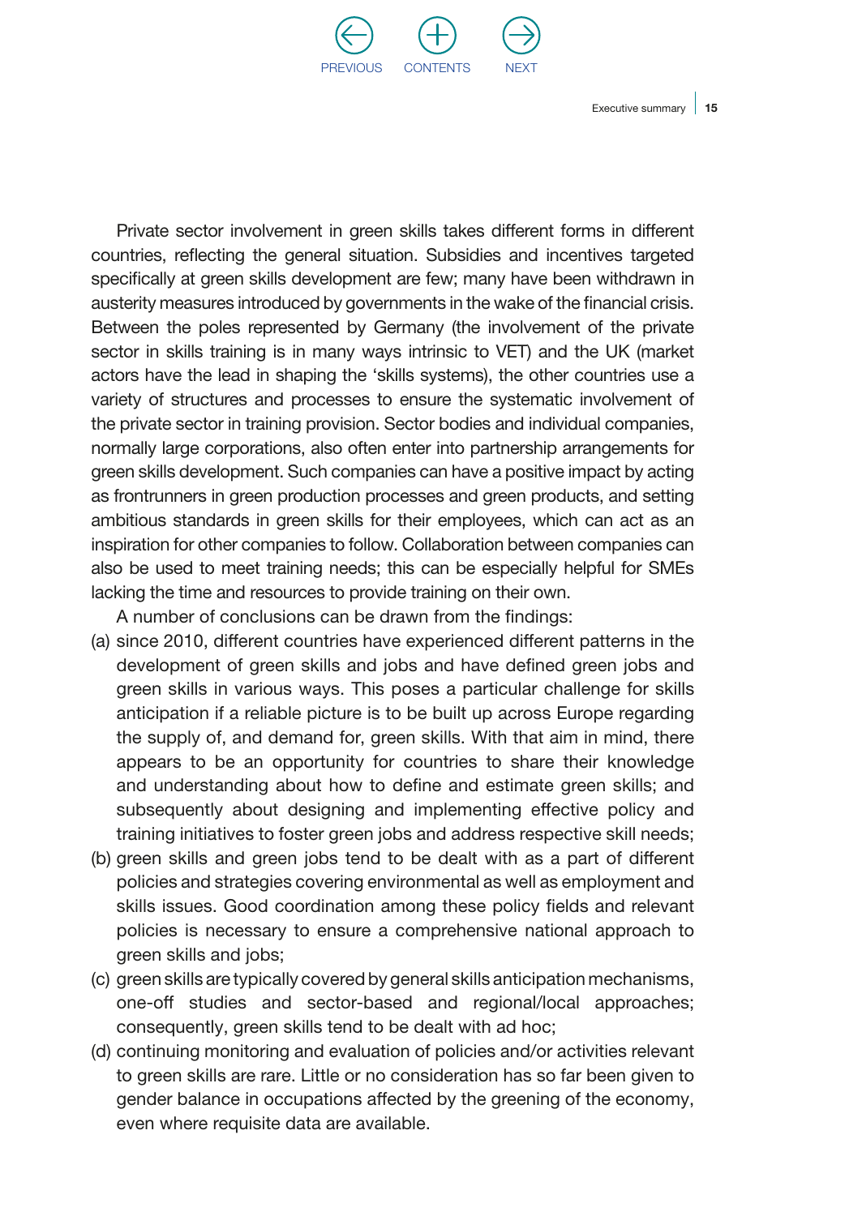Private sector involvement in green skills takes different forms in different countries, reflecting the general situation. Subsidies and incentives targeted specifically at green skills development are few; many have been withdrawn in austerity measures introduced by governments in the wake of the financial crisis. Between the poles represented by Germany (the involvement of the private sector in skills training is in many ways intrinsic to VET) and the UK (market actors have the lead in shaping the 'skills systems), the other countries use a variety of structures and processes to ensure the systematic involvement of the private sector in training provision. Sector bodies and individual companies, normally large corporations, also often enter into partnership arrangements for green skills development. Such companies can have a positive impact by acting as frontrunners in green production processes and green products, and setting ambitious standards in green skills for their employees, which can act as an inspiration for other companies to follow. Collaboration between companies can also be used to meet training needs; this can be especially helpful for SMEs lacking the time and resources to provide training on their own.

A number of conclusions can be drawn from the findings:

(a) since 2010, different countries have experienced different patterns in the development of green skills and jobs and have defined green jobs and green skills in various ways. This poses a particular challenge for skills anticipation if a reliable picture is to be built up across Europe regarding the supply of, and demand for, green skills. With that aim in mind, there appears to be an opportunity for countries to share their knowledge and understanding about how to define and estimate green skills; and subsequently about designing and implementing effective policy and training initiatives to foster green jobs and address respective skill needs;

(b) green skills and green jobs tend to be dealt with as a part of different policies and strategies covering environmental as well as employment and skills issues. Good coordination among these policy fields and relevant policies is necessary to ensure a comprehensive national approach to green skills and jobs;

(c) green skills are typically covered by general skills anticipation mechanisms, one-off studies and sector-based and regional/local approaches; consequently, green skills tend to be dealt with ad hoc;

(d) continuing monitoring and evaluation of policies and/or activities relevant to green skills are rare. Little or no consideration has so far been given to gender balance in occupations affected by the greening of the economy, even where requisite data are available.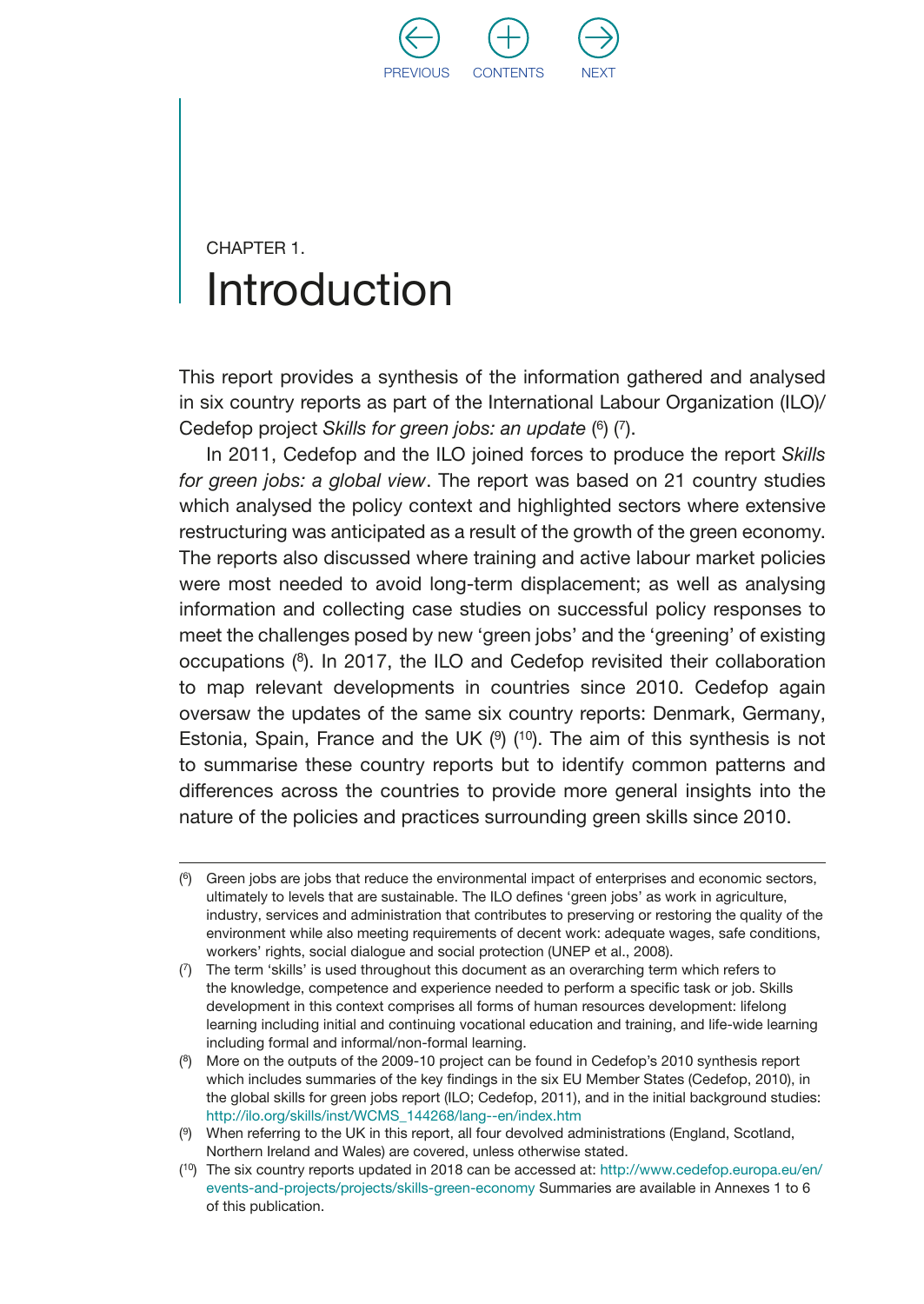CHAPTER 1.

# Introduction

This report provides a synthesis of the information gathered and analysed in six country reports as part of the International Labour Organization (ILO)/ Cedefop project *Skills for green jobs: an update* ([6]) ([7]).

In 2011, Cedefop and the ILO joined forces to produce the report *Skills for green jobs: a global view*. The report was based on 21 country studies which analysed the policy context and highlighted sectors where extensive restructuring was anticipated as a result of the growth of the green economy. The reports also discussed where training and active labour market policies were most needed to avoid long-term displacement; as well as analysing information and collecting case studies on successful policy responses to meet the challenges posed by new 'green jobs' and the 'greening' of existing occupations ([8]). In 2017, the ILO and Cedefop revisited their collaboration to map relevant developments in countries since 2010. Cedefop again oversaw the updates of the same six country reports: Denmark, Germany, Estonia, Spain, France and the UK ([9]) ([10]). The aim of this synthesis is not to summarise these country reports but to identify common patterns and differences across the countries to provide more general insights into the nature of the policies and practices surrounding green skills since 2010.

---

([6]) Green jobs are jobs that reduce the environmental impact of enterprises and economic sectors, ultimately to levels that are sustainable. The ILO defines 'green jobs' as work in agriculture, industry, services and administration that contributes to preserving or restoring the quality of the environment while also meeting requirements of decent work: adequate wages, safe conditions, workers' rights, social dialogue and social protection (UNEP et al., 2008).

([7]) The term 'skills' is used throughout this document as an overarching term which refers to the knowledge, competence and experience needed to perform a specific task or job. Skills development in this context comprises all forms of human resources development: lifelong learning including initial and continuing vocational education and training, and life-wide learning including formal and informal/non-formal learning.

([8]) More on the outputs of the 2009-10 project can be found in Cedefop's 2010 synthesis report which includes summaries of the key findings in the six EU Member States (Cedefop, 2010), in the global skills for green jobs report (ILO; Cedefop, 2011), and in the initial background studies: http://ilo.org/skills/inst/WCMS_144268/lang--en/index.htm

([9]) When referring to the UK in this report, all four devolved administrations (England, Scotland, Northern Ireland and Wales) are covered, unless otherwise stated.

([10]) The six country reports updated in 2018 can be accessed at: http://www.cedefop.europa.eu/en/events-and-projects/projects/skills-green-economy Summaries are available in Annexes 1 to 6 of this publication.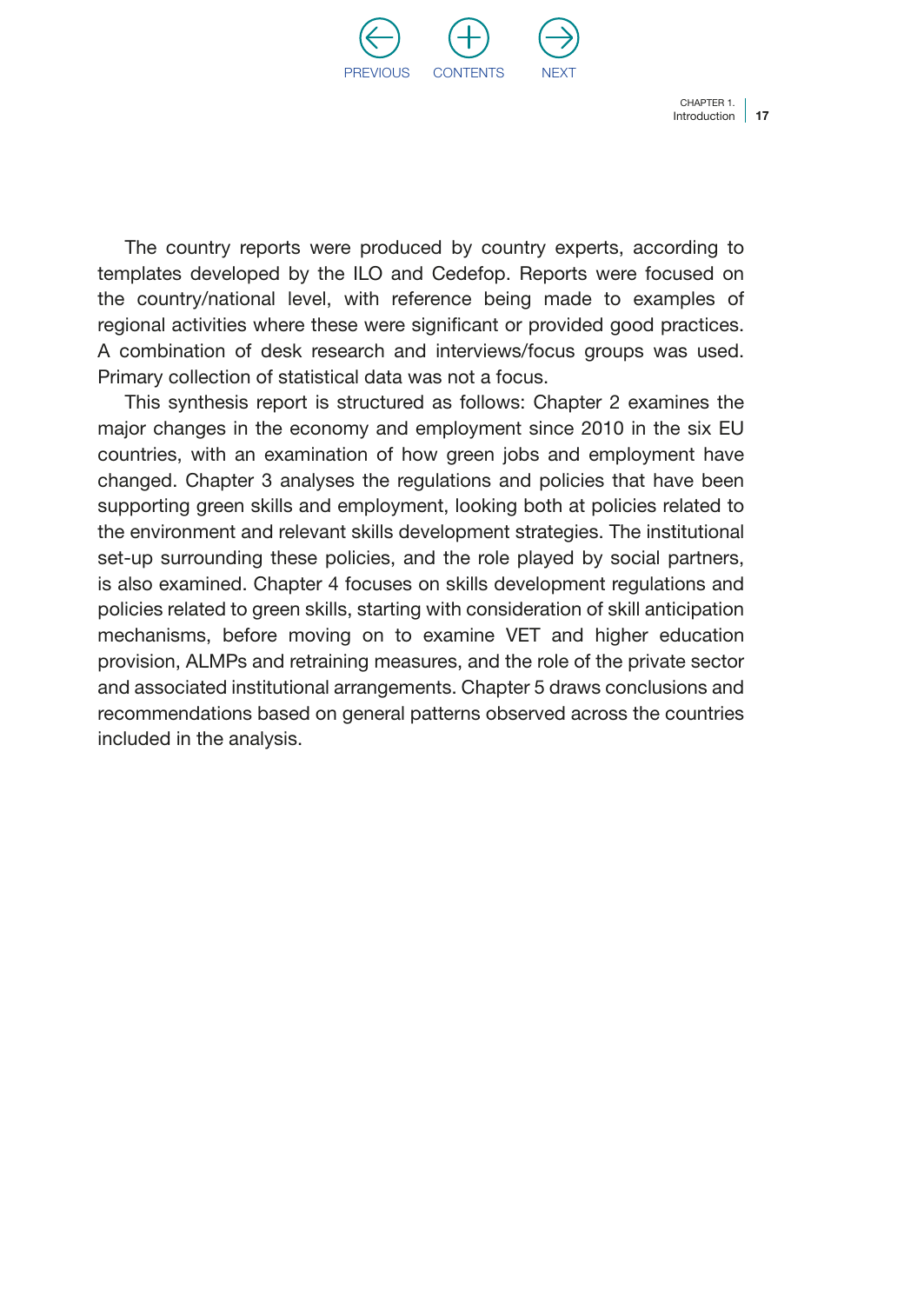The country reports were produced by country experts, according to templates developed by the ILO and Cedefop. Reports were focused on the country/national level, with reference being made to examples of regional activities where these were significant or provided good practices. A combination of desk research and interviews/focus groups was used. Primary collection of statistical data was not a focus.

This synthesis report is structured as follows: Chapter 2 examines the major changes in the economy and employment since 2010 in the six EU countries, with an examination of how green jobs and employment have changed. Chapter 3 analyses the regulations and policies that have been supporting green skills and employment, looking both at policies related to the environment and relevant skills development strategies. The institutional set-up surrounding these policies, and the role played by social partners, is also examined. Chapter 4 focuses on skills development regulations and policies related to green skills, starting with consideration of skill anticipation mechanisms, before moving on to examine VET and higher education provision, ALMPs and retraining measures, and the role of the private sector and associated institutional arrangements. Chapter 5 draws conclusions and recommendations based on general patterns observed across the countries included in the analysis.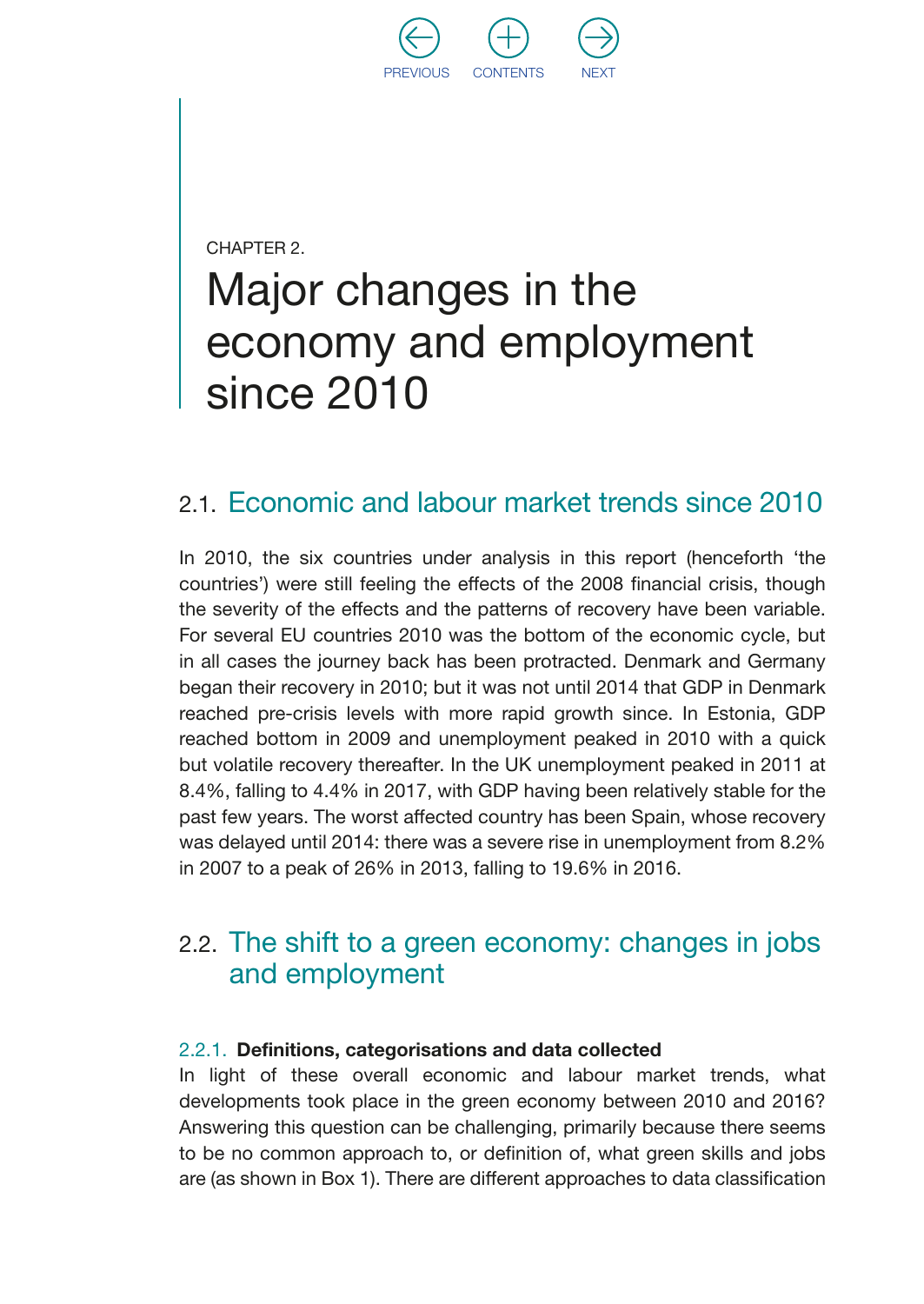CHAPTER 2.

# Major changes in the economy and employment since 2010

## 2.1. Economic and labour market trends since 2010

In 2010, the six countries under analysis in this report (henceforth 'the countries') were still feeling the effects of the 2008 financial crisis, though the severity of the effects and the patterns of recovery have been variable. For several EU countries 2010 was the bottom of the economic cycle, but in all cases the journey back has been protracted. Denmark and Germany began their recovery in 2010; but it was not until 2014 that GDP in Denmark reached pre-crisis levels with more rapid growth since. In Estonia, GDP reached bottom in 2009 and unemployment peaked in 2010 with a quick but volatile recovery thereafter. In the UK unemployment peaked in 2011 at 8.4%, falling to 4.4% in 2017, with GDP having been relatively stable for the past few years. The worst affected country has been Spain, whose recovery was delayed until 2014: there was a severe rise in unemployment from 8.2% in 2007 to a peak of 26% in 2013, falling to 19.6% in 2016.

## 2.2. The shift to a green economy: changes in jobs and employment

### 2.2.1. Definitions, categorisations and data collected

In light of these overall economic and labour market trends, what developments took place in the green economy between 2010 and 2016? Answering this question can be challenging, primarily because there seems to be no common approach to, or definition of, what green skills and jobs are (as shown in Box 1). There are different approaches to data classification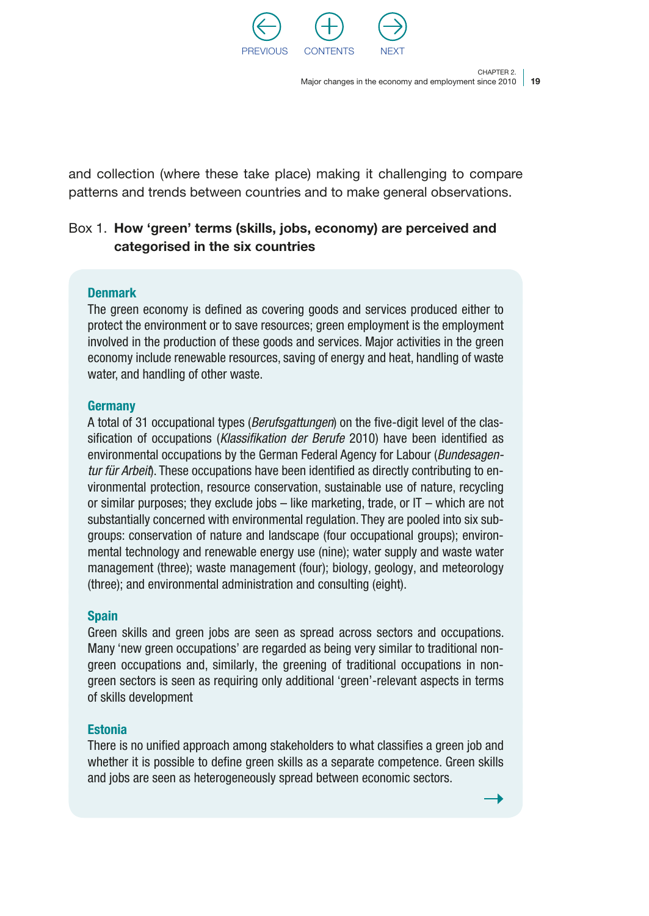and collection (where these take place) making it challenging to compare patterns and trends between countries and to make general observations.

Box 1. **How 'green' terms (skills, jobs, economy) are perceived and categorised in the six countries**

**Denmark**

The green economy is defined as covering goods and services produced either to protect the environment or to save resources; green employment is the employment involved in the production of these goods and services. Major activities in the green economy include renewable resources, saving of energy and heat, handling of waste water, and handling of other waste.

**Germany**

A total of 31 occupational types (*Berufsgattungen*) on the five-digit level of the classification of occupations (*Klassifikation der Berufe* 2010) have been identified as environmental occupations by the German Federal Agency for Labour (*Bundesagentur für Arbeit*). These occupations have been identified as directly contributing to environmental protection, resource conservation, sustainable use of nature, recycling or similar purposes; they exclude jobs – like marketing, trade, or IT – which are not substantially concerned with environmental regulation. They are pooled into six subgroups: conservation of nature and landscape (four occupational groups); environmental technology and renewable energy use (nine); water supply and waste water management (three); waste management (four); biology, geology, and meteorology (three); and environmental administration and consulting (eight).

**Spain**

Green skills and green jobs are seen as spread across sectors and occupations. Many 'new green occupations' are regarded as being very similar to traditional non-green occupations and, similarly, the greening of traditional occupations in non-green sectors is seen as requiring only additional 'green'-relevant aspects in terms of skills development

**Estonia**

There is no unified approach among stakeholders to what classifies a green job and whether it is possible to define green skills as a separate competence. Green skills and jobs are seen as heterogeneously spread between economic sectors.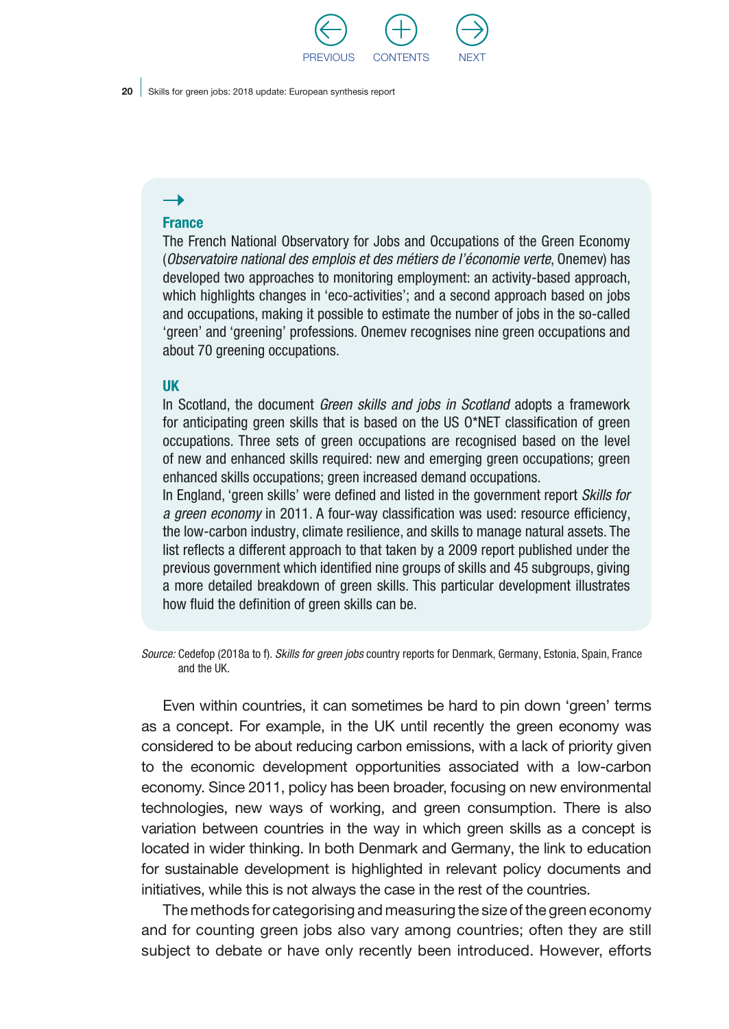### France

The French National Observatory for Jobs and Occupations of the Green Economy (*Observatoire national des emplois et des métiers de l'économie verte*, Onemev) has developed two approaches to monitoring employment: an activity-based approach, which highlights changes in 'eco-activities'; and a second approach based on jobs and occupations, making it possible to estimate the number of jobs in the so-called 'green' and 'greening' professions. Onemev recognises nine green occupations and about 70 greening occupations.

### UK

In Scotland, the document *Green skills and jobs in Scotland* adopts a framework for anticipating green skills that is based on the US O*NET classification of green occupations. Three sets of green occupations are recognised based on the level of new and enhanced skills required: new and emerging green occupations; green enhanced skills occupations; green increased demand occupations.

In England, 'green skills' were defined and listed in the government report *Skills for a green economy* in 2011. A four-way classification was used: resource efficiency, the low-carbon industry, climate resilience, and skills to manage natural assets. The list reflects a different approach to that taken by a 2009 report published under the previous government which identified nine groups of skills and 45 subgroups, giving a more detailed breakdown of green skills. This particular development illustrates how fluid the definition of green skills can be.

*Source:* Cedefop (2018a to f). *Skills for green jobs* country reports for Denmark, Germany, Estonia, Spain, France and the UK.

Even within countries, it can sometimes be hard to pin down 'green' terms as a concept. For example, in the UK until recently the green economy was considered to be about reducing carbon emissions, with a lack of priority given to the economic development opportunities associated with a low-carbon economy. Since 2011, policy has been broader, focusing on new environmental technologies, new ways of working, and green consumption. There is also variation between countries in the way in which green skills as a concept is located in wider thinking. In both Denmark and Germany, the link to education for sustainable development is highlighted in relevant policy documents and initiatives, while this is not always the case in the rest of the countries.

The methods for categorising and measuring the size of the green economy and for counting green jobs also vary among countries; often they are still subject to debate or have only recently been introduced. However, efforts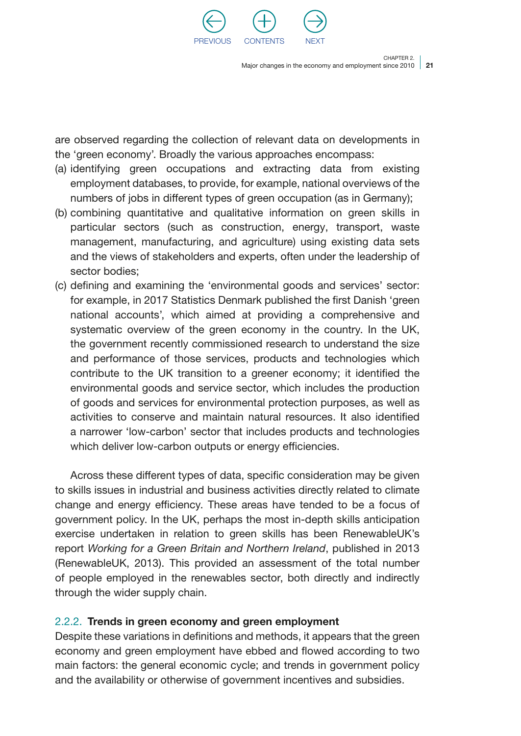are observed regarding the collection of relevant data on developments in the 'green economy'. Broadly the various approaches encompass:

(a) identifying green occupations and extracting data from existing employment databases, to provide, for example, national overviews of the numbers of jobs in different types of green occupation (as in Germany);
(b) combining quantitative and qualitative information on green skills in particular sectors (such as construction, energy, transport, waste management, manufacturing, and agriculture) using existing data sets and the views of stakeholders and experts, often under the leadership of sector bodies;
(c) defining and examining the 'environmental goods and services' sector: for example, in 2017 Statistics Denmark published the first Danish 'green national accounts', which aimed at providing a comprehensive and systematic overview of the green economy in the country. In the UK, the government recently commissioned research to understand the size and performance of those services, products and technologies which contribute to the UK transition to a greener economy; it identified the environmental goods and service sector, which includes the production of goods and services for environmental protection purposes, as well as activities to conserve and maintain natural resources. It also identified a narrower 'low-carbon' sector that includes products and technologies which deliver low-carbon outputs or energy efficiencies.

Across these different types of data, specific consideration may be given to skills issues in industrial and business activities directly related to climate change and energy efficiency. These areas have tended to be a focus of government policy. In the UK, perhaps the most in-depth skills anticipation exercise undertaken in relation to green skills has been RenewableUK's report *Working for a Green Britain and Northern Ireland*, published in 2013 (RenewableUK, 2013). This provided an assessment of the total number of people employed in the renewables sector, both directly and indirectly through the wider supply chain.

### 2.2.2. **Trends in green economy and green employment**

Despite these variations in definitions and methods, it appears that the green economy and green employment have ebbed and flowed according to two main factors: the general economic cycle; and trends in government policy and the availability or otherwise of government incentives and subsidies.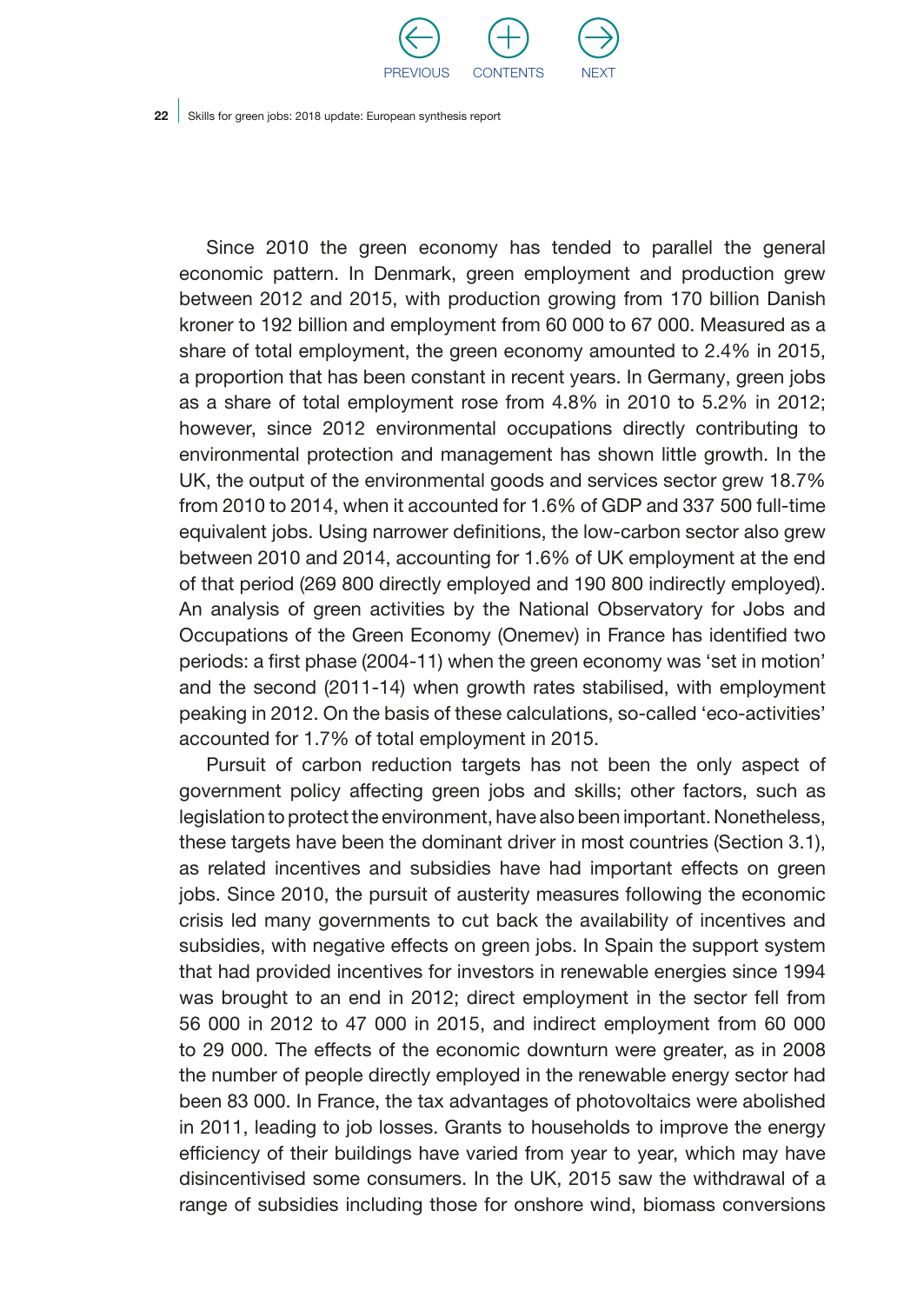Since 2010 the green economy has tended to parallel the general economic pattern. In Denmark, green employment and production grew between 2012 and 2015, with production growing from 170 billion Danish kroner to 192 billion and employment from 60 000 to 67 000. Measured as a share of total employment, the green economy amounted to 2.4% in 2015, a proportion that has been constant in recent years. In Germany, green jobs as a share of total employment rose from 4.8% in 2010 to 5.2% in 2012; however, since 2012 environmental occupations directly contributing to environmental protection and management has shown little growth. In the UK, the output of the environmental goods and services sector grew 18.7% from 2010 to 2014, when it accounted for 1.6% of GDP and 337 500 full-time equivalent jobs. Using narrower definitions, the low-carbon sector also grew between 2010 and 2014, accounting for 1.6% of UK employment at the end of that period (269 800 directly employed and 190 800 indirectly employed). An analysis of green activities by the National Observatory for Jobs and Occupations of the Green Economy (Onemev) in France has identified two periods: a first phase (2004-11) when the green economy was 'set in motion' and the second (2011-14) when growth rates stabilised, with employment peaking in 2012. On the basis of these calculations, so-called 'eco-activities' accounted for 1.7% of total employment in 2015.

Pursuit of carbon reduction targets has not been the only aspect of government policy affecting green jobs and skills; other factors, such as legislation to protect the environment, have also been important. Nonetheless, these targets have been the dominant driver in most countries (Section 3.1), as related incentives and subsidies have had important effects on green jobs. Since 2010, the pursuit of austerity measures following the economic crisis led many governments to cut back the availability of incentives and subsidies, with negative effects on green jobs. In Spain the support system that had provided incentives for investors in renewable energies since 1994 was brought to an end in 2012; direct employment in the sector fell from 56 000 in 2012 to 47 000 in 2015, and indirect employment from 60 000 to 29 000. The effects of the economic downturn were greater, as in 2008 the number of people directly employed in the renewable energy sector had been 83 000. In France, the tax advantages of photovoltaics were abolished in 2011, leading to job losses. Grants to households to improve the energy efficiency of their buildings have varied from year to year, which may have disincentivised some consumers. In the UK, 2015 saw the withdrawal of a range of subsidies including those for onshore wind, biomass conversions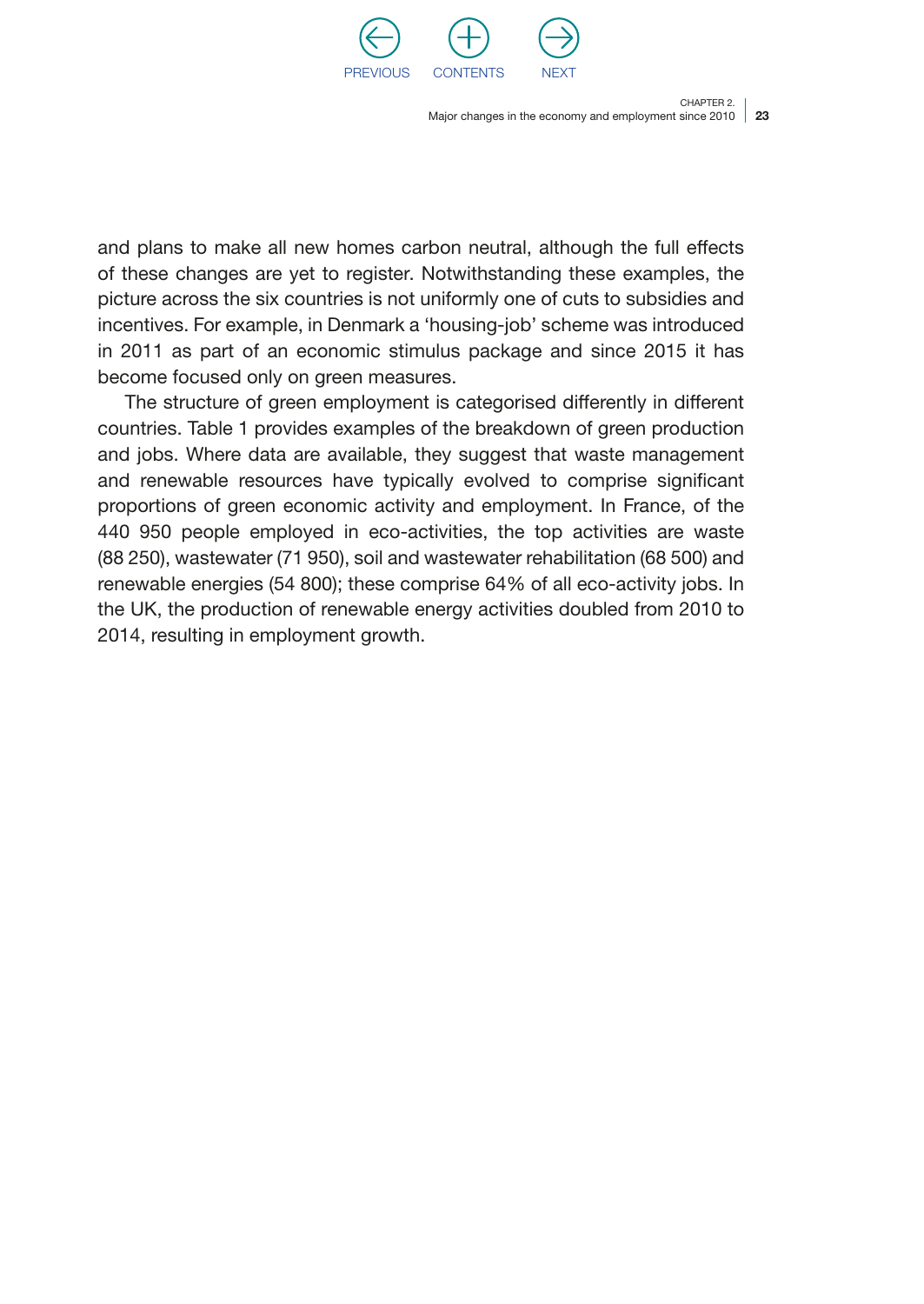and plans to make all new homes carbon neutral, although the full effects of these changes are yet to register. Notwithstanding these examples, the picture across the six countries is not uniformly one of cuts to subsidies and incentives. For example, in Denmark a 'housing-job' scheme was introduced in 2011 as part of an economic stimulus package and since 2015 it has become focused only on green measures.

The structure of green employment is categorised differently in different countries. Table 1 provides examples of the breakdown of green production and jobs. Where data are available, they suggest that waste management and renewable resources have typically evolved to comprise significant proportions of green economic activity and employment. In France, of the 440 950 people employed in eco-activities, the top activities are waste (88 250), wastewater (71 950), soil and wastewater rehabilitation (68 500) and renewable energies (54 800); these comprise 64% of all eco-activity jobs. In the UK, the production of renewable energy activities doubled from 2010 to 2014, resulting in employment growth.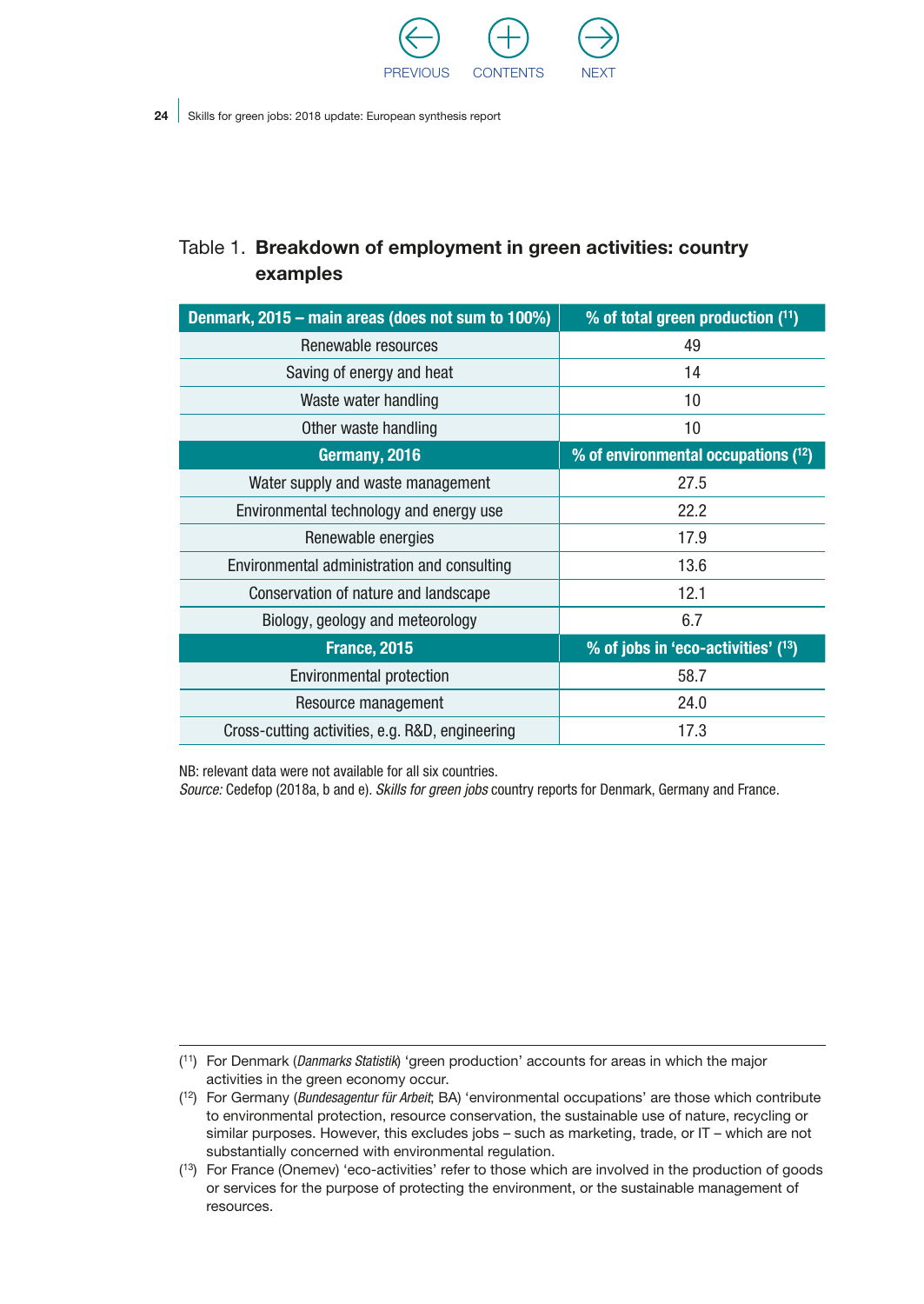Table 1. **Breakdown of employment in green activities: country examples**

| Denmark, 2015 – main areas (does not sum to 100%) | % of total green production ([11]) |
|---|---|
| Renewable resources | 49 |
| Saving of energy and heat | 14 |
| Waste water handling | 10 |
| Other waste handling | 10 |
| **Germany, 2016** | **% of environmental occupations ([12])** |
| Water supply and waste management | 27.5 |
| Environmental technology and energy use | 22.2 |
| Renewable energies | 17.9 |
| Environmental administration and consulting | 13.6 |
| Conservation of nature and landscape | 12.1 |
| Biology, geology and meteorology | 6.7 |
| **France, 2015** | **% of jobs in 'eco-activities' ([13])** |
| Environmental protection | 58.7 |
| Resource management | 24.0 |
| Cross-cutting activities, e.g. R&D, engineering | 17.3 |

NB: relevant data were not available for all six countries.
*Source:* Cedefop (2018a, b and e). *Skills for green jobs* country reports for Denmark, Germany and France.

---

([11]) For Denmark (*Danmarks Statistik*) 'green production' accounts for areas in which the major activities in the green economy occur.

([12]) For Germany (*Bundesagentur für Arbeit*; BA) 'environmental occupations' are those which contribute to environmental protection, resource conservation, the sustainable use of nature, recycling or similar purposes. However, this excludes jobs – such as marketing, trade, or IT – which are not substantially concerned with environmental regulation.

([13]) For France (Onemev) 'eco-activities' refer to those which are involved in the production of goods or services for the purpose of protecting the environment, or the sustainable management of resources.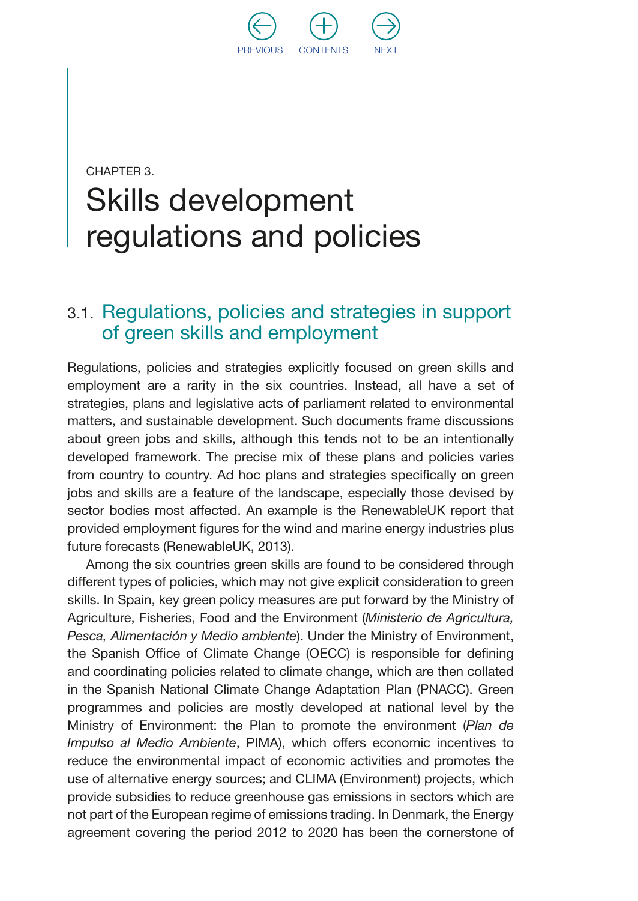CHAPTER 3.

# Skills development regulations and policies

## 3.1. Regulations, policies and strategies in support of green skills and employment

Regulations, policies and strategies explicitly focused on green skills and employment are a rarity in the six countries. Instead, all have a set of strategies, plans and legislative acts of parliament related to environmental matters, and sustainable development. Such documents frame discussions about green jobs and skills, although this tends not to be an intentionally developed framework. The precise mix of these plans and policies varies from country to country. Ad hoc plans and strategies specifically on green jobs and skills are a feature of the landscape, especially those devised by sector bodies most affected. An example is the RenewableUK report that provided employment figures for the wind and marine energy industries plus future forecasts (RenewableUK, 2013).

Among the six countries green skills are found to be considered through different types of policies, which may not give explicit consideration to green skills. In Spain, key green policy measures are put forward by the Ministry of Agriculture, Fisheries, Food and the Environment (*Ministerio de Agricultura, Pesca, Alimentación y Medio ambiente*). Under the Ministry of Environment, the Spanish Office of Climate Change (OECC) is responsible for defining and coordinating policies related to climate change, which are then collated in the Spanish National Climate Change Adaptation Plan (PNACC). Green programmes and policies are mostly developed at national level by the Ministry of Environment: the Plan to promote the environment (*Plan de Impulso al Medio Ambiente*, PIMA), which offers economic incentives to reduce the environmental impact of economic activities and promotes the use of alternative energy sources; and CLIMA (Environment) projects, which provide subsidies to reduce greenhouse gas emissions in sectors which are not part of the European regime of emissions trading. In Denmark, the Energy agreement covering the period 2012 to 2020 has been the cornerstone of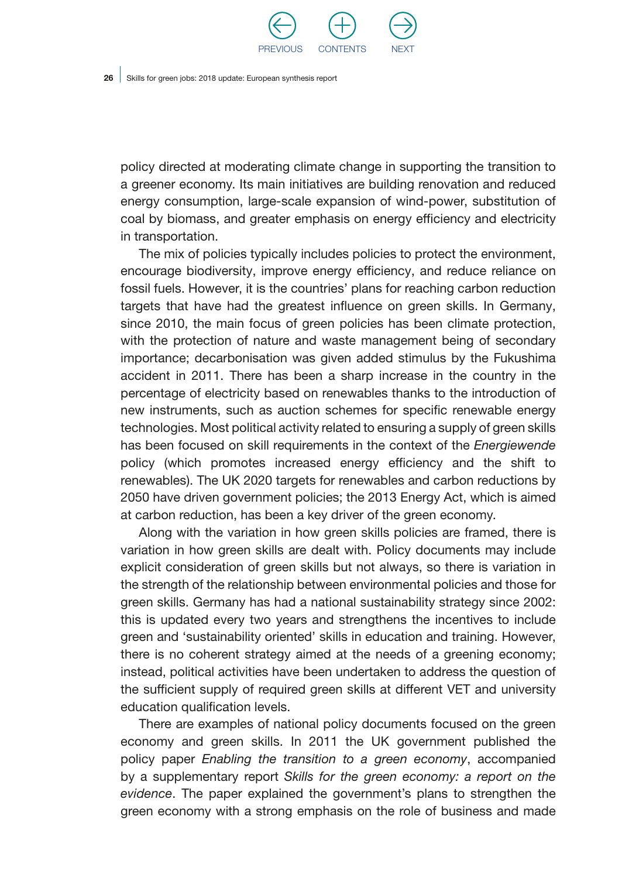policy directed at moderating climate change in supporting the transition to a greener economy. Its main initiatives are building renovation and reduced energy consumption, large-scale expansion of wind-power, substitution of coal by biomass, and greater emphasis on energy efficiency and electricity in transportation.

The mix of policies typically includes policies to protect the environment, encourage biodiversity, improve energy efficiency, and reduce reliance on fossil fuels. However, it is the countries' plans for reaching carbon reduction targets that have had the greatest influence on green skills. In Germany, since 2010, the main focus of green policies has been climate protection, with the protection of nature and waste management being of secondary importance; decarbonisation was given added stimulus by the Fukushima accident in 2011. There has been a sharp increase in the country in the percentage of electricity based on renewables thanks to the introduction of new instruments, such as auction schemes for specific renewable energy technologies. Most political activity related to ensuring a supply of green skills has been focused on skill requirements in the context of the *Energiewende* policy (which promotes increased energy efficiency and the shift to renewables). The UK 2020 targets for renewables and carbon reductions by 2050 have driven government policies; the 2013 Energy Act, which is aimed at carbon reduction, has been a key driver of the green economy.

Along with the variation in how green skills policies are framed, there is variation in how green skills are dealt with. Policy documents may include explicit consideration of green skills but not always, so there is variation in the strength of the relationship between environmental policies and those for green skills. Germany has had a national sustainability strategy since 2002: this is updated every two years and strengthens the incentives to include green and 'sustainability oriented' skills in education and training. However, there is no coherent strategy aimed at the needs of a greening economy; instead, political activities have been undertaken to address the question of the sufficient supply of required green skills at different VET and university education qualification levels.

There are examples of national policy documents focused on the green economy and green skills. In 2011 the UK government published the policy paper *Enabling the transition to a green economy*, accompanied by a supplementary report *Skills for the green economy: a report on the evidence*. The paper explained the government's plans to strengthen the green economy with a strong emphasis on the role of business and made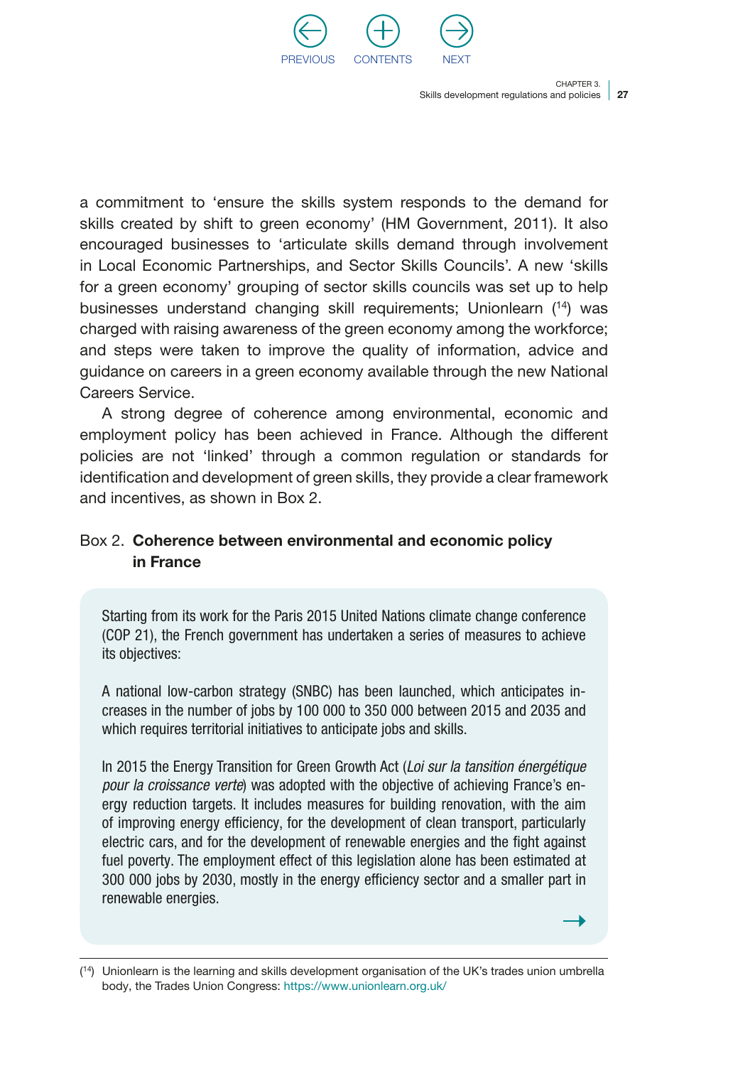a commitment to 'ensure the skills system responds to the demand for skills created by shift to green economy' (HM Government, 2011). It also encouraged businesses to 'articulate skills demand through involvement in Local Economic Partnerships, and Sector Skills Councils'. A new 'skills for a green economy' grouping of sector skills councils was set up to help businesses understand changing skill requirements; Unionlearn ([14]) was charged with raising awareness of the green economy among the workforce; and steps were taken to improve the quality of information, advice and guidance on careers in a green economy available through the new National Careers Service.

A strong degree of coherence among environmental, economic and employment policy has been achieved in France. Although the different policies are not 'linked' through a common regulation or standards for identification and development of green skills, they provide a clear framework and incentives, as shown in Box 2.

Box 2. **Coherence between environmental and economic policy in France**

> Starting from its work for the Paris 2015 United Nations climate change conference (COP 21), the French government has undertaken a series of measures to achieve its objectives:
>
> A national low-carbon strategy (SNBC) has been launched, which anticipates increases in the number of jobs by 100 000 to 350 000 between 2015 and 2035 and which requires territorial initiatives to anticipate jobs and skills.
>
> In 2015 the Energy Transition for Green Growth Act (*Loi sur la tansition énergétique pour la croissance verte*) was adopted with the objective of achieving France's energy reduction targets. It includes measures for building renovation, with the aim of improving energy efficiency, for the development of clean transport, particularly electric cars, and for the development of renewable energies and the fight against fuel poverty. The employment effect of this legislation alone has been estimated at 300 000 jobs by 2030, mostly in the energy efficiency sector and a smaller part in renewable energies.
>
> →

([14]) Unionlearn is the learning and skills development organisation of the UK's trades union umbrella body, the Trades Union Congress: https://www.unionlearn.org.uk/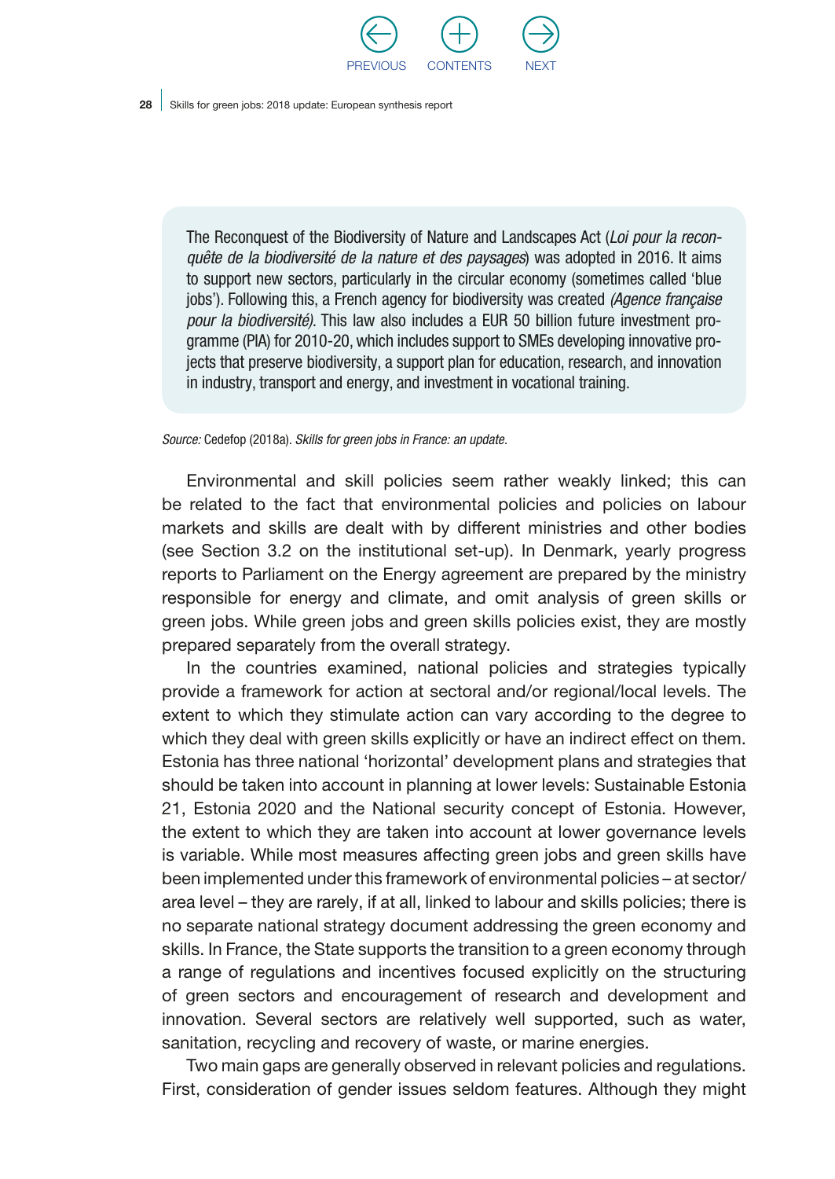The Reconquest of the Biodiversity of Nature and Landscapes Act (*Loi pour la reconquête de la biodiversité de la nature et des paysages*) was adopted in 2016. It aims to support new sectors, particularly in the circular economy (sometimes called 'blue jobs'). Following this, a French agency for biodiversity was created *(Agence française pour la biodiversité)*. This law also includes a EUR 50 billion future investment programme (PIA) for 2010-20, which includes support to SMEs developing innovative projects that preserve biodiversity, a support plan for education, research, and innovation in industry, transport and energy, and investment in vocational training.

*Source:* Cedefop (2018a). *Skills for green jobs in France: an update.*

Environmental and skill policies seem rather weakly linked; this can be related to the fact that environmental policies and policies on labour markets and skills are dealt with by different ministries and other bodies (see Section 3.2 on the institutional set-up). In Denmark, yearly progress reports to Parliament on the Energy agreement are prepared by the ministry responsible for energy and climate, and omit analysis of green skills or green jobs. While green jobs and green skills policies exist, they are mostly prepared separately from the overall strategy.

In the countries examined, national policies and strategies typically provide a framework for action at sectoral and/or regional/local levels. The extent to which they stimulate action can vary according to the degree to which they deal with green skills explicitly or have an indirect effect on them. Estonia has three national 'horizontal' development plans and strategies that should be taken into account in planning at lower levels: Sustainable Estonia 21, Estonia 2020 and the National security concept of Estonia. However, the extent to which they are taken into account at lower governance levels is variable. While most measures affecting green jobs and green skills have been implemented under this framework of environmental policies – at sector/area level – they are rarely, if at all, linked to labour and skills policies; there is no separate national strategy document addressing the green economy and skills. In France, the State supports the transition to a green economy through a range of regulations and incentives focused explicitly on the structuring of green sectors and encouragement of research and development and innovation. Several sectors are relatively well supported, such as water, sanitation, recycling and recovery of waste, or marine energies.

Two main gaps are generally observed in relevant policies and regulations. First, consideration of gender issues seldom features. Although they might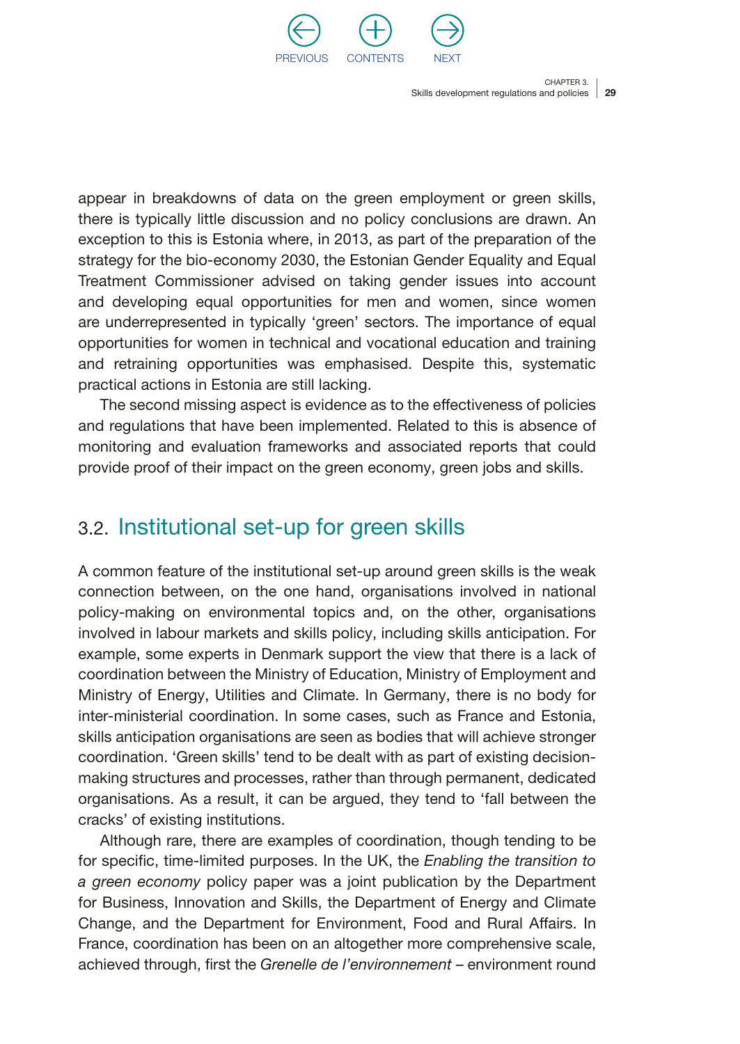appear in breakdowns of data on the green employment or green skills, there is typically little discussion and no policy conclusions are drawn. An exception to this is Estonia where, in 2013, as part of the preparation of the strategy for the bio-economy 2030, the Estonian Gender Equality and Equal Treatment Commissioner advised on taking gender issues into account and developing equal opportunities for men and women, since women are underrepresented in typically 'green' sectors. The importance of equal opportunities for women in technical and vocational education and training and retraining opportunities was emphasised. Despite this, systematic practical actions in Estonia are still lacking.

The second missing aspect is evidence as to the effectiveness of policies and regulations that have been implemented. Related to this is absence of monitoring and evaluation frameworks and associated reports that could provide proof of their impact on the green economy, green jobs and skills.

## 3.2. Institutional set-up for green skills

A common feature of the institutional set-up around green skills is the weak connection between, on the one hand, organisations involved in national policy-making on environmental topics and, on the other, organisations involved in labour markets and skills policy, including skills anticipation. For example, some experts in Denmark support the view that there is a lack of coordination between the Ministry of Education, Ministry of Employment and Ministry of Energy, Utilities and Climate. In Germany, there is no body for inter-ministerial coordination. In some cases, such as France and Estonia, skills anticipation organisations are seen as bodies that will achieve stronger coordination. 'Green skills' tend to be dealt with as part of existing decision-making structures and processes, rather than through permanent, dedicated organisations. As a result, it can be argued, they tend to 'fall between the cracks' of existing institutions.

Although rare, there are examples of coordination, though tending to be for specific, time-limited purposes. In the UK, the *Enabling the transition to a green economy* policy paper was a joint publication by the Department for Business, Innovation and Skills, the Department of Energy and Climate Change, and the Department for Environment, Food and Rural Affairs. In France, coordination has been on an altogether more comprehensive scale, achieved through, first the *Grenelle de l'environnement* – environment round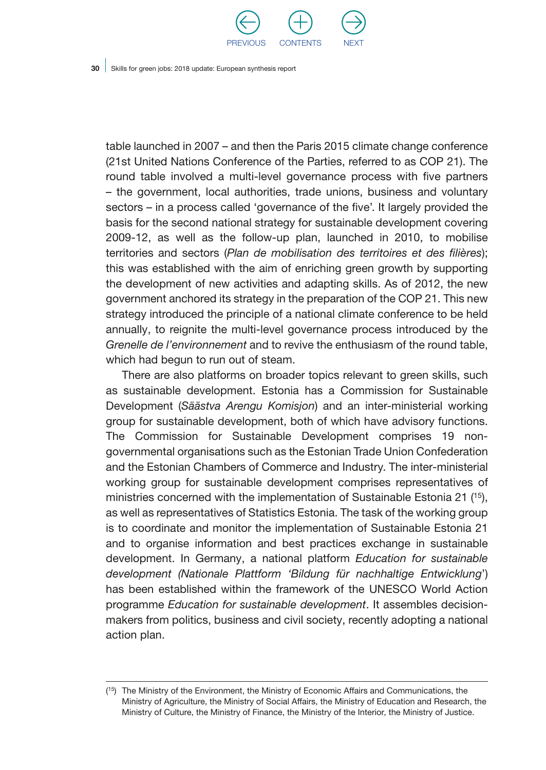table launched in 2007 – and then the Paris 2015 climate change conference (21st United Nations Conference of the Parties, referred to as COP 21). The round table involved a multi-level governance process with five partners – the government, local authorities, trade unions, business and voluntary sectors – in a process called 'governance of the five'. It largely provided the basis for the second national strategy for sustainable development covering 2009-12, as well as the follow-up plan, launched in 2010, to mobilise territories and sectors (*Plan de mobilisation des territoires et des filières*); this was established with the aim of enriching green growth by supporting the development of new activities and adapting skills. As of 2012, the new government anchored its strategy in the preparation of the COP 21. This new strategy introduced the principle of a national climate conference to be held annually, to reignite the multi-level governance process introduced by the *Grenelle de l'environnement* and to revive the enthusiasm of the round table, which had begun to run out of steam.

There are also platforms on broader topics relevant to green skills, such as sustainable development. Estonia has a Commission for Sustainable Development (*Säästva Arengu Komisjon*) and an inter-ministerial working group for sustainable development, both of which have advisory functions. The Commission for Sustainable Development comprises 19 non-governmental organisations such as the Estonian Trade Union Confederation and the Estonian Chambers of Commerce and Industry. The inter-ministerial working group for sustainable development comprises representatives of ministries concerned with the implementation of Sustainable Estonia 21 ([15]), as well as representatives of Statistics Estonia. The task of the working group is to coordinate and monitor the implementation of Sustainable Estonia 21 and to organise information and best practices exchange in sustainable development. In Germany, a national platform *Education for sustainable development (Nationale Plattform 'Bildung für nachhaltige Entwicklung*') has been established within the framework of the UNESCO World Action programme *Education for sustainable development*. It assembles decision-makers from politics, business and civil society, recently adopting a national action plan.

([15]) The Ministry of the Environment, the Ministry of Economic Affairs and Communications, the Ministry of Agriculture, the Ministry of Social Affairs, the Ministry of Education and Research, the Ministry of Culture, the Ministry of Finance, the Ministry of the Interior, the Ministry of Justice.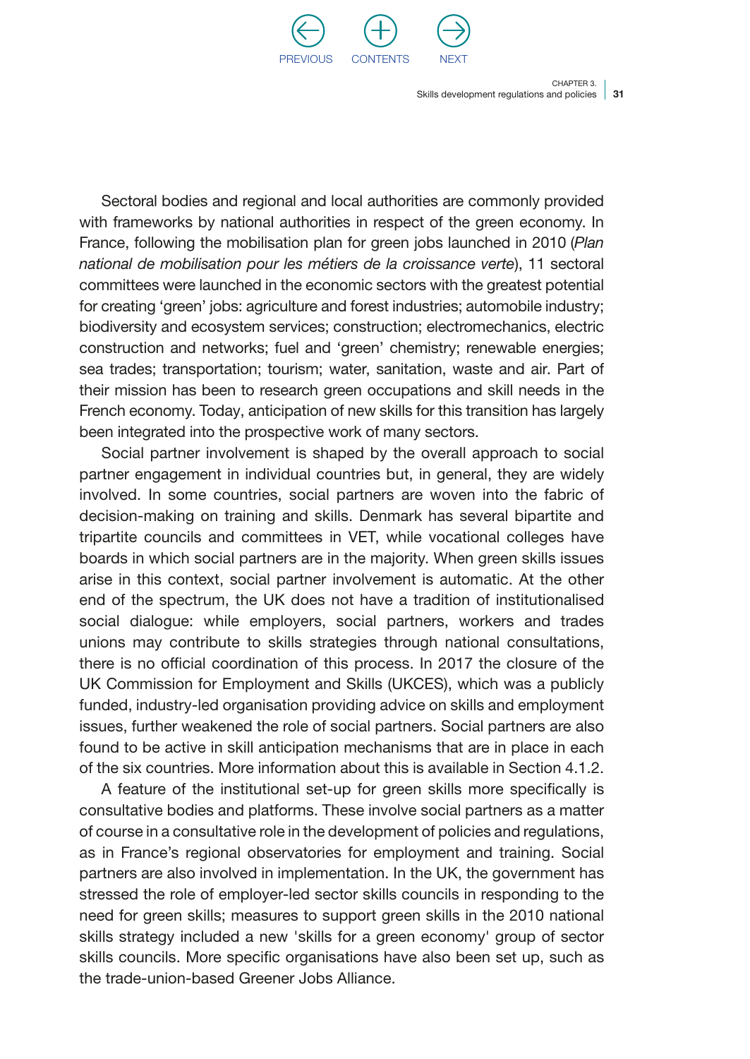Sectoral bodies and regional and local authorities are commonly provided with frameworks by national authorities in respect of the green economy. In France, following the mobilisation plan for green jobs launched in 2010 (*Plan national de mobilisation pour les métiers de la croissance verte*), 11 sectoral committees were launched in the economic sectors with the greatest potential for creating 'green' jobs: agriculture and forest industries; automobile industry; biodiversity and ecosystem services; construction; electromechanics, electric construction and networks; fuel and 'green' chemistry; renewable energies; sea trades; transportation; tourism; water, sanitation, waste and air. Part of their mission has been to research green occupations and skill needs in the French economy. Today, anticipation of new skills for this transition has largely been integrated into the prospective work of many sectors.

Social partner involvement is shaped by the overall approach to social partner engagement in individual countries but, in general, they are widely involved. In some countries, social partners are woven into the fabric of decision-making on training and skills. Denmark has several bipartite and tripartite councils and committees in VET, while vocational colleges have boards in which social partners are in the majority. When green skills issues arise in this context, social partner involvement is automatic. At the other end of the spectrum, the UK does not have a tradition of institutionalised social dialogue: while employers, social partners, workers and trades unions may contribute to skills strategies through national consultations, there is no official coordination of this process. In 2017 the closure of the UK Commission for Employment and Skills (UKCES), which was a publicly funded, industry-led organisation providing advice on skills and employment issues, further weakened the role of social partners. Social partners are also found to be active in skill anticipation mechanisms that are in place in each of the six countries. More information about this is available in Section 4.1.2.

A feature of the institutional set-up for green skills more specifically is consultative bodies and platforms. These involve social partners as a matter of course in a consultative role in the development of policies and regulations, as in France's regional observatories for employment and training. Social partners are also involved in implementation. In the UK, the government has stressed the role of employer-led sector skills councils in responding to the need for green skills; measures to support green skills in the 2010 national skills strategy included a new 'skills for a green economy' group of sector skills councils. More specific organisations have also been set up, such as the trade-union-based Greener Jobs Alliance.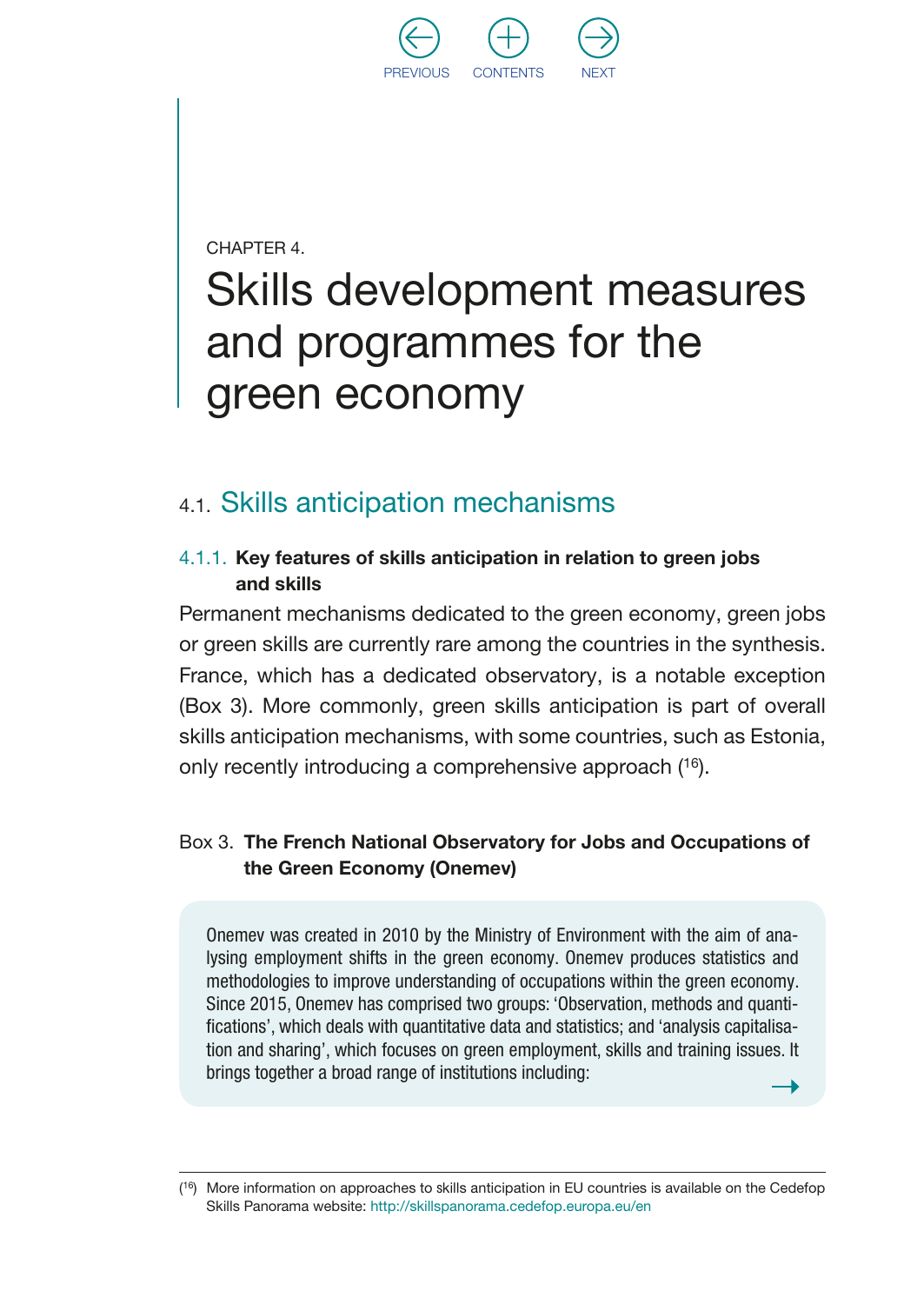CHAPTER 4.

# Skills development measures and programmes for the green economy

## 4.1. Skills anticipation mechanisms

### 4.1.1. Key features of skills anticipation in relation to green jobs and skills

Permanent mechanisms dedicated to the green economy, green jobs or green skills are currently rare among the countries in the synthesis. France, which has a dedicated observatory, is a notable exception (Box 3). More commonly, green skills anticipation is part of overall skills anticipation mechanisms, with some countries, such as Estonia, only recently introducing a comprehensive approach ([16]).

Box 3. **The French National Observatory for Jobs and Occupations of the Green Economy (Onemev)**

Onemev was created in 2010 by the Ministry of Environment with the aim of analysing employment shifts in the green economy. Onemev produces statistics and methodologies to improve understanding of occupations within the green economy. Since 2015, Onemev has comprised two groups: 'Observation, methods and quantifications', which deals with quantitative data and statistics; and 'analysis capitalisation and sharing', which focuses on green employment, skills and training issues. It brings together a broad range of institutions including:

→

---

([16]) More information on approaches to skills anticipation in EU countries is available on the Cedefop Skills Panorama website: http://skillspanorama.cedefop.europa.eu/en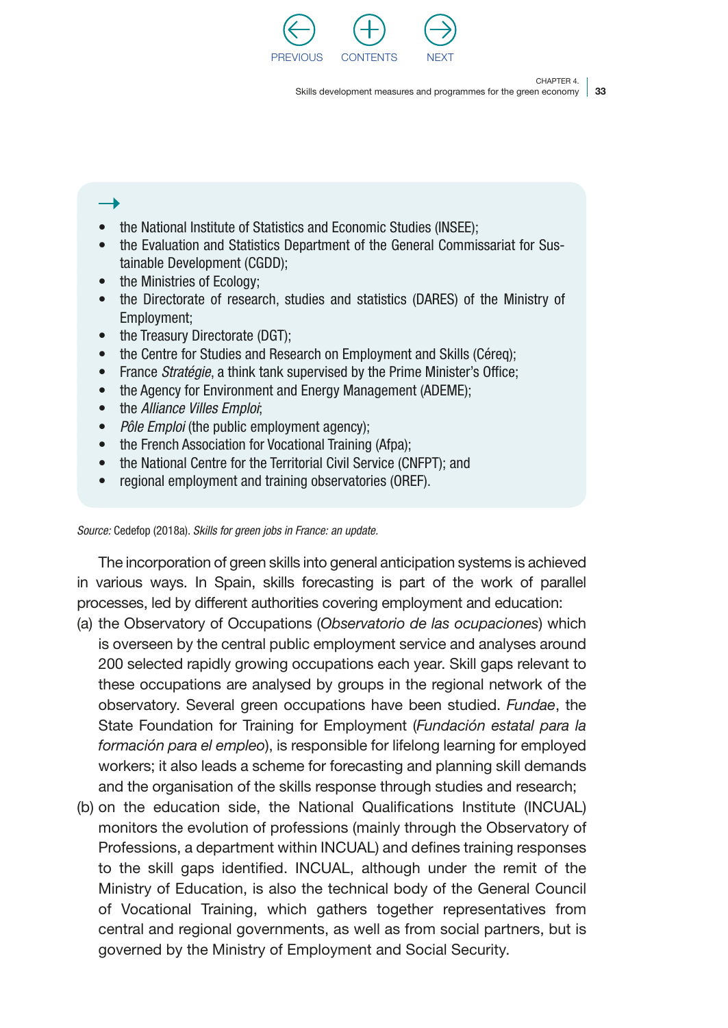- the National Institute of Statistics and Economic Studies (INSEE);
- the Evaluation and Statistics Department of the General Commissariat for Sustainable Development (CGDD);
- the Ministries of Ecology;
- the Directorate of research, studies and statistics (DARES) of the Ministry of Employment;
- the Treasury Directorate (DGT);
- the Centre for Studies and Research on Employment and Skills (Céreq);
- France *Stratégie*, a think tank supervised by the Prime Minister's Office;
- the Agency for Environment and Energy Management (ADEME);
- the *Alliance Villes Emploi*;
- *Pôle Emploi* (the public employment agency);
- the French Association for Vocational Training (Afpa);
- the National Centre for the Territorial Civil Service (CNFPT); and
- regional employment and training observatories (OREF).

*Source:* Cedefop (2018a). *Skills for green jobs in France: an update.*

The incorporation of green skills into general anticipation systems is achieved in various ways. In Spain, skills forecasting is part of the work of parallel processes, led by different authorities covering employment and education:

(a) the Observatory of Occupations (*Observatorio de las ocupaciones*) which is overseen by the central public employment service and analyses around 200 selected rapidly growing occupations each year. Skill gaps relevant to these occupations are analysed by groups in the regional network of the observatory. Several green occupations have been studied. *Fundae*, the State Foundation for Training for Employment (*Fundación estatal para la formación para el empleo*), is responsible for lifelong learning for employed workers; it also leads a scheme for forecasting and planning skill demands and the organisation of the skills response through studies and research;

(b) on the education side, the National Qualifications Institute (INCUAL) monitors the evolution of professions (mainly through the Observatory of Professions, a department within INCUAL) and defines training responses to the skill gaps identified. INCUAL, although under the remit of the Ministry of Education, is also the technical body of the General Council of Vocational Training, which gathers together representatives from central and regional governments, as well as from social partners, but is governed by the Ministry of Employment and Social Security.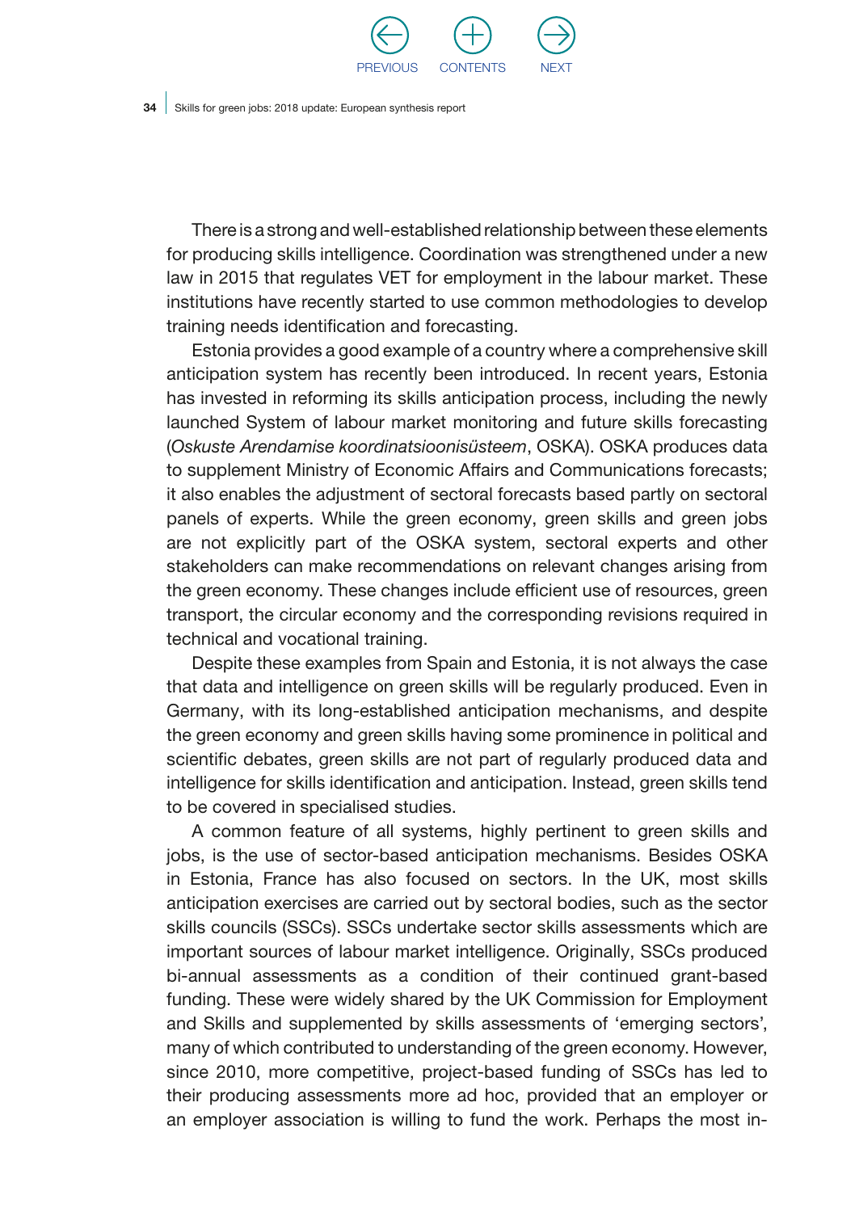There is a strong and well-established relationship between these elements for producing skills intelligence. Coordination was strengthened under a new law in 2015 that regulates VET for employment in the labour market. These institutions have recently started to use common methodologies to develop training needs identification and forecasting.

Estonia provides a good example of a country where a comprehensive skill anticipation system has recently been introduced. In recent years, Estonia has invested in reforming its skills anticipation process, including the newly launched System of labour market monitoring and future skills forecasting (*Oskuste Arendamise koordinatsioonisüsteem*, OSKA). OSKA produces data to supplement Ministry of Economic Affairs and Communications forecasts; it also enables the adjustment of sectoral forecasts based partly on sectoral panels of experts. While the green economy, green skills and green jobs are not explicitly part of the OSKA system, sectoral experts and other stakeholders can make recommendations on relevant changes arising from the green economy. These changes include efficient use of resources, green transport, the circular economy and the corresponding revisions required in technical and vocational training.

Despite these examples from Spain and Estonia, it is not always the case that data and intelligence on green skills will be regularly produced. Even in Germany, with its long-established anticipation mechanisms, and despite the green economy and green skills having some prominence in political and scientific debates, green skills are not part of regularly produced data and intelligence for skills identification and anticipation. Instead, green skills tend to be covered in specialised studies.

A common feature of all systems, highly pertinent to green skills and jobs, is the use of sector-based anticipation mechanisms. Besides OSKA in Estonia, France has also focused on sectors. In the UK, most skills anticipation exercises are carried out by sectoral bodies, such as the sector skills councils (SSCs). SSCs undertake sector skills assessments which are important sources of labour market intelligence. Originally, SSCs produced bi-annual assessments as a condition of their continued grant-based funding. These were widely shared by the UK Commission for Employment and Skills and supplemented by skills assessments of 'emerging sectors', many of which contributed to understanding of the green economy. However, since 2010, more competitive, project-based funding of SSCs has led to their producing assessments more ad hoc, provided that an employer or an employer association is willing to fund the work. Perhaps the most in-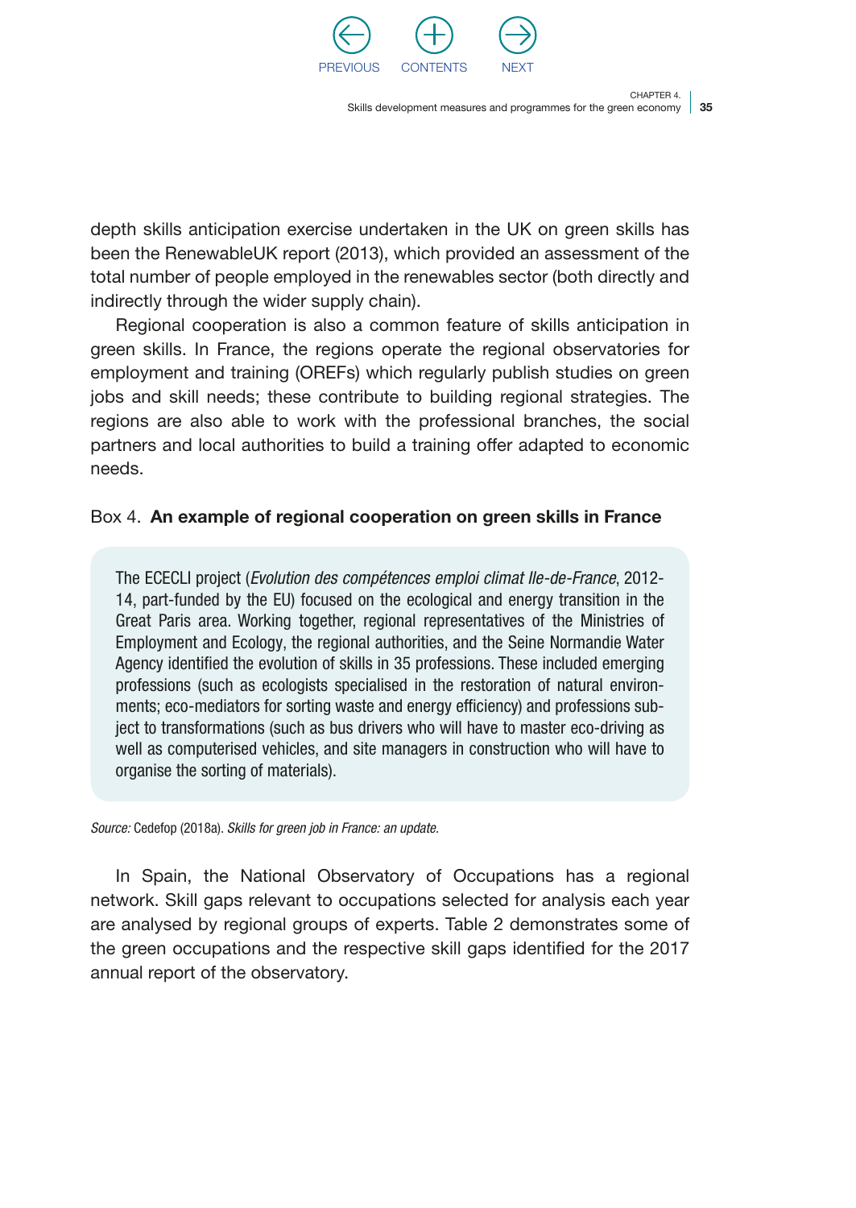depth skills anticipation exercise undertaken in the UK on green skills has been the RenewableUK report (2013), which provided an assessment of the total number of people employed in the renewables sector (both directly and indirectly through the wider supply chain).

Regional cooperation is also a common feature of skills anticipation in green skills. In France, the regions operate the regional observatories for employment and training (OREFs) which regularly publish studies on green jobs and skill needs; these contribute to building regional strategies. The regions are also able to work with the professional branches, the social partners and local authorities to build a training offer adapted to economic needs.

Box 4. **An example of regional cooperation on green skills in France**

> The ECECLI project (*Evolution des compétences emploi climat Ile-de-France*, 2012-14, part-funded by the EU) focused on the ecological and energy transition in the Great Paris area. Working together, regional representatives of the Ministries of Employment and Ecology, the regional authorities, and the Seine Normandie Water Agency identified the evolution of skills in 35 professions. These included emerging professions (such as ecologists specialised in the restoration of natural environments; eco-mediators for sorting waste and energy efficiency) and professions subject to transformations (such as bus drivers who will have to master eco-driving as well as computerised vehicles, and site managers in construction who will have to organise the sorting of materials).

*Source:* Cedefop (2018a). *Skills for green job in France: an update.*

In Spain, the National Observatory of Occupations has a regional network. Skill gaps relevant to occupations selected for analysis each year are analysed by regional groups of experts. Table 2 demonstrates some of the green occupations and the respective skill gaps identified for the 2017 annual report of the observatory.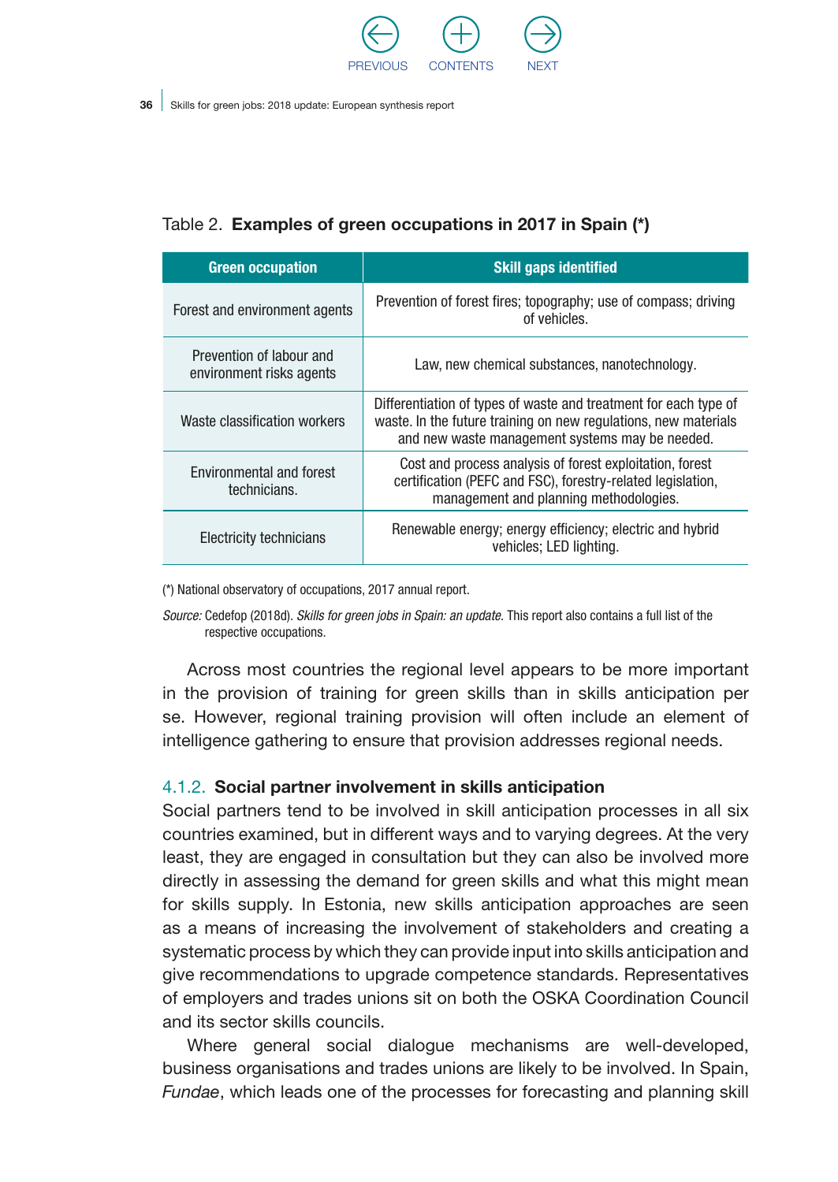Table 2. **Examples of green occupations in 2017 in Spain (*)**

| Green occupation | Skill gaps identified |
|---|---|
| Forest and environment agents | Prevention of forest fires; topography; use of compass; driving of vehicles. |
| Prevention of labour and environment risks agents | Law, new chemical substances, nanotechnology. |
| Waste classification workers | Differentiation of types of waste and treatment for each type of waste. In the future training on new regulations, new materials and new waste management systems may be needed. |
| Environmental and forest technicians. | Cost and process analysis of forest exploitation, forest certification (PEFC and FSC), forestry-related legislation, management and planning methodologies. |
| Electricity technicians | Renewable energy; energy efficiency; electric and hybrid vehicles; LED lighting. |

(*) National observatory of occupations, 2017 annual report.

*Source:* Cedefop (2018d). *Skills for green jobs in Spain: an update.* This report also contains a full list of the respective occupations.

Across most countries the regional level appears to be more important in the provision of training for green skills than in skills anticipation per se. However, regional training provision will often include an element of intelligence gathering to ensure that provision addresses regional needs.

### 4.1.2. Social partner involvement in skills anticipation

Social partners tend to be involved in skill anticipation processes in all six countries examined, but in different ways and to varying degrees. At the very least, they are engaged in consultation but they can also be involved more directly in assessing the demand for green skills and what this might mean for skills supply. In Estonia, new skills anticipation approaches are seen as a means of increasing the involvement of stakeholders and creating a systematic process by which they can provide input into skills anticipation and give recommendations to upgrade competence standards. Representatives of employers and trades unions sit on both the OSKA Coordination Council and its sector skills councils.

Where general social dialogue mechanisms are well-developed, business organisations and trades unions are likely to be involved. In Spain, *Fundae*, which leads one of the processes for forecasting and planning skill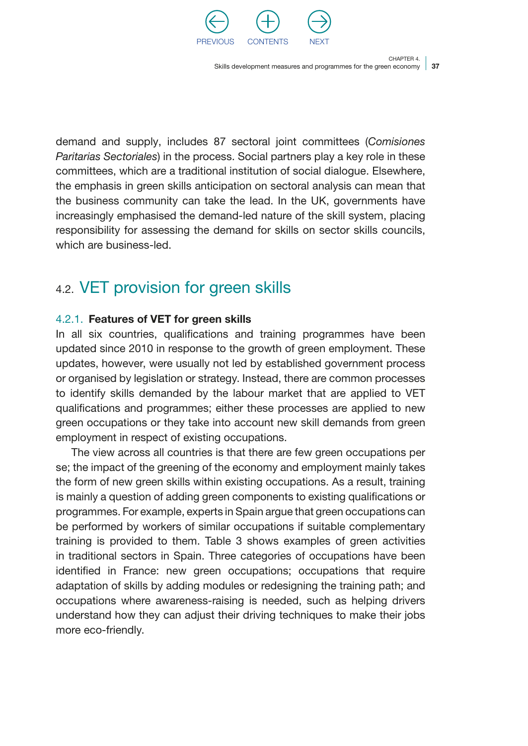demand and supply, includes 87 sectoral joint committees (*Comisiones Paritarias Sectoriales*) in the process. Social partners play a key role in these committees, which are a traditional institution of social dialogue. Elsewhere, the emphasis in green skills anticipation on sectoral analysis can mean that the business community can take the lead. In the UK, governments have increasingly emphasised the demand-led nature of the skill system, placing responsibility for assessing the demand for skills on sector skills councils, which are business-led.

## 4.2. VET provision for green skills

### 4.2.1. Features of VET for green skills

In all six countries, qualifications and training programmes have been updated since 2010 in response to the growth of green employment. These updates, however, were usually not led by established government process or organised by legislation or strategy. Instead, there are common processes to identify skills demanded by the labour market that are applied to VET qualifications and programmes; either these processes are applied to new green occupations or they take into account new skill demands from green employment in respect of existing occupations.

The view across all countries is that there are few green occupations per se; the impact of the greening of the economy and employment mainly takes the form of new green skills within existing occupations. As a result, training is mainly a question of adding green components to existing qualifications or programmes. For example, experts in Spain argue that green occupations can be performed by workers of similar occupations if suitable complementary training is provided to them. Table 3 shows examples of green activities in traditional sectors in Spain. Three categories of occupations have been identified in France: new green occupations; occupations that require adaptation of skills by adding modules or redesigning the training path; and occupations where awareness-raising is needed, such as helping drivers understand how they can adjust their driving techniques to make their jobs more eco-friendly.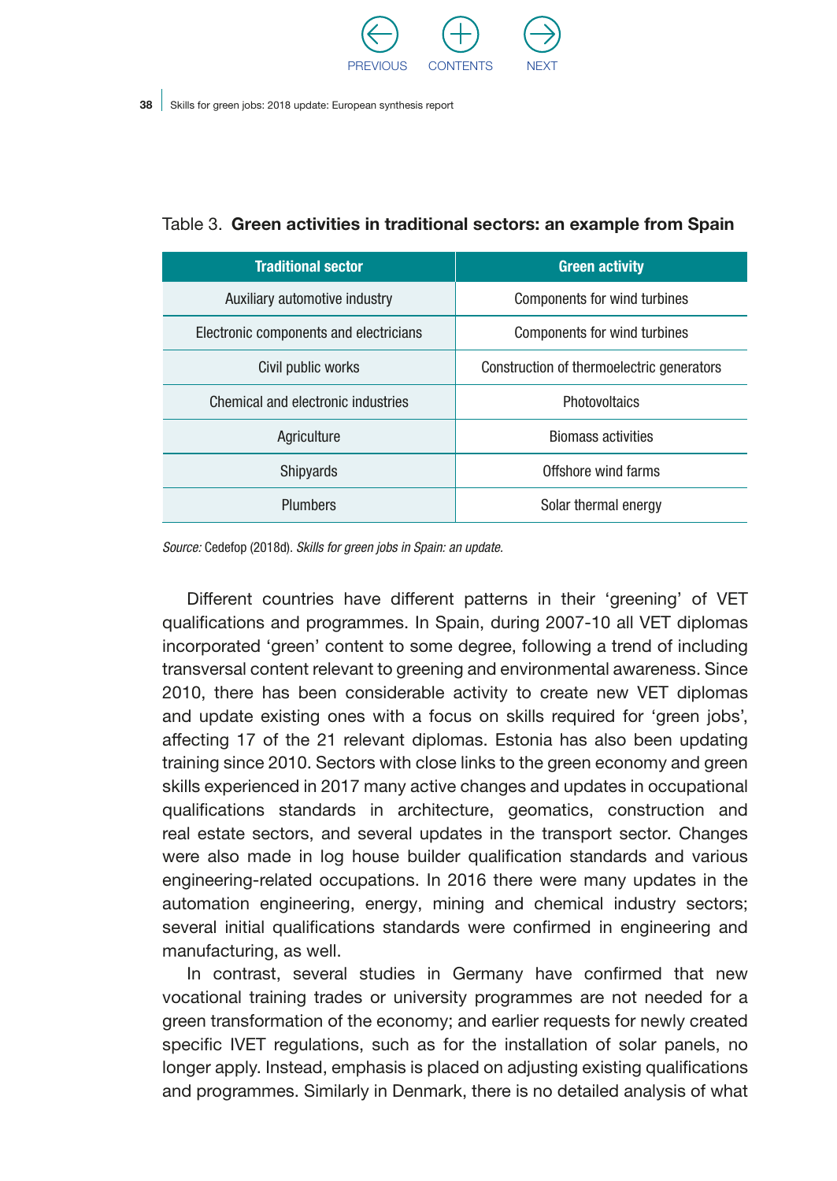Table 3. **Green activities in traditional sectors: an example from Spain**

| Traditional sector | Green activity |
| --- | --- |
| Auxiliary automotive industry | Components for wind turbines |
| Electronic components and electricians | Components for wind turbines |
| Civil public works | Construction of thermoelectric generators |
| Chemical and electronic industries | Photovoltaics |
| Agriculture | Biomass activities |
| Shipyards | Offshore wind farms |
| Plumbers | Solar thermal energy |

*Source:* Cedefop (2018d). *Skills for green jobs in Spain: an update.*

Different countries have different patterns in their 'greening' of VET qualifications and programmes. In Spain, during 2007-10 all VET diplomas incorporated 'green' content to some degree, following a trend of including transversal content relevant to greening and environmental awareness. Since 2010, there has been considerable activity to create new VET diplomas and update existing ones with a focus on skills required for 'green jobs', affecting 17 of the 21 relevant diplomas. Estonia has also been updating training since 2010. Sectors with close links to the green economy and green skills experienced in 2017 many active changes and updates in occupational qualifications standards in architecture, geomatics, construction and real estate sectors, and several updates in the transport sector. Changes were also made in log house builder qualification standards and various engineering-related occupations. In 2016 there were many updates in the automation engineering, energy, mining and chemical industry sectors; several initial qualifications standards were confirmed in engineering and manufacturing, as well.

In contrast, several studies in Germany have confirmed that new vocational training trades or university programmes are not needed for a green transformation of the economy; and earlier requests for newly created specific IVET regulations, such as for the installation of solar panels, no longer apply. Instead, emphasis is placed on adjusting existing qualifications and programmes. Similarly in Denmark, there is no detailed analysis of what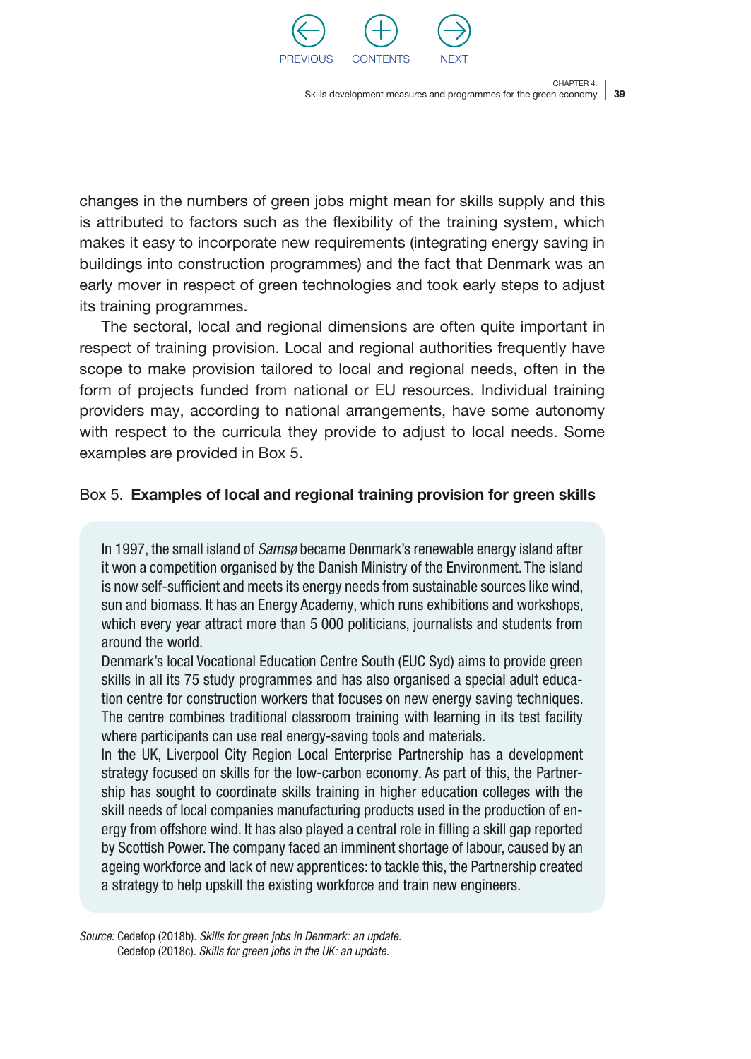changes in the numbers of green jobs might mean for skills supply and this is attributed to factors such as the flexibility of the training system, which makes it easy to incorporate new requirements (integrating energy saving in buildings into construction programmes) and the fact that Denmark was an early mover in respect of green technologies and took early steps to adjust its training programmes.

The sectoral, local and regional dimensions are often quite important in respect of training provision. Local and regional authorities frequently have scope to make provision tailored to local and regional needs, often in the form of projects funded from national or EU resources. Individual training providers may, according to national arrangements, have some autonomy with respect to the curricula they provide to adjust to local needs. Some examples are provided in Box 5.

Box 5. **Examples of local and regional training provision for green skills**

In 1997, the small island of *Samsø* became Denmark's renewable energy island after it won a competition organised by the Danish Ministry of the Environment. The island is now self-sufficient and meets its energy needs from sustainable sources like wind, sun and biomass. It has an Energy Academy, which runs exhibitions and workshops, which every year attract more than 5 000 politicians, journalists and students from around the world.

Denmark's local Vocational Education Centre South (EUC Syd) aims to provide green skills in all its 75 study programmes and has also organised a special adult education centre for construction workers that focuses on new energy saving techniques. The centre combines traditional classroom training with learning in its test facility where participants can use real energy-saving tools and materials.

In the UK, Liverpool City Region Local Enterprise Partnership has a development strategy focused on skills for the low-carbon economy. As part of this, the Partnership has sought to coordinate skills training in higher education colleges with the skill needs of local companies manufacturing products used in the production of energy from offshore wind. It has also played a central role in filling a skill gap reported by Scottish Power. The company faced an imminent shortage of labour, caused by an ageing workforce and lack of new apprentices: to tackle this, the Partnership created a strategy to help upskill the existing workforce and train new engineers.

*Source:* Cedefop (2018b). *Skills for green jobs in Denmark: an update.*
Cedefop (2018c). *Skills for green jobs in the UK: an update.*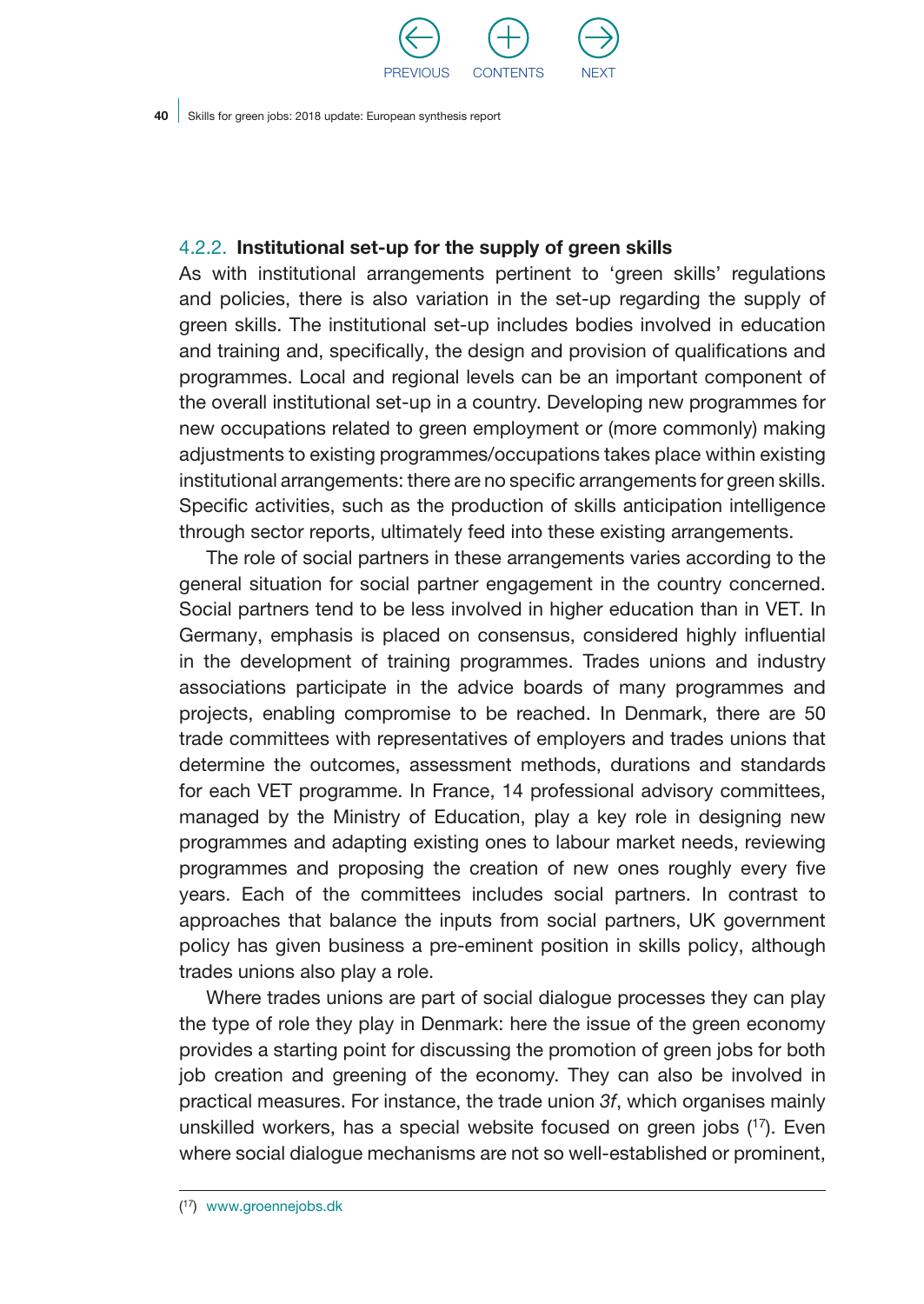### 4.2.2. Institutional set-up for the supply of green skills

As with institutional arrangements pertinent to 'green skills' regulations and policies, there is also variation in the set-up regarding the supply of green skills. The institutional set-up includes bodies involved in education and training and, specifically, the design and provision of qualifications and programmes. Local and regional levels can be an important component of the overall institutional set-up in a country. Developing new programmes for new occupations related to green employment or (more commonly) making adjustments to existing programmes/occupations takes place within existing institutional arrangements: there are no specific arrangements for green skills. Specific activities, such as the production of skills anticipation intelligence through sector reports, ultimately feed into these existing arrangements.

The role of social partners in these arrangements varies according to the general situation for social partner engagement in the country concerned. Social partners tend to be less involved in higher education than in VET. In Germany, emphasis is placed on consensus, considered highly influential in the development of training programmes. Trades unions and industry associations participate in the advice boards of many programmes and projects, enabling compromise to be reached. In Denmark, there are 50 trade committees with representatives of employers and trades unions that determine the outcomes, assessment methods, durations and standards for each VET programme. In France, 14 professional advisory committees, managed by the Ministry of Education, play a key role in designing new programmes and adapting existing ones to labour market needs, reviewing programmes and proposing the creation of new ones roughly every five years. Each of the committees includes social partners. In contrast to approaches that balance the inputs from social partners, UK government policy has given business a pre-eminent position in skills policy, although trades unions also play a role.

Where trades unions are part of social dialogue processes they can play the type of role they play in Denmark: here the issue of the green economy provides a starting point for discussing the promotion of green jobs for both job creation and greening of the economy. They can also be involved in practical measures. For instance, the trade union *3f*, which organises mainly unskilled workers, has a special website focused on green jobs ([17]). Even where social dialogue mechanisms are not so well-established or prominent,

([17]) www.groennejobs.dk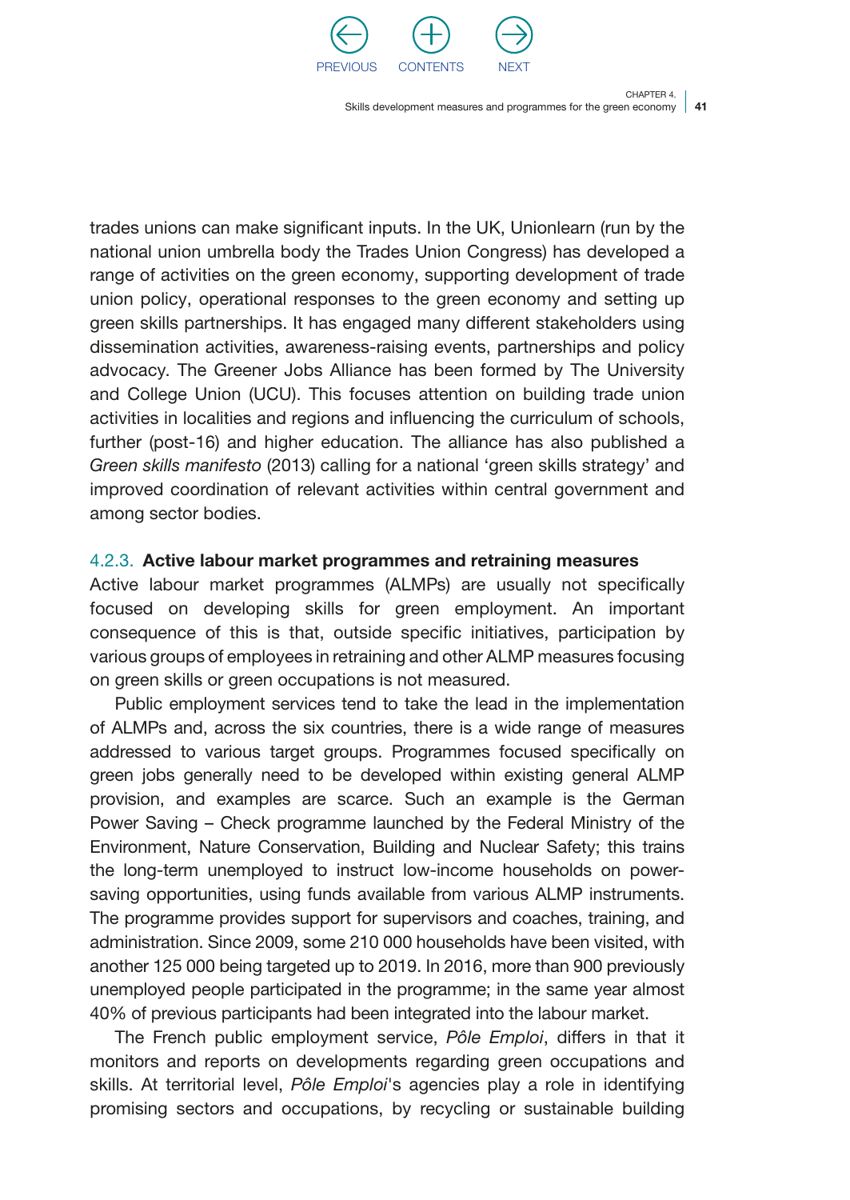trades unions can make significant inputs. In the UK, Unionlearn (run by the national union umbrella body the Trades Union Congress) has developed a range of activities on the green economy, supporting development of trade union policy, operational responses to the green economy and setting up green skills partnerships. It has engaged many different stakeholders using dissemination activities, awareness-raising events, partnerships and policy advocacy. The Greener Jobs Alliance has been formed by The University and College Union (UCU). This focuses attention on building trade union activities in localities and regions and influencing the curriculum of schools, further (post-16) and higher education. The alliance has also published a *Green skills manifesto* (2013) calling for a national 'green skills strategy' and improved coordination of relevant activities within central government and among sector bodies.

### 4.2.3. **Active labour market programmes and retraining measures**

Active labour market programmes (ALMPs) are usually not specifically focused on developing skills for green employment. An important consequence of this is that, outside specific initiatives, participation by various groups of employees in retraining and other ALMP measures focusing on green skills or green occupations is not measured.

Public employment services tend to take the lead in the implementation of ALMPs and, across the six countries, there is a wide range of measures addressed to various target groups. Programmes focused specifically on green jobs generally need to be developed within existing general ALMP provision, and examples are scarce. Such an example is the German Power Saving – Check programme launched by the Federal Ministry of the Environment, Nature Conservation, Building and Nuclear Safety; this trains the long-term unemployed to instruct low-income households on power-saving opportunities, using funds available from various ALMP instruments. The programme provides support for supervisors and coaches, training, and administration. Since 2009, some 210 000 households have been visited, with another 125 000 being targeted up to 2019. In 2016, more than 900 previously unemployed people participated in the programme; in the same year almost 40% of previous participants had been integrated into the labour market.

The French public employment service, *Pôle Emploi*, differs in that it monitors and reports on developments regarding green occupations and skills. At territorial level, *Pôle Emploi*'s agencies play a role in identifying promising sectors and occupations, by recycling or sustainable building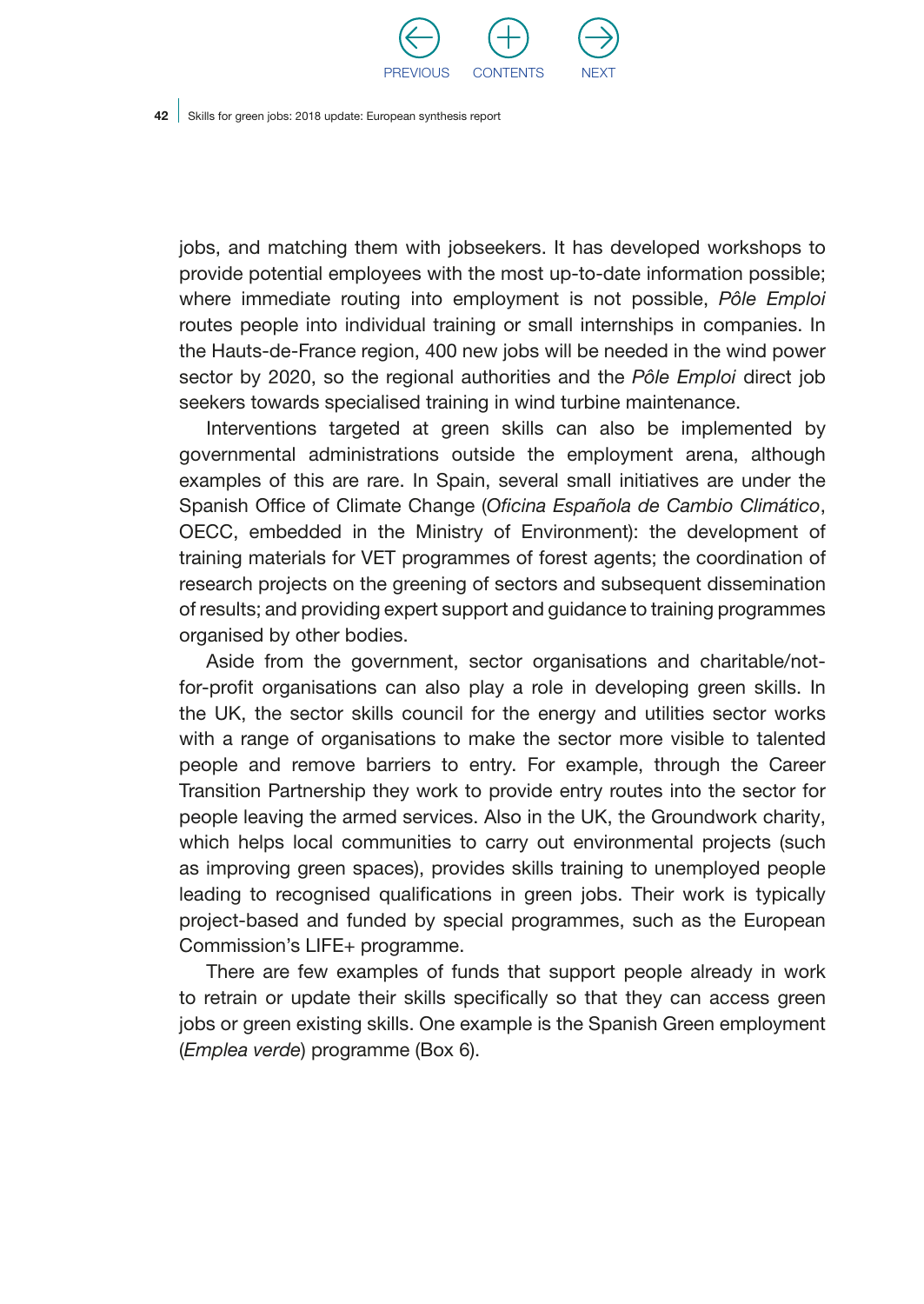jobs, and matching them with jobseekers. It has developed workshops to provide potential employees with the most up-to-date information possible; where immediate routing into employment is not possible, *Pôle Emploi* routes people into individual training or small internships in companies. In the Hauts-de-France region, 400 new jobs will be needed in the wind power sector by 2020, so the regional authorities and the *Pôle Emploi* direct job seekers towards specialised training in wind turbine maintenance.

Interventions targeted at green skills can also be implemented by governmental administrations outside the employment arena, although examples of this are rare. In Spain, several small initiatives are under the Spanish Office of Climate Change (*Oficina Española de Cambio Climático*, OECC, embedded in the Ministry of Environment): the development of training materials for VET programmes of forest agents; the coordination of research projects on the greening of sectors and subsequent dissemination of results; and providing expert support and guidance to training programmes organised by other bodies.

Aside from the government, sector organisations and charitable/not-for-profit organisations can also play a role in developing green skills. In the UK, the sector skills council for the energy and utilities sector works with a range of organisations to make the sector more visible to talented people and remove barriers to entry. For example, through the Career Transition Partnership they work to provide entry routes into the sector for people leaving the armed services. Also in the UK, the Groundwork charity, which helps local communities to carry out environmental projects (such as improving green spaces), provides skills training to unemployed people leading to recognised qualifications in green jobs. Their work is typically project-based and funded by special programmes, such as the European Commission's LIFE+ programme.

There are few examples of funds that support people already in work to retrain or update their skills specifically so that they can access green jobs or green existing skills. One example is the Spanish Green employment (*Emplea verde*) programme (Box 6).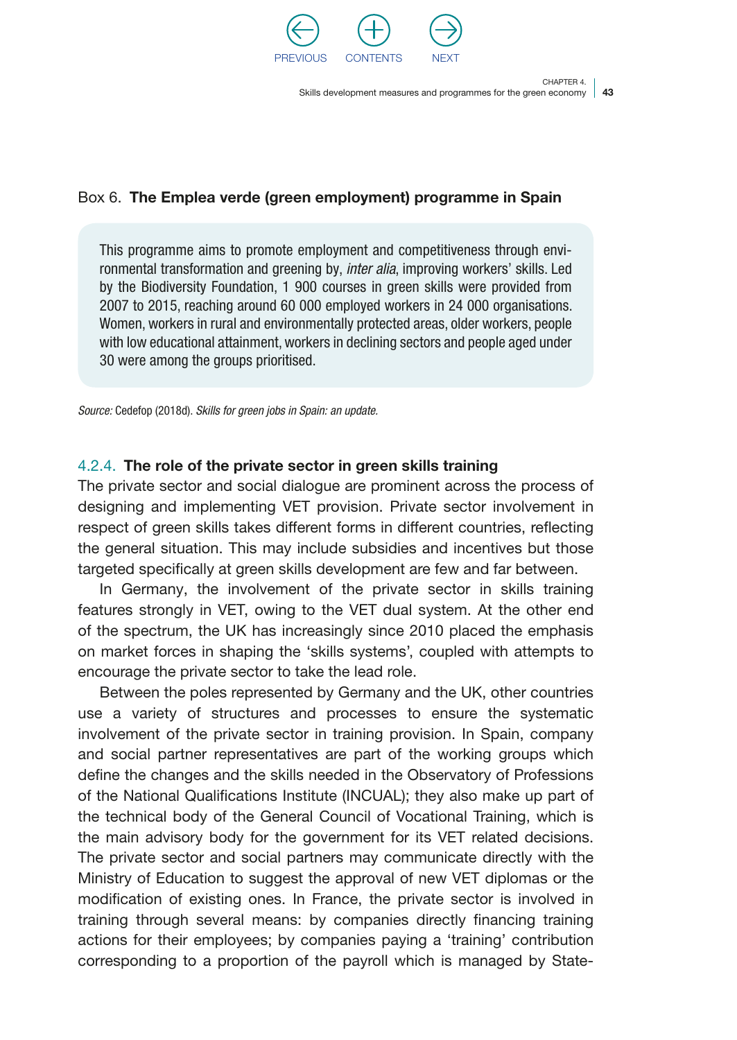Box 6. **The Emplea verde (green employment) programme in Spain**

This programme aims to promote employment and competitiveness through environmental transformation and greening by, *inter alia*, improving workers' skills. Led by the Biodiversity Foundation, 1 900 courses in green skills were provided from 2007 to 2015, reaching around 60 000 employed workers in 24 000 organisations. Women, workers in rural and environmentally protected areas, older workers, people with low educational attainment, workers in declining sectors and people aged under 30 were among the groups prioritised.

*Source:* Cedefop (2018d). *Skills for green jobs in Spain: an update.*

#### 4.2.4. **The role of the private sector in green skills training**

The private sector and social dialogue are prominent across the process of designing and implementing VET provision. Private sector involvement in respect of green skills takes different forms in different countries, reflecting the general situation. This may include subsidies and incentives but those targeted specifically at green skills development are few and far between.

In Germany, the involvement of the private sector in skills training features strongly in VET, owing to the VET dual system. At the other end of the spectrum, the UK has increasingly since 2010 placed the emphasis on market forces in shaping the 'skills systems', coupled with attempts to encourage the private sector to take the lead role.

Between the poles represented by Germany and the UK, other countries use a variety of structures and processes to ensure the systematic involvement of the private sector in training provision. In Spain, company and social partner representatives are part of the working groups which define the changes and the skills needed in the Observatory of Professions of the National Qualifications Institute (INCUAL); they also make up part of the technical body of the General Council of Vocational Training, which is the main advisory body for the government for its VET related decisions. The private sector and social partners may communicate directly with the Ministry of Education to suggest the approval of new VET diplomas or the modification of existing ones. In France, the private sector is involved in training through several means: by companies directly financing training actions for their employees; by companies paying a 'training' contribution corresponding to a proportion of the payroll which is managed by State-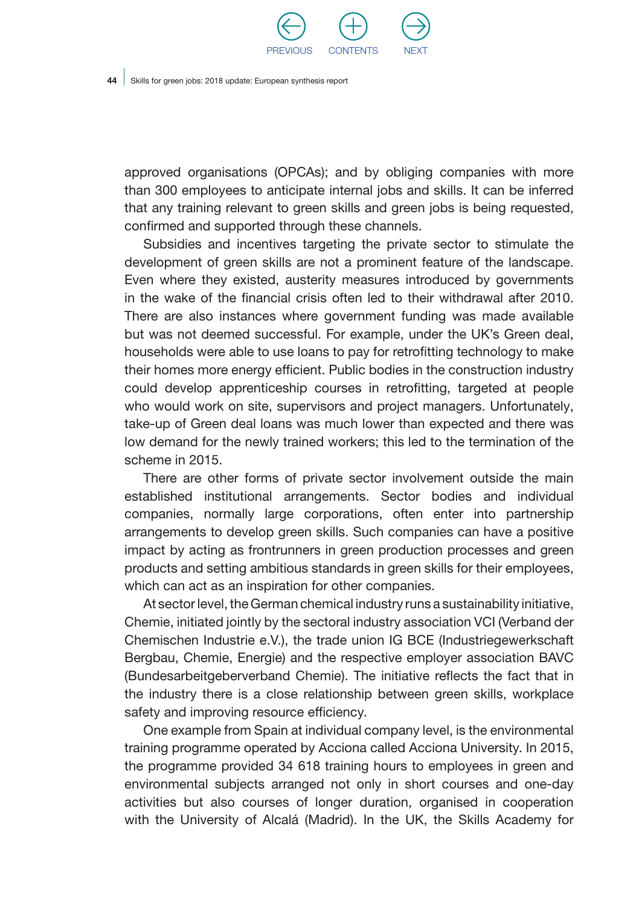approved organisations (OPCAs); and by obliging companies with more than 300 employees to anticipate internal jobs and skills. It can be inferred that any training relevant to green skills and green jobs is being requested, confirmed and supported through these channels.

Subsidies and incentives targeting the private sector to stimulate the development of green skills are not a prominent feature of the landscape. Even where they existed, austerity measures introduced by governments in the wake of the financial crisis often led to their withdrawal after 2010. There are also instances where government funding was made available but was not deemed successful. For example, under the UK's Green deal, households were able to use loans to pay for retrofitting technology to make their homes more energy efficient. Public bodies in the construction industry could develop apprenticeship courses in retrofitting, targeted at people who would work on site, supervisors and project managers. Unfortunately, take-up of Green deal loans was much lower than expected and there was low demand for the newly trained workers; this led to the termination of the scheme in 2015.

There are other forms of private sector involvement outside the main established institutional arrangements. Sector bodies and individual companies, normally large corporations, often enter into partnership arrangements to develop green skills. Such companies can have a positive impact by acting as frontrunners in green production processes and green products and setting ambitious standards in green skills for their employees, which can act as an inspiration for other companies.

At sector level, the German chemical industry runs a sustainability initiative, Chemie, initiated jointly by the sectoral industry association VCI (Verband der Chemischen Industrie e.V.), the trade union IG BCE (Industriegewerkschaft Bergbau, Chemie, Energie) and the respective employer association BAVC (Bundesarbeitgeberverband Chemie). The initiative reflects the fact that in the industry there is a close relationship between green skills, workplace safety and improving resource efficiency.

One example from Spain at individual company level, is the environmental training programme operated by Acciona called Acciona University. In 2015, the programme provided 34 618 training hours to employees in green and environmental subjects arranged not only in short courses and one-day activities but also courses of longer duration, organised in cooperation with the University of Alcalá (Madrid). In the UK, the Skills Academy for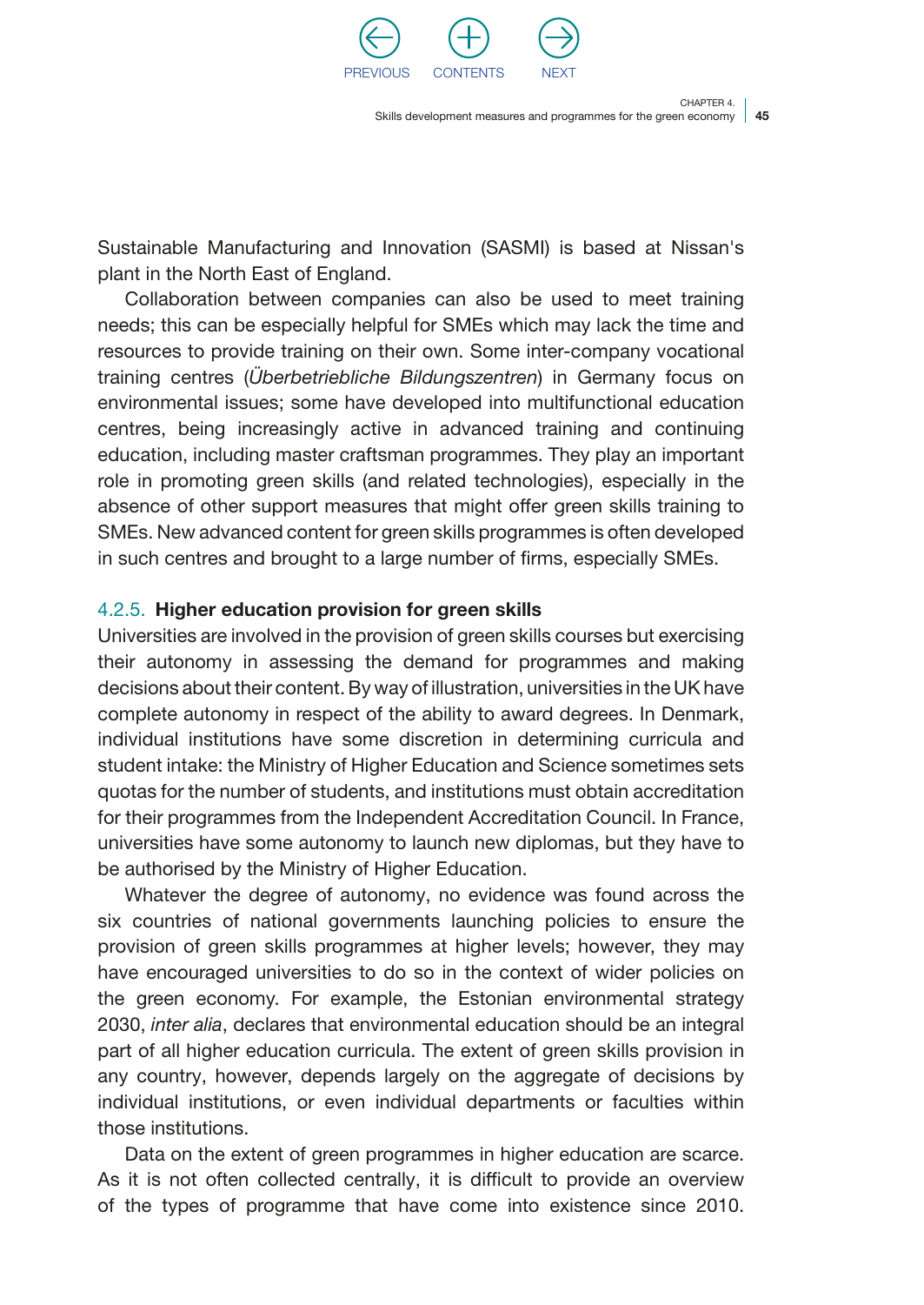Sustainable Manufacturing and Innovation (SASMI) is based at Nissan's plant in the North East of England.

Collaboration between companies can also be used to meet training needs; this can be especially helpful for SMEs which may lack the time and resources to provide training on their own. Some inter-company vocational training centres (*Überbetriebliche Bildungszentren*) in Germany focus on environmental issues; some have developed into multifunctional education centres, being increasingly active in advanced training and continuing education, including master craftsman programmes. They play an important role in promoting green skills (and related technologies), especially in the absence of other support measures that might offer green skills training to SMEs. New advanced content for green skills programmes is often developed in such centres and brought to a large number of firms, especially SMEs.

### 4.2.5. **Higher education provision for green skills**

Universities are involved in the provision of green skills courses but exercising their autonomy in assessing the demand for programmes and making decisions about their content. By way of illustration, universities in the UK have complete autonomy in respect of the ability to award degrees. In Denmark, individual institutions have some discretion in determining curricula and student intake: the Ministry of Higher Education and Science sometimes sets quotas for the number of students, and institutions must obtain accreditation for their programmes from the Independent Accreditation Council. In France, universities have some autonomy to launch new diplomas, but they have to be authorised by the Ministry of Higher Education.

Whatever the degree of autonomy, no evidence was found across the six countries of national governments launching policies to ensure the provision of green skills programmes at higher levels; however, they may have encouraged universities to do so in the context of wider policies on the green economy. For example, the Estonian environmental strategy 2030, *inter alia*, declares that environmental education should be an integral part of all higher education curricula. The extent of green skills provision in any country, however, depends largely on the aggregate of decisions by individual institutions, or even individual departments or faculties within those institutions.

Data on the extent of green programmes in higher education are scarce. As it is not often collected centrally, it is difficult to provide an overview of the types of programme that have come into existence since 2010.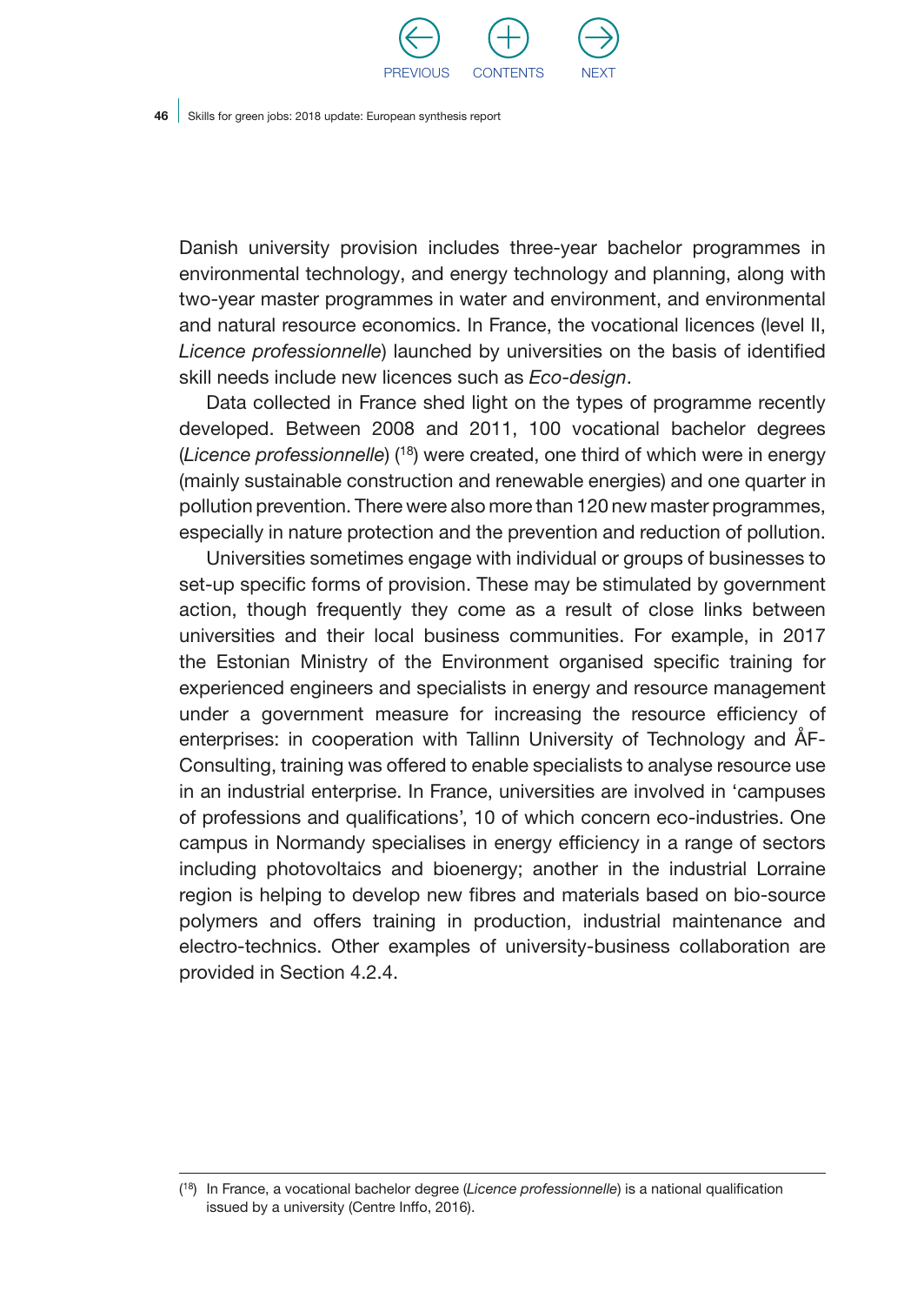Danish university provision includes three-year bachelor programmes in environmental technology, and energy technology and planning, along with two-year master programmes in water and environment, and environmental and natural resource economics. In France, the vocational licences (level II, *Licence professionnelle*) launched by universities on the basis of identified skill needs include new licences such as *Eco-design*.

Data collected in France shed light on the types of programme recently developed. Between 2008 and 2011, 100 vocational bachelor degrees (*Licence professionnelle*) ([18]) were created, one third of which were in energy (mainly sustainable construction and renewable energies) and one quarter in pollution prevention. There were also more than 120 new master programmes, especially in nature protection and the prevention and reduction of pollution.

Universities sometimes engage with individual or groups of businesses to set-up specific forms of provision. These may be stimulated by government action, though frequently they come as a result of close links between universities and their local business communities. For example, in 2017 the Estonian Ministry of the Environment organised specific training for experienced engineers and specialists in energy and resource management under a government measure for increasing the resource efficiency of enterprises: in cooperation with Tallinn University of Technology and ÅF-Consulting, training was offered to enable specialists to analyse resource use in an industrial enterprise. In France, universities are involved in 'campuses of professions and qualifications', 10 of which concern eco-industries. One campus in Normandy specialises in energy efficiency in a range of sectors including photovoltaics and bioenergy; another in the industrial Lorraine region is helping to develop new fibres and materials based on bio-source polymers and offers training in production, industrial maintenance and electro-technics. Other examples of university-business collaboration are provided in Section 4.2.4.

---

([18]) In France, a vocational bachelor degree (*Licence professionnelle*) is a national qualification issued by a university (Centre Inffo, 2016).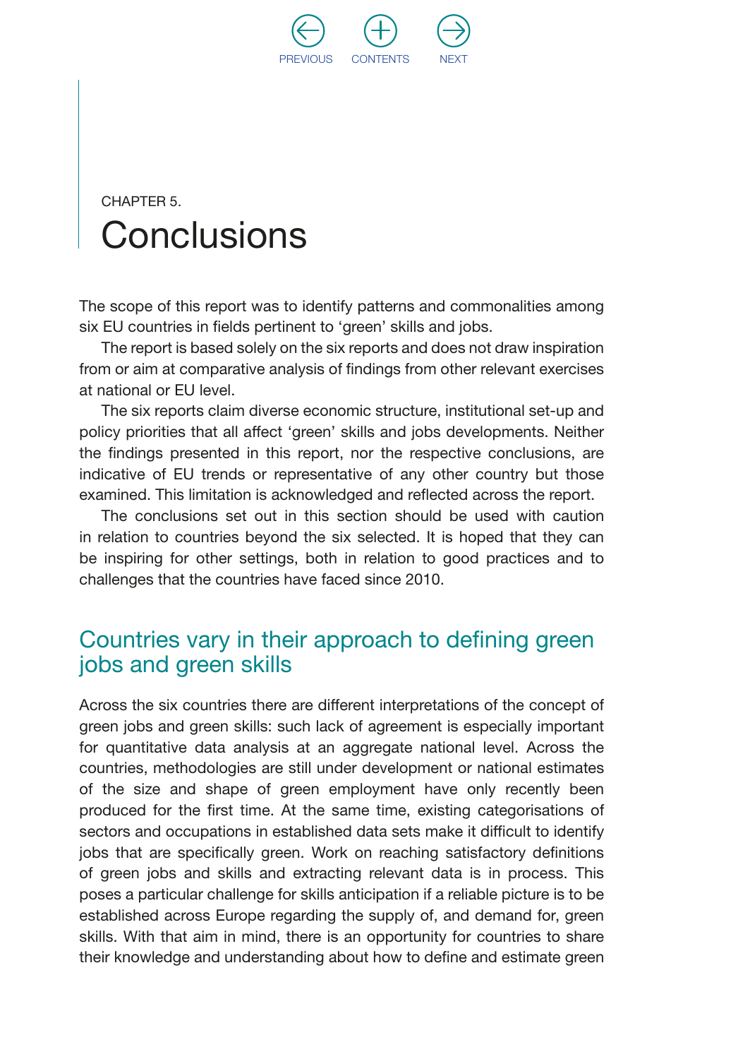CHAPTER 5.

# Conclusions

The scope of this report was to identify patterns and commonalities among six EU countries in fields pertinent to 'green' skills and jobs.

The report is based solely on the six reports and does not draw inspiration from or aim at comparative analysis of findings from other relevant exercises at national or EU level.

The six reports claim diverse economic structure, institutional set-up and policy priorities that all affect 'green' skills and jobs developments. Neither the findings presented in this report, nor the respective conclusions, are indicative of EU trends or representative of any other country but those examined. This limitation is acknowledged and reflected across the report.

The conclusions set out in this section should be used with caution in relation to countries beyond the six selected. It is hoped that they can be inspiring for other settings, both in relation to good practices and to challenges that the countries have faced since 2010.

## Countries vary in their approach to defining green jobs and green skills

Across the six countries there are different interpretations of the concept of green jobs and green skills: such lack of agreement is especially important for quantitative data analysis at an aggregate national level. Across the countries, methodologies are still under development or national estimates of the size and shape of green employment have only recently been produced for the first time. At the same time, existing categorisations of sectors and occupations in established data sets make it difficult to identify jobs that are specifically green. Work on reaching satisfactory definitions of green jobs and skills and extracting relevant data is in process. This poses a particular challenge for skills anticipation if a reliable picture is to be established across Europe regarding the supply of, and demand for, green skills. With that aim in mind, there is an opportunity for countries to share their knowledge and understanding about how to define and estimate green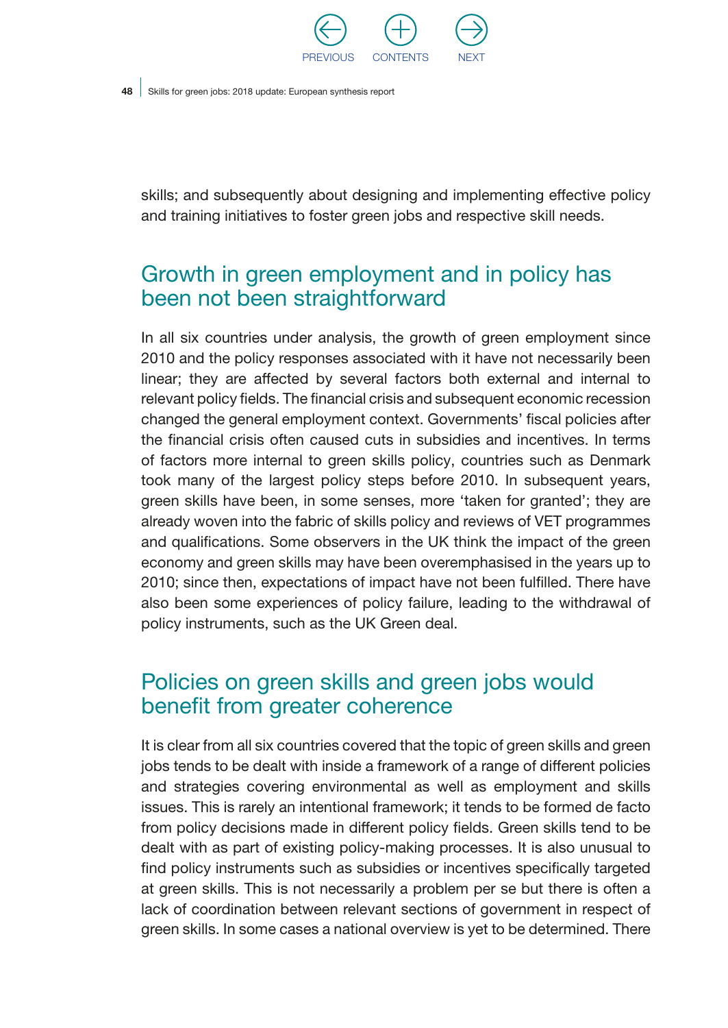skills; and subsequently about designing and implementing effective policy and training initiatives to foster green jobs and respective skill needs.

## Growth in green employment and in policy has been not been straightforward

In all six countries under analysis, the growth of green employment since 2010 and the policy responses associated with it have not necessarily been linear; they are affected by several factors both external and internal to relevant policy fields. The financial crisis and subsequent economic recession changed the general employment context. Governments' fiscal policies after the financial crisis often caused cuts in subsidies and incentives. In terms of factors more internal to green skills policy, countries such as Denmark took many of the largest policy steps before 2010. In subsequent years, green skills have been, in some senses, more 'taken for granted'; they are already woven into the fabric of skills policy and reviews of VET programmes and qualifications. Some observers in the UK think the impact of the green economy and green skills may have been overemphasised in the years up to 2010; since then, expectations of impact have not been fulfilled. There have also been some experiences of policy failure, leading to the withdrawal of policy instruments, such as the UK Green deal.

## Policies on green skills and green jobs would benefit from greater coherence

It is clear from all six countries covered that the topic of green skills and green jobs tends to be dealt with inside a framework of a range of different policies and strategies covering environmental as well as employment and skills issues. This is rarely an intentional framework; it tends to be formed de facto from policy decisions made in different policy fields. Green skills tend to be dealt with as part of existing policy-making processes. It is also unusual to find policy instruments such as subsidies or incentives specifically targeted at green skills. This is not necessarily a problem per se but there is often a lack of coordination between relevant sections of government in respect of green skills. In some cases a national overview is yet to be determined. There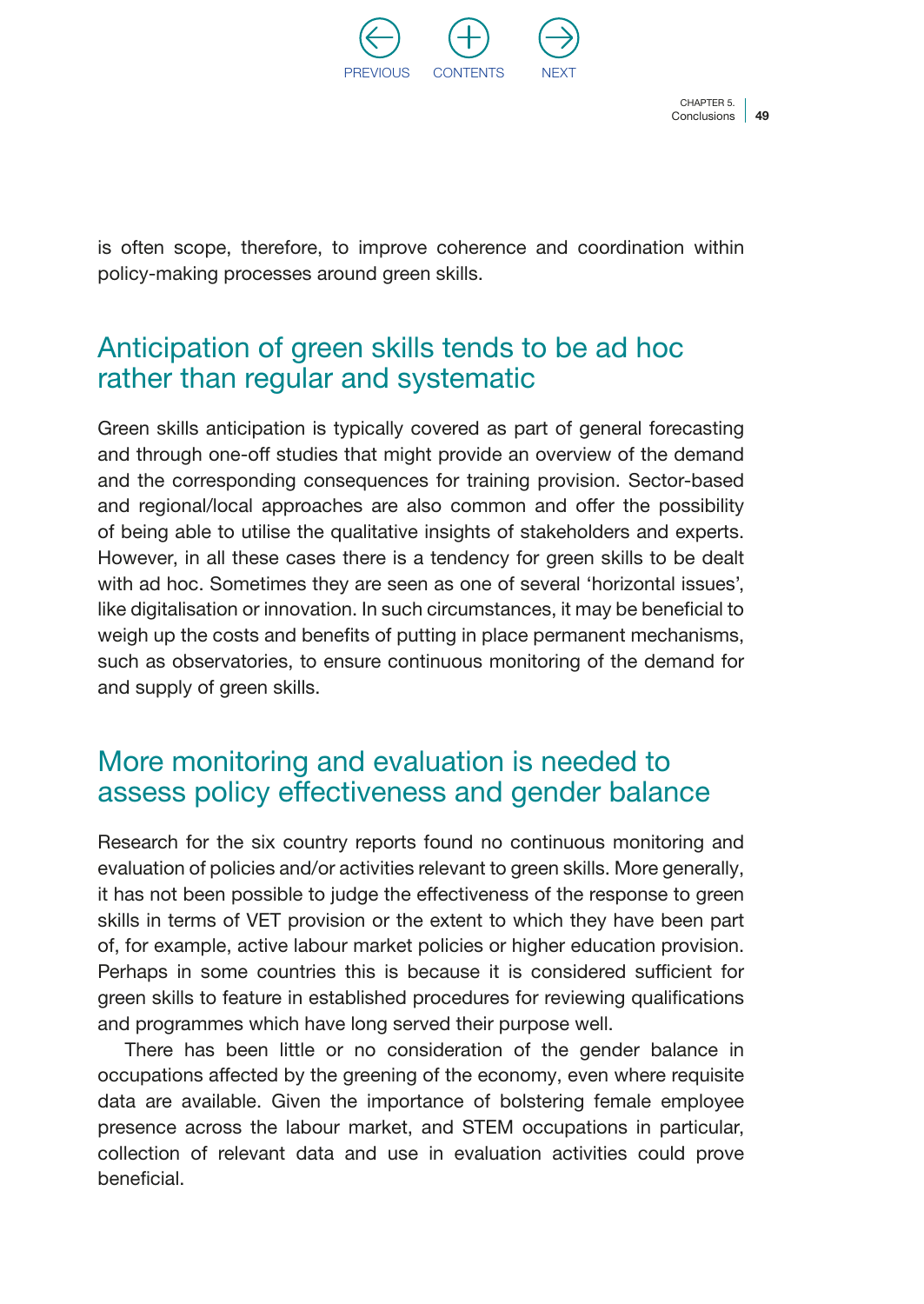is often scope, therefore, to improve coherence and coordination within policy-making processes around green skills.

## Anticipation of green skills tends to be ad hoc rather than regular and systematic

Green skills anticipation is typically covered as part of general forecasting and through one-off studies that might provide an overview of the demand and the corresponding consequences for training provision. Sector-based and regional/local approaches are also common and offer the possibility of being able to utilise the qualitative insights of stakeholders and experts. However, in all these cases there is a tendency for green skills to be dealt with ad hoc. Sometimes they are seen as one of several 'horizontal issues', like digitalisation or innovation. In such circumstances, it may be beneficial to weigh up the costs and benefits of putting in place permanent mechanisms, such as observatories, to ensure continuous monitoring of the demand for and supply of green skills.

## More monitoring and evaluation is needed to assess policy effectiveness and gender balance

Research for the six country reports found no continuous monitoring and evaluation of policies and/or activities relevant to green skills. More generally, it has not been possible to judge the effectiveness of the response to green skills in terms of VET provision or the extent to which they have been part of, for example, active labour market policies or higher education provision. Perhaps in some countries this is because it is considered sufficient for green skills to feature in established procedures for reviewing qualifications and programmes which have long served their purpose well.

There has been little or no consideration of the gender balance in occupations affected by the greening of the economy, even where requisite data are available. Given the importance of bolstering female employee presence across the labour market, and STEM occupations in particular, collection of relevant data and use in evaluation activities could prove beneficial.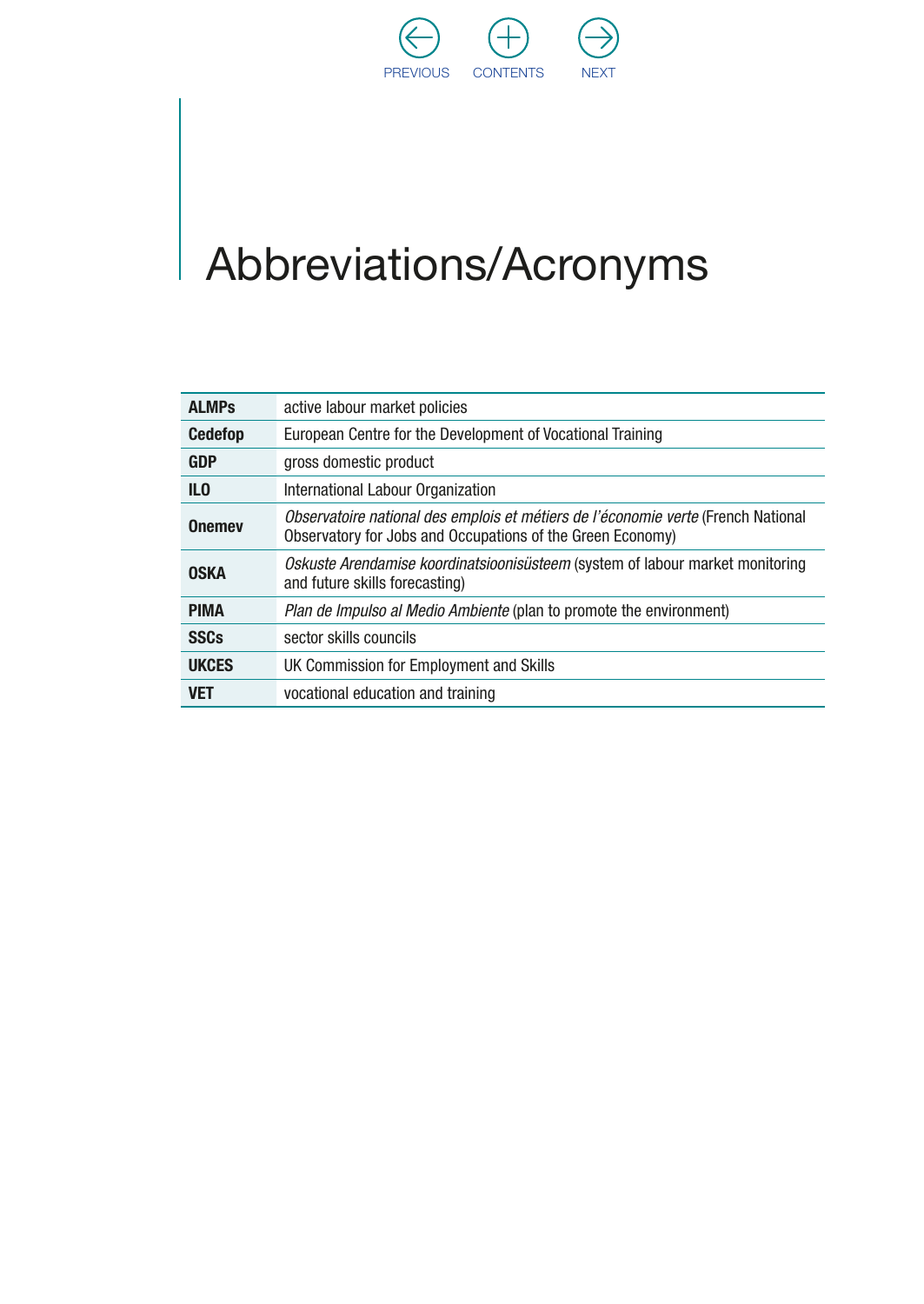# Abbreviations/Acronyms

| | |
|---|---|
| **ALMPs** | active labour market policies |
| **Cedefop** | European Centre for the Development of Vocational Training |
| **GDP** | gross domestic product |
| **ILO** | International Labour Organization |
| **Onemev** | *Observatoire national des emplois et métiers de l'économie verte* (French National Observatory for Jobs and Occupations of the Green Economy) |
| **OSKA** | *Oskuste Arendamise koordinatsioonisüsteem* (system of labour market monitoring and future skills forecasting) |
| **PIMA** | *Plan de Impulso al Medio Ambiente* (plan to promote the environment) |
| **SSCs** | sector skills councils |
| **UKCES** | UK Commission for Employment and Skills |
| **VET** | vocational education and training |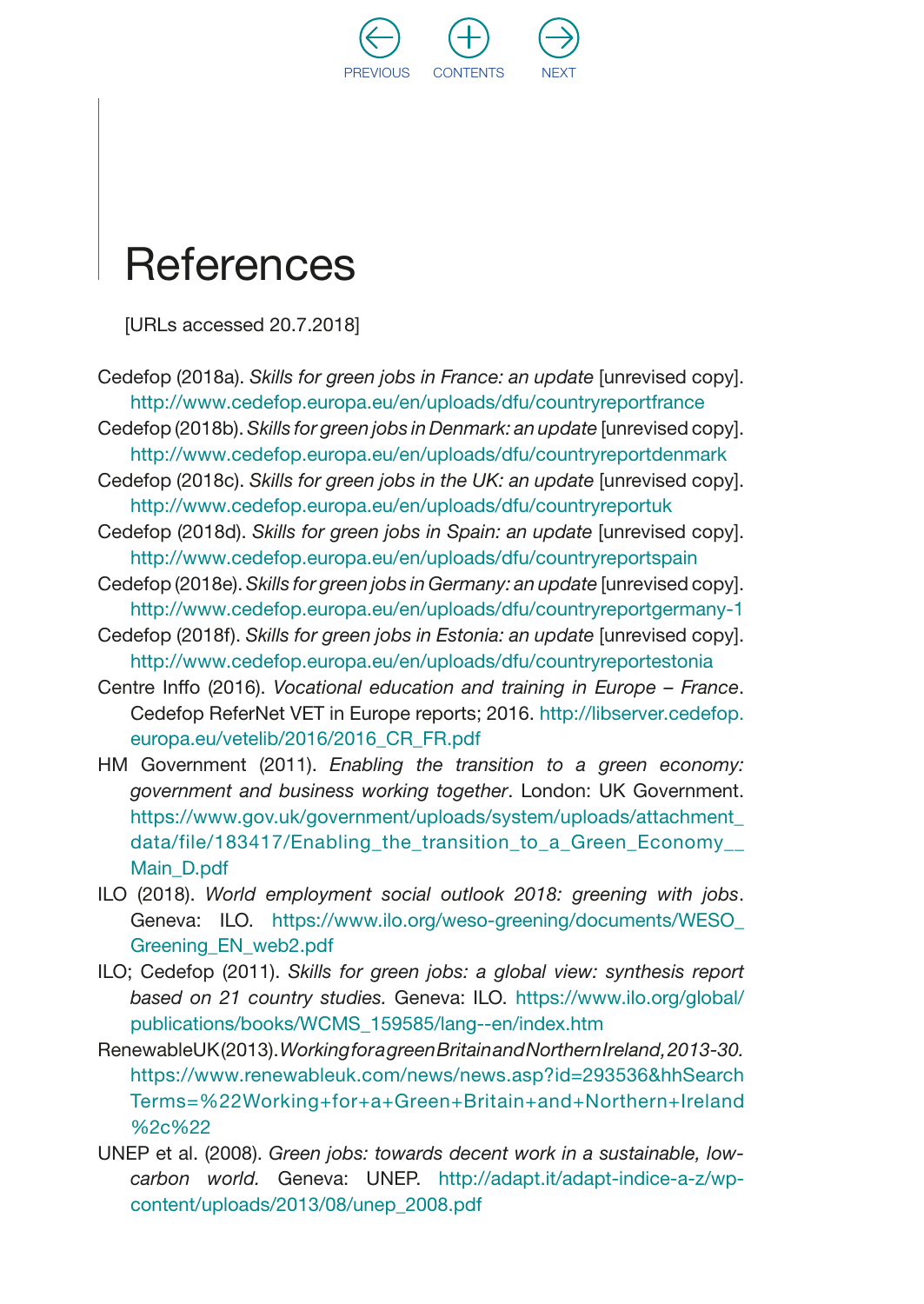# References

[URLs accessed 20.7.2018]

Cedefop (2018a). *Skills for green jobs in France: an update* [unrevised copy]. http://www.cedefop.europa.eu/en/uploads/dfu/countryreportfrance

Cedefop (2018b). *Skills for green jobs in Denmark: an update* [unrevised copy]. http://www.cedefop.europa.eu/en/uploads/dfu/countryreportdenmark

Cedefop (2018c). *Skills for green jobs in the UK: an update* [unrevised copy]. http://www.cedefop.europa.eu/en/uploads/dfu/countryreportuk

Cedefop (2018d). *Skills for green jobs in Spain: an update* [unrevised copy]. http://www.cedefop.europa.eu/en/uploads/dfu/countryreportspain

Cedefop (2018e). *Skills for green jobs in Germany: an update* [unrevised copy]. http://www.cedefop.europa.eu/en/uploads/dfu/countryreportgermany-1

Cedefop (2018f). *Skills for green jobs in Estonia: an update* [unrevised copy]. http://www.cedefop.europa.eu/en/uploads/dfu/countryreportestonia

Centre Inffo (2016). *Vocational education and training in Europe – France*. Cedefop ReferNet VET in Europe reports; 2016. http://libserver.cedefop.europa.eu/vetelib/2016/2016_CR_FR.pdf

HM Government (2011). *Enabling the transition to a green economy: government and business working together*. London: UK Government. https://www.gov.uk/government/uploads/system/uploads/attachment_data/file/183417/Enabling_the_transition_to_a_Green_Economy__Main_D.pdf

ILO (2018). *World employment social outlook 2018: greening with jobs*. Geneva: ILO. https://www.ilo.org/weso-greening/documents/WESO_Greening_EN_web2.pdf

ILO; Cedefop (2011). *Skills for green jobs: a global view: synthesis report based on 21 country studies.* Geneva: ILO. https://www.ilo.org/global/publications/books/WCMS_159585/lang--en/index.htm

RenewableUK (2013). *Working for a green Britain and Northern Ireland, 2013-30.* https://www.renewableuk.com/news/news.asp?id=293536&hhSearchTerms=%22Working+for+a+Green+Britain+and+Northern+Ireland%2c%22

UNEP et al. (2008). *Green jobs: towards decent work in a sustainable, low-carbon world.* Geneva: UNEP. http://adapt.it/adapt-indice-a-z/wp-content/uploads/2013/08/unep_2008.pdf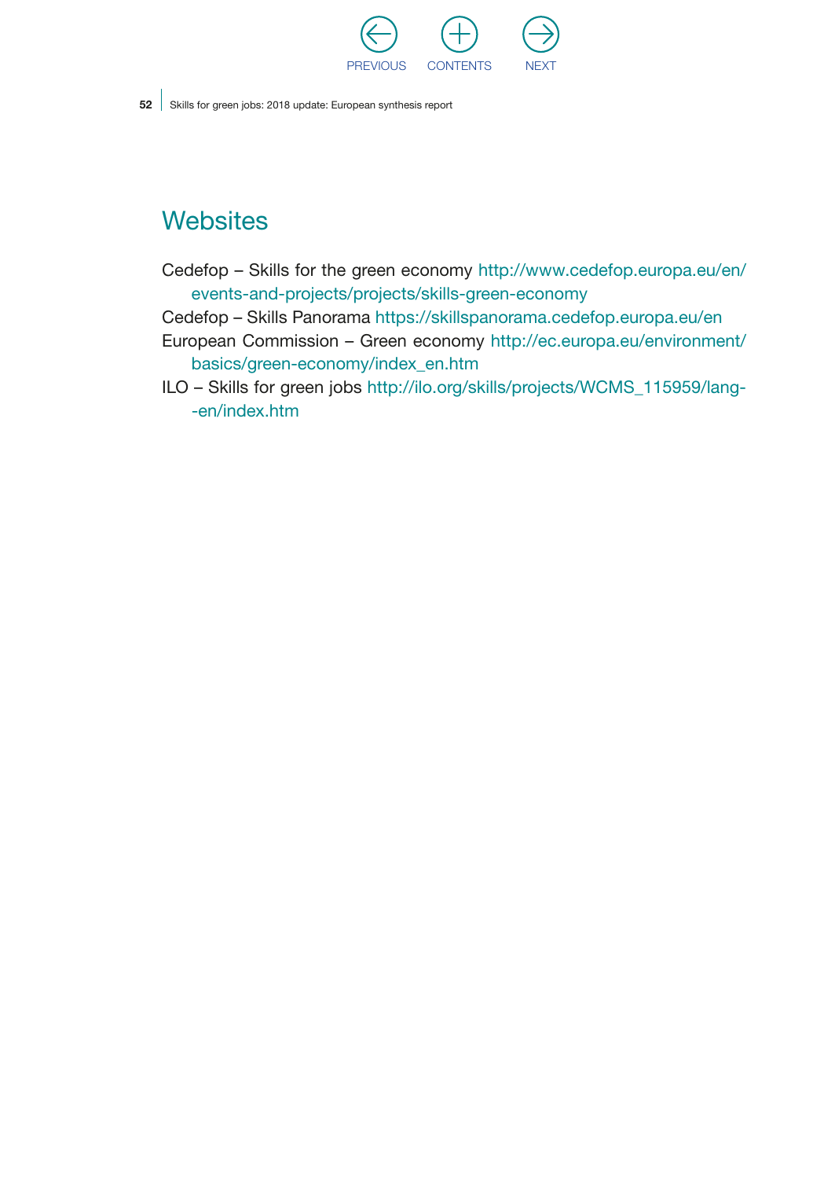## Websites

Cedefop – Skills for the green economy http://www.cedefop.europa.eu/en/events-and-projects/projects/skills-green-economy

Cedefop – Skills Panorama https://skillspanorama.cedefop.europa.eu/en

European Commission – Green economy http://ec.europa.eu/environment/basics/green-economy/index_en.htm

ILO – Skills for green jobs http://ilo.org/skills/projects/WCMS_115959/lang--en/index.htm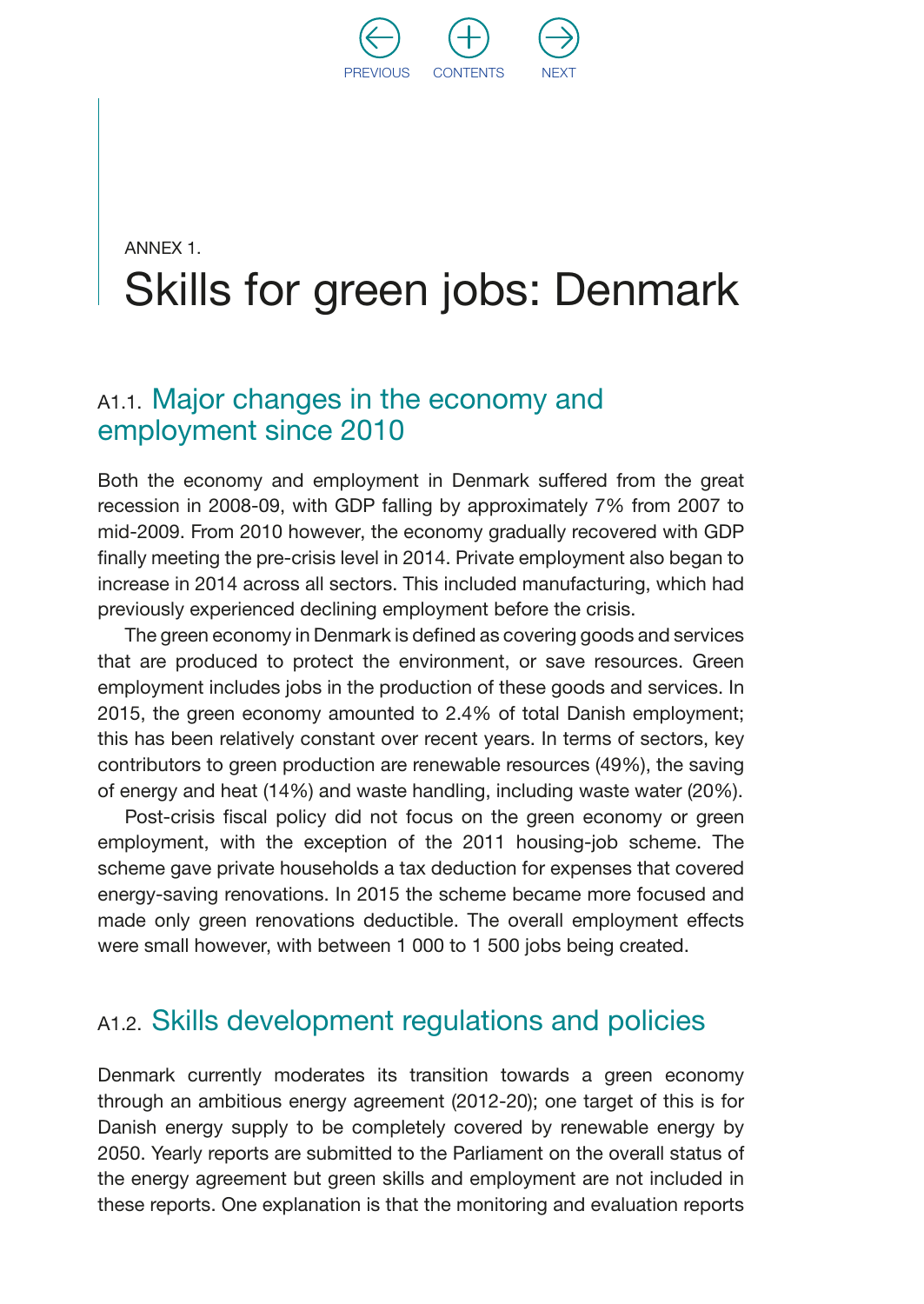ANNEX 1.

# Skills for green jobs: Denmark

## A1.1. Major changes in the economy and employment since 2010

Both the economy and employment in Denmark suffered from the great recession in 2008-09, with GDP falling by approximately 7% from 2007 to mid-2009. From 2010 however, the economy gradually recovered with GDP finally meeting the pre-crisis level in 2014. Private employment also began to increase in 2014 across all sectors. This included manufacturing, which had previously experienced declining employment before the crisis.

The green economy in Denmark is defined as covering goods and services that are produced to protect the environment, or save resources. Green employment includes jobs in the production of these goods and services. In 2015, the green economy amounted to 2.4% of total Danish employment; this has been relatively constant over recent years. In terms of sectors, key contributors to green production are renewable resources (49%), the saving of energy and heat (14%) and waste handling, including waste water (20%).

Post-crisis fiscal policy did not focus on the green economy or green employment, with the exception of the 2011 housing-job scheme. The scheme gave private households a tax deduction for expenses that covered energy-saving renovations. In 2015 the scheme became more focused and made only green renovations deductible. The overall employment effects were small however, with between 1 000 to 1 500 jobs being created.

## A1.2. Skills development regulations and policies

Denmark currently moderates its transition towards a green economy through an ambitious energy agreement (2012-20); one target of this is for Danish energy supply to be completely covered by renewable energy by 2050. Yearly reports are submitted to the Parliament on the overall status of the energy agreement but green skills and employment are not included in these reports. One explanation is that the monitoring and evaluation reports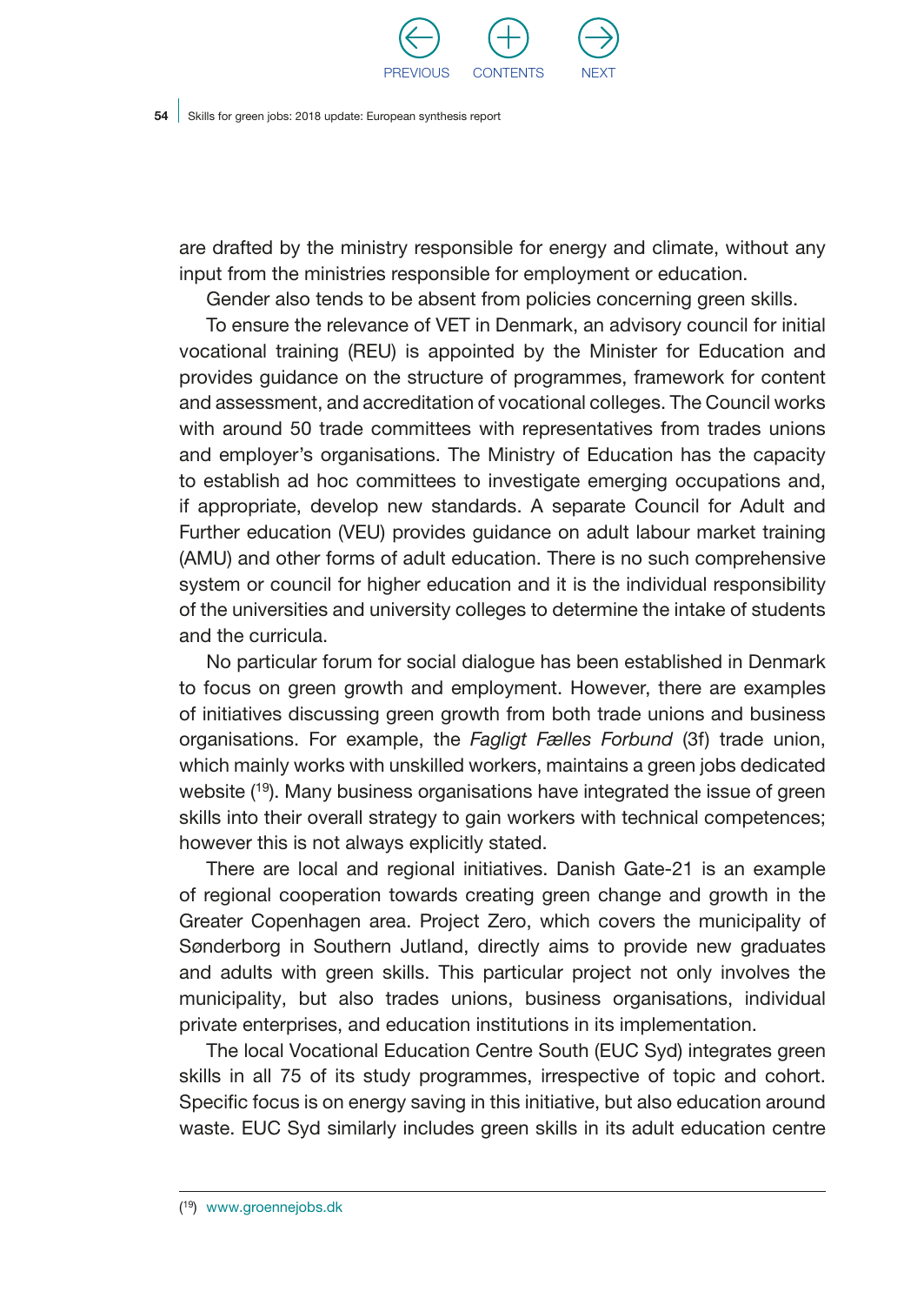are drafted by the ministry responsible for energy and climate, without any input from the ministries responsible for employment or education.

Gender also tends to be absent from policies concerning green skills.

To ensure the relevance of VET in Denmark, an advisory council for initial vocational training (REU) is appointed by the Minister for Education and provides guidance on the structure of programmes, framework for content and assessment, and accreditation of vocational colleges. The Council works with around 50 trade committees with representatives from trades unions and employer's organisations. The Ministry of Education has the capacity to establish ad hoc committees to investigate emerging occupations and, if appropriate, develop new standards. A separate Council for Adult and Further education (VEU) provides guidance on adult labour market training (AMU) and other forms of adult education. There is no such comprehensive system or council for higher education and it is the individual responsibility of the universities and university colleges to determine the intake of students and the curricula.

No particular forum for social dialogue has been established in Denmark to focus on green growth and employment. However, there are examples of initiatives discussing green growth from both trade unions and business organisations. For example, the *Fagligt Fælles Forbund* (3f) trade union, which mainly works with unskilled workers, maintains a green jobs dedicated website [19]. Many business organisations have integrated the issue of green skills into their overall strategy to gain workers with technical competences; however this is not always explicitly stated.

There are local and regional initiatives. Danish Gate-21 is an example of regional cooperation towards creating green change and growth in the Greater Copenhagen area. Project Zero, which covers the municipality of Sønderborg in Southern Jutland, directly aims to provide new graduates and adults with green skills. This particular project not only involves the municipality, but also trades unions, business organisations, individual private enterprises, and education institutions in its implementation.

The local Vocational Education Centre South (EUC Syd) integrates green skills in all 75 of its study programmes, irrespective of topic and cohort. Specific focus is on energy saving in this initiative, but also education around waste. EUC Syd similarly includes green skills in its adult education centre

---

[19] www.groennejobs.dk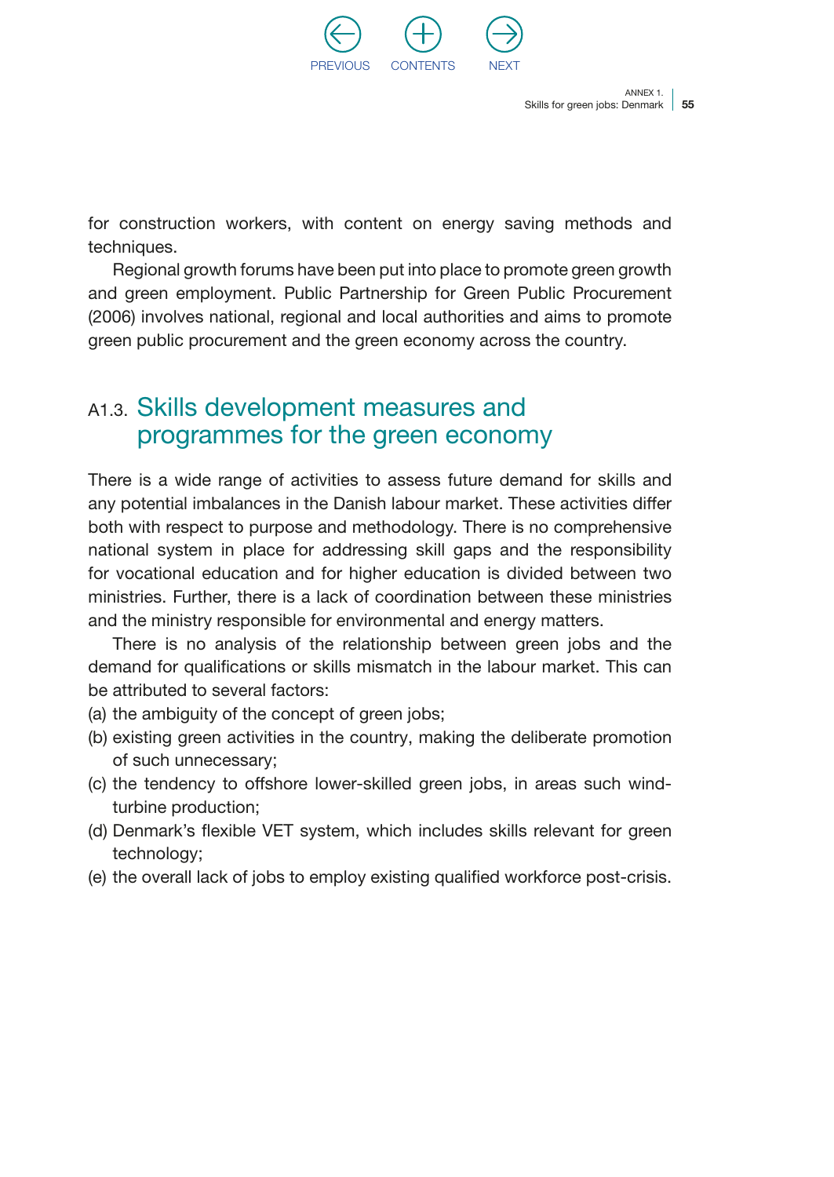for construction workers, with content on energy saving methods and techniques.

Regional growth forums have been put into place to promote green growth and green employment. Public Partnership for Green Public Procurement (2006) involves national, regional and local authorities and aims to promote green public procurement and the green economy across the country.

## A1.3. Skills development measures and programmes for the green economy

There is a wide range of activities to assess future demand for skills and any potential imbalances in the Danish labour market. These activities differ both with respect to purpose and methodology. There is no comprehensive national system in place for addressing skill gaps and the responsibility for vocational education and for higher education is divided between two ministries. Further, there is a lack of coordination between these ministries and the ministry responsible for environmental and energy matters.

There is no analysis of the relationship between green jobs and the demand for qualifications or skills mismatch in the labour market. This can be attributed to several factors:

(a) the ambiguity of the concept of green jobs;
(b) existing green activities in the country, making the deliberate promotion of such unnecessary;
(c) the tendency to offshore lower-skilled green jobs, in areas such wind-turbine production;
(d) Denmark's flexible VET system, which includes skills relevant for green technology;
(e) the overall lack of jobs to employ existing qualified workforce post-crisis.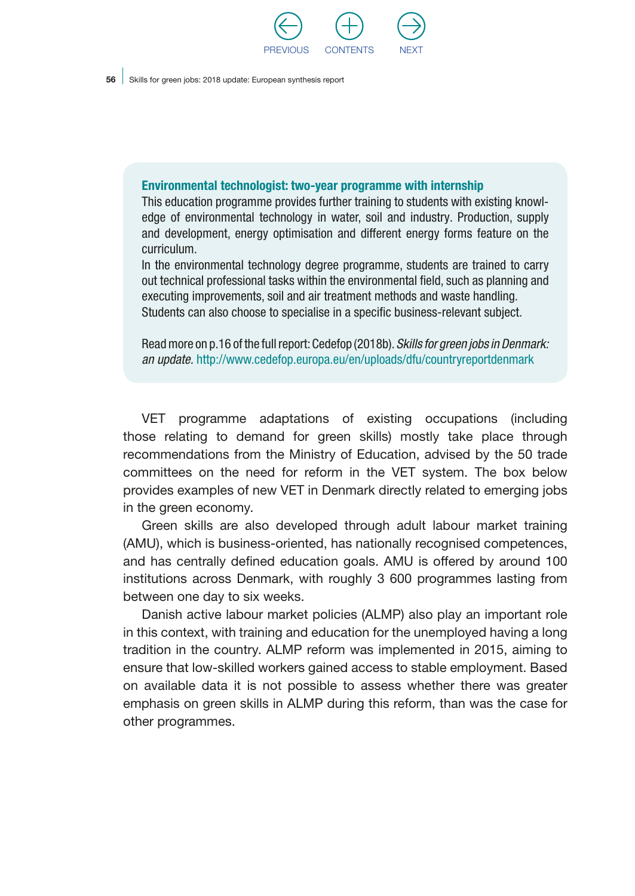**Environmental technologist: two-year programme with internship**

This education programme provides further training to students with existing knowledge of environmental technology in water, soil and industry. Production, supply and development, energy optimisation and different energy forms feature on the curriculum.

In the environmental technology degree programme, students are trained to carry out technical professional tasks within the environmental field, such as planning and executing improvements, soil and air treatment methods and waste handling.

Students can also choose to specialise in a specific business-relevant subject.

Read more on p.16 of the full report: Cedefop (2018b). *Skills for green jobs in Denmark: an update.* http://www.cedefop.europa.eu/en/uploads/dfu/countryreportdenmark

VET programme adaptations of existing occupations (including those relating to demand for green skills) mostly take place through recommendations from the Ministry of Education, advised by the 50 trade committees on the need for reform in the VET system. The box below provides examples of new VET in Denmark directly related to emerging jobs in the green economy.

Green skills are also developed through adult labour market training (AMU), which is business-oriented, has nationally recognised competences, and has centrally defined education goals. AMU is offered by around 100 institutions across Denmark, with roughly 3 600 programmes lasting from between one day to six weeks.

Danish active labour market policies (ALMP) also play an important role in this context, with training and education for the unemployed having a long tradition in the country. ALMP reform was implemented in 2015, aiming to ensure that low-skilled workers gained access to stable employment. Based on available data it is not possible to assess whether there was greater emphasis on green skills in ALMP during this reform, than was the case for other programmes.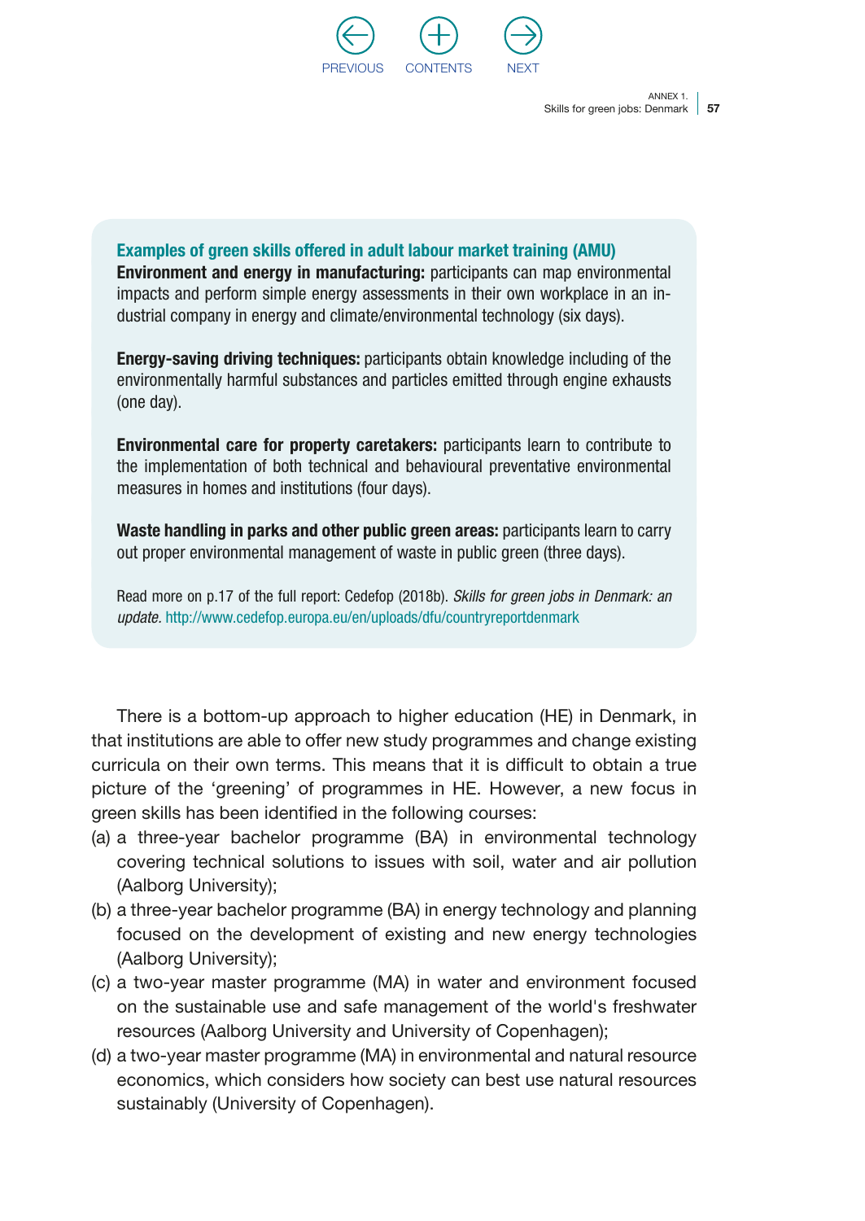**Examples of green skills offered in adult labour market training (AMU)**

**Environment and energy in manufacturing:** participants can map environmental impacts and perform simple energy assessments in their own workplace in an industrial company in energy and climate/environmental technology (six days).

**Energy-saving driving techniques:** participants obtain knowledge including of the environmentally harmful substances and particles emitted through engine exhausts (one day).

**Environmental care for property caretakers:** participants learn to contribute to the implementation of both technical and behavioural preventative environmental measures in homes and institutions (four days).

**Waste handling in parks and other public green areas:** participants learn to carry out proper environmental management of waste in public green (three days).

Read more on p.17 of the full report: Cedefop (2018b). *Skills for green jobs in Denmark: an update.* http://www.cedefop.europa.eu/en/uploads/dfu/countryreportdenmark

There is a bottom-up approach to higher education (HE) in Denmark, in that institutions are able to offer new study programmes and change existing curricula on their own terms. This means that it is difficult to obtain a true picture of the 'greening' of programmes in HE. However, a new focus in green skills has been identified in the following courses:

(a) a three-year bachelor programme (BA) in environmental technology covering technical solutions to issues with soil, water and air pollution (Aalborg University);

(b) a three-year bachelor programme (BA) in energy technology and planning focused on the development of existing and new energy technologies (Aalborg University);

(c) a two-year master programme (MA) in water and environment focused on the sustainable use and safe management of the world's freshwater resources (Aalborg University and University of Copenhagen);

(d) a two-year master programme (MA) in environmental and natural resource economics, which considers how society can best use natural resources sustainably (University of Copenhagen).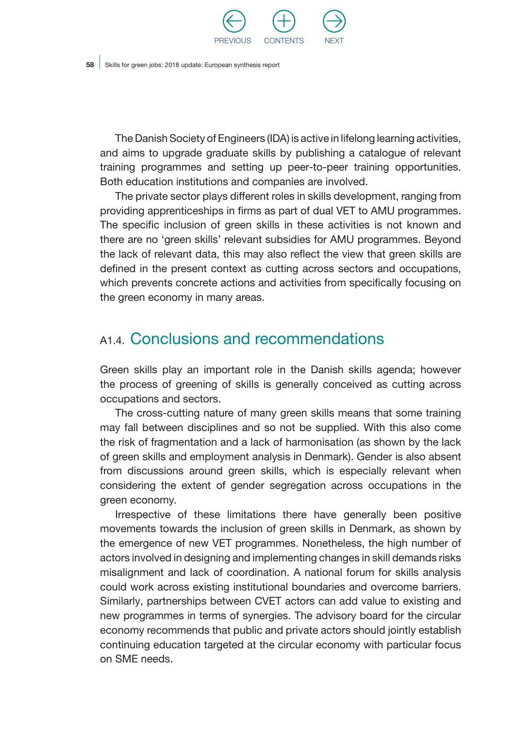The Danish Society of Engineers (IDA) is active in lifelong learning activities, and aims to upgrade graduate skills by publishing a catalogue of relevant training programmes and setting up peer-to-peer training opportunities. Both education institutions and companies are involved.

The private sector plays different roles in skills development, ranging from providing apprenticeships in firms as part of dual VET to AMU programmes. The specific inclusion of green skills in these activities is not known and there are no 'green skills' relevant subsidies for AMU programmes. Beyond the lack of relevant data, this may also reflect the view that green skills are defined in the present context as cutting across sectors and occupations, which prevents concrete actions and activities from specifically focusing on the green economy in many areas.

## A1.4. Conclusions and recommendations

Green skills play an important role in the Danish skills agenda; however the process of greening of skills is generally conceived as cutting across occupations and sectors.

The cross-cutting nature of many green skills means that some training may fall between disciplines and so not be supplied. With this also come the risk of fragmentation and a lack of harmonisation (as shown by the lack of green skills and employment analysis in Denmark). Gender is also absent from discussions around green skills, which is especially relevant when considering the extent of gender segregation across occupations in the green economy.

Irrespective of these limitations there have generally been positive movements towards the inclusion of green skills in Denmark, as shown by the emergence of new VET programmes. Nonetheless, the high number of actors involved in designing and implementing changes in skill demands risks misalignment and lack of coordination. A national forum for skills analysis could work across existing institutional boundaries and overcome barriers. Similarly, partnerships between CVET actors can add value to existing and new programmes in terms of synergies. The advisory board for the circular economy recommends that public and private actors should jointly establish continuing education targeted at the circular economy with particular focus on SME needs.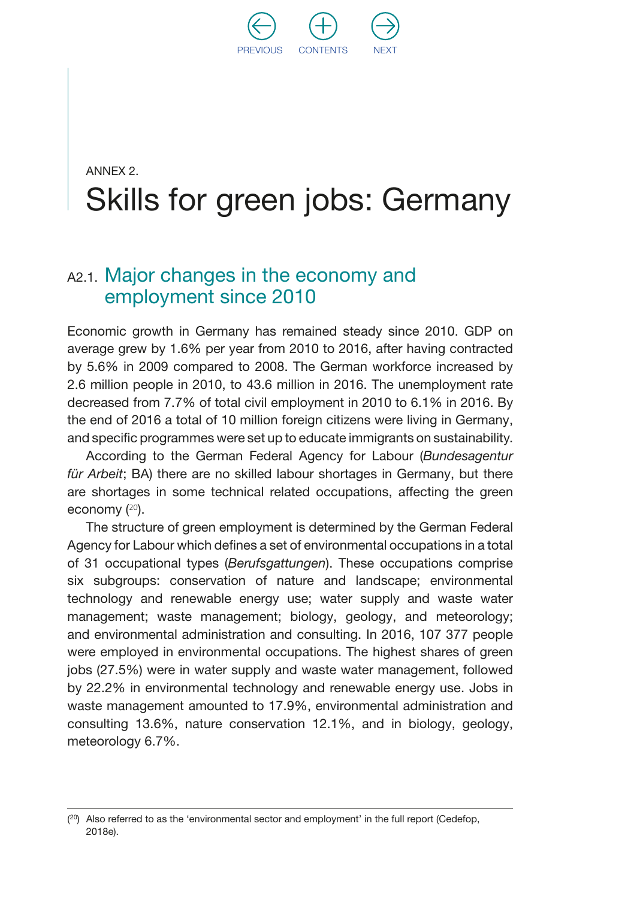ANNEX 2.

# Skills for green jobs: Germany

## A2.1. Major changes in the economy and employment since 2010

Economic growth in Germany has remained steady since 2010. GDP on average grew by 1.6% per year from 2010 to 2016, after having contracted by 5.6% in 2009 compared to 2008. The German workforce increased by 2.6 million people in 2010, to 43.6 million in 2016. The unemployment rate decreased from 7.7% of total civil employment in 2010 to 6.1% in 2016. By the end of 2016 a total of 10 million foreign citizens were living in Germany, and specific programmes were set up to educate immigrants on sustainability.

According to the German Federal Agency for Labour (*Bundesagentur für Arbeit*; BA) there are no skilled labour shortages in Germany, but there are shortages in some technical related occupations, affecting the green economy ([20]).

The structure of green employment is determined by the German Federal Agency for Labour which defines a set of environmental occupations in a total of 31 occupational types (*Berufsgattungen*). These occupations comprise six subgroups: conservation of nature and landscape; environmental technology and renewable energy use; water supply and waste water management; waste management; biology, geology, and meteorology; and environmental administration and consulting. In 2016, 107 377 people were employed in environmental occupations. The highest shares of green jobs (27.5%) were in water supply and waste water management, followed by 22.2% in environmental technology and renewable energy use. Jobs in waste management amounted to 17.9%, environmental administration and consulting 13.6%, nature conservation 12.1%, and in biology, geology, meteorology 6.7%.

---

([20]) Also referred to as the 'environmental sector and employment' in the full report (Cedefop, 2018e).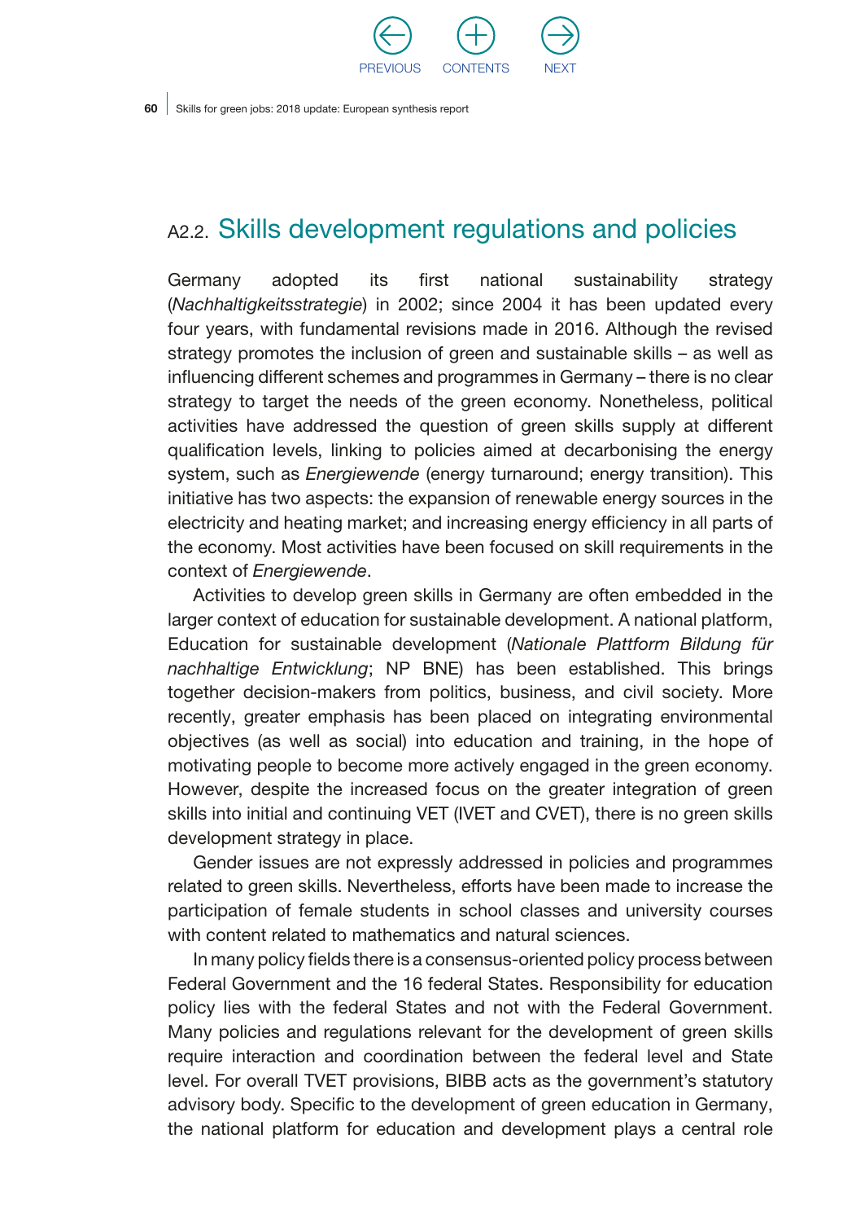## A2.2. Skills development regulations and policies

Germany adopted its first national sustainability strategy (*Nachhaltigkeitsstrategie*) in 2002; since 2004 it has been updated every four years, with fundamental revisions made in 2016. Although the revised strategy promotes the inclusion of green and sustainable skills – as well as influencing different schemes and programmes in Germany – there is no clear strategy to target the needs of the green economy. Nonetheless, political activities have addressed the question of green skills supply at different qualification levels, linking to policies aimed at decarbonising the energy system, such as *Energiewende* (energy turnaround; energy transition). This initiative has two aspects: the expansion of renewable energy sources in the electricity and heating market; and increasing energy efficiency in all parts of the economy. Most activities have been focused on skill requirements in the context of *Energiewende*.

Activities to develop green skills in Germany are often embedded in the larger context of education for sustainable development. A national platform, Education for sustainable development (*Nationale Plattform Bildung für nachhaltige Entwicklung*; NP BNE) has been established. This brings together decision-makers from politics, business, and civil society. More recently, greater emphasis has been placed on integrating environmental objectives (as well as social) into education and training, in the hope of motivating people to become more actively engaged in the green economy. However, despite the increased focus on the greater integration of green skills into initial and continuing VET (IVET and CVET), there is no green skills development strategy in place.

Gender issues are not expressly addressed in policies and programmes related to green skills. Nevertheless, efforts have been made to increase the participation of female students in school classes and university courses with content related to mathematics and natural sciences.

In many policy fields there is a consensus-oriented policy process between Federal Government and the 16 federal States. Responsibility for education policy lies with the federal States and not with the Federal Government. Many policies and regulations relevant for the development of green skills require interaction and coordination between the federal level and State level. For overall TVET provisions, BIBB acts as the government's statutory advisory body. Specific to the development of green education in Germany, the national platform for education and development plays a central role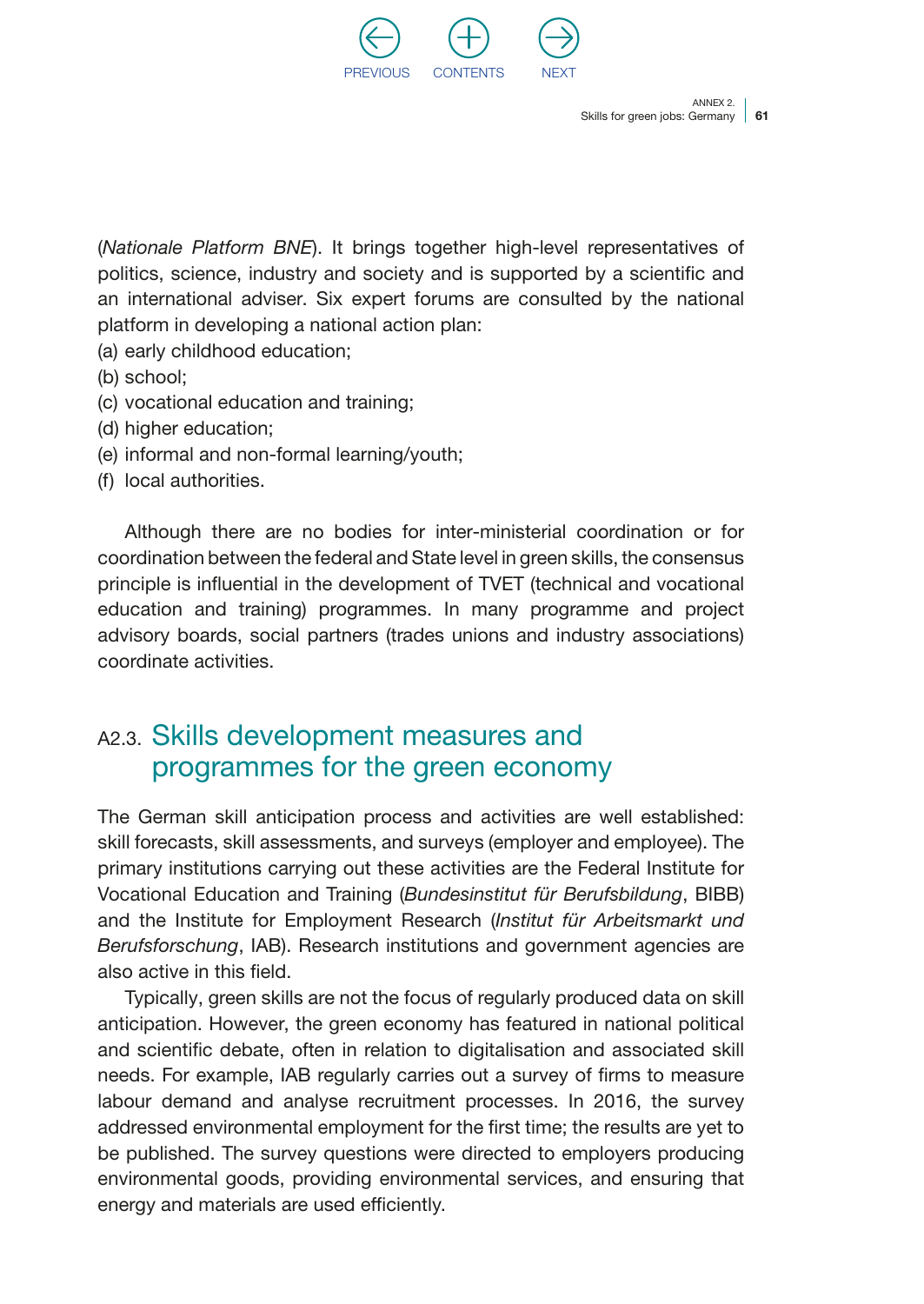(*Nationale Platform BNE*). It brings together high-level representatives of politics, science, industry and society and is supported by a scientific and an international adviser. Six expert forums are consulted by the national platform in developing a national action plan:

(a) early childhood education;
(b) school;
(c) vocational education and training;
(d) higher education;
(e) informal and non-formal learning/youth;
(f) local authorities.

Although there are no bodies for inter-ministerial coordination or for coordination between the federal and State level in green skills, the consensus principle is influential in the development of TVET (technical and vocational education and training) programmes. In many programme and project advisory boards, social partners (trades unions and industry associations) coordinate activities.

## A2.3. Skills development measures and programmes for the green economy

The German skill anticipation process and activities are well established: skill forecasts, skill assessments, and surveys (employer and employee). The primary institutions carrying out these activities are the Federal Institute for Vocational Education and Training (*Bundesinstitut für Berufsbildung*, BIBB) and the Institute for Employment Research (*Institut für Arbeitsmarkt und Berufsforschung*, IAB). Research institutions and government agencies are also active in this field.

Typically, green skills are not the focus of regularly produced data on skill anticipation. However, the green economy has featured in national political and scientific debate, often in relation to digitalisation and associated skill needs. For example, IAB regularly carries out a survey of firms to measure labour demand and analyse recruitment processes. In 2016, the survey addressed environmental employment for the first time; the results are yet to be published. The survey questions were directed to employers producing environmental goods, providing environmental services, and ensuring that energy and materials are used efficiently.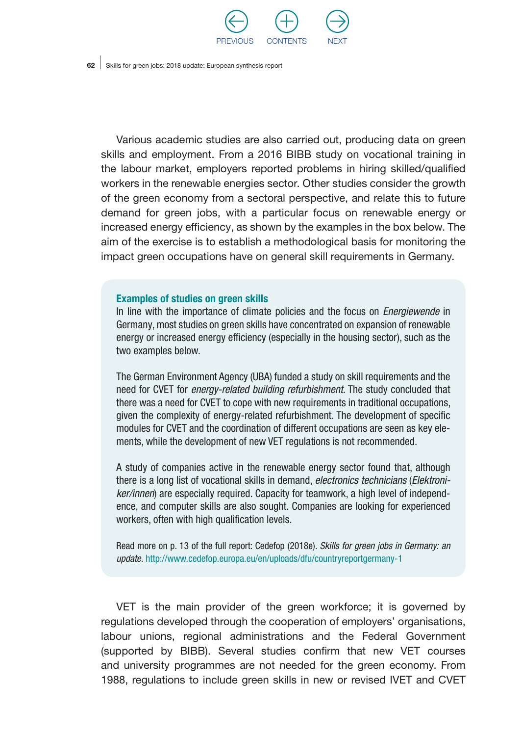Various academic studies are also carried out, producing data on green skills and employment. From a 2016 BIBB study on vocational training in the labour market, employers reported problems in hiring skilled/qualified workers in the renewable energies sector. Other studies consider the growth of the green economy from a sectoral perspective, and relate this to future demand for green jobs, with a particular focus on renewable energy or increased energy efficiency, as shown by the examples in the box below. The aim of the exercise is to establish a methodological basis for monitoring the impact green occupations have on general skill requirements in Germany.

**Examples of studies on green skills**

In line with the importance of climate policies and the focus on *Energiewende* in Germany, most studies on green skills have concentrated on expansion of renewable energy or increased energy efficiency (especially in the housing sector), such as the two examples below.

The German Environment Agency (UBA) funded a study on skill requirements and the need for CVET for *energy-related building refurbishment*. The study concluded that there was a need for CVET to cope with new requirements in traditional occupations, given the complexity of energy-related refurbishment. The development of specific modules for CVET and the coordination of different occupations are seen as key elements, while the development of new VET regulations is not recommended.

A study of companies active in the renewable energy sector found that, although there is a long list of vocational skills in demand, *electronics technicians* (*Elektroniker/innen*) are especially required. Capacity for teamwork, a high level of independence, and computer skills are also sought. Companies are looking for experienced workers, often with high qualification levels.

Read more on p. 13 of the full report: Cedefop (2018e). *Skills for green jobs in Germany: an update.* http://www.cedefop.europa.eu/en/uploads/dfu/countryreportgermany-1

VET is the main provider of the green workforce; it is governed by regulations developed through the cooperation of employers' organisations, labour unions, regional administrations and the Federal Government (supported by BIBB). Several studies confirm that new VET courses and university programmes are not needed for the green economy. From 1988, regulations to include green skills in new or revised IVET and CVET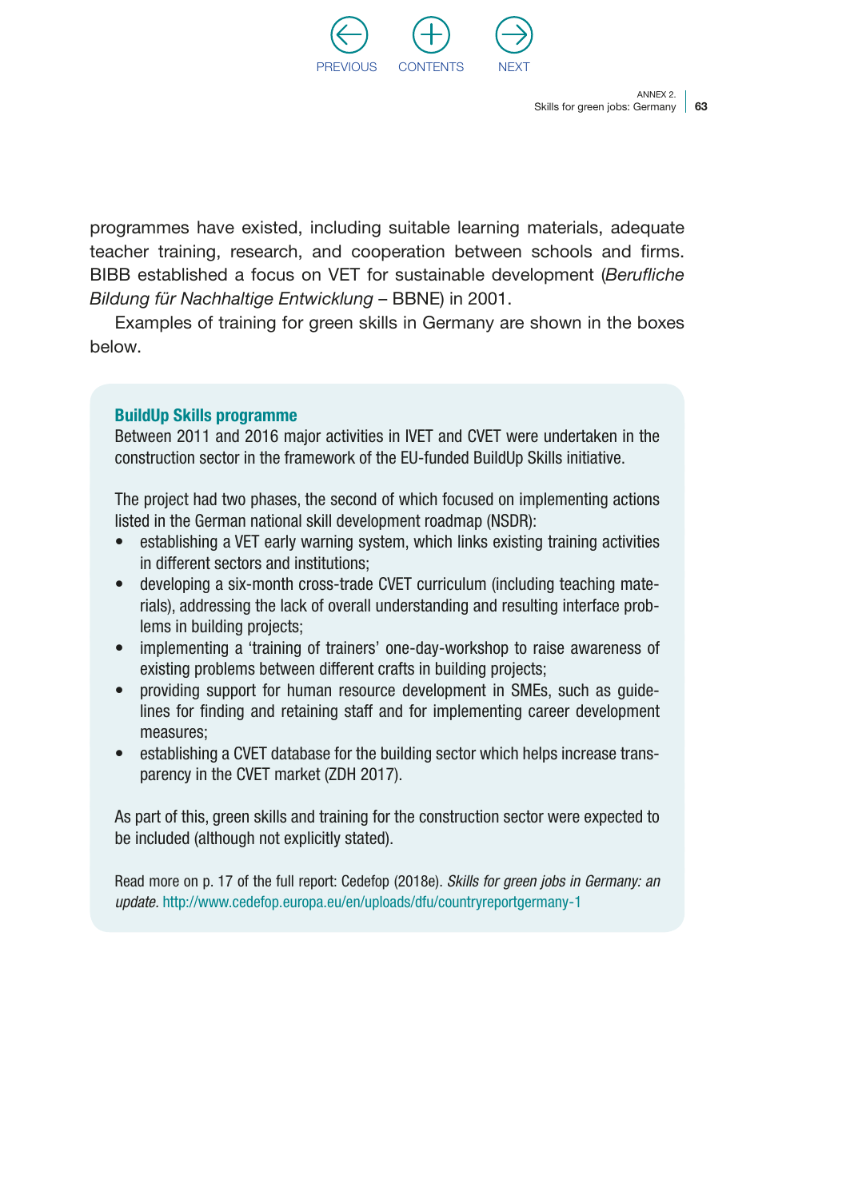programmes have existed, including suitable learning materials, adequate teacher training, research, and cooperation between schools and firms. BIBB established a focus on VET for sustainable development (*Berufliche Bildung für Nachhaltige Entwicklung* – BBNE) in 2001.

Examples of training for green skills in Germany are shown in the boxes below.

**BuildUp Skills programme**

Between 2011 and 2016 major activities in IVET and CVET were undertaken in the construction sector in the framework of the EU-funded BuildUp Skills initiative.

The project had two phases, the second of which focused on implementing actions listed in the German national skill development roadmap (NSDR):

- establishing a VET early warning system, which links existing training activities in different sectors and institutions;
- developing a six-month cross-trade CVET curriculum (including teaching materials), addressing the lack of overall understanding and resulting interface problems in building projects;
- implementing a 'training of trainers' one-day-workshop to raise awareness of existing problems between different crafts in building projects;
- providing support for human resource development in SMEs, such as guidelines for finding and retaining staff and for implementing career development measures;
- establishing a CVET database for the building sector which helps increase transparency in the CVET market (ZDH 2017).

As part of this, green skills and training for the construction sector were expected to be included (although not explicitly stated).

Read more on p. 17 of the full report: Cedefop (2018e). *Skills for green jobs in Germany: an update.* http://www.cedefop.europa.eu/en/uploads/dfu/countryreportgermany-1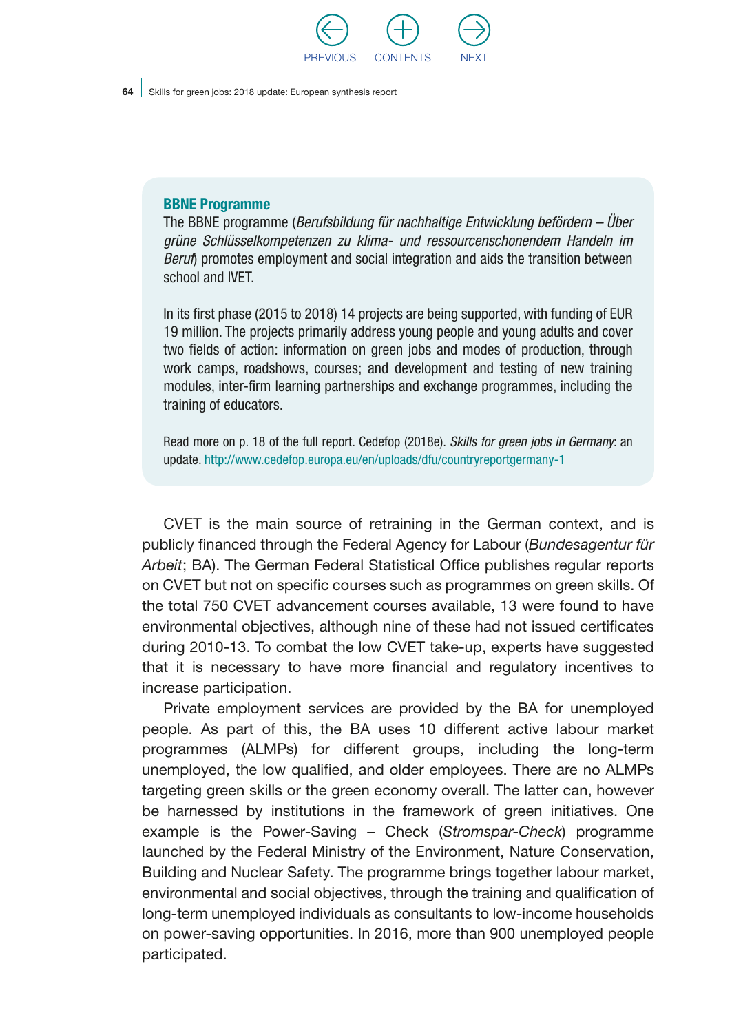**BBNE Programme**

The BBNE programme (*Berufsbildung für nachhaltige Entwicklung befördern – Über grüne Schlüsselkompetenzen zu klima- und ressourcenschonendem Handeln im Beruf*) promotes employment and social integration and aids the transition between school and IVET.

In its first phase (2015 to 2018) 14 projects are being supported, with funding of EUR 19 million. The projects primarily address young people and young adults and cover two fields of action: information on green jobs and modes of production, through work camps, roadshows, courses; and development and testing of new training modules, inter-firm learning partnerships and exchange programmes, including the training of educators.

Read more on p. 18 of the full report. Cedefop (2018e). *Skills for green jobs in Germany*: an update. http://www.cedefop.europa.eu/en/uploads/dfu/countryreportgermany-1

CVET is the main source of retraining in the German context, and is publicly financed through the Federal Agency for Labour (*Bundesagentur für Arbeit*; BA). The German Federal Statistical Office publishes regular reports on CVET but not on specific courses such as programmes on green skills. Of the total 750 CVET advancement courses available, 13 were found to have environmental objectives, although nine of these had not issued certificates during 2010-13. To combat the low CVET take-up, experts have suggested that it is necessary to have more financial and regulatory incentives to increase participation.

Private employment services are provided by the BA for unemployed people. As part of this, the BA uses 10 different active labour market programmes (ALMPs) for different groups, including the long-term unemployed, the low qualified, and older employees. There are no ALMPs targeting green skills or the green economy overall. The latter can, however be harnessed by institutions in the framework of green initiatives. One example is the Power-Saving – Check (*Stromspar-Check*) programme launched by the Federal Ministry of the Environment, Nature Conservation, Building and Nuclear Safety. The programme brings together labour market, environmental and social objectives, through the training and qualification of long-term unemployed individuals as consultants to low-income households on power-saving opportunities. In 2016, more than 900 unemployed people participated.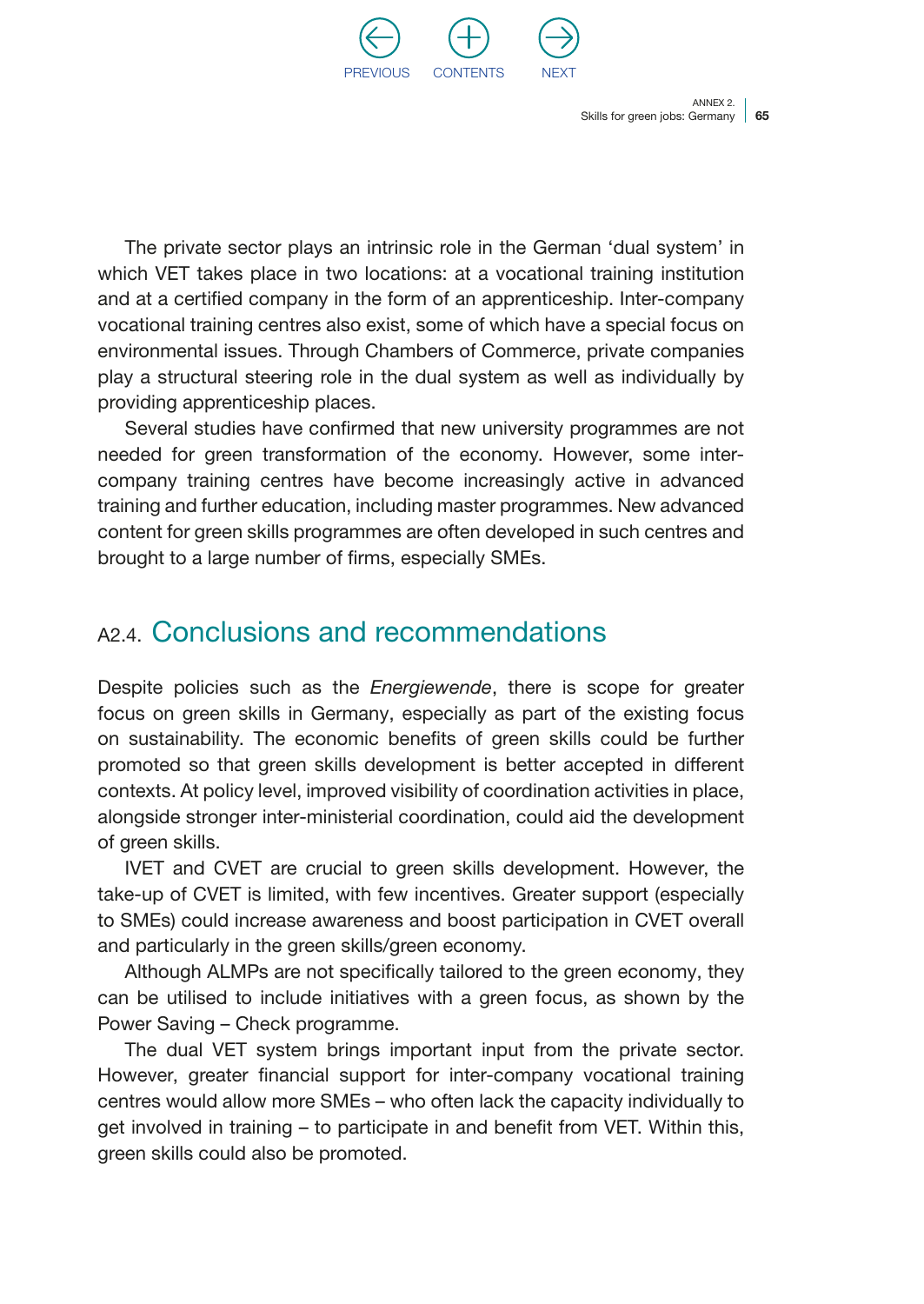The private sector plays an intrinsic role in the German 'dual system' in which VET takes place in two locations: at a vocational training institution and at a certified company in the form of an apprenticeship. Inter-company vocational training centres also exist, some of which have a special focus on environmental issues. Through Chambers of Commerce, private companies play a structural steering role in the dual system as well as individually by providing apprenticeship places.

Several studies have confirmed that new university programmes are not needed for green transformation of the economy. However, some inter-company training centres have become increasingly active in advanced training and further education, including master programmes. New advanced content for green skills programmes are often developed in such centres and brought to a large number of firms, especially SMEs.

## A2.4. Conclusions and recommendations

Despite policies such as the *Energiewende*, there is scope for greater focus on green skills in Germany, especially as part of the existing focus on sustainability. The economic benefits of green skills could be further promoted so that green skills development is better accepted in different contexts. At policy level, improved visibility of coordination activities in place, alongside stronger inter-ministerial coordination, could aid the development of green skills.

IVET and CVET are crucial to green skills development. However, the take-up of CVET is limited, with few incentives. Greater support (especially to SMEs) could increase awareness and boost participation in CVET overall and particularly in the green skills/green economy.

Although ALMPs are not specifically tailored to the green economy, they can be utilised to include initiatives with a green focus, as shown by the Power Saving – Check programme.

The dual VET system brings important input from the private sector. However, greater financial support for inter-company vocational training centres would allow more SMEs – who often lack the capacity individually to get involved in training – to participate in and benefit from VET. Within this, green skills could also be promoted.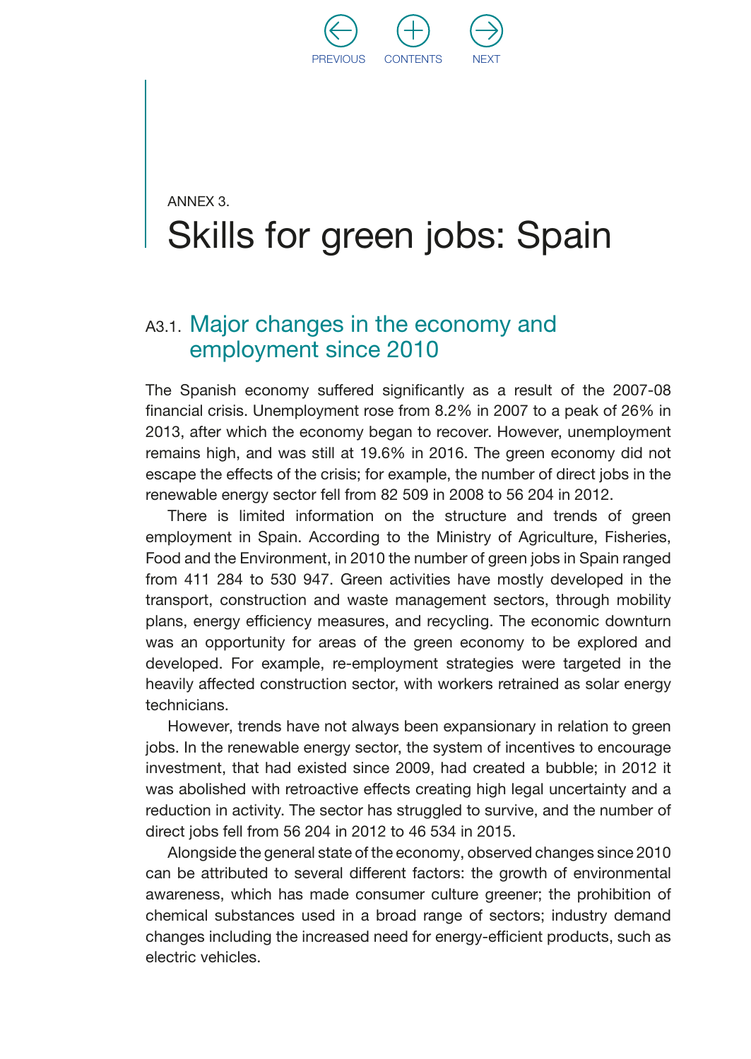ANNEX 3.

# Skills for green jobs: Spain

## A3.1. Major changes in the economy and employment since 2010

The Spanish economy suffered significantly as a result of the 2007-08 financial crisis. Unemployment rose from 8.2% in 2007 to a peak of 26% in 2013, after which the economy began to recover. However, unemployment remains high, and was still at 19.6% in 2016. The green economy did not escape the effects of the crisis; for example, the number of direct jobs in the renewable energy sector fell from 82 509 in 2008 to 56 204 in 2012.

There is limited information on the structure and trends of green employment in Spain. According to the Ministry of Agriculture, Fisheries, Food and the Environment, in 2010 the number of green jobs in Spain ranged from 411 284 to 530 947. Green activities have mostly developed in the transport, construction and waste management sectors, through mobility plans, energy efficiency measures, and recycling. The economic downturn was an opportunity for areas of the green economy to be explored and developed. For example, re-employment strategies were targeted in the heavily affected construction sector, with workers retrained as solar energy technicians.

However, trends have not always been expansionary in relation to green jobs. In the renewable energy sector, the system of incentives to encourage investment, that had existed since 2009, had created a bubble; in 2012 it was abolished with retroactive effects creating high legal uncertainty and a reduction in activity. The sector has struggled to survive, and the number of direct jobs fell from 56 204 in 2012 to 46 534 in 2015.

Alongside the general state of the economy, observed changes since 2010 can be attributed to several different factors: the growth of environmental awareness, which has made consumer culture greener; the prohibition of chemical substances used in a broad range of sectors; industry demand changes including the increased need for energy-efficient products, such as electric vehicles.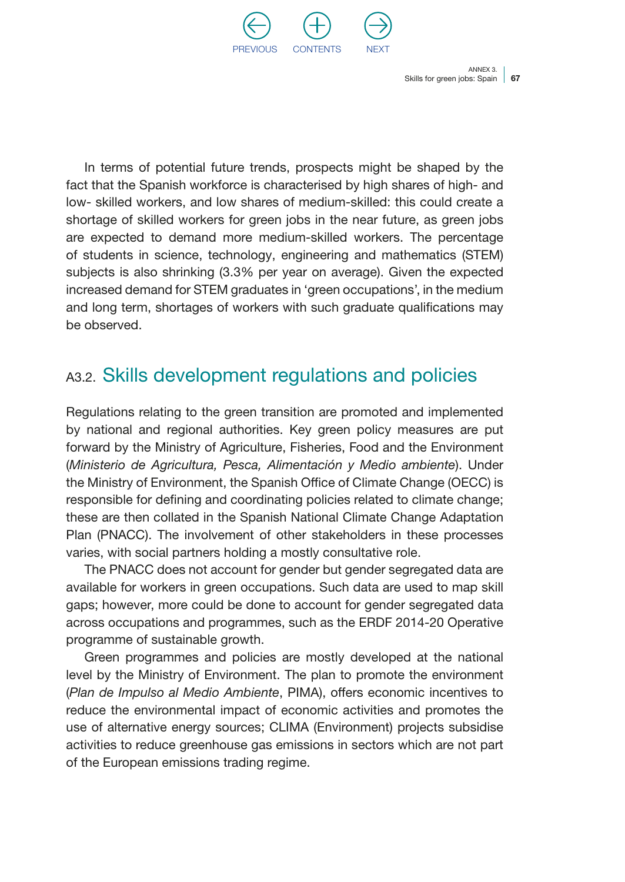In terms of potential future trends, prospects might be shaped by the fact that the Spanish workforce is characterised by high shares of high- and low- skilled workers, and low shares of medium-skilled: this could create a shortage of skilled workers for green jobs in the near future, as green jobs are expected to demand more medium-skilled workers. The percentage of students in science, technology, engineering and mathematics (STEM) subjects is also shrinking (3.3% per year on average). Given the expected increased demand for STEM graduates in 'green occupations', in the medium and long term, shortages of workers with such graduate qualifications may be observed.

## A3.2. Skills development regulations and policies

Regulations relating to the green transition are promoted and implemented by national and regional authorities. Key green policy measures are put forward by the Ministry of Agriculture, Fisheries, Food and the Environment (*Ministerio de Agricultura, Pesca, Alimentación y Medio ambiente*). Under the Ministry of Environment, the Spanish Office of Climate Change (OECC) is responsible for defining and coordinating policies related to climate change; these are then collated in the Spanish National Climate Change Adaptation Plan (PNACC). The involvement of other stakeholders in these processes varies, with social partners holding a mostly consultative role.

The PNACC does not account for gender but gender segregated data are available for workers in green occupations. Such data are used to map skill gaps; however, more could be done to account for gender segregated data across occupations and programmes, such as the ERDF 2014-20 Operative programme of sustainable growth.

Green programmes and policies are mostly developed at the national level by the Ministry of Environment. The plan to promote the environment (*Plan de Impulso al Medio Ambiente*, PIMA), offers economic incentives to reduce the environmental impact of economic activities and promotes the use of alternative energy sources; CLIMA (Environment) projects subsidise activities to reduce greenhouse gas emissions in sectors which are not part of the European emissions trading regime.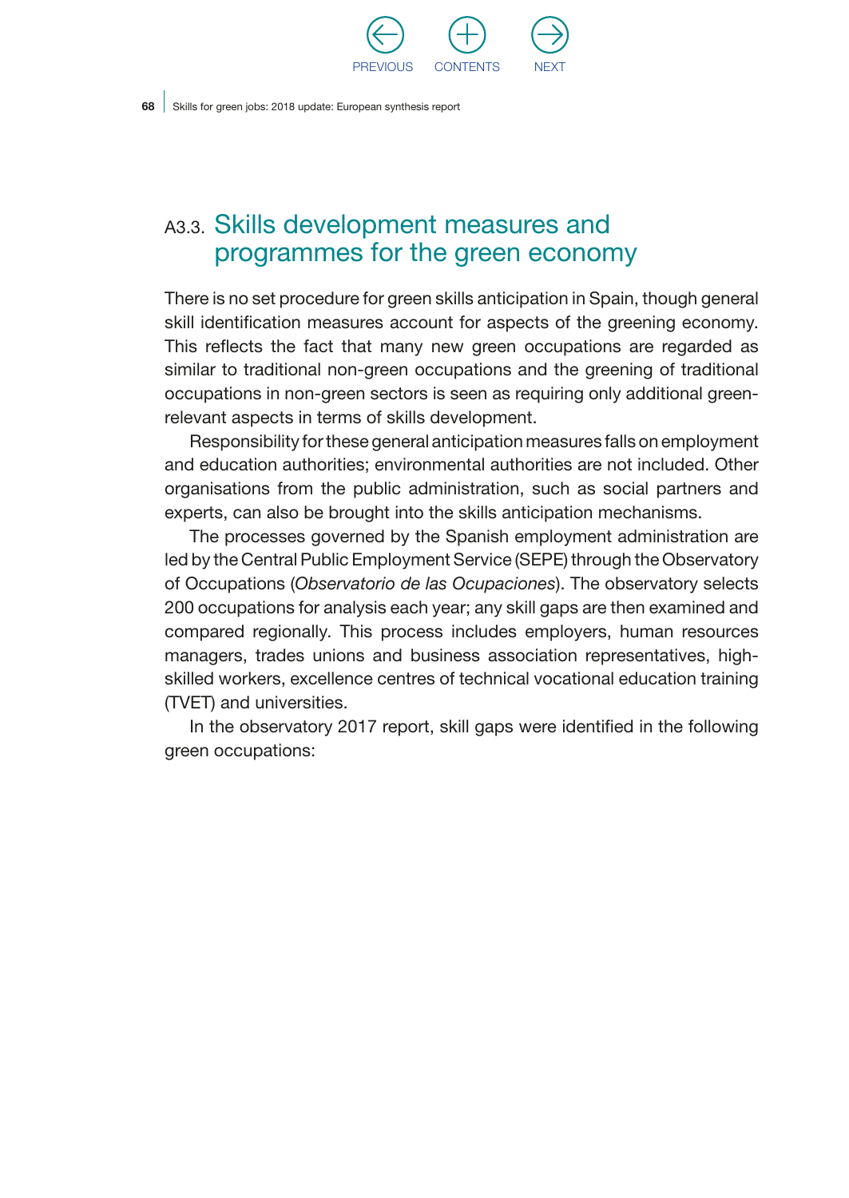## A3.3. Skills development measures and programmes for the green economy

There is no set procedure for green skills anticipation in Spain, though general skill identification measures account for aspects of the greening economy. This reflects the fact that many new green occupations are regarded as similar to traditional non-green occupations and the greening of traditional occupations in non-green sectors is seen as requiring only additional green-relevant aspects in terms of skills development.

Responsibility for these general anticipation measures falls on employment and education authorities; environmental authorities are not included. Other organisations from the public administration, such as social partners and experts, can also be brought into the skills anticipation mechanisms.

The processes governed by the Spanish employment administration are led by the Central Public Employment Service (SEPE) through the Observatory of Occupations (*Observatorio de las Ocupaciones*). The observatory selects 200 occupations for analysis each year; any skill gaps are then examined and compared regionally. This process includes employers, human resources managers, trades unions and business association representatives, high-skilled workers, excellence centres of technical vocational education training (TVET) and universities.

In the observatory 2017 report, skill gaps were identified in the following green occupations: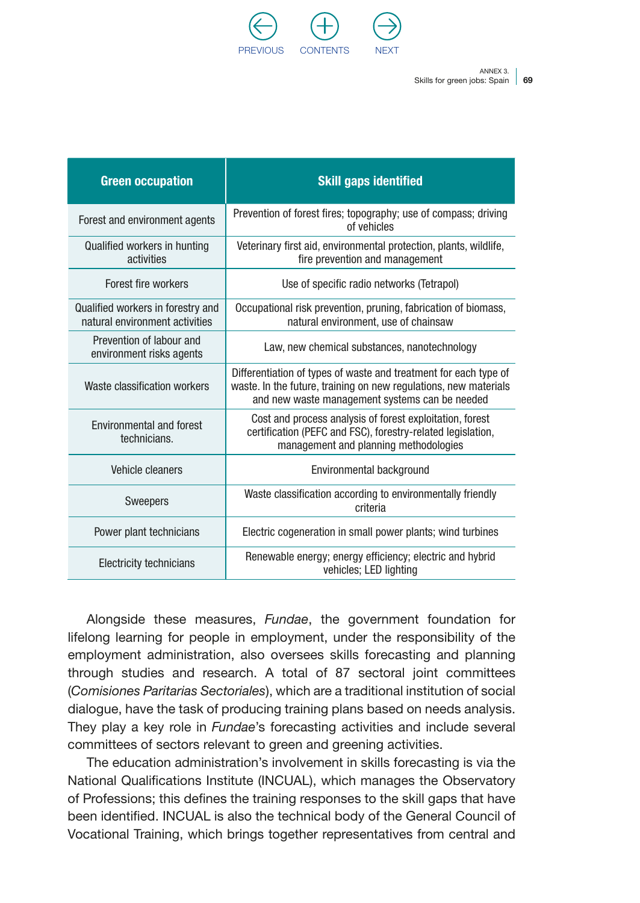| Green occupation | Skill gaps identified |
|---|---|
| Forest and environment agents | Prevention of forest fires; topography; use of compass; driving of vehicles |
| Qualified workers in hunting activities | Veterinary first aid, environmental protection, plants, wildlife, fire prevention and management |
| Forest fire workers | Use of specific radio networks (Tetrapol) |
| Qualified workers in forestry and natural environment activities | Occupational risk prevention, pruning, fabrication of biomass, natural environment, use of chainsaw |
| Prevention of labour and environment risks agents | Law, new chemical substances, nanotechnology |
| Waste classification workers | Differentiation of types of waste and treatment for each type of waste. In the future, training on new regulations, new materials and new waste management systems can be needed |
| Environmental and forest technicians. | Cost and process analysis of forest exploitation, forest certification (PEFC and FSC), forestry-related legislation, management and planning methodologies |
| Vehicle cleaners | Environmental background |
| Sweepers | Waste classification according to environmentally friendly criteria |
| Power plant technicians | Electric cogeneration in small power plants; wind turbines |
| Electricity technicians | Renewable energy; energy efficiency; electric and hybrid vehicles; LED lighting |

Alongside these measures, *Fundae*, the government foundation for lifelong learning for people in employment, under the responsibility of the employment administration, also oversees skills forecasting and planning through studies and research. A total of 87 sectoral joint committees (*Comisiones Paritarias Sectoriales*), which are a traditional institution of social dialogue, have the task of producing training plans based on needs analysis. They play a key role in *Fundae*'s forecasting activities and include several committees of sectors relevant to green and greening activities.

The education administration's involvement in skills forecasting is via the National Qualifications Institute (INCUAL), which manages the Observatory of Professions; this defines the training responses to the skill gaps that have been identified. INCUAL is also the technical body of the General Council of Vocational Training, which brings together representatives from central and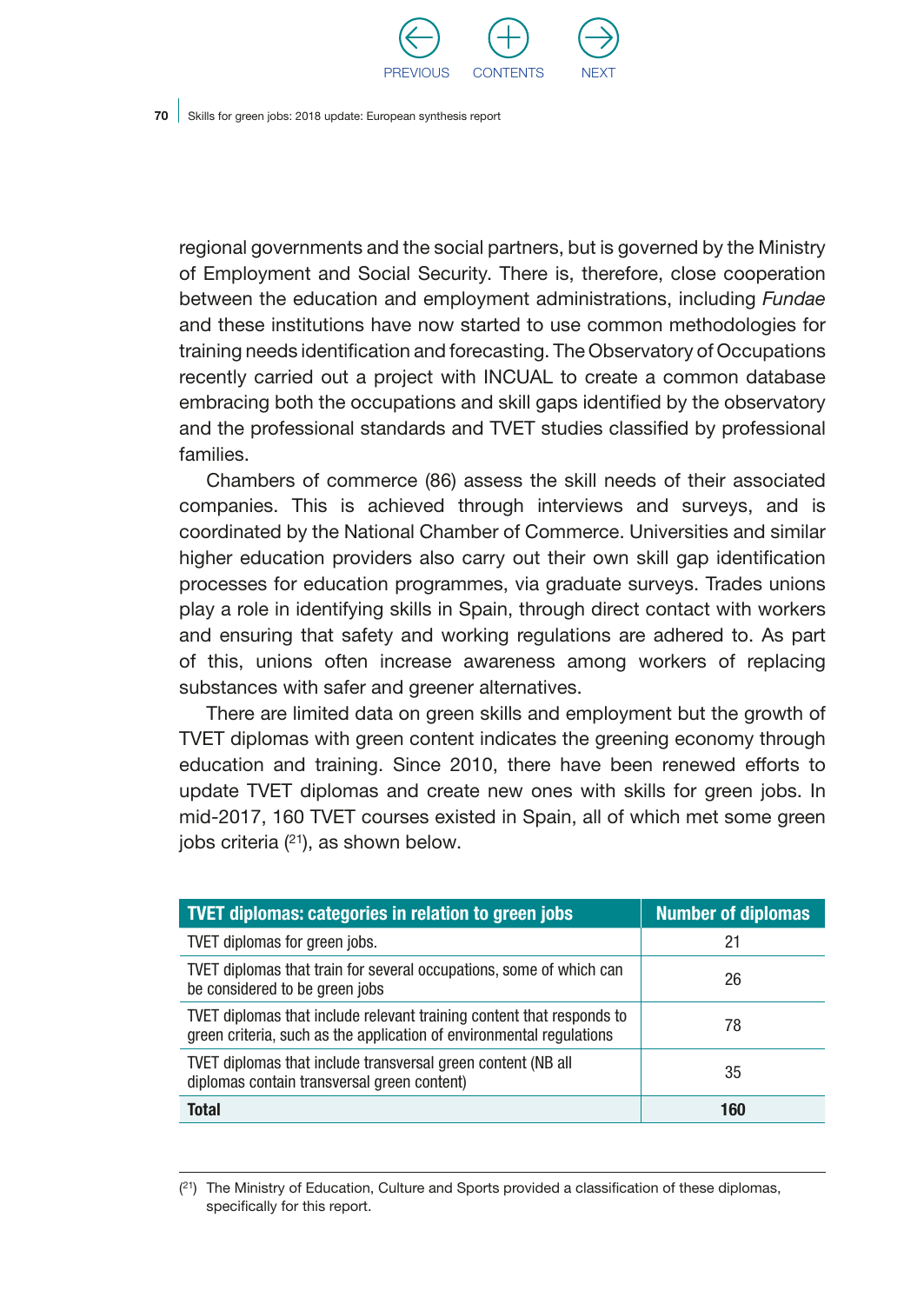regional governments and the social partners, but is governed by the Ministry of Employment and Social Security. There is, therefore, close cooperation between the education and employment administrations, including *Fundae* and these institutions have now started to use common methodologies for training needs identification and forecasting. The Observatory of Occupations recently carried out a project with INCUAL to create a common database embracing both the occupations and skill gaps identified by the observatory and the professional standards and TVET studies classified by professional families.

Chambers of commerce (86) assess the skill needs of their associated companies. This is achieved through interviews and surveys, and is coordinated by the National Chamber of Commerce. Universities and similar higher education providers also carry out their own skill gap identification processes for education programmes, via graduate surveys. Trades unions play a role in identifying skills in Spain, through direct contact with workers and ensuring that safety and working regulations are adhered to. As part of this, unions often increase awareness among workers of replacing substances with safer and greener alternatives.

There are limited data on green skills and employment but the growth of TVET diplomas with green content indicates the greening economy through education and training. Since 2010, there have been renewed efforts to update TVET diplomas and create new ones with skills for green jobs. In mid-2017, 160 TVET courses existed in Spain, all of which met some green jobs criteria ([21]), as shown below.

| TVET diplomas: categories in relation to green jobs | Number of diplomas |
|---|---|
| TVET diplomas for green jobs. | 21 |
| TVET diplomas that train for several occupations, some of which can be considered to be green jobs | 26 |
| TVET diplomas that include relevant training content that responds to green criteria, such as the application of environmental regulations | 78 |
| TVET diplomas that include transversal green content (NB all diplomas contain transversal green content) | 35 |
| **Total** | **160** |

([21]) The Ministry of Education, Culture and Sports provided a classification of these diplomas, specifically for this report.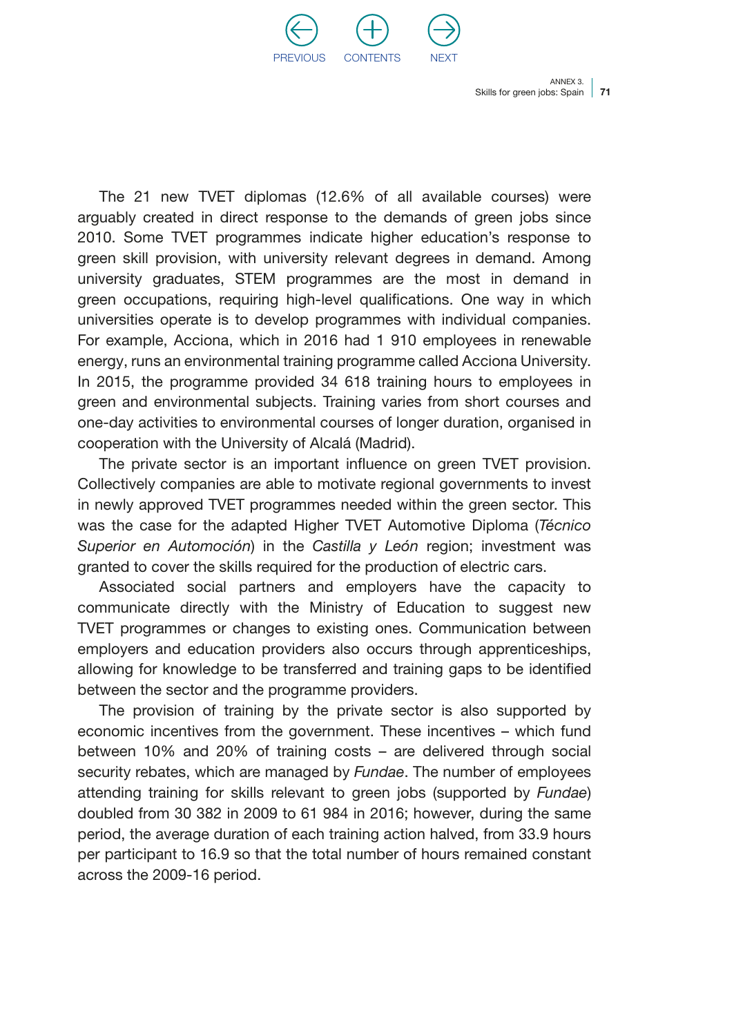The 21 new TVET diplomas (12.6% of all available courses) were arguably created in direct response to the demands of green jobs since 2010. Some TVET programmes indicate higher education's response to green skill provision, with university relevant degrees in demand. Among university graduates, STEM programmes are the most in demand in green occupations, requiring high-level qualifications. One way in which universities operate is to develop programmes with individual companies. For example, Acciona, which in 2016 had 1 910 employees in renewable energy, runs an environmental training programme called Acciona University. In 2015, the programme provided 34 618 training hours to employees in green and environmental subjects. Training varies from short courses and one-day activities to environmental courses of longer duration, organised in cooperation with the University of Alcalá (Madrid).

The private sector is an important influence on green TVET provision. Collectively companies are able to motivate regional governments to invest in newly approved TVET programmes needed within the green sector. This was the case for the adapted Higher TVET Automotive Diploma (*Técnico Superior en Automoción*) in the *Castilla y León* region; investment was granted to cover the skills required for the production of electric cars.

Associated social partners and employers have the capacity to communicate directly with the Ministry of Education to suggest new TVET programmes or changes to existing ones. Communication between employers and education providers also occurs through apprenticeships, allowing for knowledge to be transferred and training gaps to be identified between the sector and the programme providers.

The provision of training by the private sector is also supported by economic incentives from the government. These incentives – which fund between 10% and 20% of training costs – are delivered through social security rebates, which are managed by *Fundae*. The number of employees attending training for skills relevant to green jobs (supported by *Fundae*) doubled from 30 382 in 2009 to 61 984 in 2016; however, during the same period, the average duration of each training action halved, from 33.9 hours per participant to 16.9 so that the total number of hours remained constant across the 2009-16 period.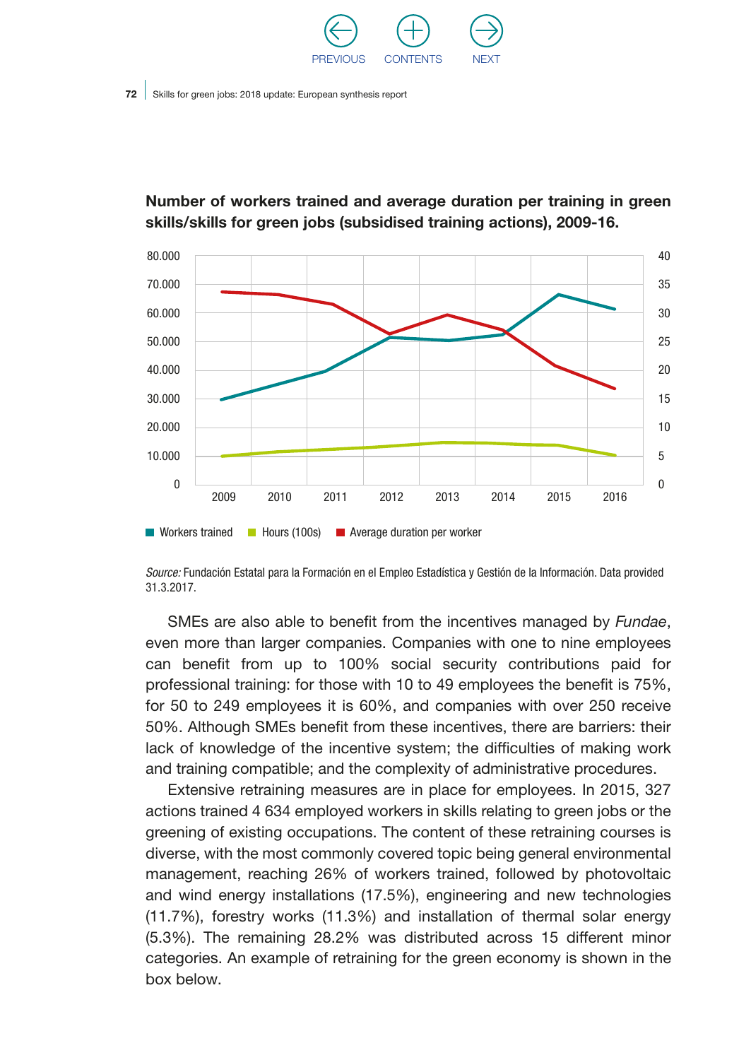**Number of workers trained and average duration per training in green skills/skills for green jobs (subsidised training actions), 2009-16.**

*Source:* Fundación Estatal para la Formación en el Empleo Estadística y Gestión de la Información. Data provided 31.3.2017.

SMEs are also able to benefit from the incentives managed by *Fundae*, even more than larger companies. Companies with one to nine employees can benefit from up to 100% social security contributions paid for professional training: for those with 10 to 49 employees the benefit is 75%, for 50 to 249 employees it is 60%, and companies with over 250 receive 50%. Although SMEs benefit from these incentives, there are barriers: their lack of knowledge of the incentive system; the difficulties of making work and training compatible; and the complexity of administrative procedures.

Extensive retraining measures are in place for employees. In 2015, 327 actions trained 4 634 employed workers in skills relating to green jobs or the greening of existing occupations. The content of these retraining courses is diverse, with the most commonly covered topic being general environmental management, reaching 26% of workers trained, followed by photovoltaic and wind energy installations (17.5%), engineering and new technologies (11.7%), forestry works (11.3%) and installation of thermal solar energy (5.3%). The remaining 28.2% was distributed across 15 different minor categories. An example of retraining for the green economy is shown in the box below.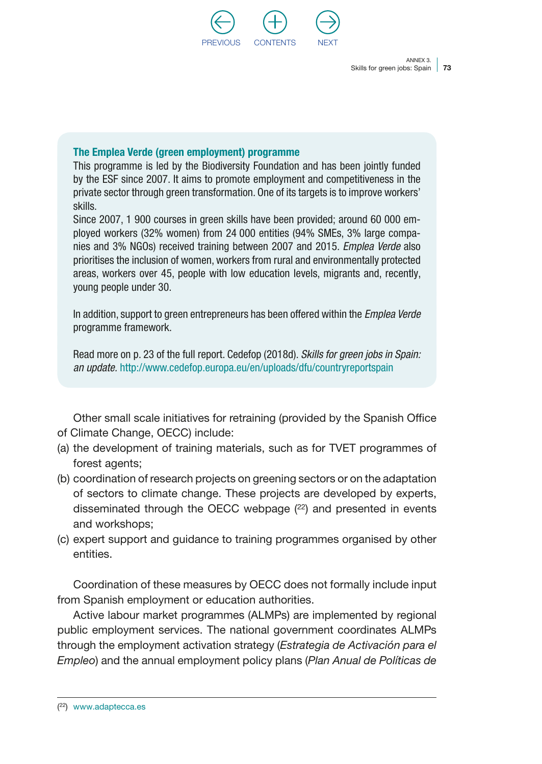**The Emplea Verde (green employment) programme**

This programme is led by the Biodiversity Foundation and has been jointly funded by the ESF since 2007. It aims to promote employment and competitiveness in the private sector through green transformation. One of its targets is to improve workers' skills.

Since 2007, 1 900 courses in green skills have been provided; around 60 000 employed workers (32% women) from 24 000 entities (94% SMEs, 3% large companies and 3% NGOs) received training between 2007 and 2015. *Emplea Verde* also prioritises the inclusion of women, workers from rural and environmentally protected areas, workers over 45, people with low education levels, migrants and, recently, young people under 30.

In addition, support to green entrepreneurs has been offered within the *Emplea Verde* programme framework.

Read more on p. 23 of the full report. Cedefop (2018d). *Skills for green jobs in Spain: an update.* http://www.cedefop.europa.eu/en/uploads/dfu/countryreportspain

Other small scale initiatives for retraining (provided by the Spanish Office of Climate Change, OECC) include:

(a) the development of training materials, such as for TVET programmes of forest agents;
(b) coordination of research projects on greening sectors or on the adaptation of sectors to climate change. These projects are developed by experts, disseminated through the OECC webpage ([22]) and presented in events and workshops;
(c) expert support and guidance to training programmes organised by other entities.

Coordination of these measures by OECC does not formally include input from Spanish employment or education authorities.

Active labour market programmes (ALMPs) are implemented by regional public employment services. The national government coordinates ALMPs through the employment activation strategy (*Estrategia de Activación para el Empleo*) and the annual employment policy plans (*Plan Anual de Políticas de*

([22]) www.adaptecca.es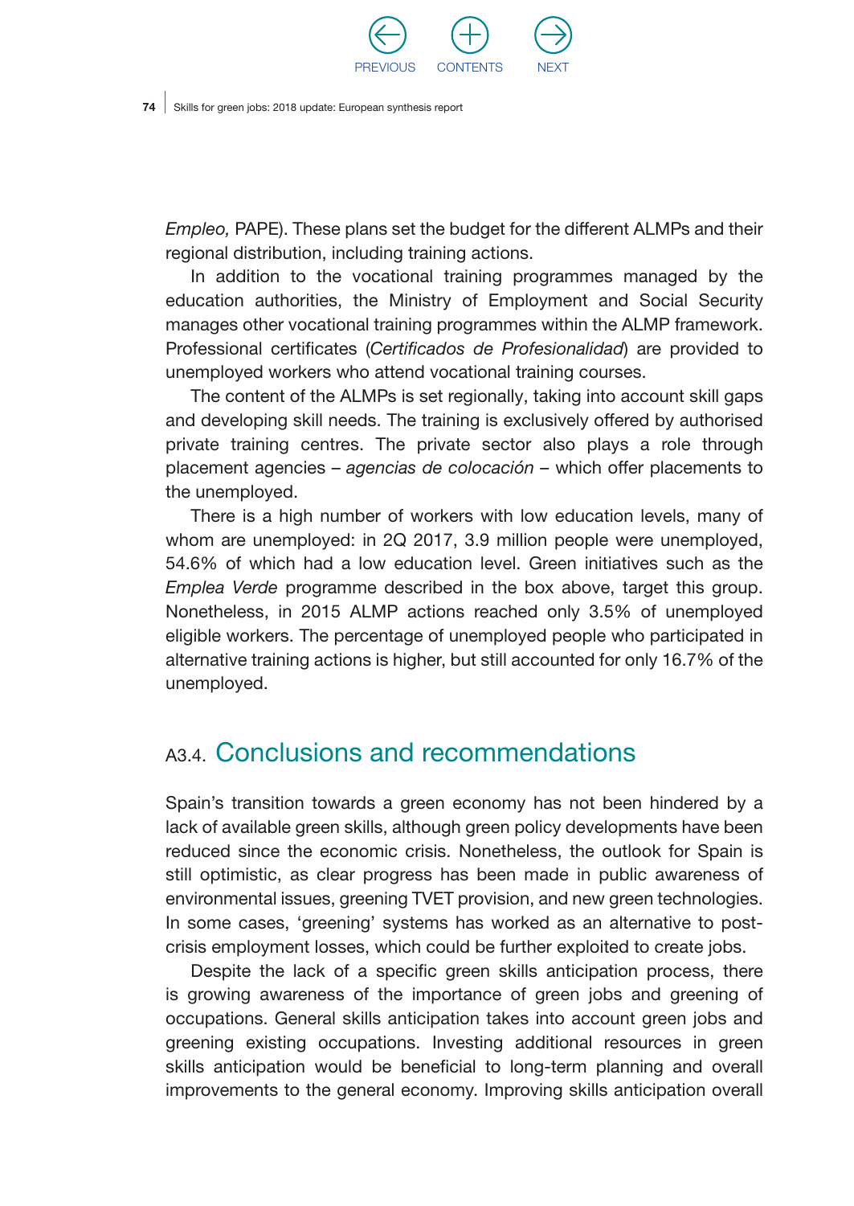*Empleo,* PAPE). These plans set the budget for the different ALMPs and their regional distribution, including training actions.

In addition to the vocational training programmes managed by the education authorities, the Ministry of Employment and Social Security manages other vocational training programmes within the ALMP framework. Professional certificates (*Certificados de Profesionalidad*) are provided to unemployed workers who attend vocational training courses.

The content of the ALMPs is set regionally, taking into account skill gaps and developing skill needs. The training is exclusively offered by authorised private training centres. The private sector also plays a role through placement agencies – *agencias de colocación* – which offer placements to the unemployed.

There is a high number of workers with low education levels, many of whom are unemployed: in 2Q 2017, 3.9 million people were unemployed, 54.6% of which had a low education level. Green initiatives such as the *Emplea Verde* programme described in the box above, target this group. Nonetheless, in 2015 ALMP actions reached only 3.5% of unemployed eligible workers. The percentage of unemployed people who participated in alternative training actions is higher, but still accounted for only 16.7% of the unemployed.

## A3.4. Conclusions and recommendations

Spain's transition towards a green economy has not been hindered by a lack of available green skills, although green policy developments have been reduced since the economic crisis. Nonetheless, the outlook for Spain is still optimistic, as clear progress has been made in public awareness of environmental issues, greening TVET provision, and new green technologies. In some cases, 'greening' systems has worked as an alternative to post-crisis employment losses, which could be further exploited to create jobs.

Despite the lack of a specific green skills anticipation process, there is growing awareness of the importance of green jobs and greening of occupations. General skills anticipation takes into account green jobs and greening existing occupations. Investing additional resources in green skills anticipation would be beneficial to long-term planning and overall improvements to the general economy. Improving skills anticipation overall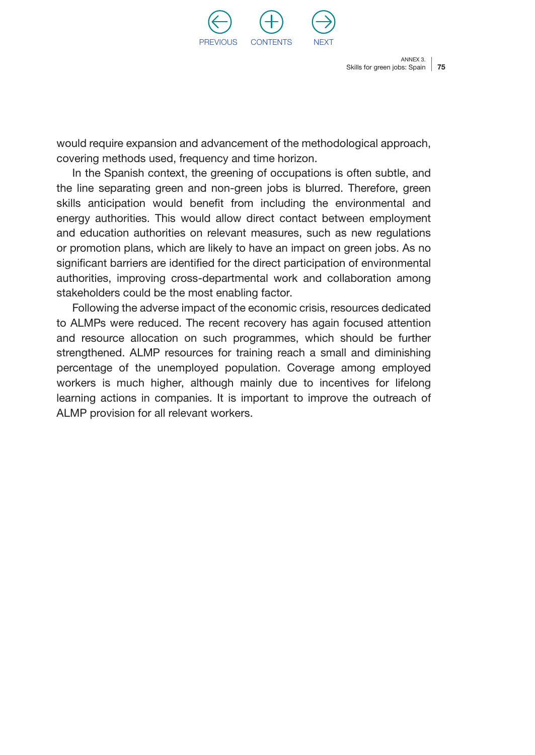would require expansion and advancement of the methodological approach, covering methods used, frequency and time horizon.

In the Spanish context, the greening of occupations is often subtle, and the line separating green and non-green jobs is blurred. Therefore, green skills anticipation would benefit from including the environmental and energy authorities. This would allow direct contact between employment and education authorities on relevant measures, such as new regulations or promotion plans, which are likely to have an impact on green jobs. As no significant barriers are identified for the direct participation of environmental authorities, improving cross-departmental work and collaboration among stakeholders could be the most enabling factor.

Following the adverse impact of the economic crisis, resources dedicated to ALMPs were reduced. The recent recovery has again focused attention and resource allocation on such programmes, which should be further strengthened. ALMP resources for training reach a small and diminishing percentage of the unemployed population. Coverage among employed workers is much higher, although mainly due to incentives for lifelong learning actions in companies. It is important to improve the outreach of ALMP provision for all relevant workers.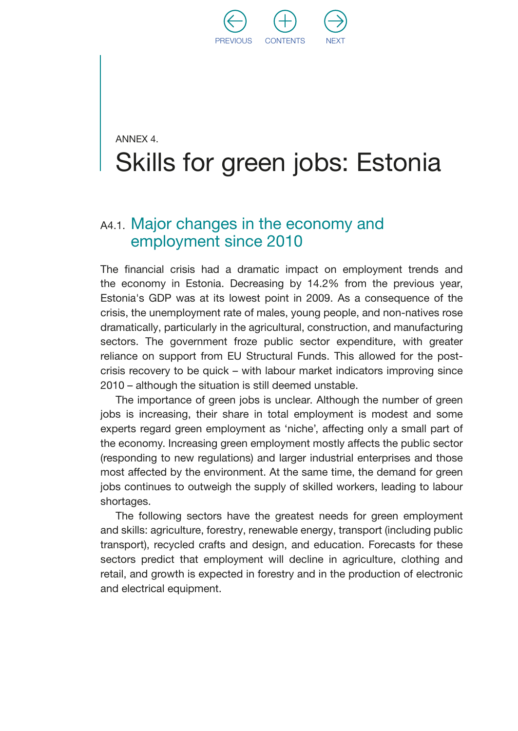ANNEX 4.

# Skills for green jobs: Estonia

## A4.1. Major changes in the economy and employment since 2010

The financial crisis had a dramatic impact on employment trends and the economy in Estonia. Decreasing by 14.2% from the previous year, Estonia's GDP was at its lowest point in 2009. As a consequence of the crisis, the unemployment rate of males, young people, and non-natives rose dramatically, particularly in the agricultural, construction, and manufacturing sectors. The government froze public sector expenditure, with greater reliance on support from EU Structural Funds. This allowed for the post-crisis recovery to be quick – with labour market indicators improving since 2010 – although the situation is still deemed unstable.

The importance of green jobs is unclear. Although the number of green jobs is increasing, their share in total employment is modest and some experts regard green employment as 'niche', affecting only a small part of the economy. Increasing green employment mostly affects the public sector (responding to new regulations) and larger industrial enterprises and those most affected by the environment. At the same time, the demand for green jobs continues to outweigh the supply of skilled workers, leading to labour shortages.

The following sectors have the greatest needs for green employment and skills: agriculture, forestry, renewable energy, transport (including public transport), recycled crafts and design, and education. Forecasts for these sectors predict that employment will decline in agriculture, clothing and retail, and growth is expected in forestry and in the production of electronic and electrical equipment.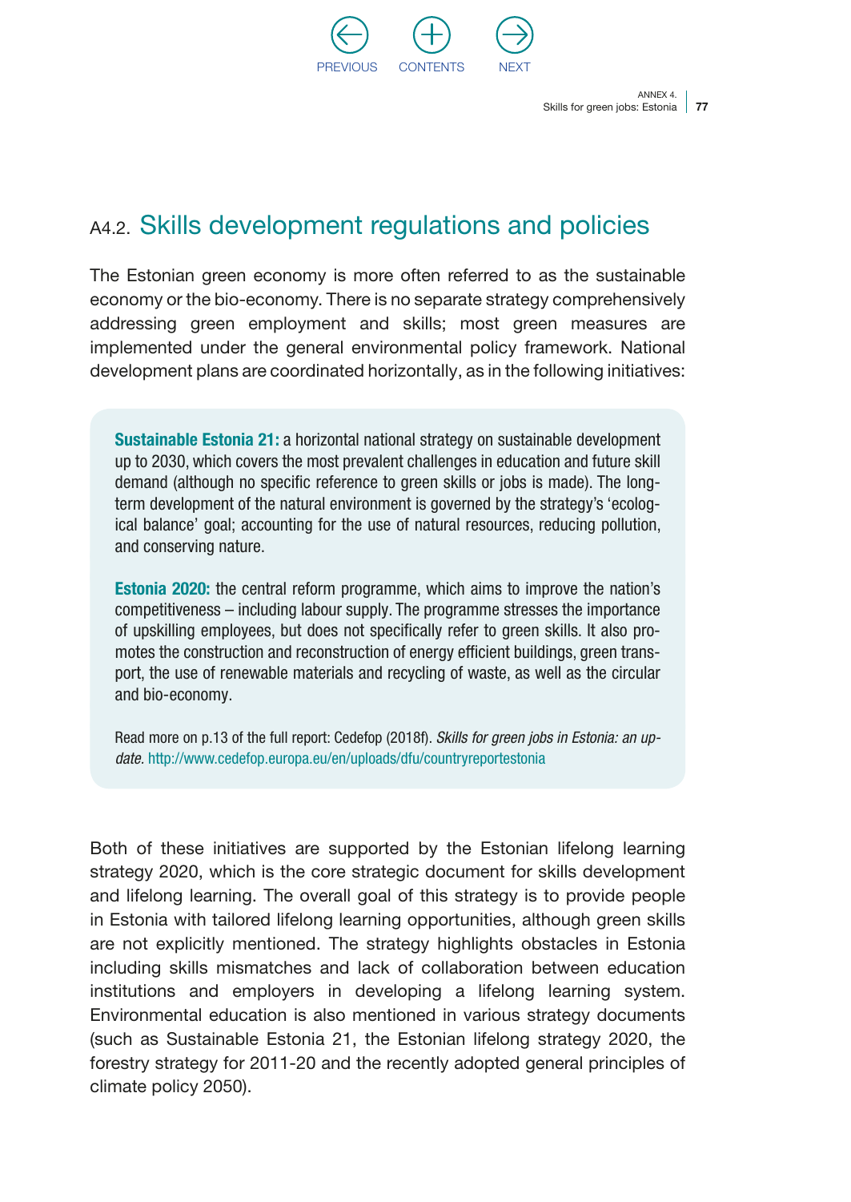## A4.2. Skills development regulations and policies

The Estonian green economy is more often referred to as the sustainable economy or the bio-economy. There is no separate strategy comprehensively addressing green employment and skills; most green measures are implemented under the general environmental policy framework. National development plans are coordinated horizontally, as in the following initiatives:

**Sustainable Estonia 21:** a horizontal national strategy on sustainable development up to 2030, which covers the most prevalent challenges in education and future skill demand (although no specific reference to green skills or jobs is made). The long-term development of the natural environment is governed by the strategy's 'ecological balance' goal; accounting for the use of natural resources, reducing pollution, and conserving nature.

**Estonia 2020:** the central reform programme, which aims to improve the nation's competitiveness – including labour supply. The programme stresses the importance of upskilling employees, but does not specifically refer to green skills. It also promotes the construction and reconstruction of energy efficient buildings, green transport, the use of renewable materials and recycling of waste, as well as the circular and bio-economy.

Read more on p.13 of the full report: Cedefop (2018f). *Skills for green jobs in Estonia: an update.* http://www.cedefop.europa.eu/en/uploads/dfu/countryreportestonia

Both of these initiatives are supported by the Estonian lifelong learning strategy 2020, which is the core strategic document for skills development and lifelong learning. The overall goal of this strategy is to provide people in Estonia with tailored lifelong learning opportunities, although green skills are not explicitly mentioned. The strategy highlights obstacles in Estonia including skills mismatches and lack of collaboration between education institutions and employers in developing a lifelong learning system. Environmental education is also mentioned in various strategy documents (such as Sustainable Estonia 21, the Estonian lifelong strategy 2020, the forestry strategy for 2011-20 and the recently adopted general principles of climate policy 2050).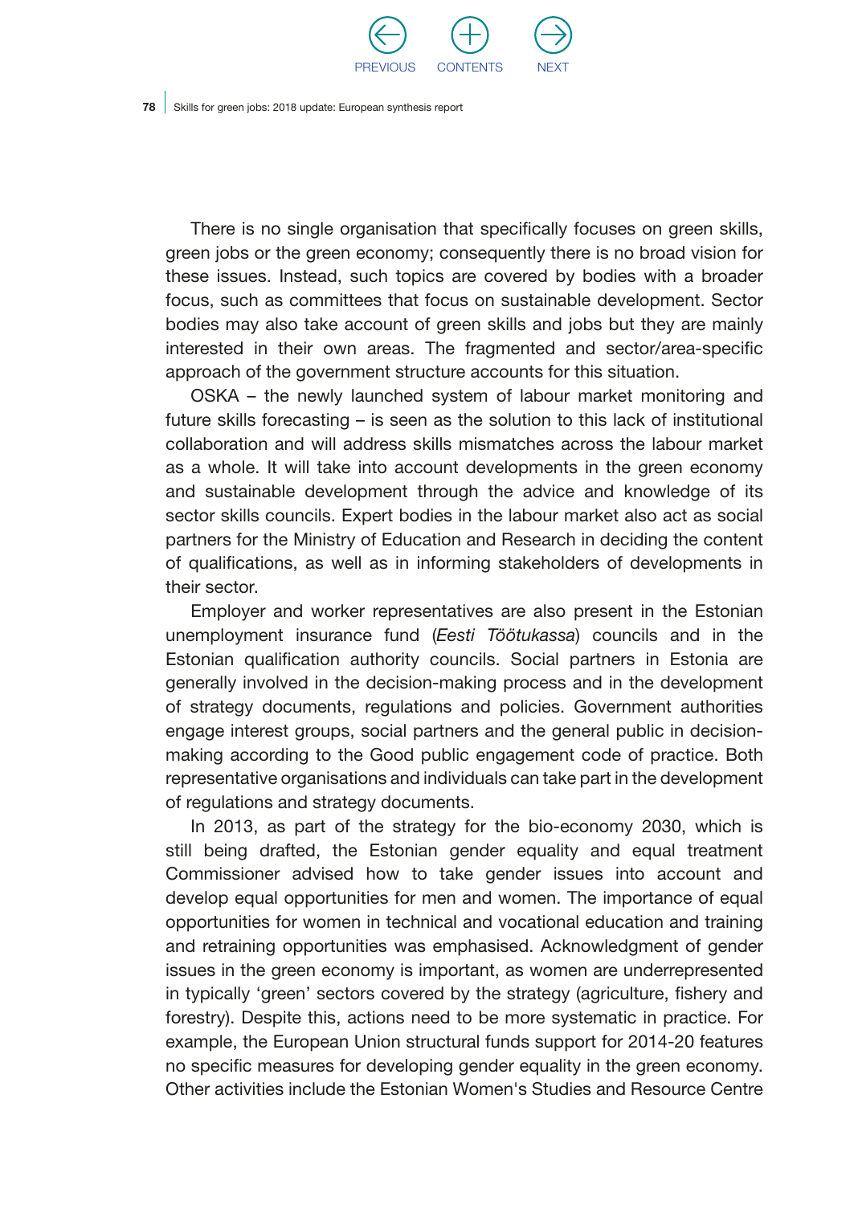There is no single organisation that specifically focuses on green skills, green jobs or the green economy; consequently there is no broad vision for these issues. Instead, such topics are covered by bodies with a broader focus, such as committees that focus on sustainable development. Sector bodies may also take account of green skills and jobs but they are mainly interested in their own areas. The fragmented and sector/area-specific approach of the government structure accounts for this situation.

OSKA – the newly launched system of labour market monitoring and future skills forecasting – is seen as the solution to this lack of institutional collaboration and will address skills mismatches across the labour market as a whole. It will take into account developments in the green economy and sustainable development through the advice and knowledge of its sector skills councils. Expert bodies in the labour market also act as social partners for the Ministry of Education and Research in deciding the content of qualifications, as well as in informing stakeholders of developments in their sector.

Employer and worker representatives are also present in the Estonian unemployment insurance fund (*Eesti Töötukassa*) councils and in the Estonian qualification authority councils. Social partners in Estonia are generally involved in the decision-making process and in the development of strategy documents, regulations and policies. Government authorities engage interest groups, social partners and the general public in decision-making according to the Good public engagement code of practice. Both representative organisations and individuals can take part in the development of regulations and strategy documents.

In 2013, as part of the strategy for the bio-economy 2030, which is still being drafted, the Estonian gender equality and equal treatment Commissioner advised how to take gender issues into account and develop equal opportunities for men and women. The importance of equal opportunities for women in technical and vocational education and training and retraining opportunities was emphasised. Acknowledgment of gender issues in the green economy is important, as women are underrepresented in typically 'green' sectors covered by the strategy (agriculture, fishery and forestry). Despite this, actions need to be more systematic in practice. For example, the European Union structural funds support for 2014-20 features no specific measures for developing gender equality in the green economy. Other activities include the Estonian Women's Studies and Resource Centre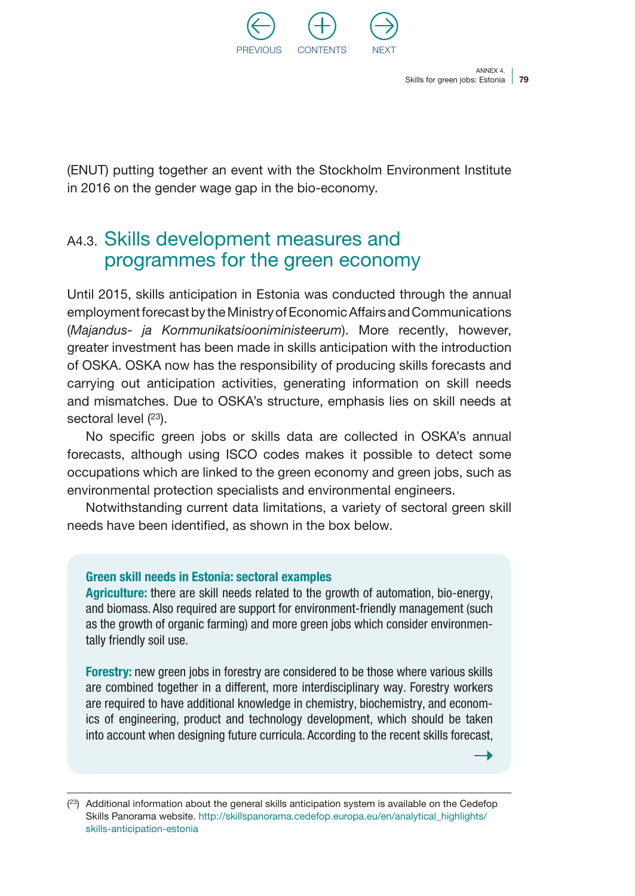(ENUT) putting together an event with the Stockholm Environment Institute in 2016 on the gender wage gap in the bio-economy.

## A4.3. Skills development measures and programmes for the green economy

Until 2015, skills anticipation in Estonia was conducted through the annual employment forecast by the Ministry of Economic Affairs and Communications (*Majandus- ja Kommunikatsiooniministeerum*). More recently, however, greater investment has been made in skills anticipation with the introduction of OSKA. OSKA now has the responsibility of producing skills forecasts and carrying out anticipation activities, generating information on skill needs and mismatches. Due to OSKA's structure, emphasis lies on skill needs at sectoral level ([23]).

No specific green jobs or skills data are collected in OSKA's annual forecasts, although using ISCO codes makes it possible to detect some occupations which are linked to the green economy and green jobs, such as environmental protection specialists and environmental engineers.

Notwithstanding current data limitations, a variety of sectoral green skill needs have been identified, as shown in the box below.

**Green skill needs in Estonia: sectoral examples**

**Agriculture:** there are skill needs related to the growth of automation, bio-energy, and biomass. Also required are support for environment-friendly management (such as the growth of organic farming) and more green jobs which consider environmentally friendly soil use.

**Forestry:** new green jobs in forestry are considered to be those where various skills are combined together in a different, more interdisciplinary way. Forestry workers are required to have additional knowledge in chemistry, biochemistry, and economics of engineering, product and technology development, which should be taken into account when designing future curricula. According to the recent skills forecast,

→

([23]) Additional information about the general skills anticipation system is available on the Cedefop Skills Panorama website. http://skillspanorama.cedefop.europa.eu/en/analytical_highlights/skills-anticipation-estonia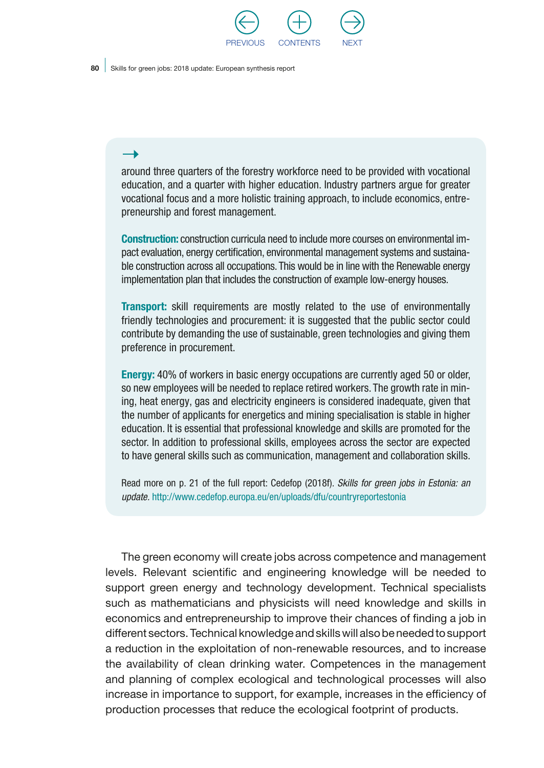around three quarters of the forestry workforce need to be provided with vocational education, and a quarter with higher education. Industry partners argue for greater vocational focus and a more holistic training approach, to include economics, entrepreneurship and forest management.

**Construction:** construction curricula need to include more courses on environmental impact evaluation, energy certification, environmental management systems and sustainable construction across all occupations. This would be in line with the Renewable energy implementation plan that includes the construction of example low-energy houses.

**Transport:** skill requirements are mostly related to the use of environmentally friendly technologies and procurement: it is suggested that the public sector could contribute by demanding the use of sustainable, green technologies and giving them preference in procurement.

**Energy:** 40% of workers in basic energy occupations are currently aged 50 or older, so new employees will be needed to replace retired workers. The growth rate in mining, heat energy, gas and electricity engineers is considered inadequate, given that the number of applicants for energetics and mining specialisation is stable in higher education. It is essential that professional knowledge and skills are promoted for the sector. In addition to professional skills, employees across the sector are expected to have general skills such as communication, management and collaboration skills.

Read more on p. 21 of the full report: Cedefop (2018f). *Skills for green jobs in Estonia: an update.* http://www.cedefop.europa.eu/en/uploads/dfu/countryreportestonia

The green economy will create jobs across competence and management levels. Relevant scientific and engineering knowledge will be needed to support green energy and technology development. Technical specialists such as mathematicians and physicists will need knowledge and skills in economics and entrepreneurship to improve their chances of finding a job in different sectors. Technical knowledge and skills will also be needed to support a reduction in the exploitation of non-renewable resources, and to increase the availability of clean drinking water. Competences in the management and planning of complex ecological and technological processes will also increase in importance to support, for example, increases in the efficiency of production processes that reduce the ecological footprint of products.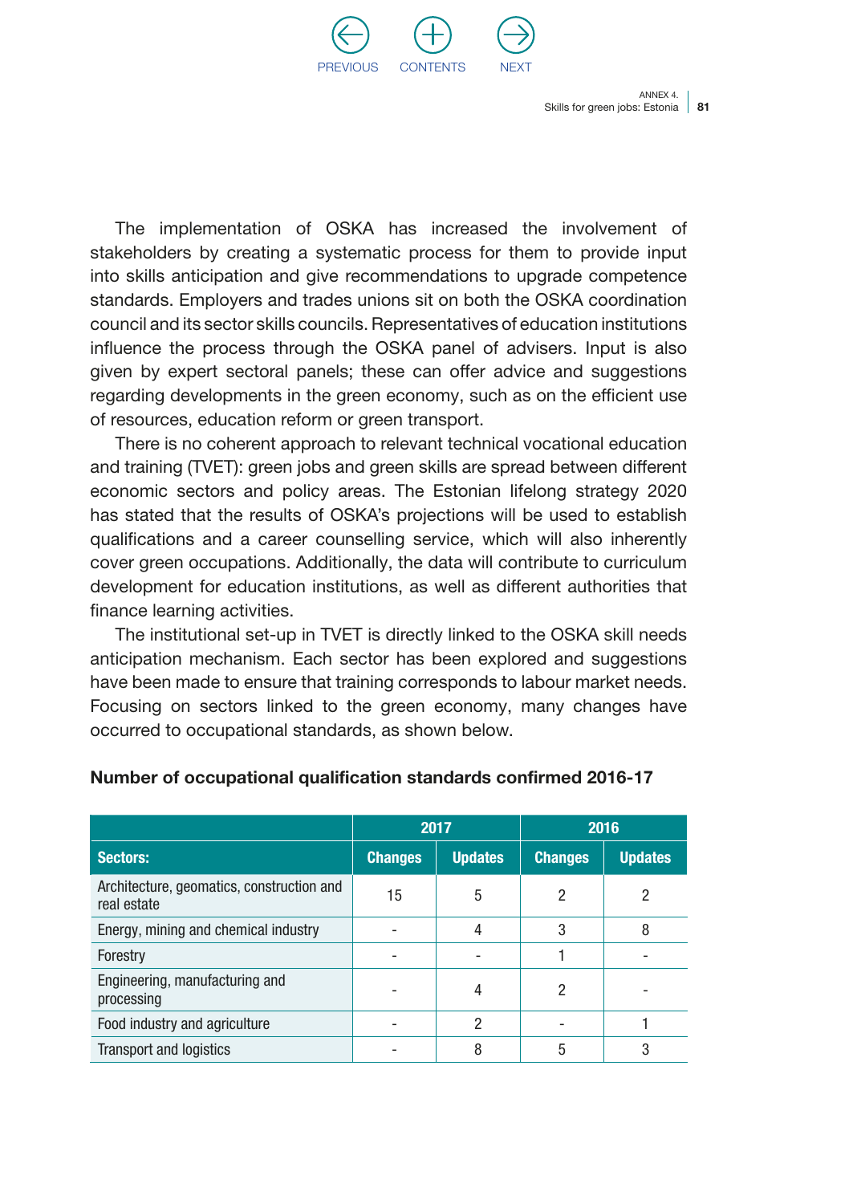The implementation of OSKA has increased the involvement of stakeholders by creating a systematic process for them to provide input into skills anticipation and give recommendations to upgrade competence standards. Employers and trades unions sit on both the OSKA coordination council and its sector skills councils. Representatives of education institutions influence the process through the OSKA panel of advisers. Input is also given by expert sectoral panels; these can offer advice and suggestions regarding developments in the green economy, such as on the efficient use of resources, education reform or green transport.

There is no coherent approach to relevant technical vocational education and training (TVET): green jobs and green skills are spread between different economic sectors and policy areas. The Estonian lifelong strategy 2020 has stated that the results of OSKA's projections will be used to establish qualifications and a career counselling service, which will also inherently cover green occupations. Additionally, the data will contribute to curriculum development for education institutions, as well as different authorities that finance learning activities.

The institutional set-up in TVET is directly linked to the OSKA skill needs anticipation mechanism. Each sector has been explored and suggestions have been made to ensure that training corresponds to labour market needs. Focusing on sectors linked to the green economy, many changes have occurred to occupational standards, as shown below.

**Number of occupational qualification standards confirmed 2016-17**

| | 2017 | | 2016 | |
|---|---|---|---|---|
| **Sectors:** | **Changes** | **Updates** | **Changes** | **Updates** |
| Architecture, geomatics, construction and real estate | 15 | 5 | 2 | 2 |
| Energy, mining and chemical industry | - | 4 | 3 | 8 |
| Forestry | - | - | 1 | - |
| Engineering, manufacturing and processing | - | 4 | 2 | - |
| Food industry and agriculture | - | 2 | - | 1 |
| Transport and logistics | - | 8 | 5 | 3 |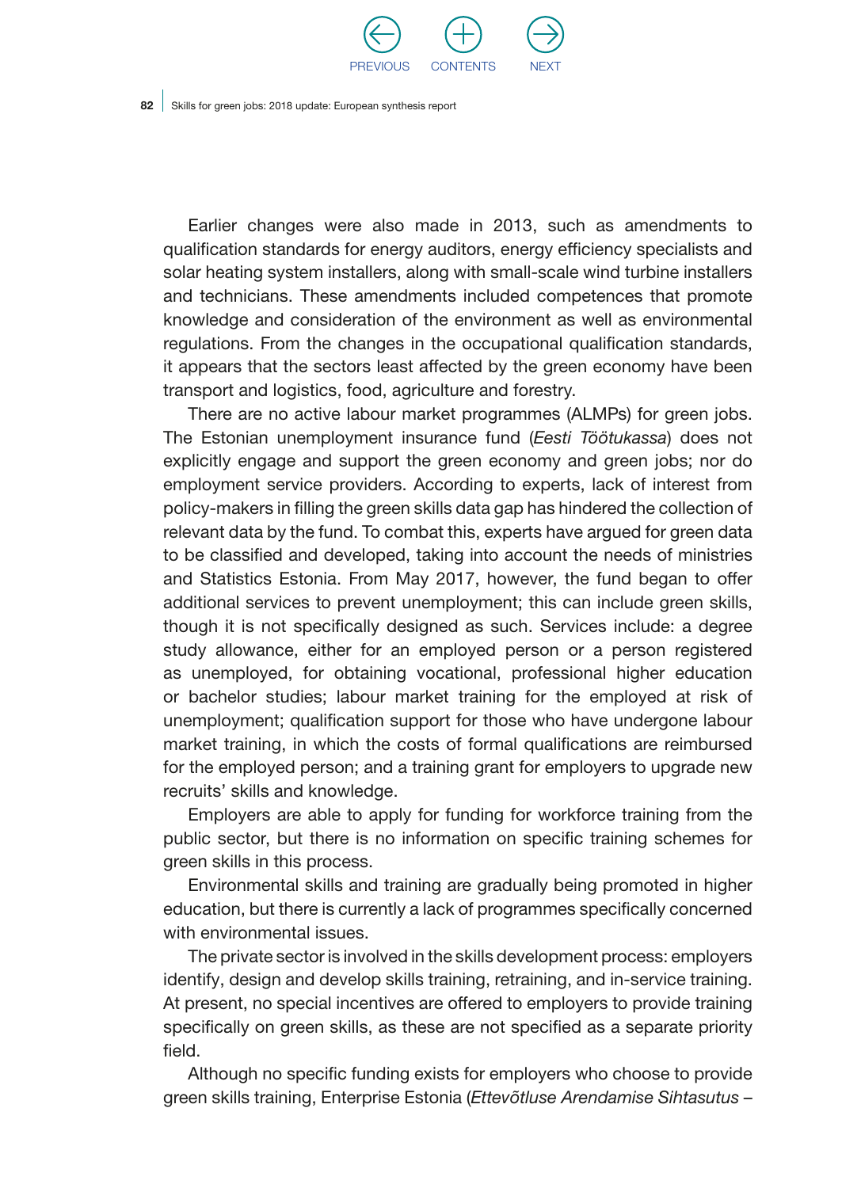Earlier changes were also made in 2013, such as amendments to qualification standards for energy auditors, energy efficiency specialists and solar heating system installers, along with small-scale wind turbine installers and technicians. These amendments included competences that promote knowledge and consideration of the environment as well as environmental regulations. From the changes in the occupational qualification standards, it appears that the sectors least affected by the green economy have been transport and logistics, food, agriculture and forestry.

There are no active labour market programmes (ALMPs) for green jobs. The Estonian unemployment insurance fund (*Eesti Töötukassa*) does not explicitly engage and support the green economy and green jobs; nor do employment service providers. According to experts, lack of interest from policy-makers in filling the green skills data gap has hindered the collection of relevant data by the fund. To combat this, experts have argued for green data to be classified and developed, taking into account the needs of ministries and Statistics Estonia. From May 2017, however, the fund began to offer additional services to prevent unemployment; this can include green skills, though it is not specifically designed as such. Services include: a degree study allowance, either for an employed person or a person registered as unemployed, for obtaining vocational, professional higher education or bachelor studies; labour market training for the employed at risk of unemployment; qualification support for those who have undergone labour market training, in which the costs of formal qualifications are reimbursed for the employed person; and a training grant for employers to upgrade new recruits' skills and knowledge.

Employers are able to apply for funding for workforce training from the public sector, but there is no information on specific training schemes for green skills in this process.

Environmental skills and training are gradually being promoted in higher education, but there is currently a lack of programmes specifically concerned with environmental issues.

The private sector is involved in the skills development process: employers identify, design and develop skills training, retraining, and in-service training. At present, no special incentives are offered to employers to provide training specifically on green skills, as these are not specified as a separate priority field.

Although no specific funding exists for employers who choose to provide green skills training, Enterprise Estonia (*Ettevõtluse Arendamise Sihtasutus* –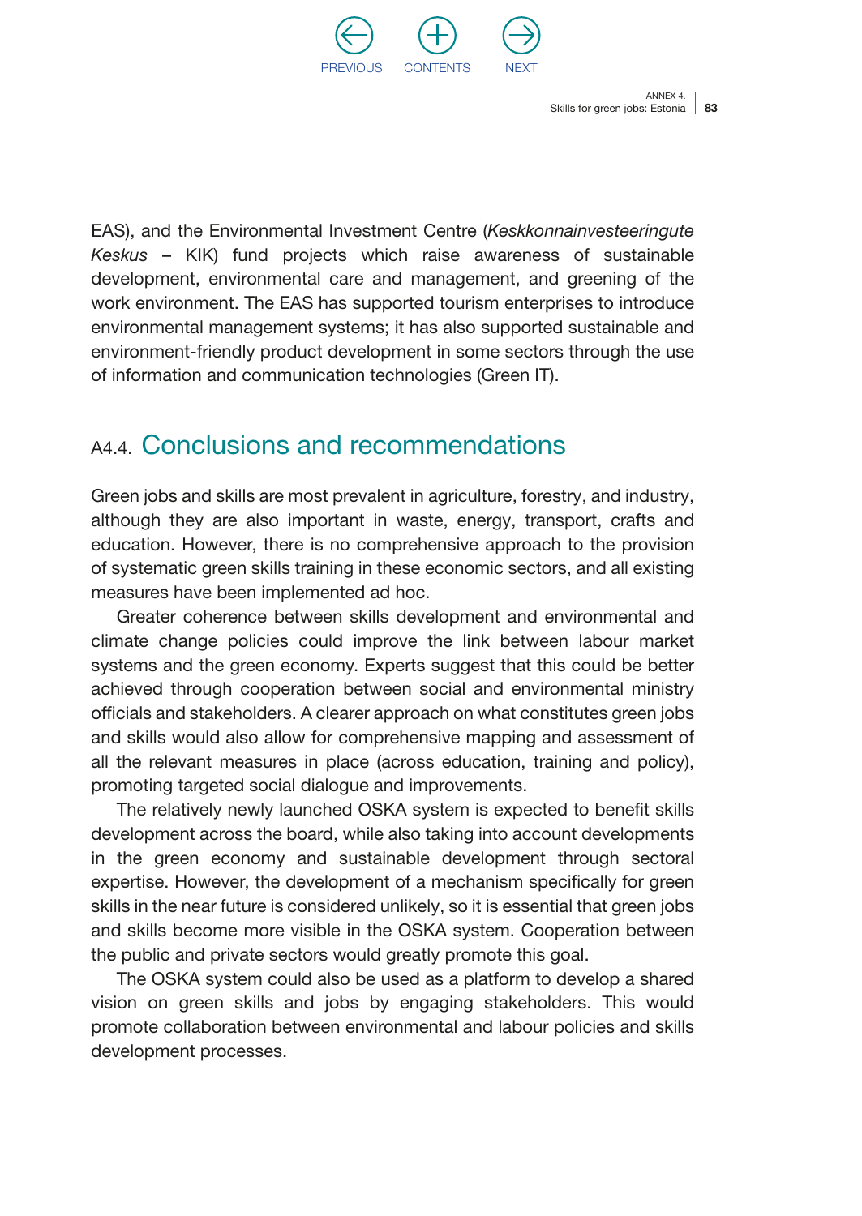EAS), and the Environmental Investment Centre (*Keskkonnainvesteeringute Keskus* – KIK) fund projects which raise awareness of sustainable development, environmental care and management, and greening of the work environment. The EAS has supported tourism enterprises to introduce environmental management systems; it has also supported sustainable and environment-friendly product development in some sectors through the use of information and communication technologies (Green IT).

## A4.4. Conclusions and recommendations

Green jobs and skills are most prevalent in agriculture, forestry, and industry, although they are also important in waste, energy, transport, crafts and education. However, there is no comprehensive approach to the provision of systematic green skills training in these economic sectors, and all existing measures have been implemented ad hoc.

Greater coherence between skills development and environmental and climate change policies could improve the link between labour market systems and the green economy. Experts suggest that this could be better achieved through cooperation between social and environmental ministry officials and stakeholders. A clearer approach on what constitutes green jobs and skills would also allow for comprehensive mapping and assessment of all the relevant measures in place (across education, training and policy), promoting targeted social dialogue and improvements.

The relatively newly launched OSKA system is expected to benefit skills development across the board, while also taking into account developments in the green economy and sustainable development through sectoral expertise. However, the development of a mechanism specifically for green skills in the near future is considered unlikely, so it is essential that green jobs and skills become more visible in the OSKA system. Cooperation between the public and private sectors would greatly promote this goal.

The OSKA system could also be used as a platform to develop a shared vision on green skills and jobs by engaging stakeholders. This would promote collaboration between environmental and labour policies and skills development processes.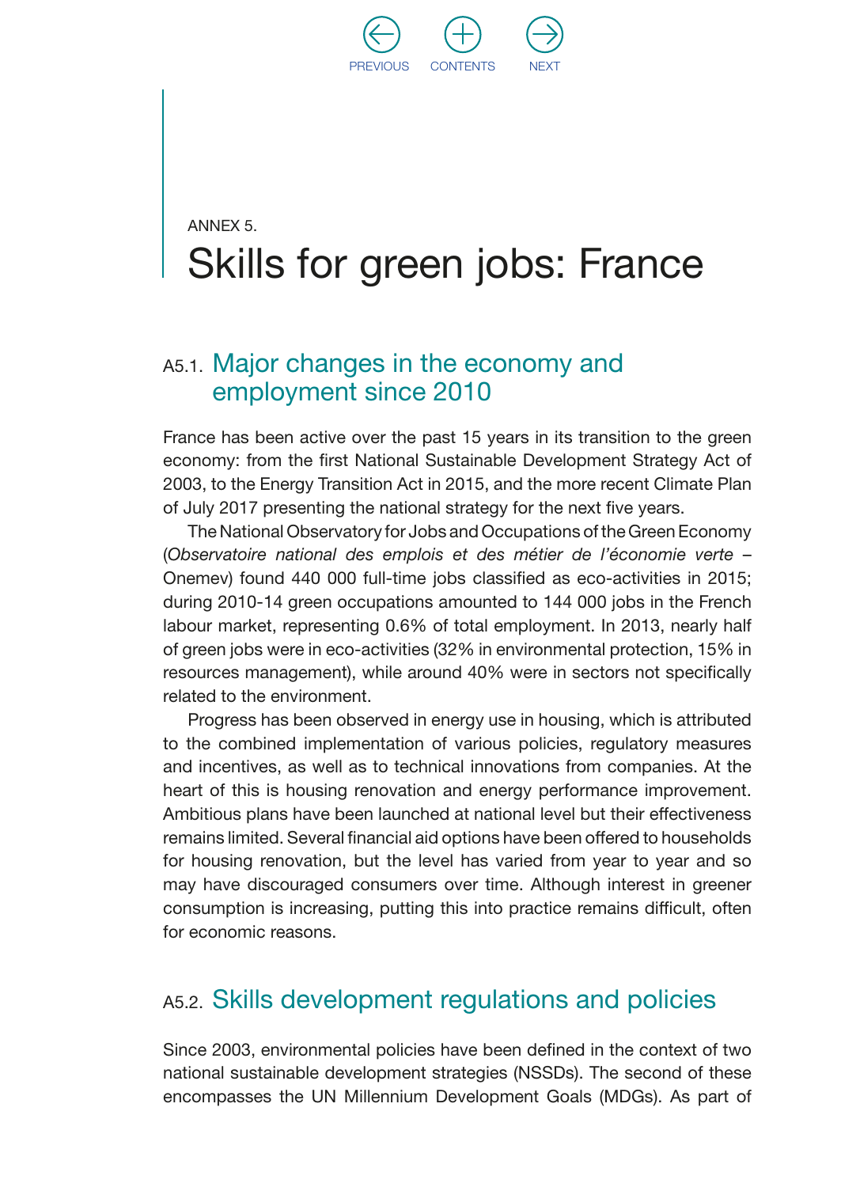ANNEX 5.

# Skills for green jobs: France

## A5.1. Major changes in the economy and employment since 2010

France has been active over the past 15 years in its transition to the green economy: from the first National Sustainable Development Strategy Act of 2003, to the Energy Transition Act in 2015, and the more recent Climate Plan of July 2017 presenting the national strategy for the next five years.

The National Observatory for Jobs and Occupations of the Green Economy (*Observatoire national des emplois et des métier de l'économie verte* – Onemev) found 440 000 full-time jobs classified as eco-activities in 2015; during 2010-14 green occupations amounted to 144 000 jobs in the French labour market, representing 0.6% of total employment. In 2013, nearly half of green jobs were in eco-activities (32% in environmental protection, 15% in resources management), while around 40% were in sectors not specifically related to the environment.

Progress has been observed in energy use in housing, which is attributed to the combined implementation of various policies, regulatory measures and incentives, as well as to technical innovations from companies. At the heart of this is housing renovation and energy performance improvement. Ambitious plans have been launched at national level but their effectiveness remains limited. Several financial aid options have been offered to households for housing renovation, but the level has varied from year to year and so may have discouraged consumers over time. Although interest in greener consumption is increasing, putting this into practice remains difficult, often for economic reasons.

## A5.2. Skills development regulations and policies

Since 2003, environmental policies have been defined in the context of two national sustainable development strategies (NSSDs). The second of these encompasses the UN Millennium Development Goals (MDGs). As part of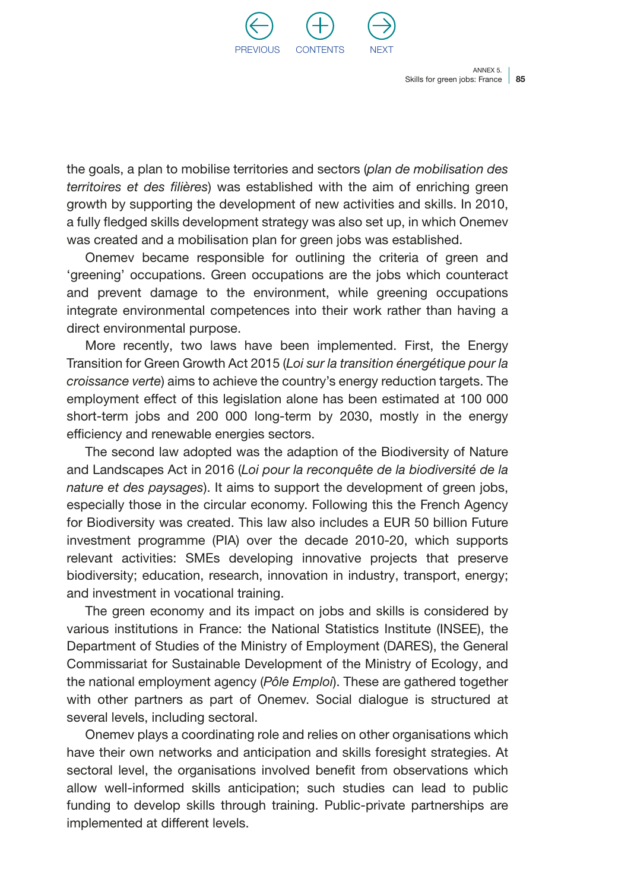the goals, a plan to mobilise territories and sectors (*plan de mobilisation des territoires et des filières*) was established with the aim of enriching green growth by supporting the development of new activities and skills. In 2010, a fully fledged skills development strategy was also set up, in which Onemev was created and a mobilisation plan for green jobs was established.

Onemev became responsible for outlining the criteria of green and 'greening' occupations. Green occupations are the jobs which counteract and prevent damage to the environment, while greening occupations integrate environmental competences into their work rather than having a direct environmental purpose.

More recently, two laws have been implemented. First, the Energy Transition for Green Growth Act 2015 (*Loi sur la transition énergétique pour la croissance verte*) aims to achieve the country's energy reduction targets. The employment effect of this legislation alone has been estimated at 100 000 short-term jobs and 200 000 long-term by 2030, mostly in the energy efficiency and renewable energies sectors.

The second law adopted was the adaption of the Biodiversity of Nature and Landscapes Act in 2016 (*Loi pour la reconquête de la biodiversité de la nature et des paysages*). It aims to support the development of green jobs, especially those in the circular economy. Following this the French Agency for Biodiversity was created. This law also includes a EUR 50 billion Future investment programme (PIA) over the decade 2010-20, which supports relevant activities: SMEs developing innovative projects that preserve biodiversity; education, research, innovation in industry, transport, energy; and investment in vocational training.

The green economy and its impact on jobs and skills is considered by various institutions in France: the National Statistics Institute (INSEE), the Department of Studies of the Ministry of Employment (DARES), the General Commissariat for Sustainable Development of the Ministry of Ecology, and the national employment agency (*Pôle Emploi*). These are gathered together with other partners as part of Onemev. Social dialogue is structured at several levels, including sectoral.

Onemev plays a coordinating role and relies on other organisations which have their own networks and anticipation and skills foresight strategies. At sectoral level, the organisations involved benefit from observations which allow well-informed skills anticipation; such studies can lead to public funding to develop skills through training. Public-private partnerships are implemented at different levels.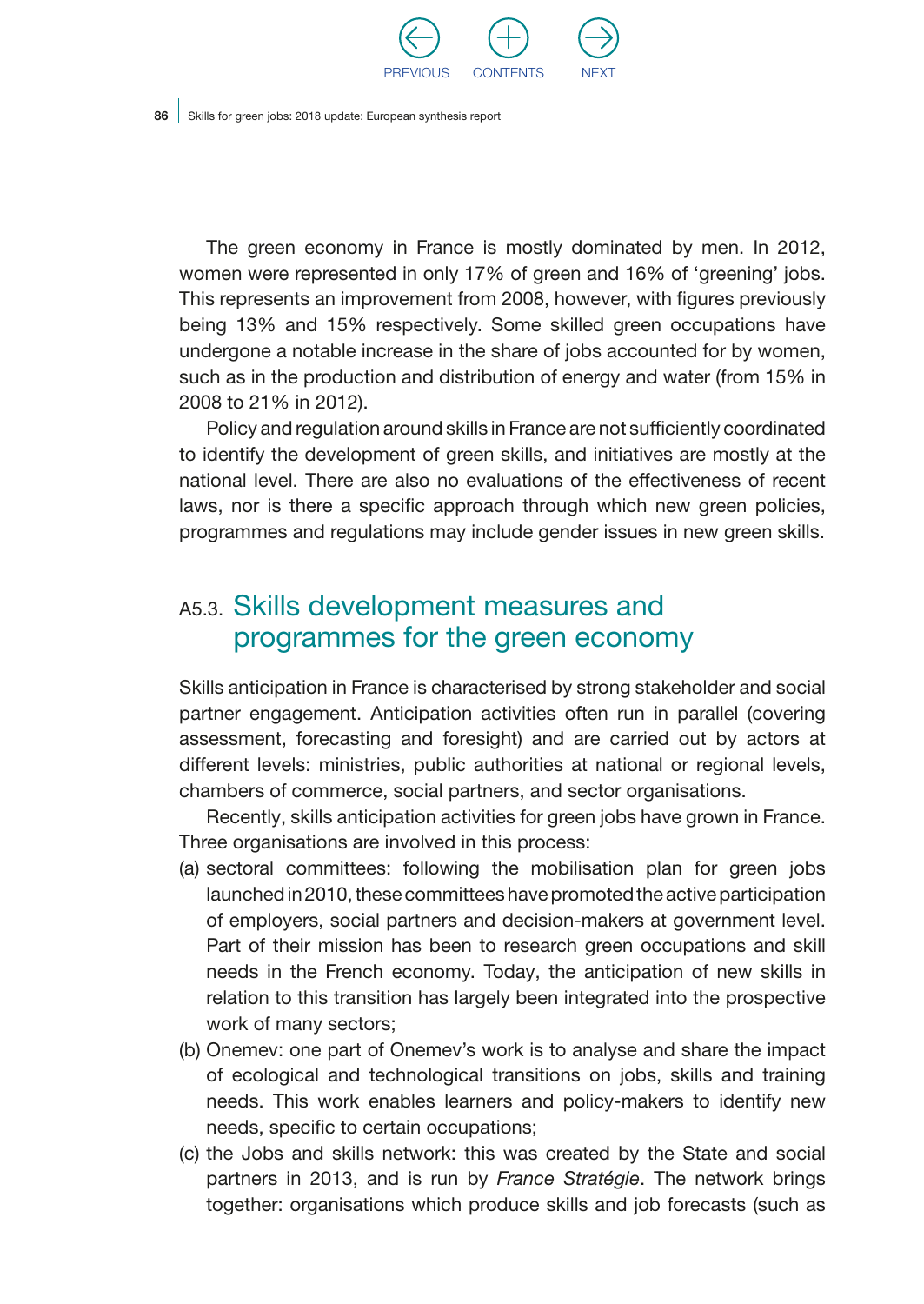The green economy in France is mostly dominated by men. In 2012, women were represented in only 17% of green and 16% of 'greening' jobs. This represents an improvement from 2008, however, with figures previously being 13% and 15% respectively. Some skilled green occupations have undergone a notable increase in the share of jobs accounted for by women, such as in the production and distribution of energy and water (from 15% in 2008 to 21% in 2012).

Policy and regulation around skills in France are not sufficiently coordinated to identify the development of green skills, and initiatives are mostly at the national level. There are also no evaluations of the effectiveness of recent laws, nor is there a specific approach through which new green policies, programmes and regulations may include gender issues in new green skills.

## A5.3. Skills development measures and programmes for the green economy

Skills anticipation in France is characterised by strong stakeholder and social partner engagement. Anticipation activities often run in parallel (covering assessment, forecasting and foresight) and are carried out by actors at different levels: ministries, public authorities at national or regional levels, chambers of commerce, social partners, and sector organisations.

Recently, skills anticipation activities for green jobs have grown in France. Three organisations are involved in this process:

(a) sectoral committees: following the mobilisation plan for green jobs launched in 2010, these committees have promoted the active participation of employers, social partners and decision-makers at government level. Part of their mission has been to research green occupations and skill needs in the French economy. Today, the anticipation of new skills in relation to this transition has largely been integrated into the prospective work of many sectors;

(b) Onemev: one part of Onemev's work is to analyse and share the impact of ecological and technological transitions on jobs, skills and training needs. This work enables learners and policy-makers to identify new needs, specific to certain occupations;

(c) the Jobs and skills network: this was created by the State and social partners in 2013, and is run by *France Stratégie*. The network brings together: organisations which produce skills and job forecasts (such as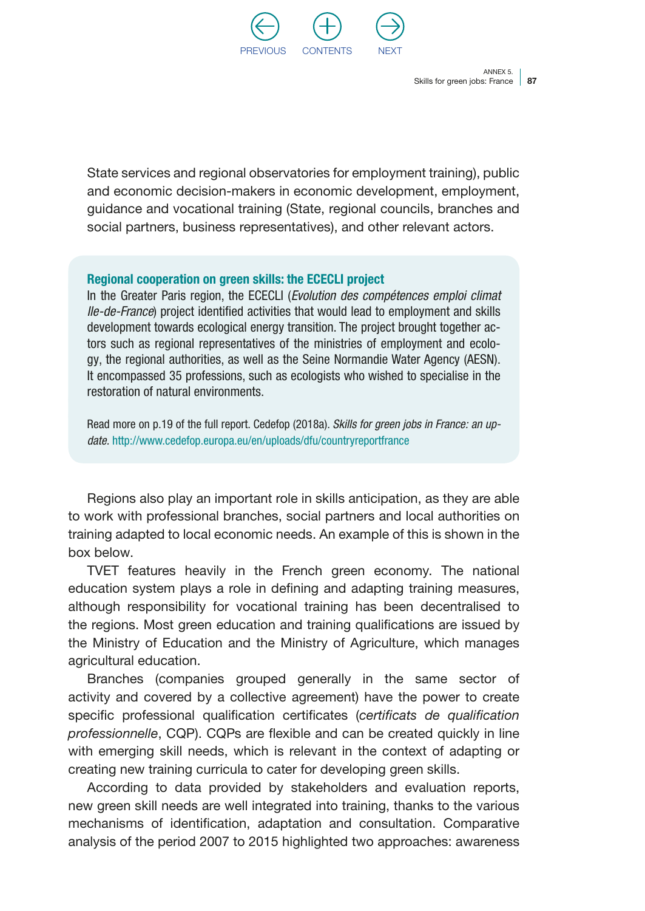State services and regional observatories for employment training), public and economic decision-makers in economic development, employment, guidance and vocational training (State, regional councils, branches and social partners, business representatives), and other relevant actors.

**Regional cooperation on green skills: the ECECLI project**

In the Greater Paris region, the ECECLI (*Evolution des compétences emploi climat Ile-de-France*) project identified activities that would lead to employment and skills development towards ecological energy transition. The project brought together actors such as regional representatives of the ministries of employment and ecology, the regional authorities, as well as the Seine Normandie Water Agency (AESN). It encompassed 35 professions, such as ecologists who wished to specialise in the restoration of natural environments.

Read more on p.19 of the full report. Cedefop (2018a). *Skills for green jobs in France: an update.* http://www.cedefop.europa.eu/en/uploads/dfu/countryreportfrance

Regions also play an important role in skills anticipation, as they are able to work with professional branches, social partners and local authorities on training adapted to local economic needs. An example of this is shown in the box below.

TVET features heavily in the French green economy. The national education system plays a role in defining and adapting training measures, although responsibility for vocational training has been decentralised to the regions. Most green education and training qualifications are issued by the Ministry of Education and the Ministry of Agriculture, which manages agricultural education.

Branches (companies grouped generally in the same sector of activity and covered by a collective agreement) have the power to create specific professional qualification certificates (*certificats de qualification professionnelle*, CQP). CQPs are flexible and can be created quickly in line with emerging skill needs, which is relevant in the context of adapting or creating new training curricula to cater for developing green skills.

According to data provided by stakeholders and evaluation reports, new green skill needs are well integrated into training, thanks to the various mechanisms of identification, adaptation and consultation. Comparative analysis of the period 2007 to 2015 highlighted two approaches: awareness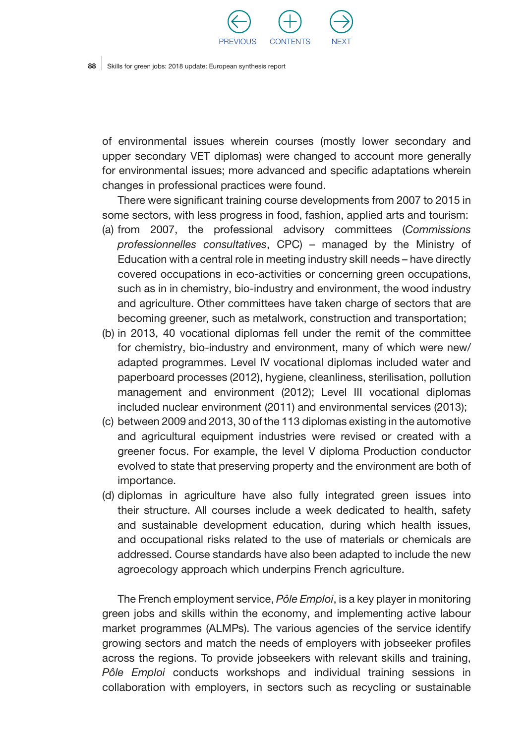of environmental issues wherein courses (mostly lower secondary and upper secondary VET diplomas) were changed to account more generally for environmental issues; more advanced and specific adaptations wherein changes in professional practices were found.

There were significant training course developments from 2007 to 2015 in some sectors, with less progress in food, fashion, applied arts and tourism:

(a) from 2007, the professional advisory committees (*Commissions professionnelles consultatives*, CPC) – managed by the Ministry of Education with a central role in meeting industry skill needs – have directly covered occupations in eco-activities or concerning green occupations, such as in in chemistry, bio-industry and environment, the wood industry and agriculture. Other committees have taken charge of sectors that are becoming greener, such as metalwork, construction and transportation;

(b) in 2013, 40 vocational diplomas fell under the remit of the committee for chemistry, bio-industry and environment, many of which were new/adapted programmes. Level IV vocational diplomas included water and paperboard processes (2012), hygiene, cleanliness, sterilisation, pollution management and environment (2012); Level III vocational diplomas included nuclear environment (2011) and environmental services (2013);

(c) between 2009 and 2013, 30 of the 113 diplomas existing in the automotive and agricultural equipment industries were revised or created with a greener focus. For example, the level V diploma Production conductor evolved to state that preserving property and the environment are both of importance.

(d) diplomas in agriculture have also fully integrated green issues into their structure. All courses include a week dedicated to health, safety and sustainable development education, during which health issues, and occupational risks related to the use of materials or chemicals are addressed. Course standards have also been adapted to include the new agroecology approach which underpins French agriculture.

The French employment service, *Pôle Emploi*, is a key player in monitoring green jobs and skills within the economy, and implementing active labour market programmes (ALMPs). The various agencies of the service identify growing sectors and match the needs of employers with jobseeker profiles across the regions. To provide jobseekers with relevant skills and training, *Pôle Emploi* conducts workshops and individual training sessions in collaboration with employers, in sectors such as recycling or sustainable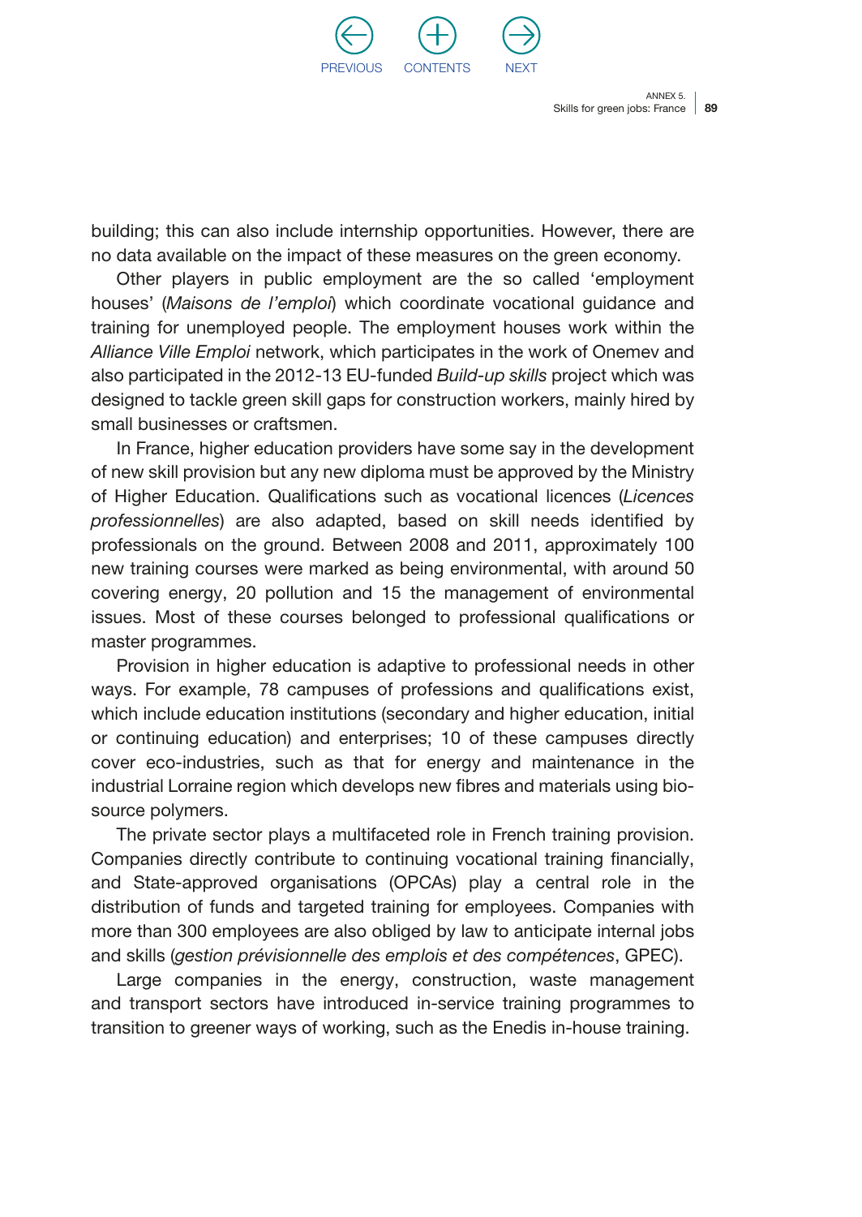building; this can also include internship opportunities. However, there are no data available on the impact of these measures on the green economy.

Other players in public employment are the so called 'employment houses' (*Maisons de l'emploi*) which coordinate vocational guidance and training for unemployed people. The employment houses work within the *Alliance Ville Emploi* network, which participates in the work of Onemev and also participated in the 2012-13 EU-funded *Build-up skills* project which was designed to tackle green skill gaps for construction workers, mainly hired by small businesses or craftsmen.

In France, higher education providers have some say in the development of new skill provision but any new diploma must be approved by the Ministry of Higher Education. Qualifications such as vocational licences (*Licences professionnelles*) are also adapted, based on skill needs identified by professionals on the ground. Between 2008 and 2011, approximately 100 new training courses were marked as being environmental, with around 50 covering energy, 20 pollution and 15 the management of environmental issues. Most of these courses belonged to professional qualifications or master programmes.

Provision in higher education is adaptive to professional needs in other ways. For example, 78 campuses of professions and qualifications exist, which include education institutions (secondary and higher education, initial or continuing education) and enterprises; 10 of these campuses directly cover eco-industries, such as that for energy and maintenance in the industrial Lorraine region which develops new fibres and materials using bio-source polymers.

The private sector plays a multifaceted role in French training provision. Companies directly contribute to continuing vocational training financially, and State-approved organisations (OPCAs) play a central role in the distribution of funds and targeted training for employees. Companies with more than 300 employees are also obliged by law to anticipate internal jobs and skills (*gestion prévisionnelle des emplois et des compétences*, GPEC).

Large companies in the energy, construction, waste management and transport sectors have introduced in-service training programmes to transition to greener ways of working, such as the Enedis in-house training.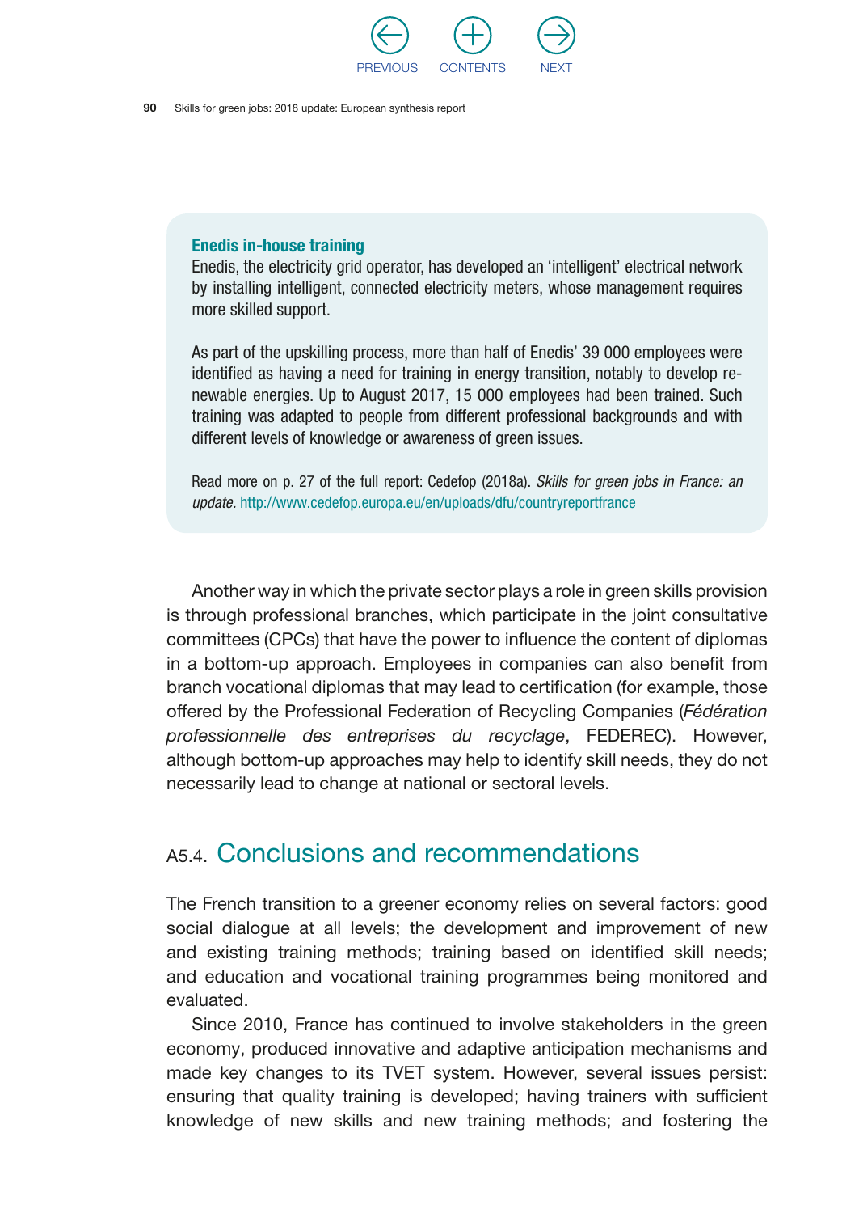**Enedis in-house training**

Enedis, the electricity grid operator, has developed an 'intelligent' electrical network by installing intelligent, connected electricity meters, whose management requires more skilled support.

As part of the upskilling process, more than half of Enedis' 39 000 employees were identified as having a need for training in energy transition, notably to develop renewable energies. Up to August 2017, 15 000 employees had been trained. Such training was adapted to people from different professional backgrounds and with different levels of knowledge or awareness of green issues.

Read more on p. 27 of the full report: Cedefop (2018a). *Skills for green jobs in France: an update.* http://www.cedefop.europa.eu/en/uploads/dfu/countryreportfrance

Another way in which the private sector plays a role in green skills provision is through professional branches, which participate in the joint consultative committees (CPCs) that have the power to influence the content of diplomas in a bottom-up approach. Employees in companies can also benefit from branch vocational diplomas that may lead to certification (for example, those offered by the Professional Federation of Recycling Companies (*Fédération professionnelle des entreprises du recyclage*, FEDEREC). However, although bottom-up approaches may help to identify skill needs, they do not necessarily lead to change at national or sectoral levels.

## A5.4. Conclusions and recommendations

The French transition to a greener economy relies on several factors: good social dialogue at all levels; the development and improvement of new and existing training methods; training based on identified skill needs; and education and vocational training programmes being monitored and evaluated.

Since 2010, France has continued to involve stakeholders in the green economy, produced innovative and adaptive anticipation mechanisms and made key changes to its TVET system. However, several issues persist: ensuring that quality training is developed; having trainers with sufficient knowledge of new skills and new training methods; and fostering the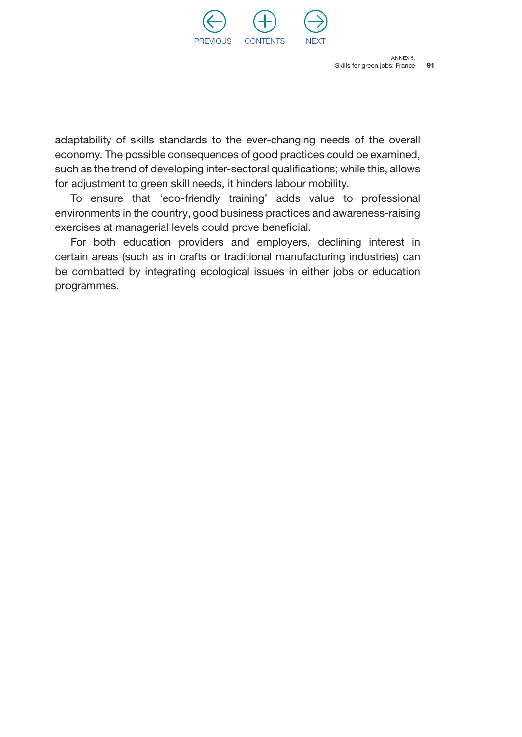adaptability of skills standards to the ever-changing needs of the overall economy. The possible consequences of good practices could be examined, such as the trend of developing inter-sectoral qualifications; while this, allows for adjustment to green skill needs, it hinders labour mobility.

To ensure that 'eco-friendly training' adds value to professional environments in the country, good business practices and awareness-raising exercises at managerial levels could prove beneficial.

For both education providers and employers, declining interest in certain areas (such as in crafts or traditional manufacturing industries) can be combatted by integrating ecological issues in either jobs or education programmes.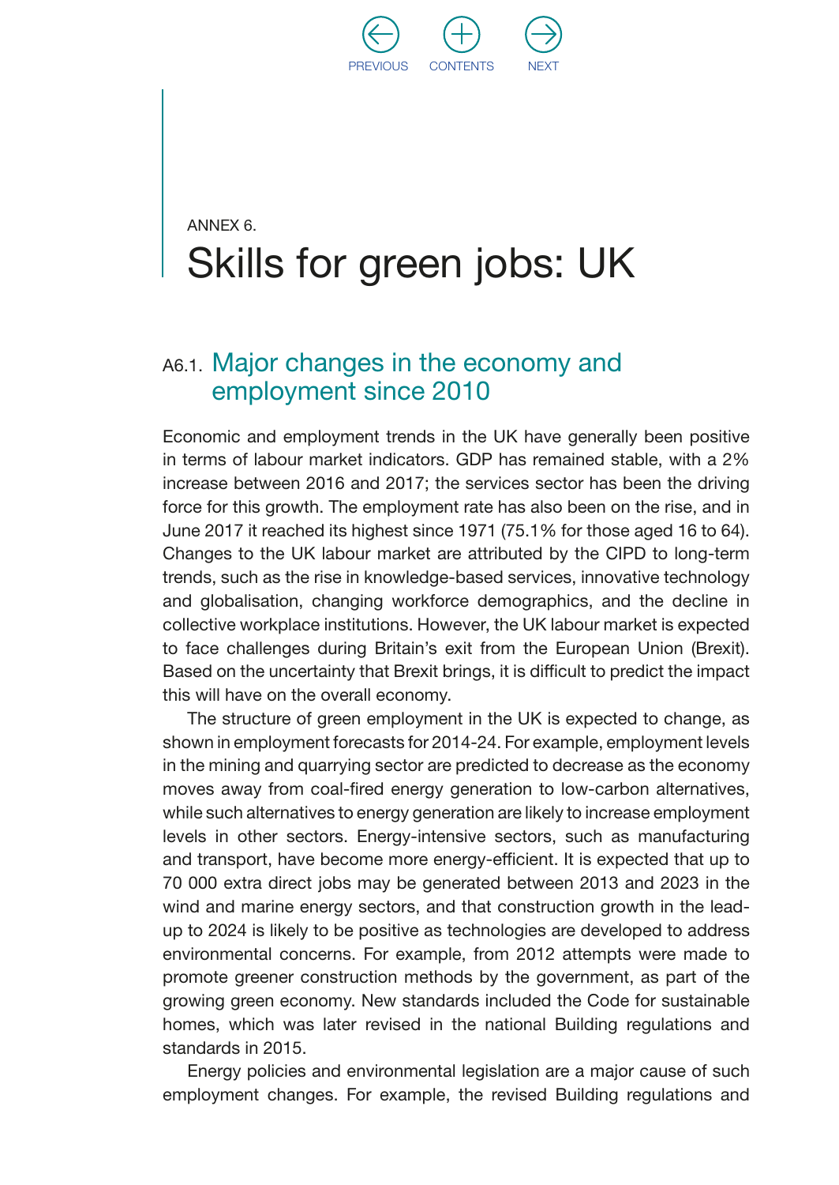ANNEX 6.

# Skills for green jobs: UK

## A6.1. Major changes in the economy and employment since 2010

Economic and employment trends in the UK have generally been positive in terms of labour market indicators. GDP has remained stable, with a 2% increase between 2016 and 2017; the services sector has been the driving force for this growth. The employment rate has also been on the rise, and in June 2017 it reached its highest since 1971 (75.1% for those aged 16 to 64). Changes to the UK labour market are attributed by the CIPD to long-term trends, such as the rise in knowledge-based services, innovative technology and globalisation, changing workforce demographics, and the decline in collective workplace institutions. However, the UK labour market is expected to face challenges during Britain's exit from the European Union (Brexit). Based on the uncertainty that Brexit brings, it is difficult to predict the impact this will have on the overall economy.

The structure of green employment in the UK is expected to change, as shown in employment forecasts for 2014-24. For example, employment levels in the mining and quarrying sector are predicted to decrease as the economy moves away from coal-fired energy generation to low-carbon alternatives, while such alternatives to energy generation are likely to increase employment levels in other sectors. Energy-intensive sectors, such as manufacturing and transport, have become more energy-efficient. It is expected that up to 70 000 extra direct jobs may be generated between 2013 and 2023 in the wind and marine energy sectors, and that construction growth in the lead-up to 2024 is likely to be positive as technologies are developed to address environmental concerns. For example, from 2012 attempts were made to promote greener construction methods by the government, as part of the growing green economy. New standards included the Code for sustainable homes, which was later revised in the national Building regulations and standards in 2015.

Energy policies and environmental legislation are a major cause of such employment changes. For example, the revised Building regulations and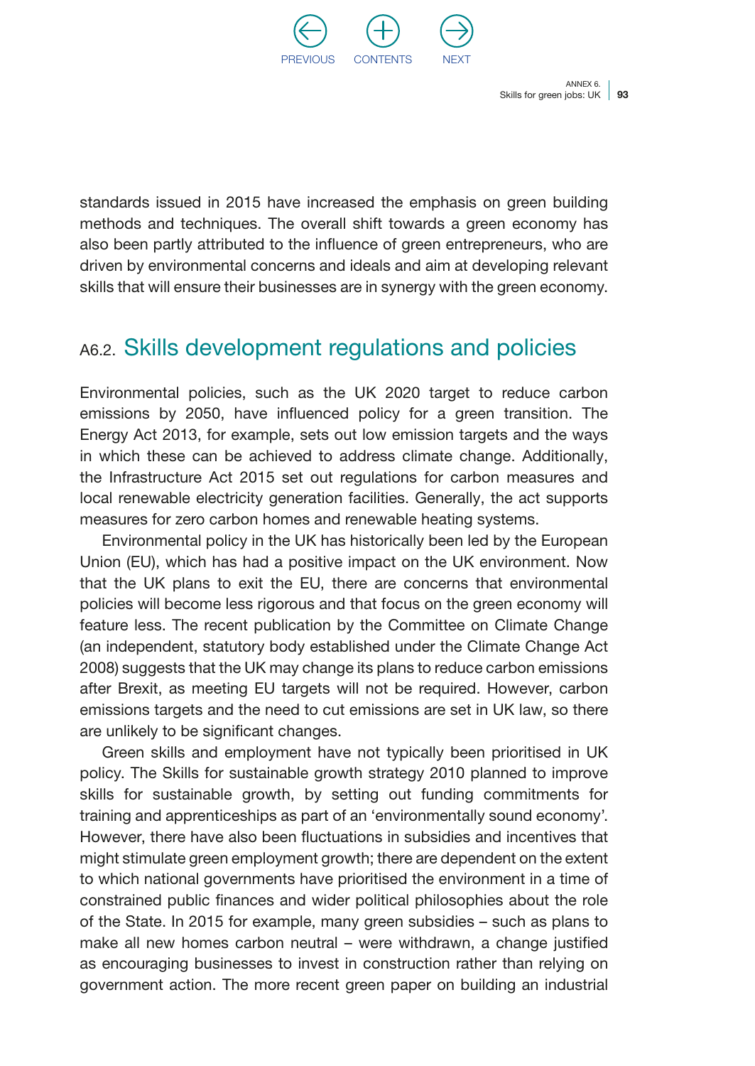standards issued in 2015 have increased the emphasis on green building methods and techniques. The overall shift towards a green economy has also been partly attributed to the influence of green entrepreneurs, who are driven by environmental concerns and ideals and aim at developing relevant skills that will ensure their businesses are in synergy with the green economy.

## A6.2. Skills development regulations and policies

Environmental policies, such as the UK 2020 target to reduce carbon emissions by 2050, have influenced policy for a green transition. The Energy Act 2013, for example, sets out low emission targets and the ways in which these can be achieved to address climate change. Additionally, the Infrastructure Act 2015 set out regulations for carbon measures and local renewable electricity generation facilities. Generally, the act supports measures for zero carbon homes and renewable heating systems.

Environmental policy in the UK has historically been led by the European Union (EU), which has had a positive impact on the UK environment. Now that the UK plans to exit the EU, there are concerns that environmental policies will become less rigorous and that focus on the green economy will feature less. The recent publication by the Committee on Climate Change (an independent, statutory body established under the Climate Change Act 2008) suggests that the UK may change its plans to reduce carbon emissions after Brexit, as meeting EU targets will not be required. However, carbon emissions targets and the need to cut emissions are set in UK law, so there are unlikely to be significant changes.

Green skills and employment have not typically been prioritised in UK policy. The Skills for sustainable growth strategy 2010 planned to improve skills for sustainable growth, by setting out funding commitments for training and apprenticeships as part of an 'environmentally sound economy'. However, there have also been fluctuations in subsidies and incentives that might stimulate green employment growth; there are dependent on the extent to which national governments have prioritised the environment in a time of constrained public finances and wider political philosophies about the role of the State. In 2015 for example, many green subsidies – such as plans to make all new homes carbon neutral – were withdrawn, a change justified as encouraging businesses to invest in construction rather than relying on government action. The more recent green paper on building an industrial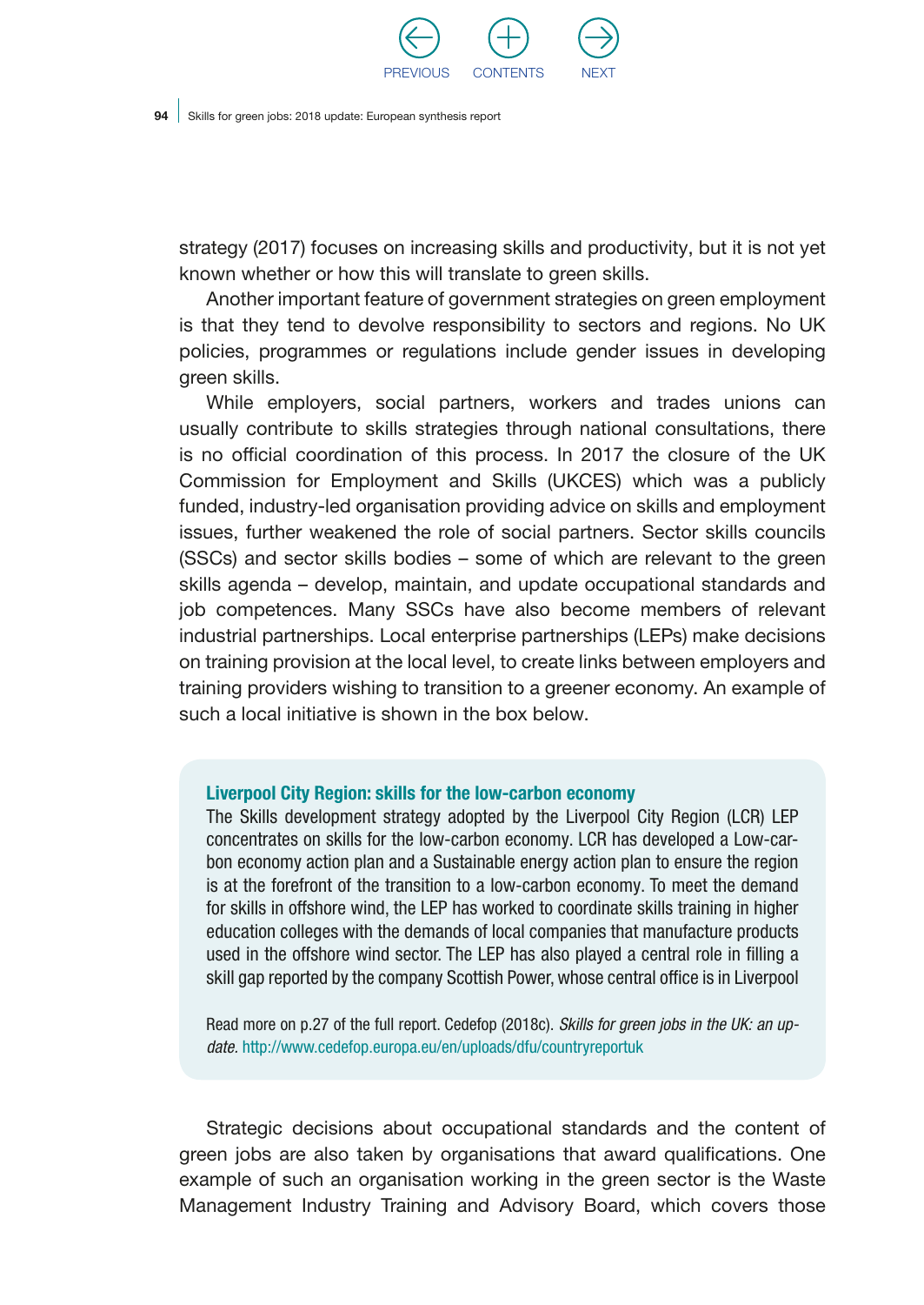strategy (2017) focuses on increasing skills and productivity, but it is not yet known whether or how this will translate to green skills.

Another important feature of government strategies on green employment is that they tend to devolve responsibility to sectors and regions. No UK policies, programmes or regulations include gender issues in developing green skills.

While employers, social partners, workers and trades unions can usually contribute to skills strategies through national consultations, there is no official coordination of this process. In 2017 the closure of the UK Commission for Employment and Skills (UKCES) which was a publicly funded, industry-led organisation providing advice on skills and employment issues, further weakened the role of social partners. Sector skills councils (SSCs) and sector skills bodies – some of which are relevant to the green skills agenda – develop, maintain, and update occupational standards and job competences. Many SSCs have also become members of relevant industrial partnerships. Local enterprise partnerships (LEPs) make decisions on training provision at the local level, to create links between employers and training providers wishing to transition to a greener economy. An example of such a local initiative is shown in the box below.

**Liverpool City Region: skills for the low-carbon economy**

The Skills development strategy adopted by the Liverpool City Region (LCR) LEP concentrates on skills for the low-carbon economy. LCR has developed a Low-carbon economy action plan and a Sustainable energy action plan to ensure the region is at the forefront of the transition to a low-carbon economy. To meet the demand for skills in offshore wind, the LEP has worked to coordinate skills training in higher education colleges with the demands of local companies that manufacture products used in the offshore wind sector. The LEP has also played a central role in filling a skill gap reported by the company Scottish Power, whose central office is in Liverpool

Read more on p.27 of the full report. Cedefop (2018c). *Skills for green jobs in the UK: an update.* http://www.cedefop.europa.eu/en/uploads/dfu/countryreportuk

Strategic decisions about occupational standards and the content of green jobs are also taken by organisations that award qualifications. One example of such an organisation working in the green sector is the Waste Management Industry Training and Advisory Board, which covers those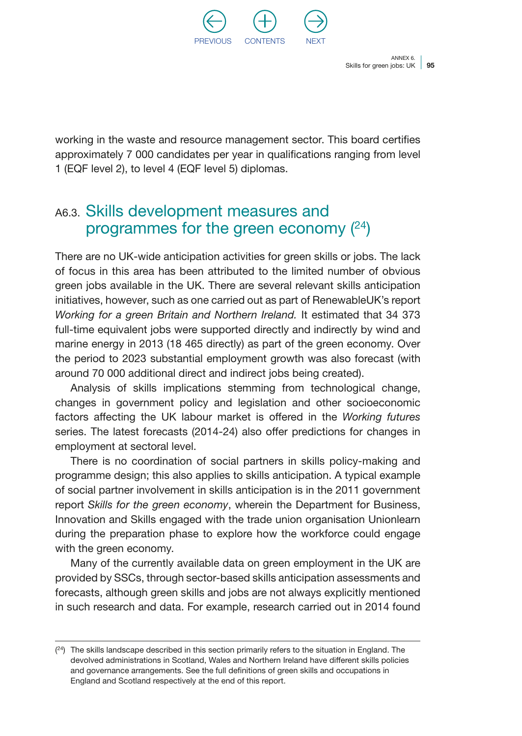working in the waste and resource management sector. This board certifies approximately 7 000 candidates per year in qualifications ranging from level 1 (EQF level 2), to level 4 (EQF level 5) diplomas.

## A6.3. Skills development measures and programmes for the green economy ([24])

There are no UK-wide anticipation activities for green skills or jobs. The lack of focus in this area has been attributed to the limited number of obvious green jobs available in the UK. There are several relevant skills anticipation initiatives, however, such as one carried out as part of RenewableUK's report *Working for a green Britain and Northern Ireland.* It estimated that 34 373 full-time equivalent jobs were supported directly and indirectly by wind and marine energy in 2013 (18 465 directly) as part of the green economy. Over the period to 2023 substantial employment growth was also forecast (with around 70 000 additional direct and indirect jobs being created).

Analysis of skills implications stemming from technological change, changes in government policy and legislation and other socioeconomic factors affecting the UK labour market is offered in the *Working futures* series. The latest forecasts (2014-24) also offer predictions for changes in employment at sectoral level.

There is no coordination of social partners in skills policy-making and programme design; this also applies to skills anticipation. A typical example of social partner involvement in skills anticipation is in the 2011 government report *Skills for the green economy*, wherein the Department for Business, Innovation and Skills engaged with the trade union organisation Unionlearn during the preparation phase to explore how the workforce could engage with the green economy.

Many of the currently available data on green employment in the UK are provided by SSCs, through sector-based skills anticipation assessments and forecasts, although green skills and jobs are not always explicitly mentioned in such research and data. For example, research carried out in 2014 found

([24]) The skills landscape described in this section primarily refers to the situation in England. The devolved administrations in Scotland, Wales and Northern Ireland have different skills policies and governance arrangements. See the full definitions of green skills and occupations in England and Scotland respectively at the end of this report.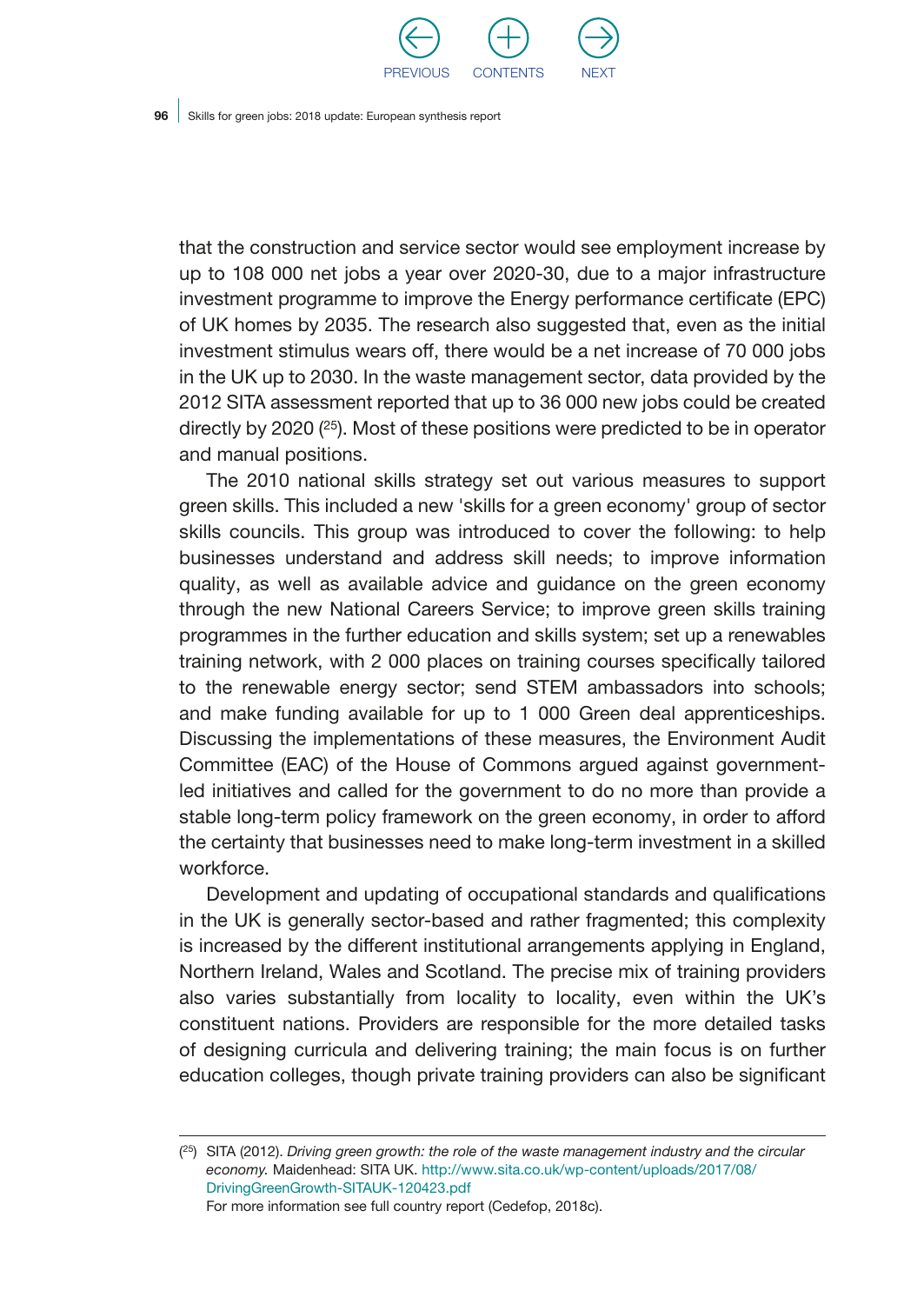that the construction and service sector would see employment increase by up to 108 000 net jobs a year over 2020-30, due to a major infrastructure investment programme to improve the Energy performance certificate (EPC) of UK homes by 2035. The research also suggested that, even as the initial investment stimulus wears off, there would be a net increase of 70 000 jobs in the UK up to 2030. In the waste management sector, data provided by the 2012 SITA assessment reported that up to 36 000 new jobs could be created directly by 2020 ([25]). Most of these positions were predicted to be in operator and manual positions.

The 2010 national skills strategy set out various measures to support green skills. This included a new 'skills for a green economy' group of sector skills councils. This group was introduced to cover the following: to help businesses understand and address skill needs; to improve information quality, as well as available advice and guidance on the green economy through the new National Careers Service; to improve green skills training programmes in the further education and skills system; set up a renewables training network, with 2 000 places on training courses specifically tailored to the renewable energy sector; send STEM ambassadors into schools; and make funding available for up to 1 000 Green deal apprenticeships. Discussing the implementations of these measures, the Environment Audit Committee (EAC) of the House of Commons argued against government-led initiatives and called for the government to do no more than provide a stable long-term policy framework on the green economy, in order to afford the certainty that businesses need to make long-term investment in a skilled workforce.

Development and updating of occupational standards and qualifications in the UK is generally sector-based and rather fragmented; this complexity is increased by the different institutional arrangements applying in England, Northern Ireland, Wales and Scotland. The precise mix of training providers also varies substantially from locality to locality, even within the UK's constituent nations. Providers are responsible for the more detailed tasks of designing curricula and delivering training; the main focus is on further education colleges, though private training providers can also be significant

---

([25]) SITA (2012). *Driving green growth: the role of the waste management industry and the circular economy.* Maidenhead: SITA UK. http://www.sita.co.uk/wp-content/uploads/2017/08/DrivingGreenGrowth-SITAUK-120423.pdf
For more information see full country report (Cedefop, 2018c).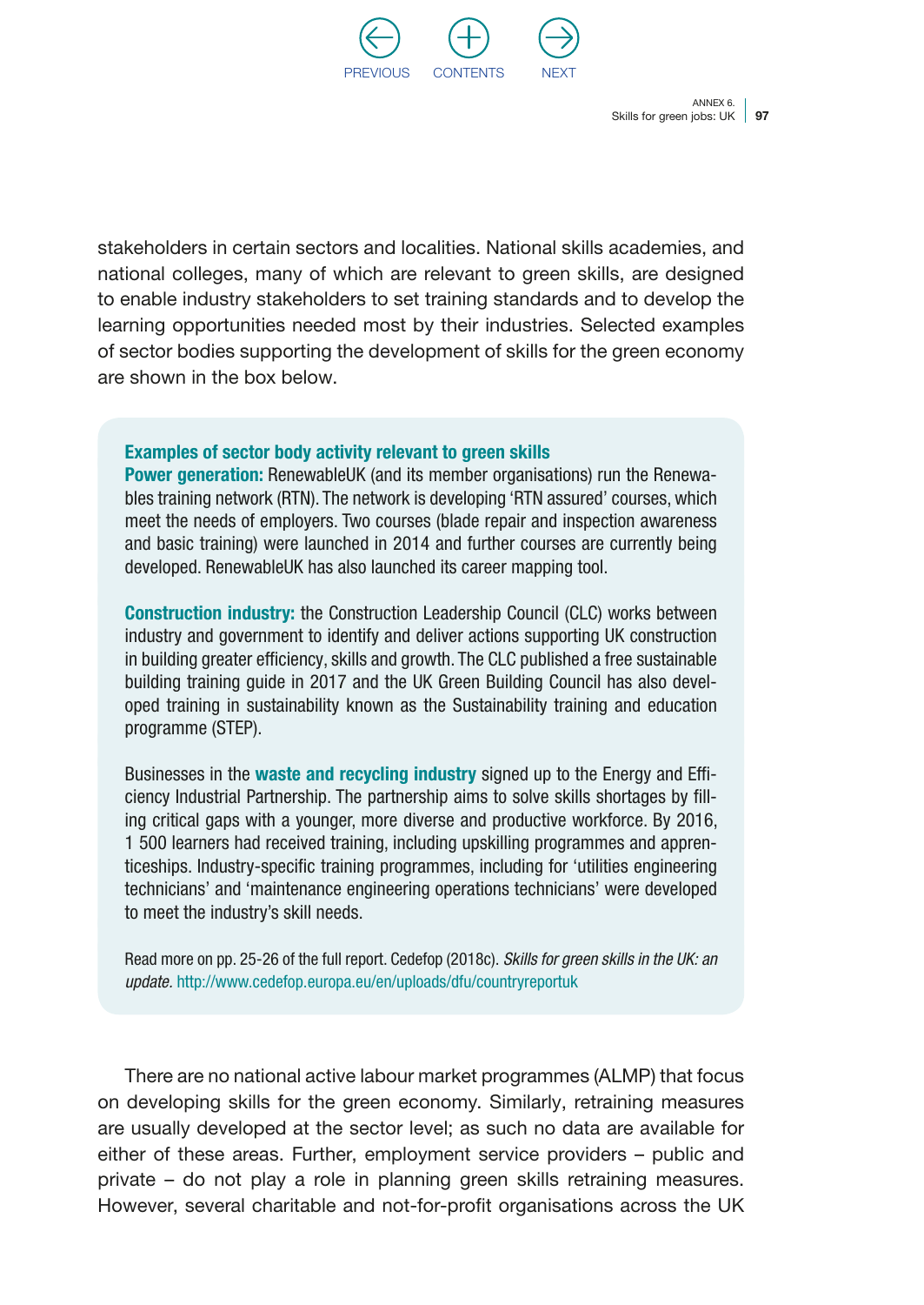stakeholders in certain sectors and localities. National skills academies, and national colleges, many of which are relevant to green skills, are designed to enable industry stakeholders to set training standards and to develop the learning opportunities needed most by their industries. Selected examples of sector bodies supporting the development of skills for the green economy are shown in the box below.

> **Examples of sector body activity relevant to green skills**
>
> **Power generation:** RenewableUK (and its member organisations) run the Renewables training network (RTN). The network is developing 'RTN assured' courses, which meet the needs of employers. Two courses (blade repair and inspection awareness and basic training) were launched in 2014 and further courses are currently being developed. RenewableUK has also launched its career mapping tool.
>
> **Construction industry:** the Construction Leadership Council (CLC) works between industry and government to identify and deliver actions supporting UK construction in building greater efficiency, skills and growth. The CLC published a free sustainable building training guide in 2017 and the UK Green Building Council has also developed training in sustainability known as the Sustainability training and education programme (STEP).
>
> Businesses in the **waste and recycling industry** signed up to the Energy and Efficiency Industrial Partnership. The partnership aims to solve skills shortages by filling critical gaps with a younger, more diverse and productive workforce. By 2016, 1 500 learners had received training, including upskilling programmes and apprenticeships. Industry-specific training programmes, including for 'utilities engineering technicians' and 'maintenance engineering operations technicians' were developed to meet the industry's skill needs.
>
> Read more on pp. 25-26 of the full report. Cedefop (2018c). *Skills for green skills in the UK: an update.* http://www.cedefop.europa.eu/en/uploads/dfu/countryreportuk

There are no national active labour market programmes (ALMP) that focus on developing skills for the green economy. Similarly, retraining measures are usually developed at the sector level; as such no data are available for either of these areas. Further, employment service providers – public and private – do not play a role in planning green skills retraining measures. However, several charitable and not-for-profit organisations across the UK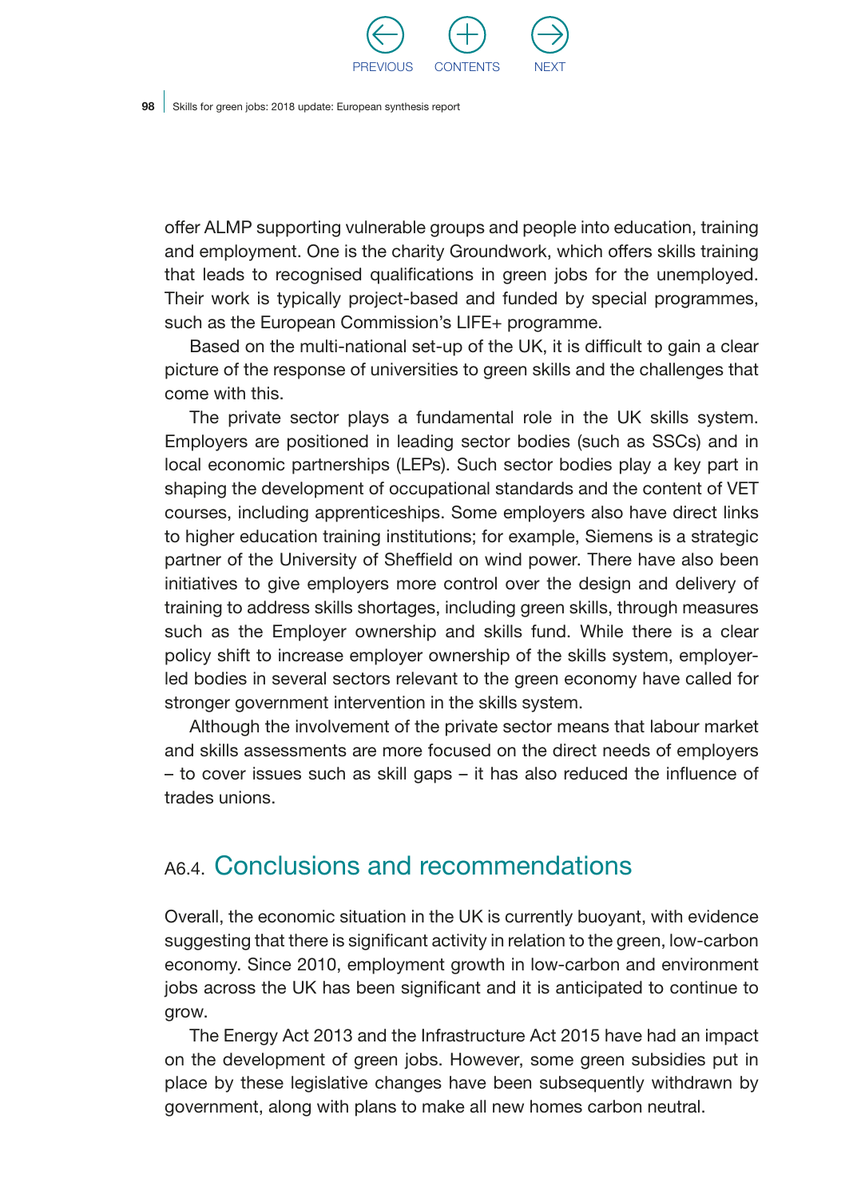offer ALMP supporting vulnerable groups and people into education, training and employment. One is the charity Groundwork, which offers skills training that leads to recognised qualifications in green jobs for the unemployed. Their work is typically project-based and funded by special programmes, such as the European Commission's LIFE+ programme.

Based on the multi-national set-up of the UK, it is difficult to gain a clear picture of the response of universities to green skills and the challenges that come with this.

The private sector plays a fundamental role in the UK skills system. Employers are positioned in leading sector bodies (such as SSCs) and in local economic partnerships (LEPs). Such sector bodies play a key part in shaping the development of occupational standards and the content of VET courses, including apprenticeships. Some employers also have direct links to higher education training institutions; for example, Siemens is a strategic partner of the University of Sheffield on wind power. There have also been initiatives to give employers more control over the design and delivery of training to address skills shortages, including green skills, through measures such as the Employer ownership and skills fund. While there is a clear policy shift to increase employer ownership of the skills system, employer-led bodies in several sectors relevant to the green economy have called for stronger government intervention in the skills system.

Although the involvement of the private sector means that labour market and skills assessments are more focused on the direct needs of employers – to cover issues such as skill gaps – it has also reduced the influence of trades unions.

## A6.4. Conclusions and recommendations

Overall, the economic situation in the UK is currently buoyant, with evidence suggesting that there is significant activity in relation to the green, low-carbon economy. Since 2010, employment growth in low-carbon and environment jobs across the UK has been significant and it is anticipated to continue to grow.

The Energy Act 2013 and the Infrastructure Act 2015 have had an impact on the development of green jobs. However, some green subsidies put in place by these legislative changes have been subsequently withdrawn by government, along with plans to make all new homes carbon neutral.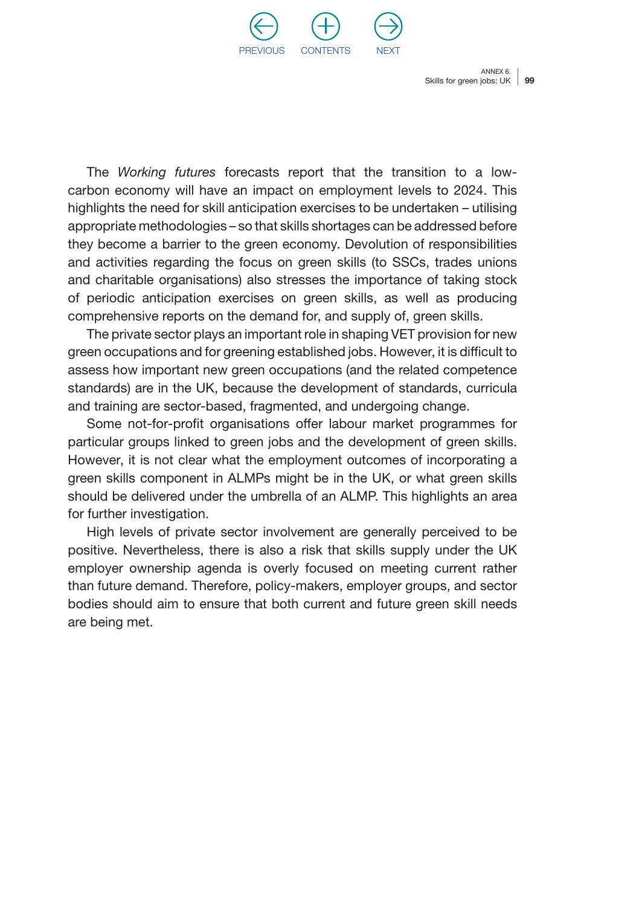The *Working futures* forecasts report that the transition to a low-carbon economy will have an impact on employment levels to 2024. This highlights the need for skill anticipation exercises to be undertaken – utilising appropriate methodologies – so that skills shortages can be addressed before they become a barrier to the green economy. Devolution of responsibilities and activities regarding the focus on green skills (to SSCs, trades unions and charitable organisations) also stresses the importance of taking stock of periodic anticipation exercises on green skills, as well as producing comprehensive reports on the demand for, and supply of, green skills.

The private sector plays an important role in shaping VET provision for new green occupations and for greening established jobs. However, it is difficult to assess how important new green occupations (and the related competence standards) are in the UK, because the development of standards, curricula and training are sector-based, fragmented, and undergoing change.

Some not-for-profit organisations offer labour market programmes for particular groups linked to green jobs and the development of green skills. However, it is not clear what the employment outcomes of incorporating a green skills component in ALMPs might be in the UK, or what green skills should be delivered under the umbrella of an ALMP. This highlights an area for further investigation.

High levels of private sector involvement are generally perceived to be positive. Nevertheless, there is also a risk that skills supply under the UK employer ownership agenda is overly focused on meeting current rather than future demand. Therefore, policy-makers, employer groups, and sector bodies should aim to ensure that both current and future green skill needs are being met.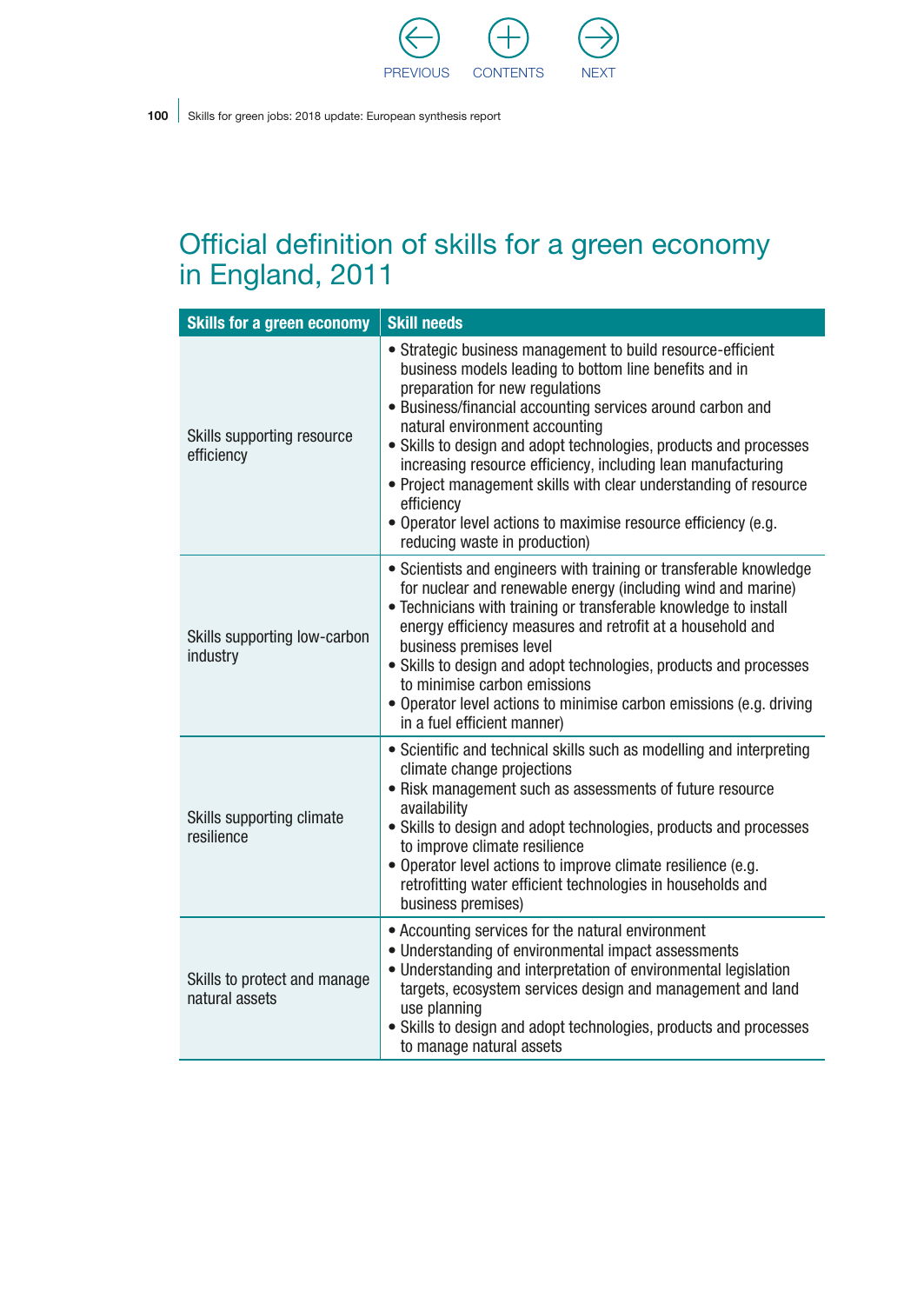# Official definition of skills for a green economy in England, 2011

| Skills for a green economy | Skill needs |
|---|---|
| Skills supporting resource efficiency | • Strategic business management to build resource-efficient business models leading to bottom line benefits and in preparation for new regulations<br>• Business/financial accounting services around carbon and natural environment accounting<br>• Skills to design and adopt technologies, products and processes increasing resource efficiency, including lean manufacturing<br>• Project management skills with clear understanding of resource efficiency<br>• Operator level actions to maximise resource efficiency (e.g. reducing waste in production) |
| Skills supporting low-carbon industry | • Scientists and engineers with training or transferable knowledge for nuclear and renewable energy (including wind and marine)<br>• Technicians with training or transferable knowledge to install energy efficiency measures and retrofit at a household and business premises level<br>• Skills to design and adopt technologies, products and processes to minimise carbon emissions<br>• Operator level actions to minimise carbon emissions (e.g. driving in a fuel efficient manner) |
| Skills supporting climate resilience | • Scientific and technical skills such as modelling and interpreting climate change projections<br>• Risk management such as assessments of future resource availability<br>• Skills to design and adopt technologies, products and processes to improve climate resilience<br>• Operator level actions to improve climate resilience (e.g. retrofitting water efficient technologies in households and business premises) |
| Skills to protect and manage natural assets | • Accounting services for the natural environment<br>• Understanding of environmental impact assessments<br>• Understanding and interpretation of environmental legislation targets, ecosystem services design and management and land use planning<br>• Skills to design and adopt technologies, products and processes to manage natural assets |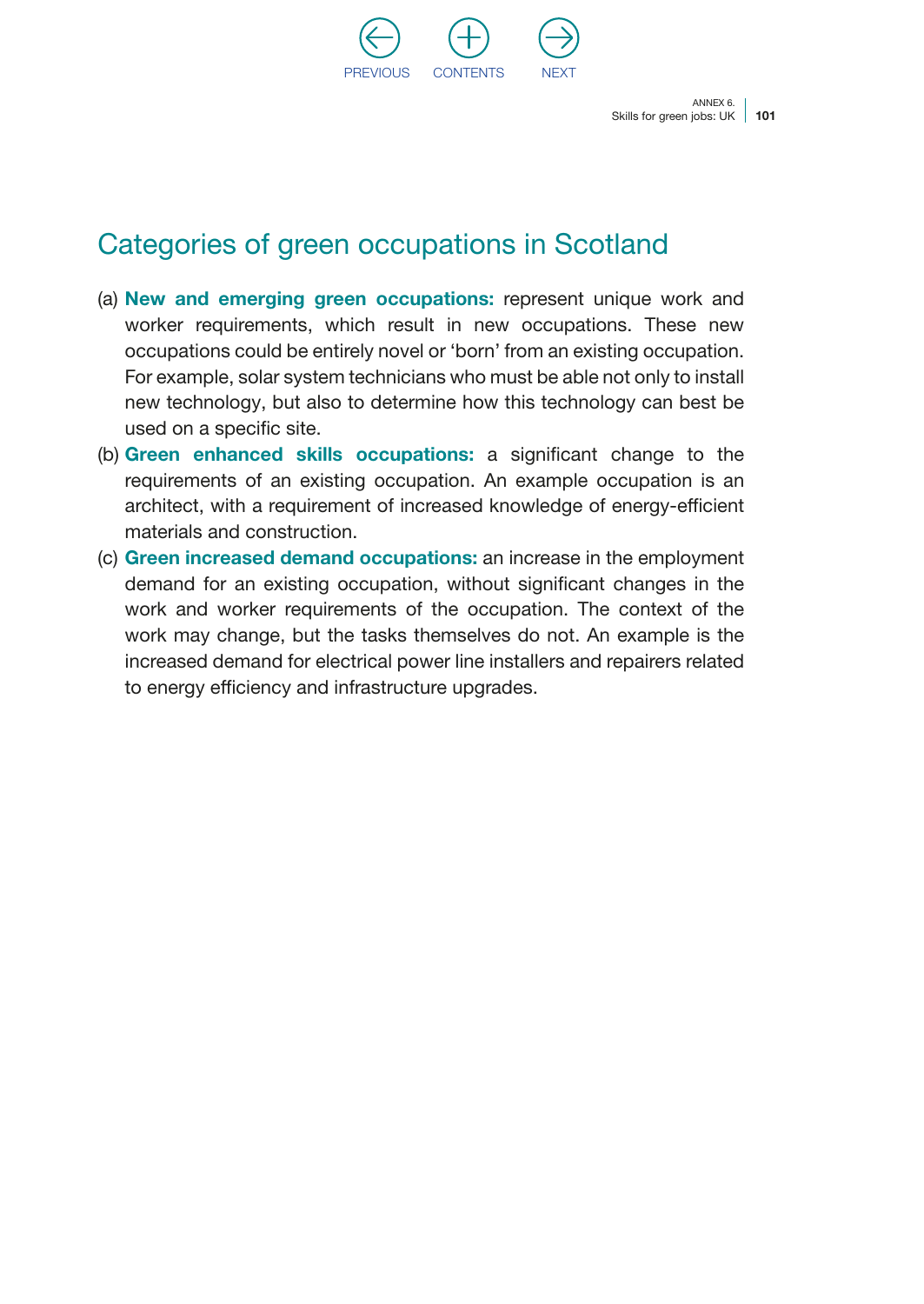## Categories of green occupations in Scotland

(a) **New and emerging green occupations:** represent unique work and worker requirements, which result in new occupations. These new occupations could be entirely novel or 'born' from an existing occupation. For example, solar system technicians who must be able not only to install new technology, but also to determine how this technology can best be used on a specific site.

(b) **Green enhanced skills occupations:** a significant change to the requirements of an existing occupation. An example occupation is an architect, with a requirement of increased knowledge of energy-efficient materials and construction.

(c) **Green increased demand occupations:** an increase in the employment demand for an existing occupation, without significant changes in the work and worker requirements of the occupation. The context of the work may change, but the tasks themselves do not. An example is the increased demand for electrical power line installers and repairers related to energy efficiency and infrastructure upgrades.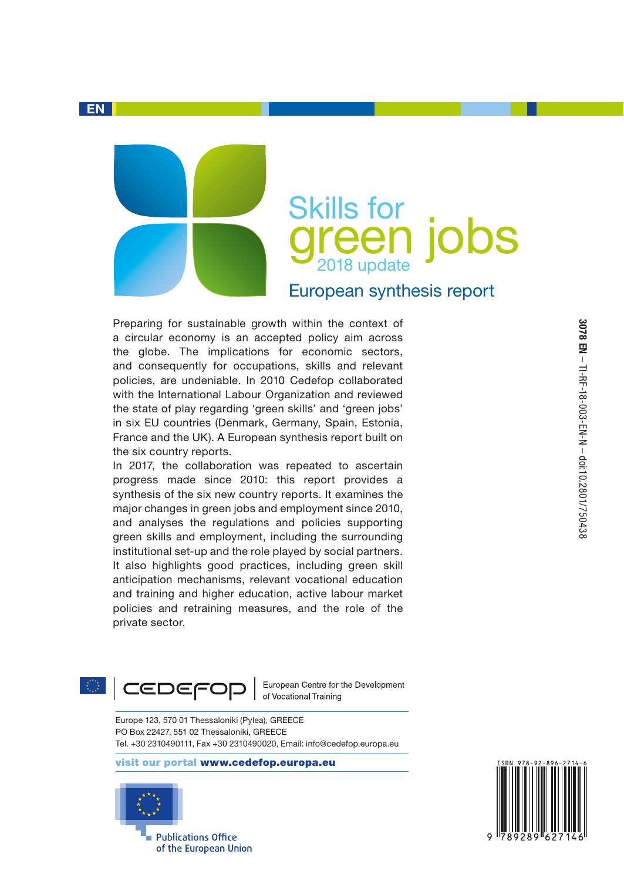EN

# Skills for green jobs

2018 update

## European synthesis report

Preparing for sustainable growth within the context of a circular economy is an accepted policy aim across the globe. The implications for economic sectors, and consequently for occupations, skills and relevant policies, are undeniable. In 2010 Cedefop collaborated with the International Labour Organization and reviewed the state of play regarding 'green skills' and 'green jobs' in six EU countries (Denmark, Germany, Spain, Estonia, France and the UK). A European synthesis report built on the six country reports.

In 2017, the collaboration was repeated to ascertain progress made since 2010: this report provides a synthesis of the six new country reports. It examines the major changes in green jobs and employment since 2010, and analyses the regulations and policies supporting green skills and employment, including the surrounding institutional set-up and the role played by social partners. It also highlights good practices, including green skill anticipation mechanisms, relevant vocational education and training and higher education, active labour market policies and retraining measures, and the role of the private sector.

**3078 EN** – TI-RF-18-003-EN-N – doi:10.2801/750438

CEDEFOP | European Centre for the Development of Vocational Training

Europe 123, 570 01 Thessaloniki (Pylea), GREECE
PO Box 22427, 551 02 Thessaloniki, GREECE
Tel. +30 2310490111, Fax +30 2310490020, Email: info@cedefop.europa.eu

**visit our portal www.cedefop.europa.eu**

Publications Office of the European Union

ISBN 978-92-896-2714-6

9 789289 627146